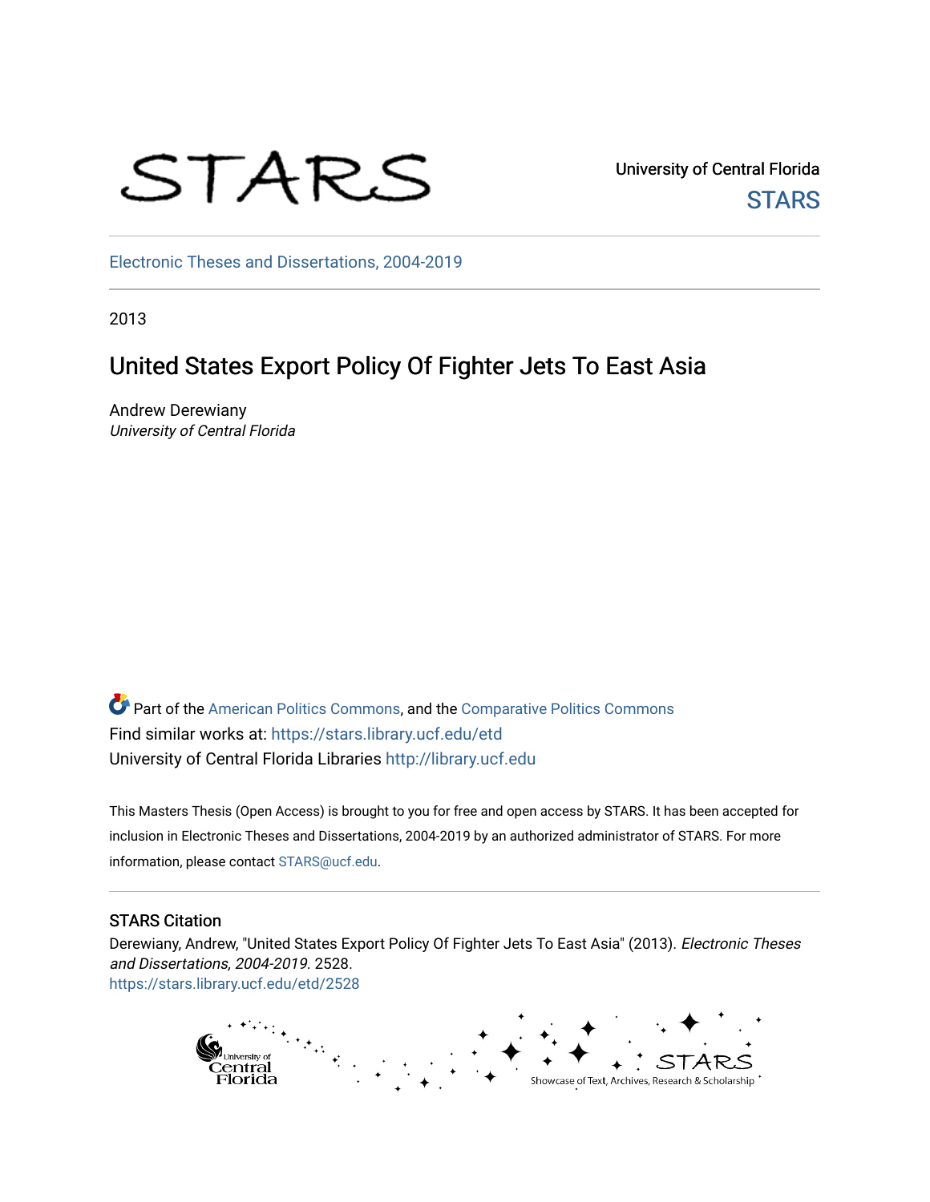STARS

University of Central Florida
STARS

Electronic Theses and Dissertations, 2004-2019

2013

# United States Export Policy Of Fighter Jets To East Asia

Andrew Derewiany
*University of Central Florida*

Part of the American Politics Commons, and the Comparative Politics Commons
Find similar works at: https://stars.library.ucf.edu/etd
University of Central Florida Libraries http://library.ucf.edu

This Masters Thesis (Open Access) is brought to you for free and open access by STARS. It has been accepted for inclusion in Electronic Theses and Dissertations, 2004-2019 by an authorized administrator of STARS. For more information, please contact STARS@ucf.edu.

## STARS Citation

Derewiany, Andrew, "United States Export Policy Of Fighter Jets To East Asia" (2013). *Electronic Theses and Dissertations, 2004-2019*. 2528.
https://stars.library.ucf.edu/etd/2528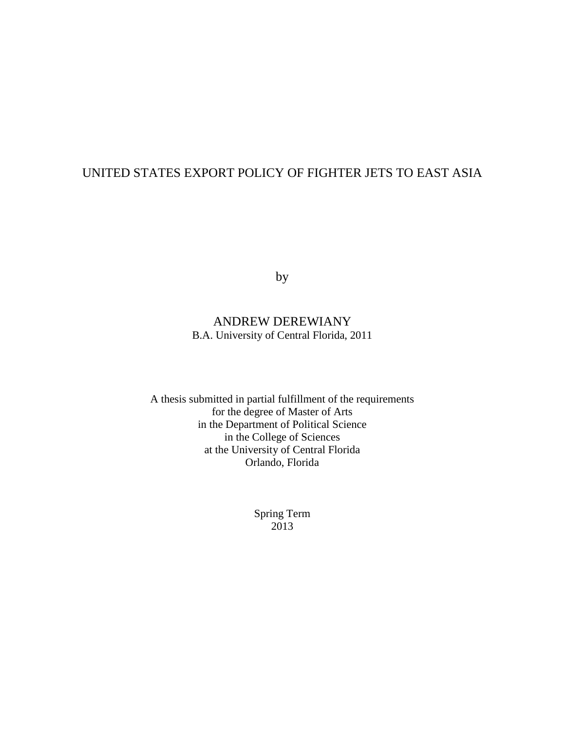# UNITED STATES EXPORT POLICY OF FIGHTER JETS TO EAST ASIA

by

ANDREW DEREWIANY
B.A. University of Central Florida, 2011

A thesis submitted in partial fulfillment of the requirements
for the degree of Master of Arts
in the Department of Political Science
in the College of Sciences
at the University of Central Florida
Orlando, Florida

Spring Term
2013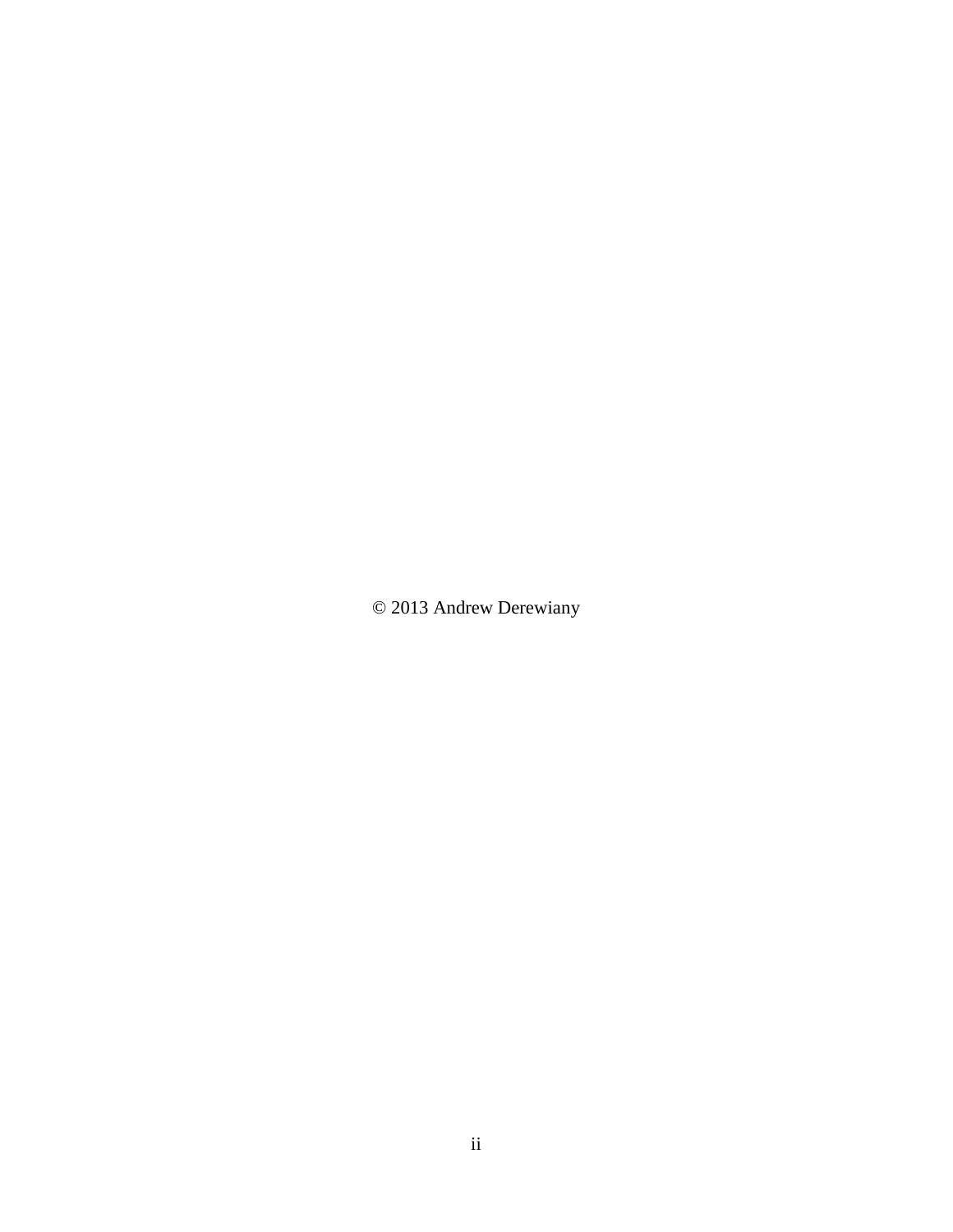© 2013 Andrew Derewiany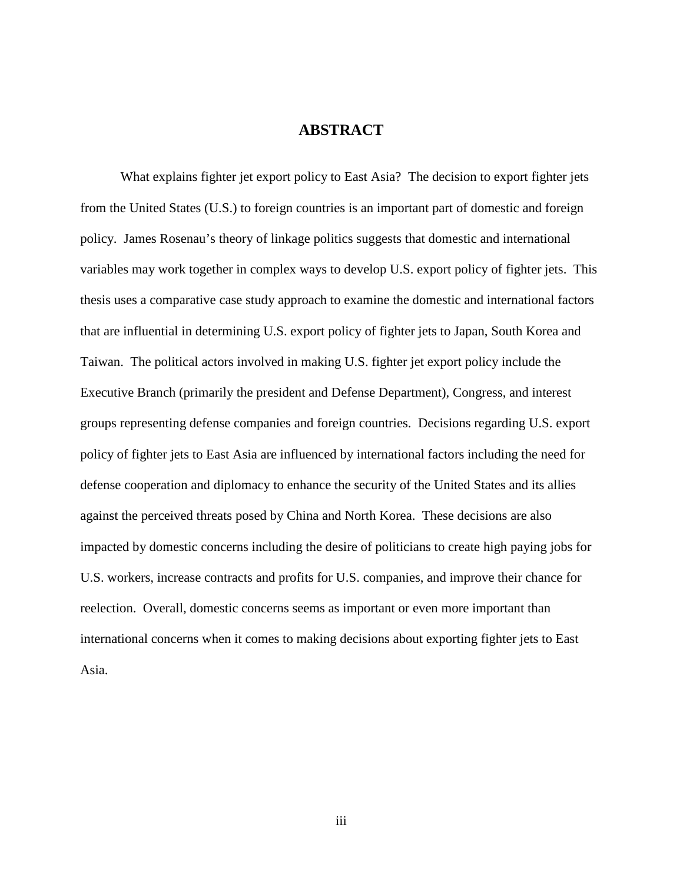# ABSTRACT

What explains fighter jet export policy to East Asia? The decision to export fighter jets from the United States (U.S.) to foreign countries is an important part of domestic and foreign policy. James Rosenau's theory of linkage politics suggests that domestic and international variables may work together in complex ways to develop U.S. export policy of fighter jets. This thesis uses a comparative case study approach to examine the domestic and international factors that are influential in determining U.S. export policy of fighter jets to Japan, South Korea and Taiwan. The political actors involved in making U.S. fighter jet export policy include the Executive Branch (primarily the president and Defense Department), Congress, and interest groups representing defense companies and foreign countries. Decisions regarding U.S. export policy of fighter jets to East Asia are influenced by international factors including the need for defense cooperation and diplomacy to enhance the security of the United States and its allies against the perceived threats posed by China and North Korea. These decisions are also impacted by domestic concerns including the desire of politicians to create high paying jobs for U.S. workers, increase contracts and profits for U.S. companies, and improve their chance for reelection. Overall, domestic concerns seems as important or even more important than international concerns when it comes to making decisions about exporting fighter jets to East Asia.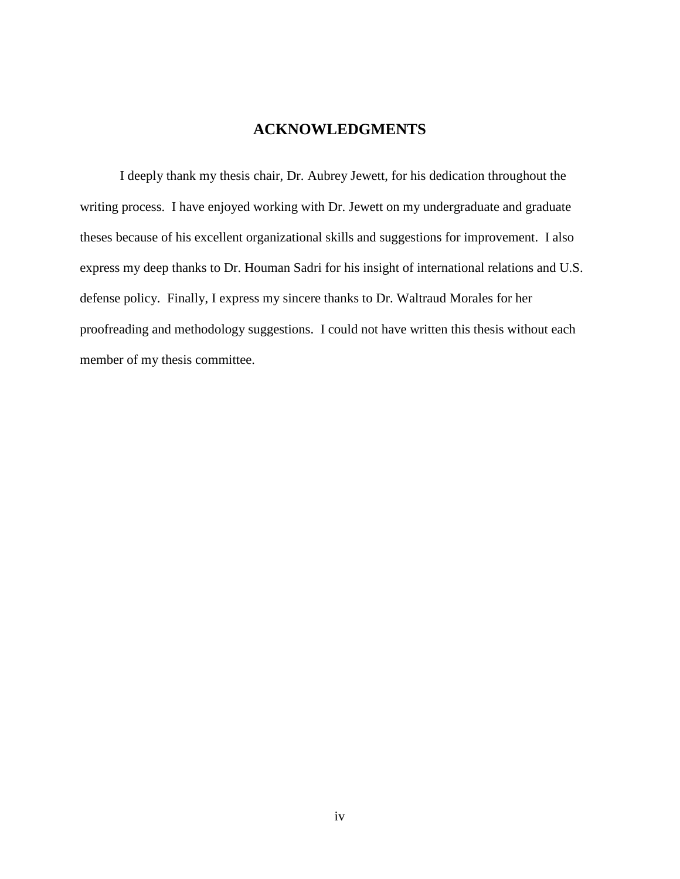# ACKNOWLEDGMENTS

I deeply thank my thesis chair, Dr. Aubrey Jewett, for his dedication throughout the writing process. I have enjoyed working with Dr. Jewett on my undergraduate and graduate theses because of his excellent organizational skills and suggestions for improvement. I also express my deep thanks to Dr. Houman Sadri for his insight of international relations and U.S. defense policy. Finally, I express my sincere thanks to Dr. Waltraud Morales for her proofreading and methodology suggestions. I could not have written this thesis without each member of my thesis committee.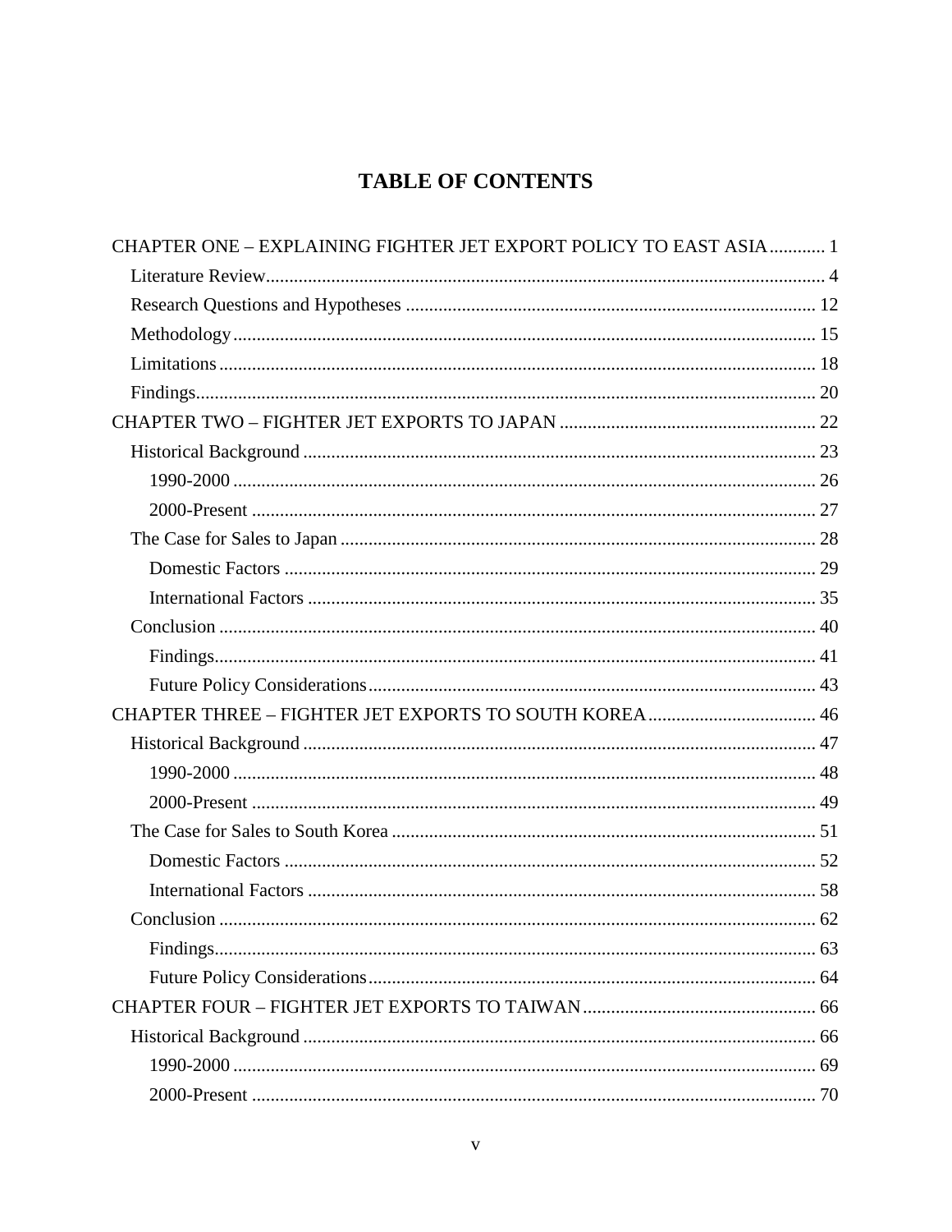# TABLE OF CONTENTS

CHAPTER ONE – EXPLAINING FIGHTER JET EXPORT POLICY TO EAST ASIA ............ 1

- Literature Review ............ 4
- Research Questions and Hypotheses ............ 12
- Methodology ............ 15
- Limitations ............ 18
- Findings ............ 20

CHAPTER TWO – FIGHTER JET EXPORTS TO JAPAN ............ 22

- Historical Background ............ 23
  - 1990-2000 ............ 26
  - 2000-Present ............ 27
- The Case for Sales to Japan ............ 28
  - Domestic Factors ............ 29
  - International Factors ............ 35
- Conclusion ............ 40
  - Findings ............ 41
  - Future Policy Considerations ............ 43

CHAPTER THREE – FIGHTER JET EXPORTS TO SOUTH KOREA ............ 46

- Historical Background ............ 47
  - 1990-2000 ............ 48
  - 2000-Present ............ 49
- The Case for Sales to South Korea ............ 51
  - Domestic Factors ............ 52
  - International Factors ............ 58
- Conclusion ............ 62
  - Findings ............ 63
  - Future Policy Considerations ............ 64

CHAPTER FOUR – FIGHTER JET EXPORTS TO TAIWAN ............ 66

- Historical Background ............ 66
  - 1990-2000 ............ 69
  - 2000-Present ............ 70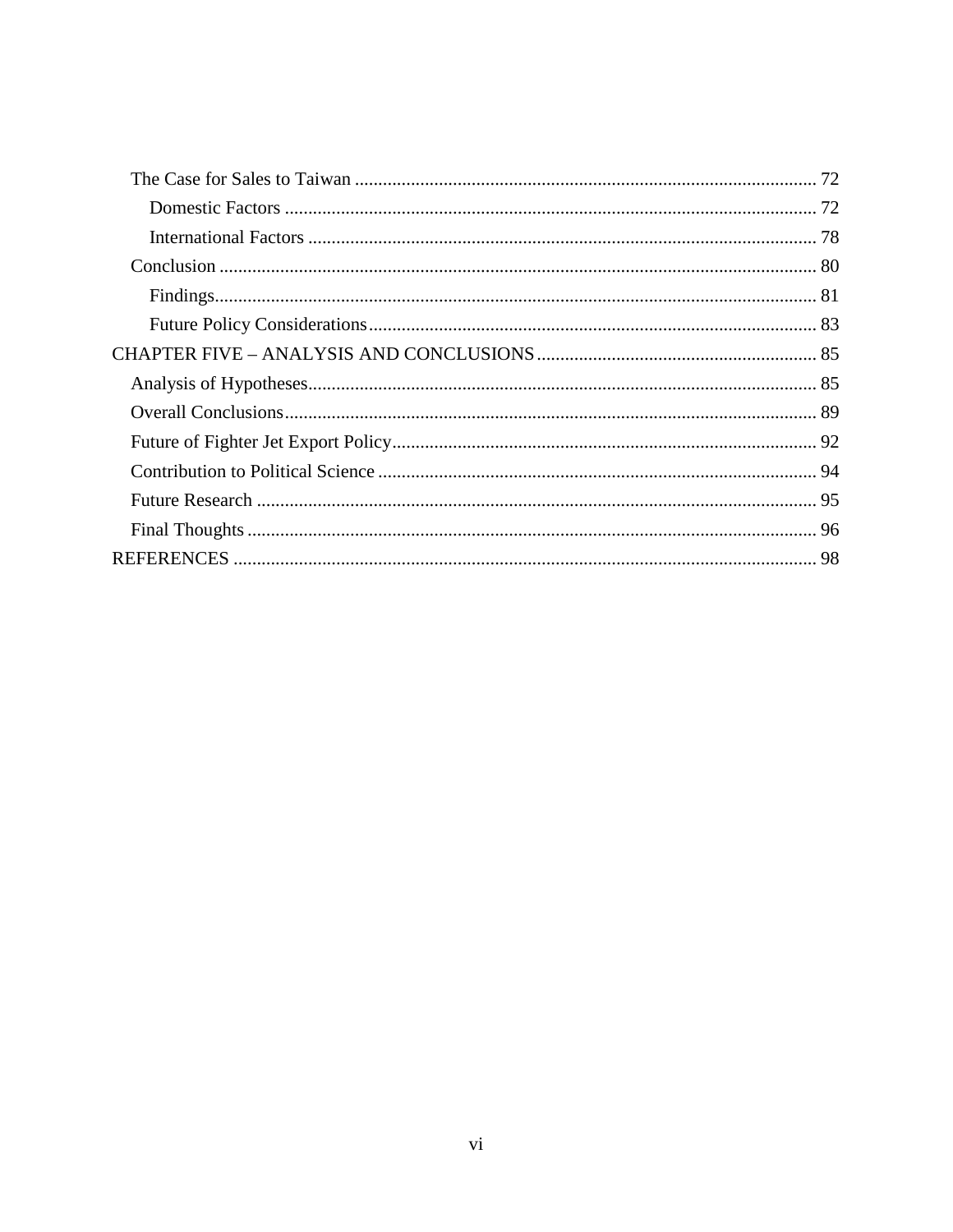The Case for Sales to Taiwan ............................................................................................. 72

Domestic Factors ............................................................................................. 72

International Factors ............................................................................................. 78

Conclusion ............................................................................................. 80

Findings ............................................................................................. 81

Future Policy Considerations ............................................................................................. 83

CHAPTER FIVE – ANALYSIS AND CONCLUSIONS ............................................................................................. 85

Analysis of Hypotheses ............................................................................................. 85

Overall Conclusions ............................................................................................. 89

Future of Fighter Jet Export Policy ............................................................................................. 92

Contribution to Political Science ............................................................................................. 94

Future Research ............................................................................................. 95

Final Thoughts ............................................................................................. 96

REFERENCES ............................................................................................. 98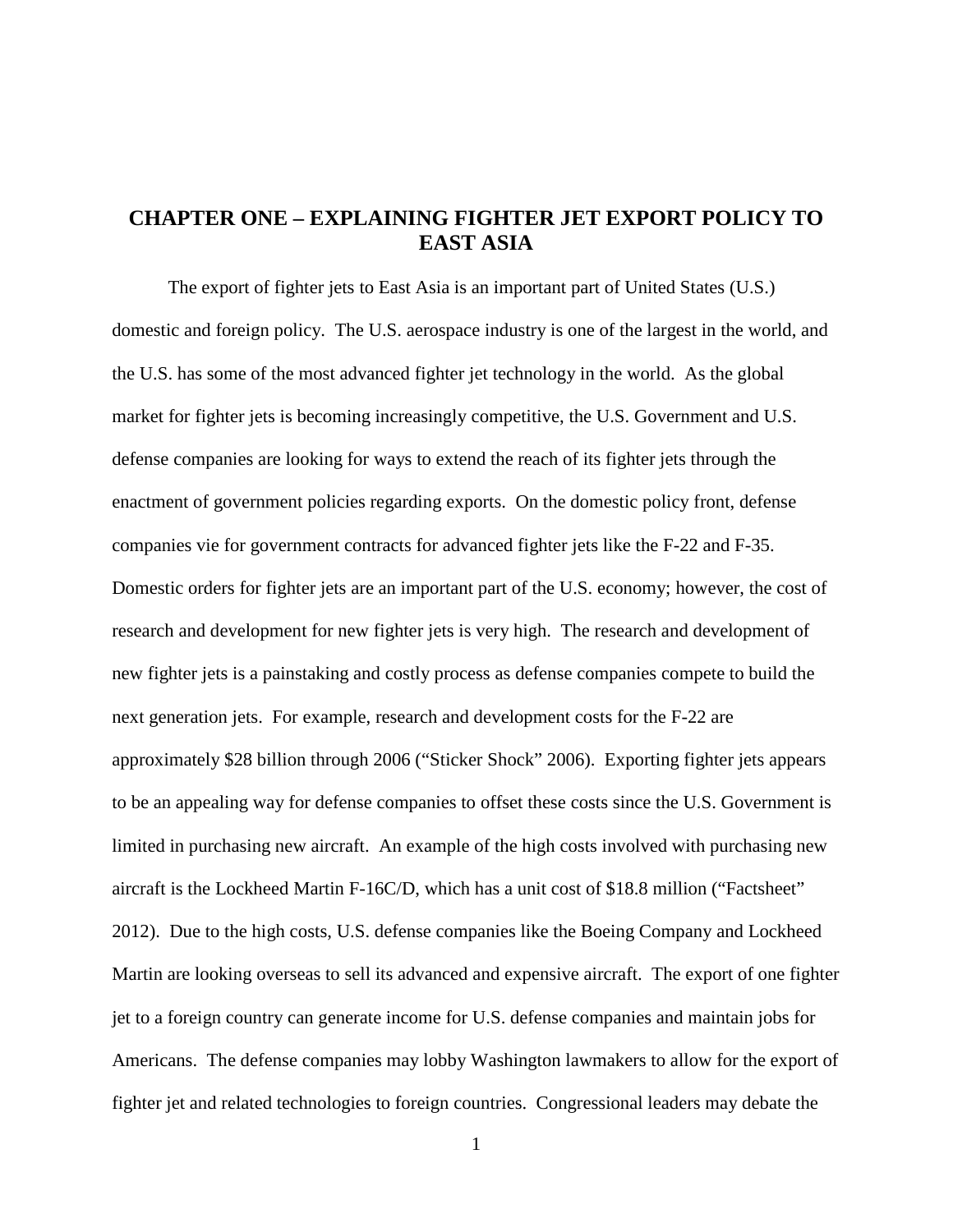# CHAPTER ONE – EXPLAINING FIGHTER JET EXPORT POLICY TO EAST ASIA

The export of fighter jets to East Asia is an important part of United States (U.S.) domestic and foreign policy. The U.S. aerospace industry is one of the largest in the world, and the U.S. has some of the most advanced fighter jet technology in the world. As the global market for fighter jets is becoming increasingly competitive, the U.S. Government and U.S. defense companies are looking for ways to extend the reach of its fighter jets through the enactment of government policies regarding exports. On the domestic policy front, defense companies vie for government contracts for advanced fighter jets like the F-22 and F-35. Domestic orders for fighter jets are an important part of the U.S. economy; however, the cost of research and development for new fighter jets is very high. The research and development of new fighter jets is a painstaking and costly process as defense companies compete to build the next generation jets. For example, research and development costs for the F-22 are approximately $28 billion through 2006 ("Sticker Shock" 2006). Exporting fighter jets appears to be an appealing way for defense companies to offset these costs since the U.S. Government is limited in purchasing new aircraft. An example of the high costs involved with purchasing new aircraft is the Lockheed Martin F-16C/D, which has a unit cost of $18.8 million ("Factsheet" 2012). Due to the high costs, U.S. defense companies like the Boeing Company and Lockheed Martin are looking overseas to sell its advanced and expensive aircraft. The export of one fighter jet to a foreign country can generate income for U.S. defense companies and maintain jobs for Americans. The defense companies may lobby Washington lawmakers to allow for the export of fighter jet and related technologies to foreign countries. Congressional leaders may debate the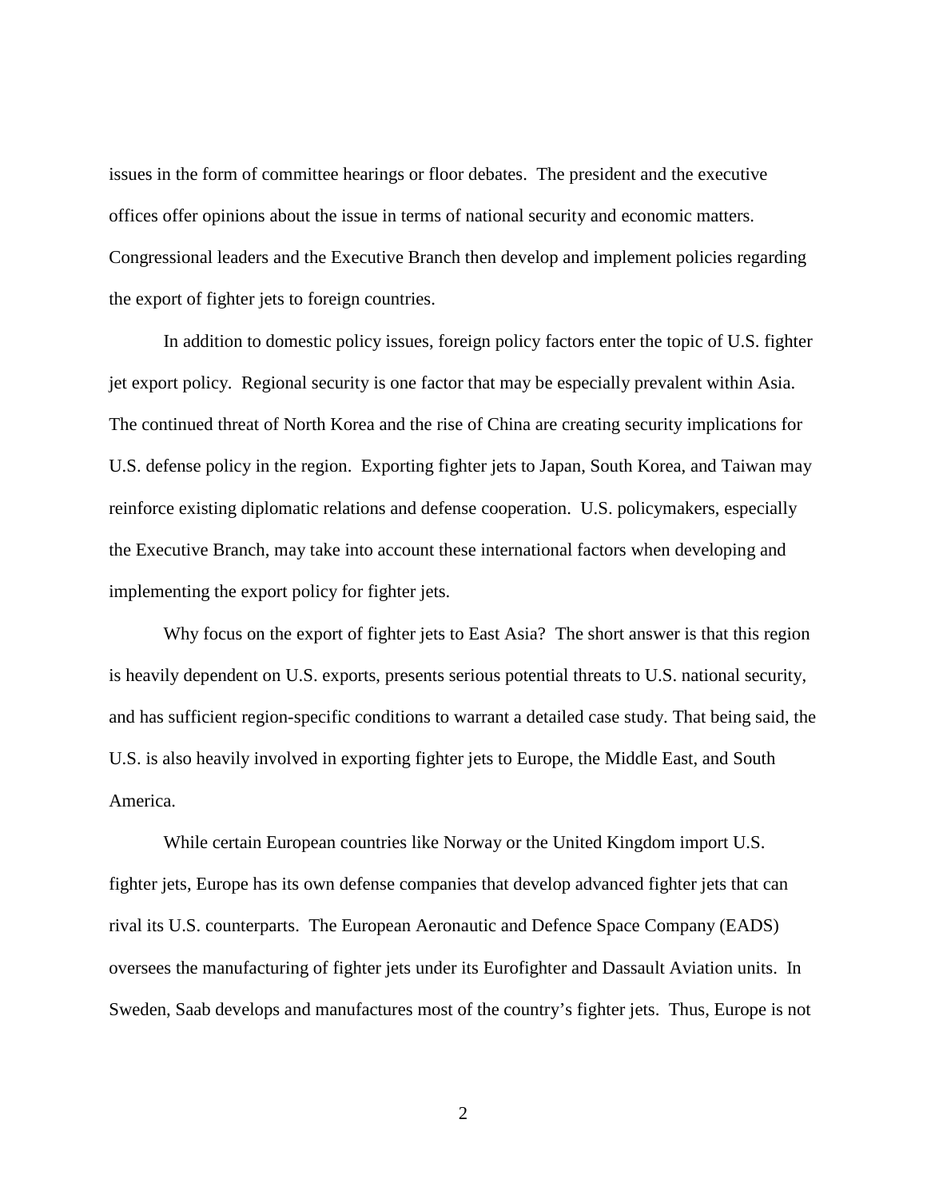issues in the form of committee hearings or floor debates. The president and the executive offices offer opinions about the issue in terms of national security and economic matters. Congressional leaders and the Executive Branch then develop and implement policies regarding the export of fighter jets to foreign countries.

In addition to domestic policy issues, foreign policy factors enter the topic of U.S. fighter jet export policy. Regional security is one factor that may be especially prevalent within Asia. The continued threat of North Korea and the rise of China are creating security implications for U.S. defense policy in the region. Exporting fighter jets to Japan, South Korea, and Taiwan may reinforce existing diplomatic relations and defense cooperation. U.S. policymakers, especially the Executive Branch, may take into account these international factors when developing and implementing the export policy for fighter jets.

Why focus on the export of fighter jets to East Asia? The short answer is that this region is heavily dependent on U.S. exports, presents serious potential threats to U.S. national security, and has sufficient region-specific conditions to warrant a detailed case study. That being said, the U.S. is also heavily involved in exporting fighter jets to Europe, the Middle East, and South America.

While certain European countries like Norway or the United Kingdom import U.S. fighter jets, Europe has its own defense companies that develop advanced fighter jets that can rival its U.S. counterparts. The European Aeronautic and Defence Space Company (EADS) oversees the manufacturing of fighter jets under its Eurofighter and Dassault Aviation units. In Sweden, Saab develops and manufactures most of the country's fighter jets. Thus, Europe is not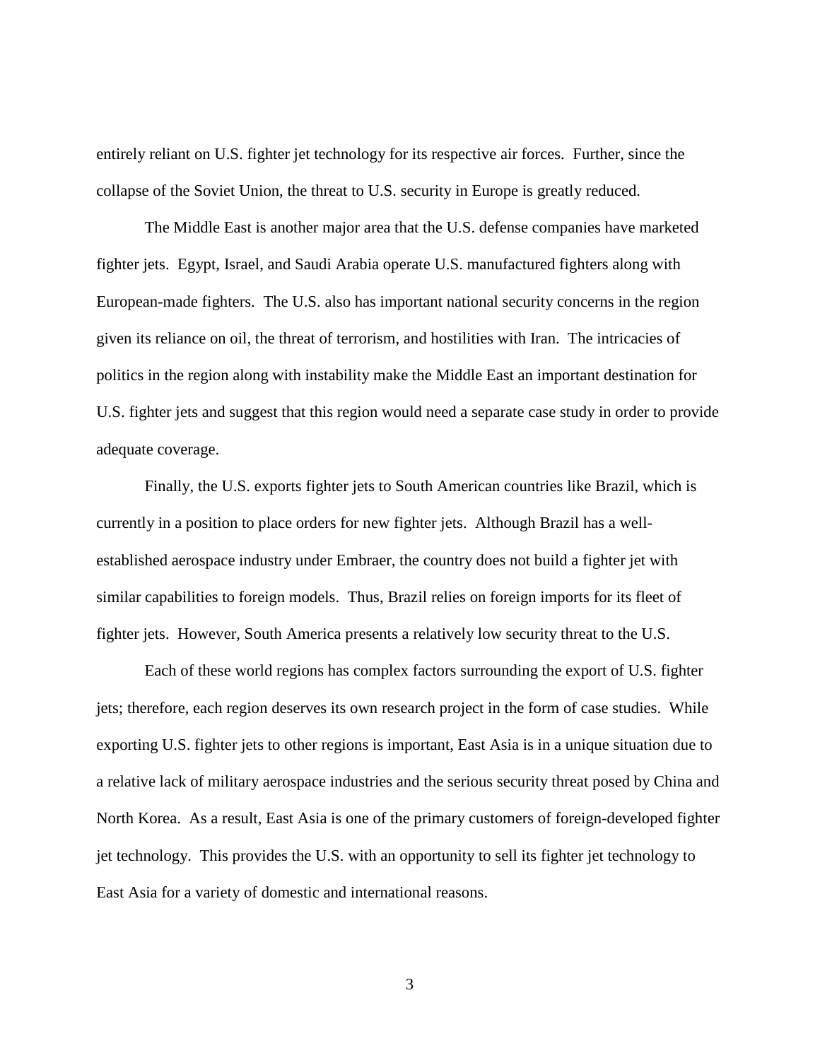entirely reliant on U.S. fighter jet technology for its respective air forces. Further, since the collapse of the Soviet Union, the threat to U.S. security in Europe is greatly reduced.

The Middle East is another major area that the U.S. defense companies have marketed fighter jets. Egypt, Israel, and Saudi Arabia operate U.S. manufactured fighters along with European-made fighters. The U.S. also has important national security concerns in the region given its reliance on oil, the threat of terrorism, and hostilities with Iran. The intricacies of politics in the region along with instability make the Middle East an important destination for U.S. fighter jets and suggest that this region would need a separate case study in order to provide adequate coverage.

Finally, the U.S. exports fighter jets to South American countries like Brazil, which is currently in a position to place orders for new fighter jets. Although Brazil has a well-established aerospace industry under Embraer, the country does not build a fighter jet with similar capabilities to foreign models. Thus, Brazil relies on foreign imports for its fleet of fighter jets. However, South America presents a relatively low security threat to the U.S.

Each of these world regions has complex factors surrounding the export of U.S. fighter jets; therefore, each region deserves its own research project in the form of case studies. While exporting U.S. fighter jets to other regions is important, East Asia is in a unique situation due to a relative lack of military aerospace industries and the serious security threat posed by China and North Korea. As a result, East Asia is one of the primary customers of foreign-developed fighter jet technology. This provides the U.S. with an opportunity to sell its fighter jet technology to East Asia for a variety of domestic and international reasons.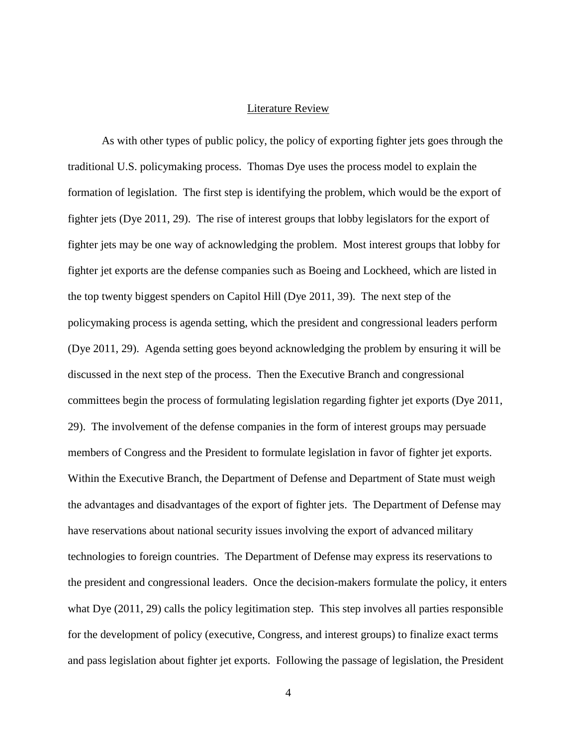## Literature Review

As with other types of public policy, the policy of exporting fighter jets goes through the traditional U.S. policymaking process. Thomas Dye uses the process model to explain the formation of legislation. The first step is identifying the problem, which would be the export of fighter jets (Dye 2011, 29). The rise of interest groups that lobby legislators for the export of fighter jets may be one way of acknowledging the problem. Most interest groups that lobby for fighter jet exports are the defense companies such as Boeing and Lockheed, which are listed in the top twenty biggest spenders on Capitol Hill (Dye 2011, 39). The next step of the policymaking process is agenda setting, which the president and congressional leaders perform (Dye 2011, 29). Agenda setting goes beyond acknowledging the problem by ensuring it will be discussed in the next step of the process. Then the Executive Branch and congressional committees begin the process of formulating legislation regarding fighter jet exports (Dye 2011, 29). The involvement of the defense companies in the form of interest groups may persuade members of Congress and the President to formulate legislation in favor of fighter jet exports. Within the Executive Branch, the Department of Defense and Department of State must weigh the advantages and disadvantages of the export of fighter jets. The Department of Defense may have reservations about national security issues involving the export of advanced military technologies to foreign countries. The Department of Defense may express its reservations to the president and congressional leaders. Once the decision-makers formulate the policy, it enters what Dye (2011, 29) calls the policy legitimation step. This step involves all parties responsible for the development of policy (executive, Congress, and interest groups) to finalize exact terms and pass legislation about fighter jet exports. Following the passage of legislation, the President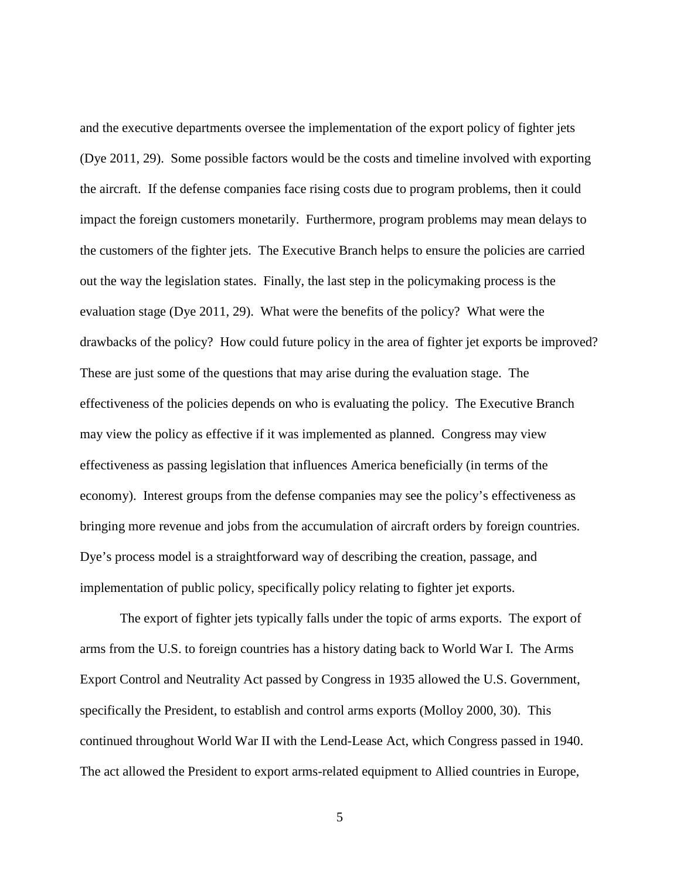and the executive departments oversee the implementation of the export policy of fighter jets (Dye 2011, 29). Some possible factors would be the costs and timeline involved with exporting the aircraft. If the defense companies face rising costs due to program problems, then it could impact the foreign customers monetarily. Furthermore, program problems may mean delays to the customers of the fighter jets. The Executive Branch helps to ensure the policies are carried out the way the legislation states. Finally, the last step in the policymaking process is the evaluation stage (Dye 2011, 29). What were the benefits of the policy? What were the drawbacks of the policy? How could future policy in the area of fighter jet exports be improved? These are just some of the questions that may arise during the evaluation stage. The effectiveness of the policies depends on who is evaluating the policy. The Executive Branch may view the policy as effective if it was implemented as planned. Congress may view effectiveness as passing legislation that influences America beneficially (in terms of the economy). Interest groups from the defense companies may see the policy's effectiveness as bringing more revenue and jobs from the accumulation of aircraft orders by foreign countries. Dye's process model is a straightforward way of describing the creation, passage, and implementation of public policy, specifically policy relating to fighter jet exports.

The export of fighter jets typically falls under the topic of arms exports. The export of arms from the U.S. to foreign countries has a history dating back to World War I. The Arms Export Control and Neutrality Act passed by Congress in 1935 allowed the U.S. Government, specifically the President, to establish and control arms exports (Molloy 2000, 30). This continued throughout World War II with the Lend-Lease Act, which Congress passed in 1940. The act allowed the President to export arms-related equipment to Allied countries in Europe,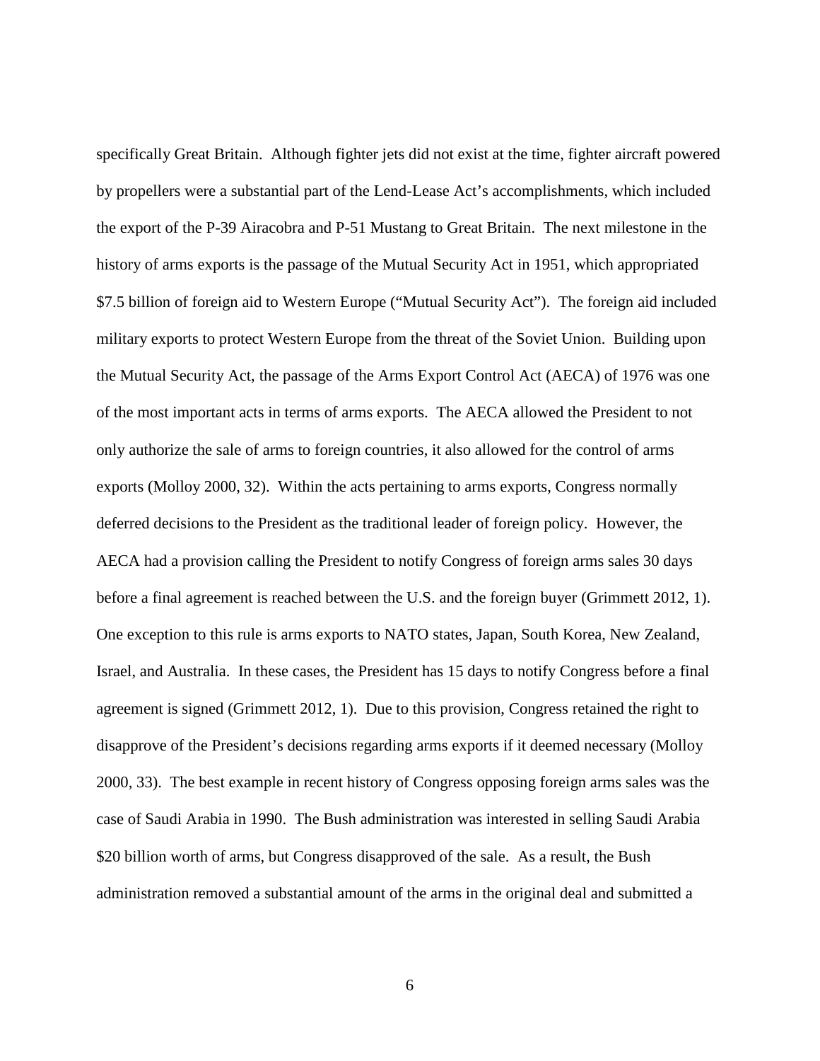specifically Great Britain. Although fighter jets did not exist at the time, fighter aircraft powered by propellers were a substantial part of the Lend-Lease Act's accomplishments, which included the export of the P-39 Airacobra and P-51 Mustang to Great Britain. The next milestone in the history of arms exports is the passage of the Mutual Security Act in 1951, which appropriated \$7.5 billion of foreign aid to Western Europe ("Mutual Security Act"). The foreign aid included military exports to protect Western Europe from the threat of the Soviet Union. Building upon the Mutual Security Act, the passage of the Arms Export Control Act (AECA) of 1976 was one of the most important acts in terms of arms exports. The AECA allowed the President to not only authorize the sale of arms to foreign countries, it also allowed for the control of arms exports (Molloy 2000, 32). Within the acts pertaining to arms exports, Congress normally deferred decisions to the President as the traditional leader of foreign policy. However, the AECA had a provision calling the President to notify Congress of foreign arms sales 30 days before a final agreement is reached between the U.S. and the foreign buyer (Grimmett 2012, 1). One exception to this rule is arms exports to NATO states, Japan, South Korea, New Zealand, Israel, and Australia. In these cases, the President has 15 days to notify Congress before a final agreement is signed (Grimmett 2012, 1). Due to this provision, Congress retained the right to disapprove of the President's decisions regarding arms exports if it deemed necessary (Molloy 2000, 33). The best example in recent history of Congress opposing foreign arms sales was the case of Saudi Arabia in 1990. The Bush administration was interested in selling Saudi Arabia \$20 billion worth of arms, but Congress disapproved of the sale. As a result, the Bush administration removed a substantial amount of the arms in the original deal and submitted a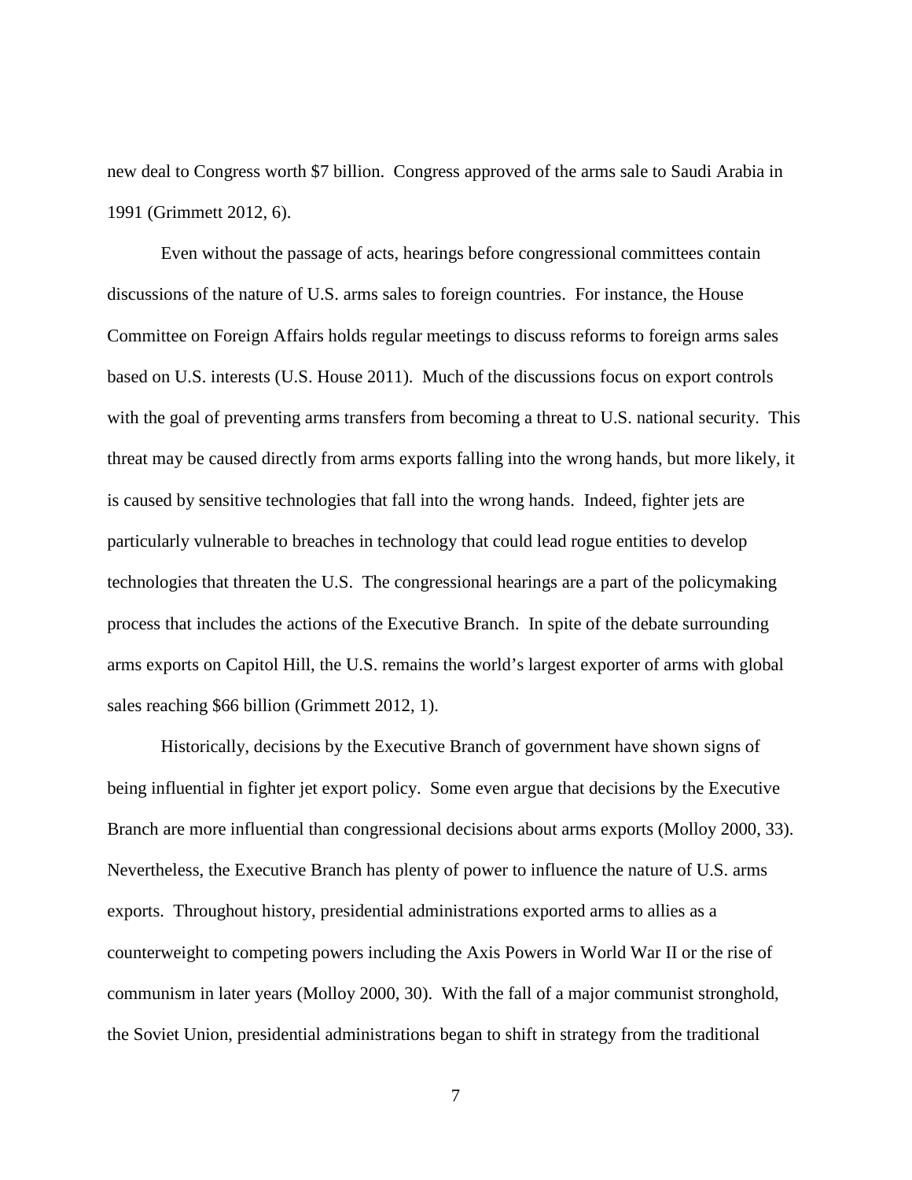new deal to Congress worth $7 billion. Congress approved of the arms sale to Saudi Arabia in 1991 (Grimmett 2012, 6).

Even without the passage of acts, hearings before congressional committees contain discussions of the nature of U.S. arms sales to foreign countries. For instance, the House Committee on Foreign Affairs holds regular meetings to discuss reforms to foreign arms sales based on U.S. interests (U.S. House 2011). Much of the discussions focus on export controls with the goal of preventing arms transfers from becoming a threat to U.S. national security. This threat may be caused directly from arms exports falling into the wrong hands, but more likely, it is caused by sensitive technologies that fall into the wrong hands. Indeed, fighter jets are particularly vulnerable to breaches in technology that could lead rogue entities to develop technologies that threaten the U.S. The congressional hearings are a part of the policymaking process that includes the actions of the Executive Branch. In spite of the debate surrounding arms exports on Capitol Hill, the U.S. remains the world's largest exporter of arms with global sales reaching $66 billion (Grimmett 2012, 1).

Historically, decisions by the Executive Branch of government have shown signs of being influential in fighter jet export policy. Some even argue that decisions by the Executive Branch are more influential than congressional decisions about arms exports (Molloy 2000, 33). Nevertheless, the Executive Branch has plenty of power to influence the nature of U.S. arms exports. Throughout history, presidential administrations exported arms to allies as a counterweight to competing powers including the Axis Powers in World War II or the rise of communism in later years (Molloy 2000, 30). With the fall of a major communist stronghold, the Soviet Union, presidential administrations began to shift in strategy from the traditional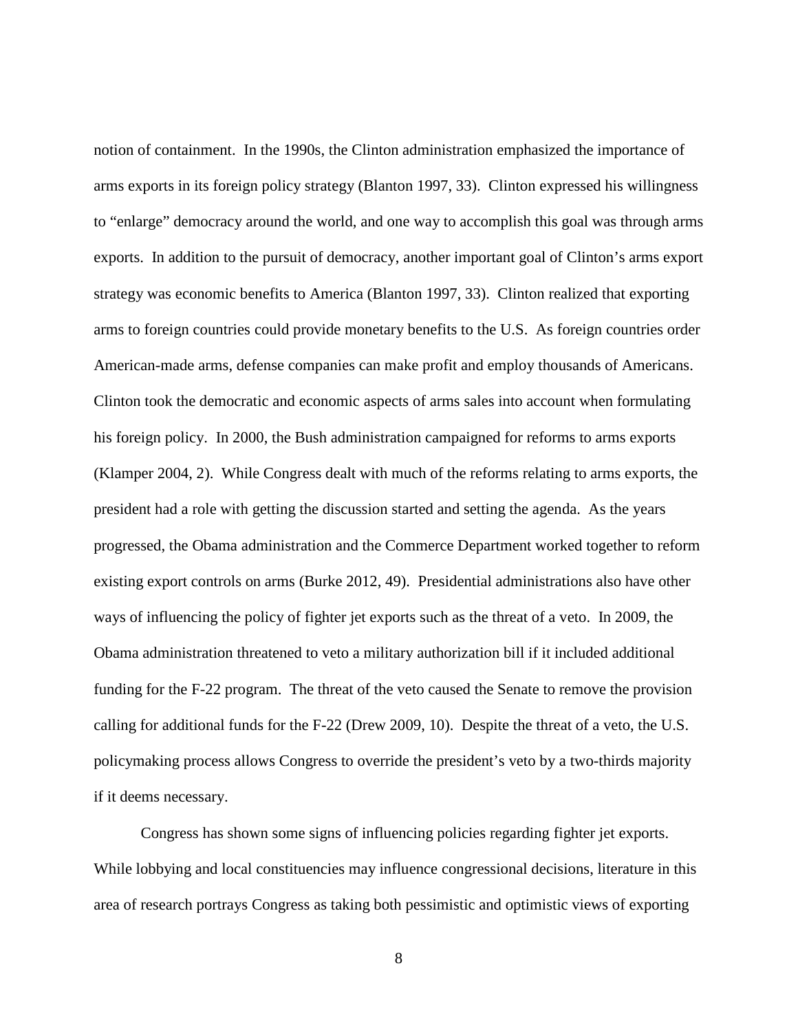notion of containment. In the 1990s, the Clinton administration emphasized the importance of arms exports in its foreign policy strategy (Blanton 1997, 33). Clinton expressed his willingness to "enlarge" democracy around the world, and one way to accomplish this goal was through arms exports. In addition to the pursuit of democracy, another important goal of Clinton's arms export strategy was economic benefits to America (Blanton 1997, 33). Clinton realized that exporting arms to foreign countries could provide monetary benefits to the U.S. As foreign countries order American-made arms, defense companies can make profit and employ thousands of Americans. Clinton took the democratic and economic aspects of arms sales into account when formulating his foreign policy. In 2000, the Bush administration campaigned for reforms to arms exports (Klamper 2004, 2). While Congress dealt with much of the reforms relating to arms exports, the president had a role with getting the discussion started and setting the agenda. As the years progressed, the Obama administration and the Commerce Department worked together to reform existing export controls on arms (Burke 2012, 49). Presidential administrations also have other ways of influencing the policy of fighter jet exports such as the threat of a veto. In 2009, the Obama administration threatened to veto a military authorization bill if it included additional funding for the F-22 program. The threat of the veto caused the Senate to remove the provision calling for additional funds for the F-22 (Drew 2009, 10). Despite the threat of a veto, the U.S. policymaking process allows Congress to override the president's veto by a two-thirds majority if it deems necessary.

Congress has shown some signs of influencing policies regarding fighter jet exports. While lobbying and local constituencies may influence congressional decisions, literature in this area of research portrays Congress as taking both pessimistic and optimistic views of exporting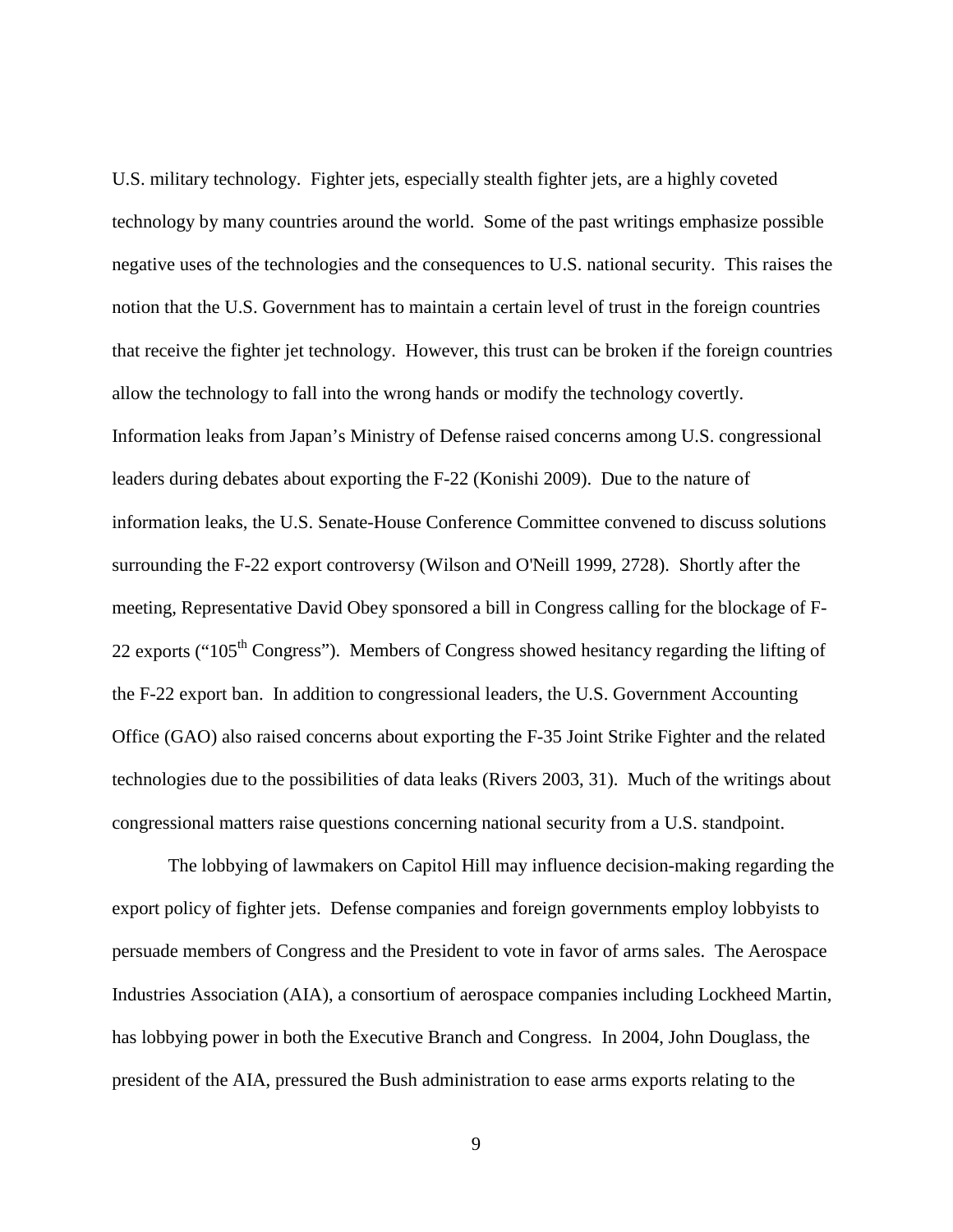U.S. military technology. Fighter jets, especially stealth fighter jets, are a highly coveted technology by many countries around the world. Some of the past writings emphasize possible negative uses of the technologies and the consequences to U.S. national security. This raises the notion that the U.S. Government has to maintain a certain level of trust in the foreign countries that receive the fighter jet technology. However, this trust can be broken if the foreign countries allow the technology to fall into the wrong hands or modify the technology covertly. Information leaks from Japan's Ministry of Defense raised concerns among U.S. congressional leaders during debates about exporting the F-22 (Konishi 2009). Due to the nature of information leaks, the U.S. Senate-House Conference Committee convened to discuss solutions surrounding the F-22 export controversy (Wilson and O'Neill 1999, 2728). Shortly after the meeting, Representative David Obey sponsored a bill in Congress calling for the blockage of F-22 exports ("105th Congress"). Members of Congress showed hesitancy regarding the lifting of the F-22 export ban. In addition to congressional leaders, the U.S. Government Accounting Office (GAO) also raised concerns about exporting the F-35 Joint Strike Fighter and the related technologies due to the possibilities of data leaks (Rivers 2003, 31). Much of the writings about congressional matters raise questions concerning national security from a U.S. standpoint.

The lobbying of lawmakers on Capitol Hill may influence decision-making regarding the export policy of fighter jets. Defense companies and foreign governments employ lobbyists to persuade members of Congress and the President to vote in favor of arms sales. The Aerospace Industries Association (AIA), a consortium of aerospace companies including Lockheed Martin, has lobbying power in both the Executive Branch and Congress. In 2004, John Douglass, the president of the AIA, pressured the Bush administration to ease arms exports relating to the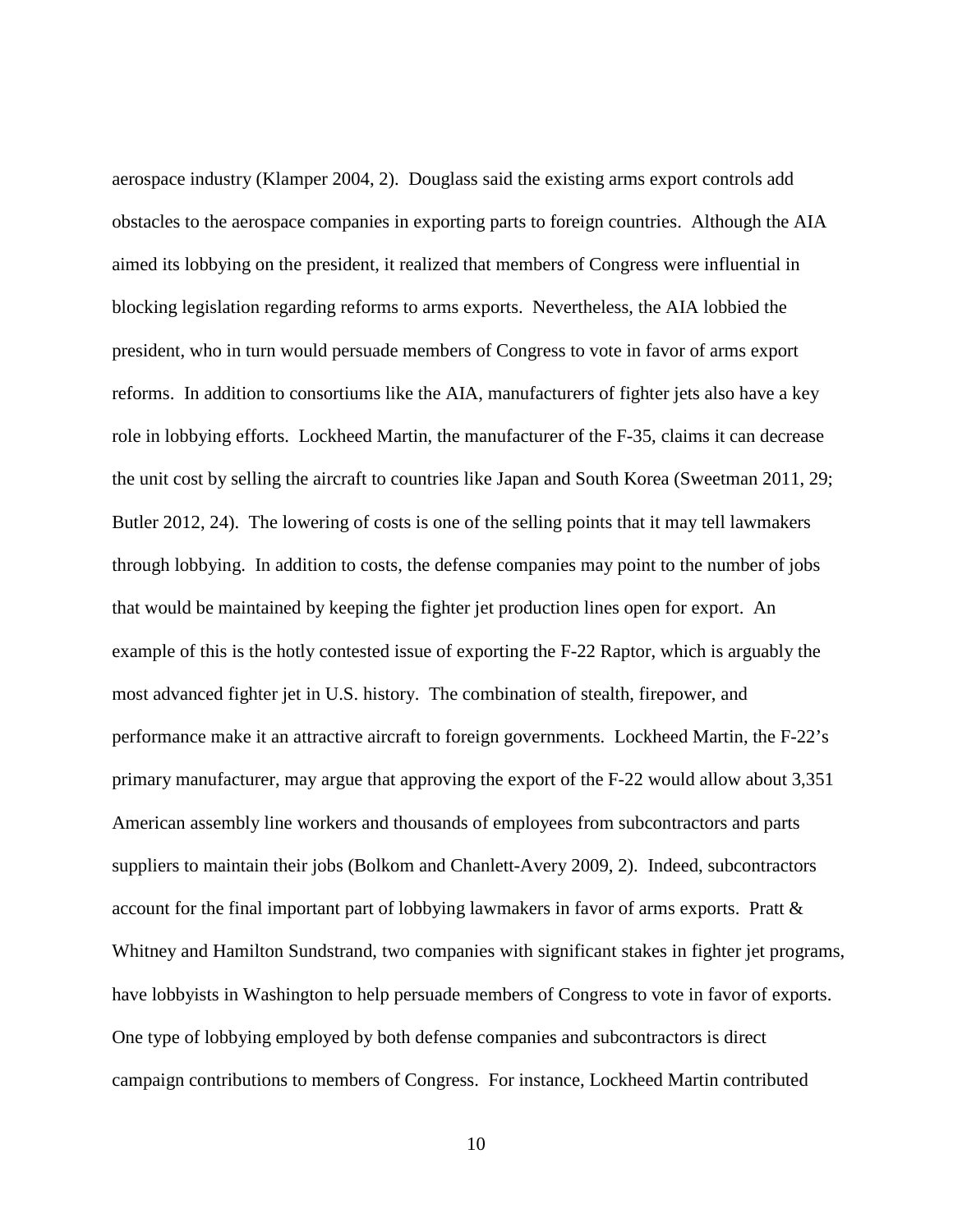aerospace industry (Klamper 2004, 2). Douglass said the existing arms export controls add obstacles to the aerospace companies in exporting parts to foreign countries. Although the AIA aimed its lobbying on the president, it realized that members of Congress were influential in blocking legislation regarding reforms to arms exports. Nevertheless, the AIA lobbied the president, who in turn would persuade members of Congress to vote in favor of arms export reforms. In addition to consortiums like the AIA, manufacturers of fighter jets also have a key role in lobbying efforts. Lockheed Martin, the manufacturer of the F-35, claims it can decrease the unit cost by selling the aircraft to countries like Japan and South Korea (Sweetman 2011, 29; Butler 2012, 24). The lowering of costs is one of the selling points that it may tell lawmakers through lobbying. In addition to costs, the defense companies may point to the number of jobs that would be maintained by keeping the fighter jet production lines open for export. An example of this is the hotly contested issue of exporting the F-22 Raptor, which is arguably the most advanced fighter jet in U.S. history. The combination of stealth, firepower, and performance make it an attractive aircraft to foreign governments. Lockheed Martin, the F-22's primary manufacturer, may argue that approving the export of the F-22 would allow about 3,351 American assembly line workers and thousands of employees from subcontractors and parts suppliers to maintain their jobs (Bolkom and Chanlett-Avery 2009, 2). Indeed, subcontractors account for the final important part of lobbying lawmakers in favor of arms exports. Pratt & Whitney and Hamilton Sundstrand, two companies with significant stakes in fighter jet programs, have lobbyists in Washington to help persuade members of Congress to vote in favor of exports. One type of lobbying employed by both defense companies and subcontractors is direct campaign contributions to members of Congress. For instance, Lockheed Martin contributed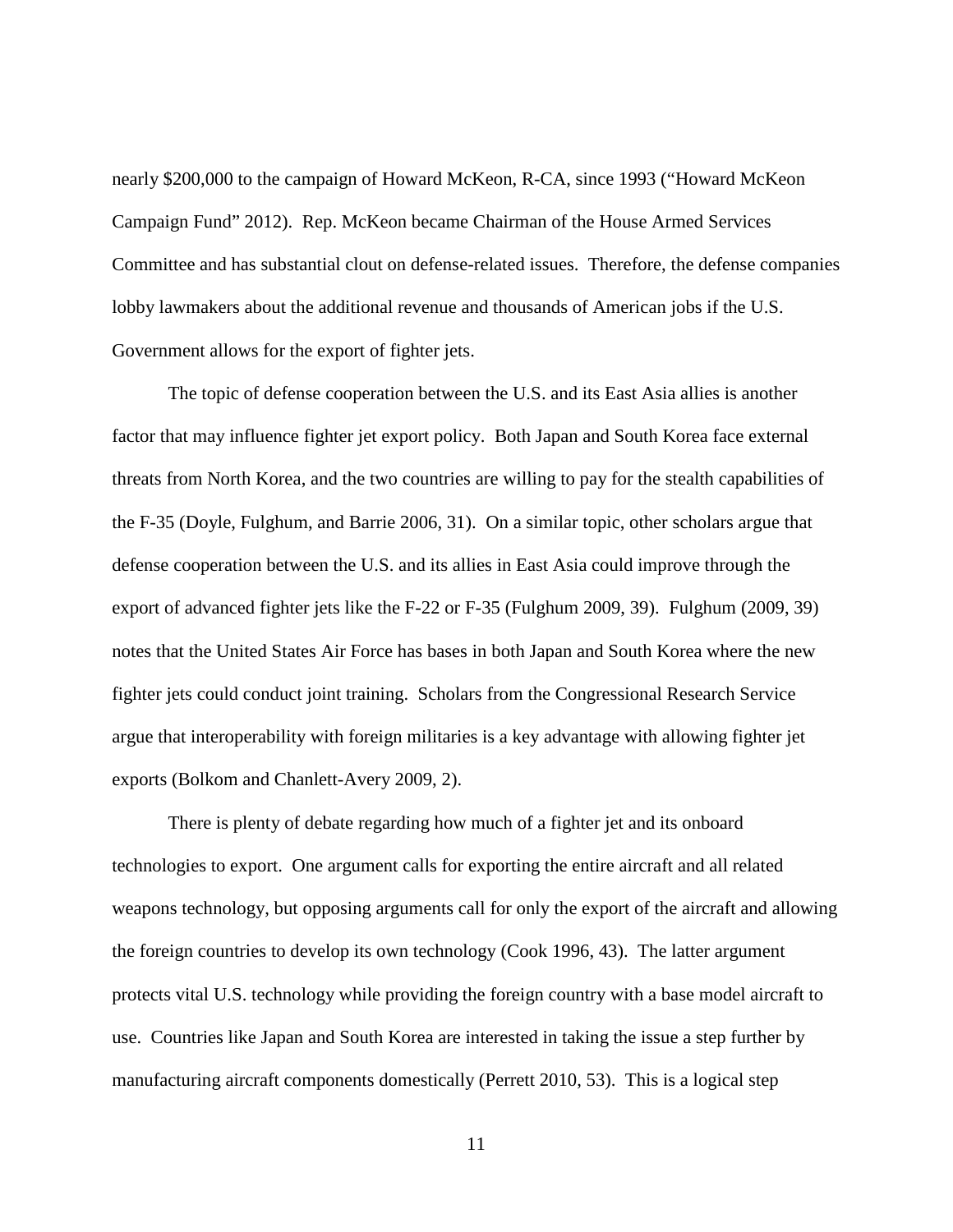nearly $200,000 to the campaign of Howard McKeon, R-CA, since 1993 ("Howard McKeon Campaign Fund" 2012). Rep. McKeon became Chairman of the House Armed Services Committee and has substantial clout on defense-related issues. Therefore, the defense companies lobby lawmakers about the additional revenue and thousands of American jobs if the U.S. Government allows for the export of fighter jets.

The topic of defense cooperation between the U.S. and its East Asia allies is another factor that may influence fighter jet export policy. Both Japan and South Korea face external threats from North Korea, and the two countries are willing to pay for the stealth capabilities of the F-35 (Doyle, Fulghum, and Barrie 2006, 31). On a similar topic, other scholars argue that defense cooperation between the U.S. and its allies in East Asia could improve through the export of advanced fighter jets like the F-22 or F-35 (Fulghum 2009, 39). Fulghum (2009, 39) notes that the United States Air Force has bases in both Japan and South Korea where the new fighter jets could conduct joint training. Scholars from the Congressional Research Service argue that interoperability with foreign militaries is a key advantage with allowing fighter jet exports (Bolkom and Chanlett-Avery 2009, 2).

There is plenty of debate regarding how much of a fighter jet and its onboard technologies to export. One argument calls for exporting the entire aircraft and all related weapons technology, but opposing arguments call for only the export of the aircraft and allowing the foreign countries to develop its own technology (Cook 1996, 43). The latter argument protects vital U.S. technology while providing the foreign country with a base model aircraft to use. Countries like Japan and South Korea are interested in taking the issue a step further by manufacturing aircraft components domestically (Perrett 2010, 53). This is a logical step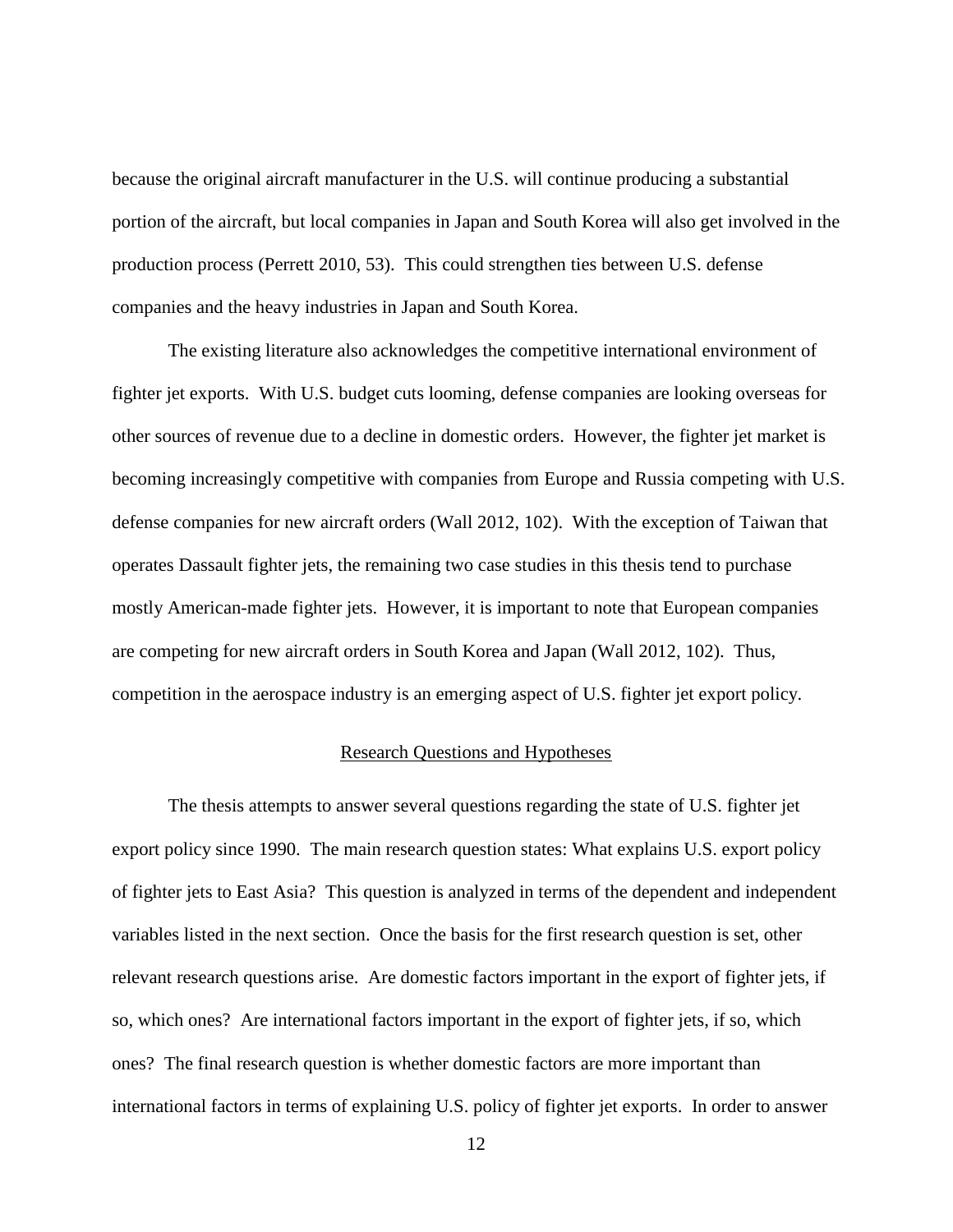because the original aircraft manufacturer in the U.S. will continue producing a substantial portion of the aircraft, but local companies in Japan and South Korea will also get involved in the production process (Perrett 2010, 53). This could strengthen ties between U.S. defense companies and the heavy industries in Japan and South Korea.

The existing literature also acknowledges the competitive international environment of fighter jet exports. With U.S. budget cuts looming, defense companies are looking overseas for other sources of revenue due to a decline in domestic orders. However, the fighter jet market is becoming increasingly competitive with companies from Europe and Russia competing with U.S. defense companies for new aircraft orders (Wall 2012, 102). With the exception of Taiwan that operates Dassault fighter jets, the remaining two case studies in this thesis tend to purchase mostly American-made fighter jets. However, it is important to note that European companies are competing for new aircraft orders in South Korea and Japan (Wall 2012, 102). Thus, competition in the aerospace industry is an emerging aspect of U.S. fighter jet export policy.

## Research Questions and Hypotheses

The thesis attempts to answer several questions regarding the state of U.S. fighter jet export policy since 1990. The main research question states: What explains U.S. export policy of fighter jets to East Asia? This question is analyzed in terms of the dependent and independent variables listed in the next section. Once the basis for the first research question is set, other relevant research questions arise. Are domestic factors important in the export of fighter jets, if so, which ones? Are international factors important in the export of fighter jets, if so, which ones? The final research question is whether domestic factors are more important than international factors in terms of explaining U.S. policy of fighter jet exports. In order to answer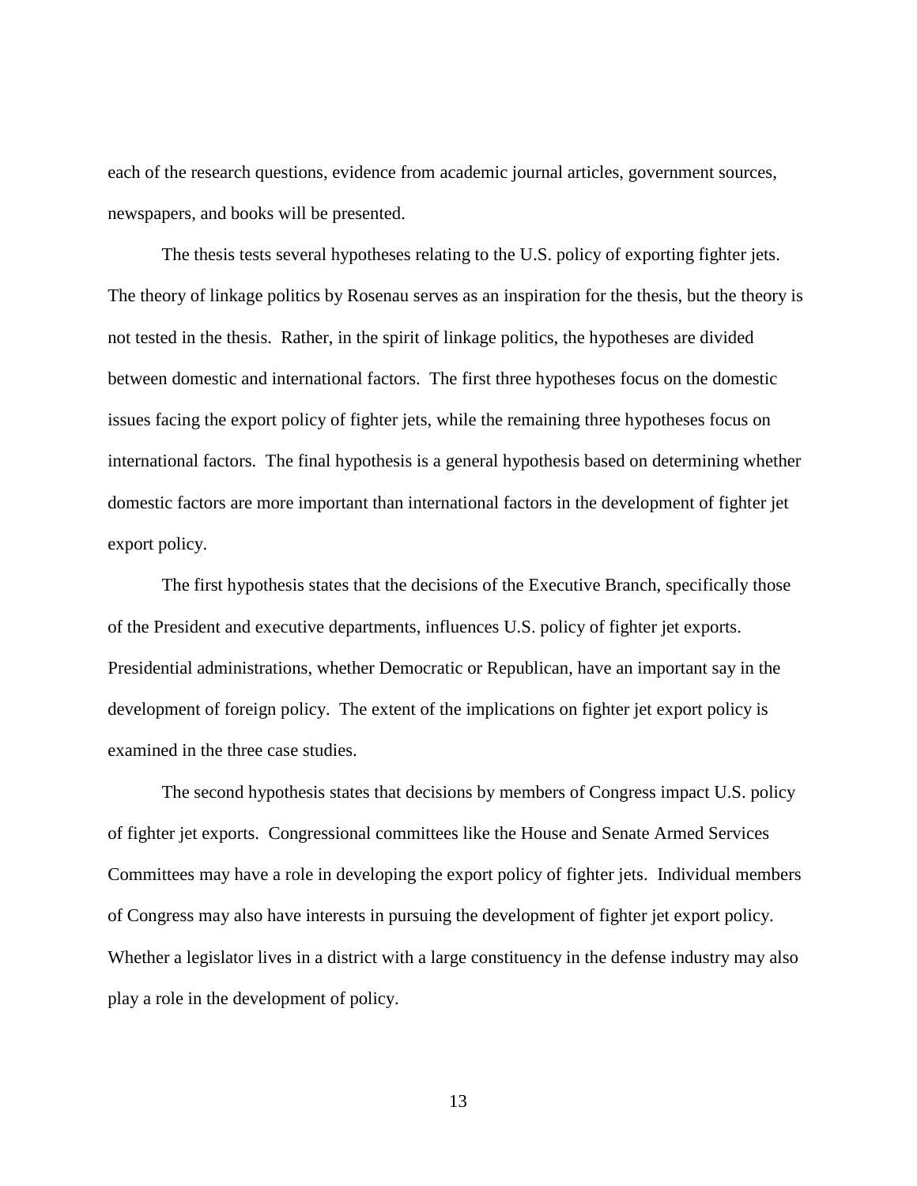each of the research questions, evidence from academic journal articles, government sources, newspapers, and books will be presented.

The thesis tests several hypotheses relating to the U.S. policy of exporting fighter jets. The theory of linkage politics by Rosenau serves as an inspiration for the thesis, but the theory is not tested in the thesis. Rather, in the spirit of linkage politics, the hypotheses are divided between domestic and international factors. The first three hypotheses focus on the domestic issues facing the export policy of fighter jets, while the remaining three hypotheses focus on international factors. The final hypothesis is a general hypothesis based on determining whether domestic factors are more important than international factors in the development of fighter jet export policy.

The first hypothesis states that the decisions of the Executive Branch, specifically those of the President and executive departments, influences U.S. policy of fighter jet exports. Presidential administrations, whether Democratic or Republican, have an important say in the development of foreign policy. The extent of the implications on fighter jet export policy is examined in the three case studies.

The second hypothesis states that decisions by members of Congress impact U.S. policy of fighter jet exports. Congressional committees like the House and Senate Armed Services Committees may have a role in developing the export policy of fighter jets. Individual members of Congress may also have interests in pursuing the development of fighter jet export policy. Whether a legislator lives in a district with a large constituency in the defense industry may also play a role in the development of policy.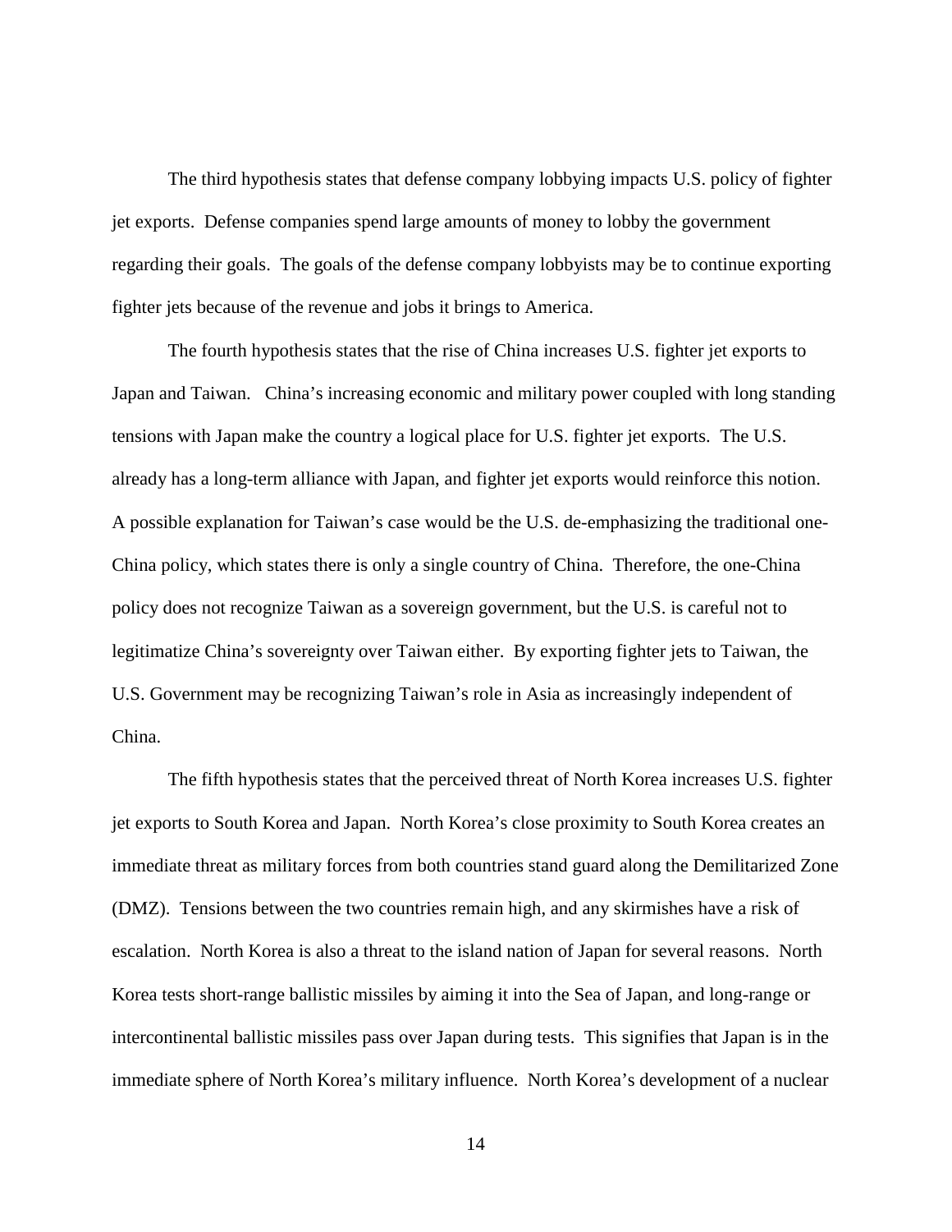The third hypothesis states that defense company lobbying impacts U.S. policy of fighter jet exports. Defense companies spend large amounts of money to lobby the government regarding their goals. The goals of the defense company lobbyists may be to continue exporting fighter jets because of the revenue and jobs it brings to America.

The fourth hypothesis states that the rise of China increases U.S. fighter jet exports to Japan and Taiwan. China's increasing economic and military power coupled with long standing tensions with Japan make the country a logical place for U.S. fighter jet exports. The U.S. already has a long-term alliance with Japan, and fighter jet exports would reinforce this notion. A possible explanation for Taiwan's case would be the U.S. de-emphasizing the traditional one-China policy, which states there is only a single country of China. Therefore, the one-China policy does not recognize Taiwan as a sovereign government, but the U.S. is careful not to legitimatize China's sovereignty over Taiwan either. By exporting fighter jets to Taiwan, the U.S. Government may be recognizing Taiwan's role in Asia as increasingly independent of China.

The fifth hypothesis states that the perceived threat of North Korea increases U.S. fighter jet exports to South Korea and Japan. North Korea's close proximity to South Korea creates an immediate threat as military forces from both countries stand guard along the Demilitarized Zone (DMZ). Tensions between the two countries remain high, and any skirmishes have a risk of escalation. North Korea is also a threat to the island nation of Japan for several reasons. North Korea tests short-range ballistic missiles by aiming it into the Sea of Japan, and long-range or intercontinental ballistic missiles pass over Japan during tests. This signifies that Japan is in the immediate sphere of North Korea's military influence. North Korea's development of a nuclear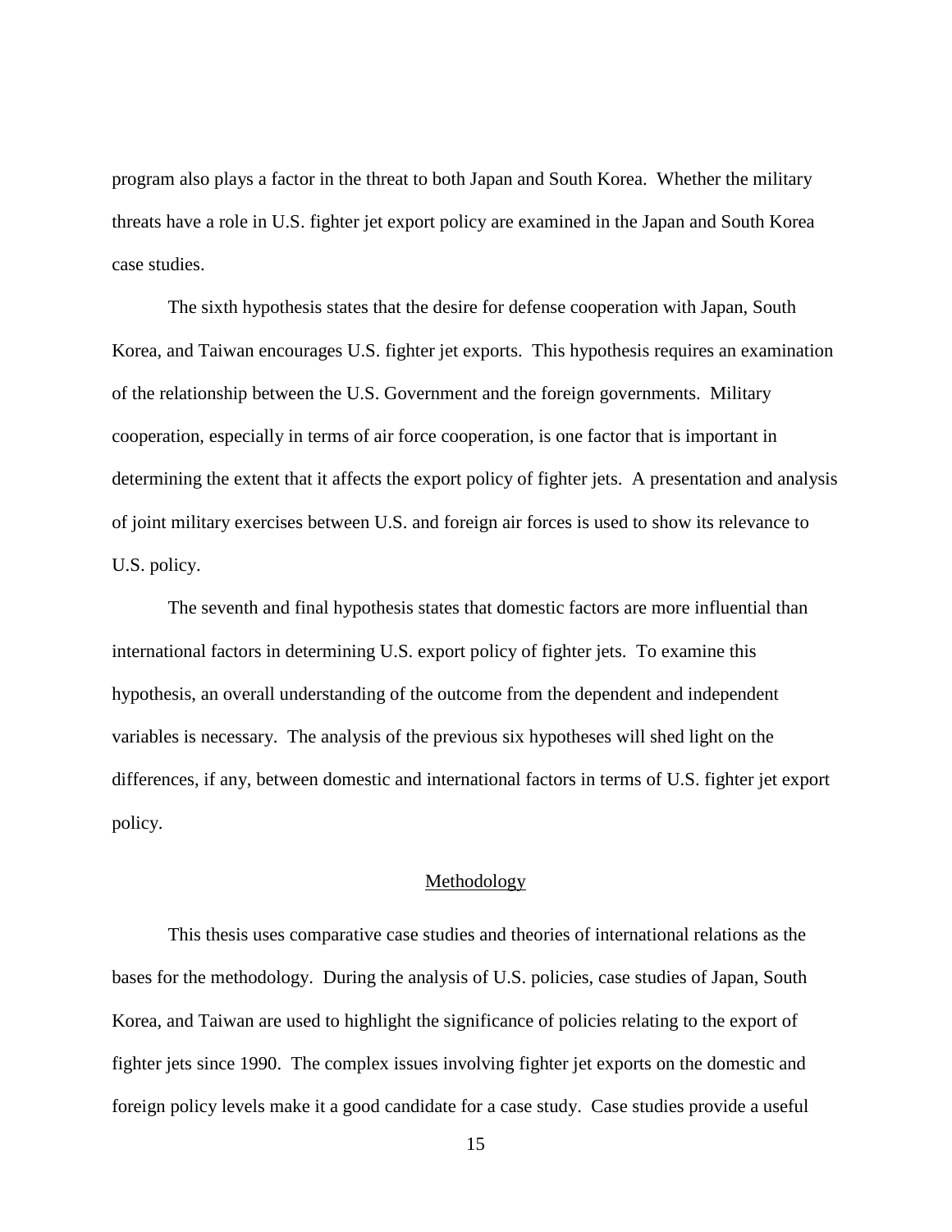program also plays a factor in the threat to both Japan and South Korea. Whether the military threats have a role in U.S. fighter jet export policy are examined in the Japan and South Korea case studies.

The sixth hypothesis states that the desire for defense cooperation with Japan, South Korea, and Taiwan encourages U.S. fighter jet exports. This hypothesis requires an examination of the relationship between the U.S. Government and the foreign governments. Military cooperation, especially in terms of air force cooperation, is one factor that is important in determining the extent that it affects the export policy of fighter jets. A presentation and analysis of joint military exercises between U.S. and foreign air forces is used to show its relevance to U.S. policy.

The seventh and final hypothesis states that domestic factors are more influential than international factors in determining U.S. export policy of fighter jets. To examine this hypothesis, an overall understanding of the outcome from the dependent and independent variables is necessary. The analysis of the previous six hypotheses will shed light on the differences, if any, between domestic and international factors in terms of U.S. fighter jet export policy.

## Methodology

This thesis uses comparative case studies and theories of international relations as the bases for the methodology. During the analysis of U.S. policies, case studies of Japan, South Korea, and Taiwan are used to highlight the significance of policies relating to the export of fighter jets since 1990. The complex issues involving fighter jet exports on the domestic and foreign policy levels make it a good candidate for a case study. Case studies provide a useful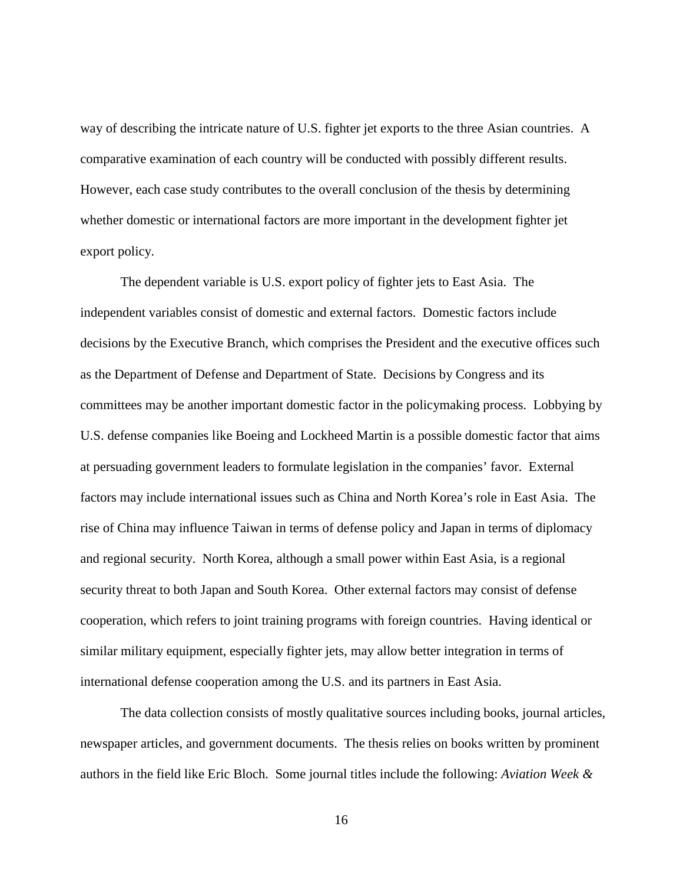way of describing the intricate nature of U.S. fighter jet exports to the three Asian countries. A comparative examination of each country will be conducted with possibly different results. However, each case study contributes to the overall conclusion of the thesis by determining whether domestic or international factors are more important in the development fighter jet export policy.

The dependent variable is U.S. export policy of fighter jets to East Asia. The independent variables consist of domestic and external factors. Domestic factors include decisions by the Executive Branch, which comprises the President and the executive offices such as the Department of Defense and Department of State. Decisions by Congress and its committees may be another important domestic factor in the policymaking process. Lobbying by U.S. defense companies like Boeing and Lockheed Martin is a possible domestic factor that aims at persuading government leaders to formulate legislation in the companies' favor. External factors may include international issues such as China and North Korea's role in East Asia. The rise of China may influence Taiwan in terms of defense policy and Japan in terms of diplomacy and regional security. North Korea, although a small power within East Asia, is a regional security threat to both Japan and South Korea. Other external factors may consist of defense cooperation, which refers to joint training programs with foreign countries. Having identical or similar military equipment, especially fighter jets, may allow better integration in terms of international defense cooperation among the U.S. and its partners in East Asia.

The data collection consists of mostly qualitative sources including books, journal articles, newspaper articles, and government documents. The thesis relies on books written by prominent authors in the field like Eric Bloch. Some journal titles include the following: *Aviation Week &*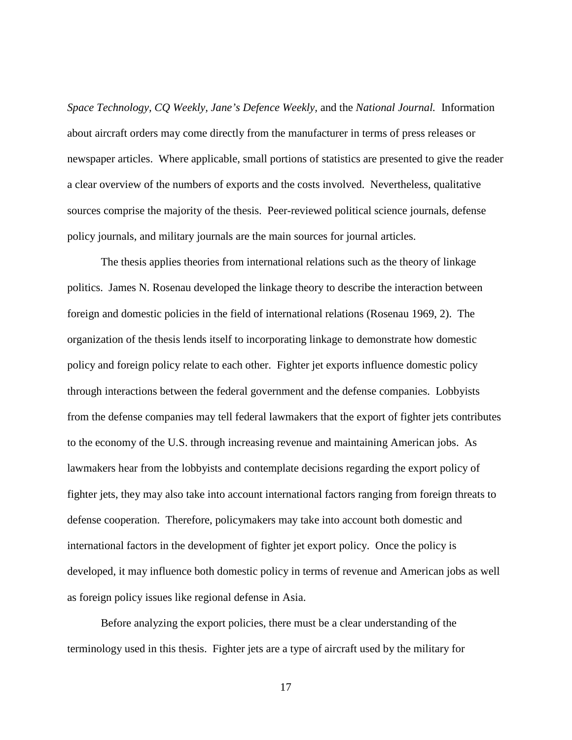*Space Technology*, *CQ Weekly*, *Jane's Defence Weekly*, and the *National Journal*. Information about aircraft orders may come directly from the manufacturer in terms of press releases or newspaper articles. Where applicable, small portions of statistics are presented to give the reader a clear overview of the numbers of exports and the costs involved. Nevertheless, qualitative sources comprise the majority of the thesis. Peer-reviewed political science journals, defense policy journals, and military journals are the main sources for journal articles.

The thesis applies theories from international relations such as the theory of linkage politics. James N. Rosenau developed the linkage theory to describe the interaction between foreign and domestic policies in the field of international relations (Rosenau 1969, 2). The organization of the thesis lends itself to incorporating linkage to demonstrate how domestic policy and foreign policy relate to each other. Fighter jet exports influence domestic policy through interactions between the federal government and the defense companies. Lobbyists from the defense companies may tell federal lawmakers that the export of fighter jets contributes to the economy of the U.S. through increasing revenue and maintaining American jobs. As lawmakers hear from the lobbyists and contemplate decisions regarding the export policy of fighter jets, they may also take into account international factors ranging from foreign threats to defense cooperation. Therefore, policymakers may take into account both domestic and international factors in the development of fighter jet export policy. Once the policy is developed, it may influence both domestic policy in terms of revenue and American jobs as well as foreign policy issues like regional defense in Asia.

Before analyzing the export policies, there must be a clear understanding of the terminology used in this thesis. Fighter jets are a type of aircraft used by the military for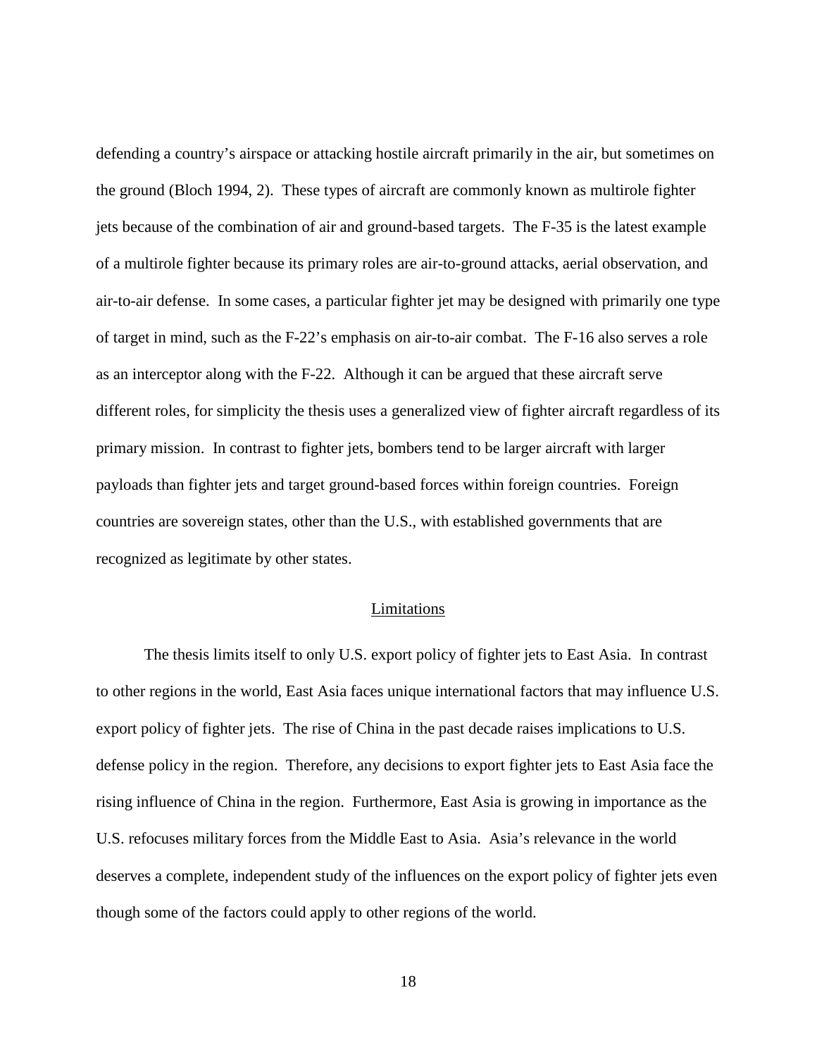defending a country's airspace or attacking hostile aircraft primarily in the air, but sometimes on the ground (Bloch 1994, 2). These types of aircraft are commonly known as multirole fighter jets because of the combination of air and ground-based targets. The F-35 is the latest example of a multirole fighter because its primary roles are air-to-ground attacks, aerial observation, and air-to-air defense. In some cases, a particular fighter jet may be designed with primarily one type of target in mind, such as the F-22's emphasis on air-to-air combat. The F-16 also serves a role as an interceptor along with the F-22. Although it can be argued that these aircraft serve different roles, for simplicity the thesis uses a generalized view of fighter aircraft regardless of its primary mission. In contrast to fighter jets, bombers tend to be larger aircraft with larger payloads than fighter jets and target ground-based forces within foreign countries. Foreign countries are sovereign states, other than the U.S., with established governments that are recognized as legitimate by other states.

## Limitations

The thesis limits itself to only U.S. export policy of fighter jets to East Asia. In contrast to other regions in the world, East Asia faces unique international factors that may influence U.S. export policy of fighter jets. The rise of China in the past decade raises implications to U.S. defense policy in the region. Therefore, any decisions to export fighter jets to East Asia face the rising influence of China in the region. Furthermore, East Asia is growing in importance as the U.S. refocuses military forces from the Middle East to Asia. Asia's relevance in the world deserves a complete, independent study of the influences on the export policy of fighter jets even though some of the factors could apply to other regions of the world.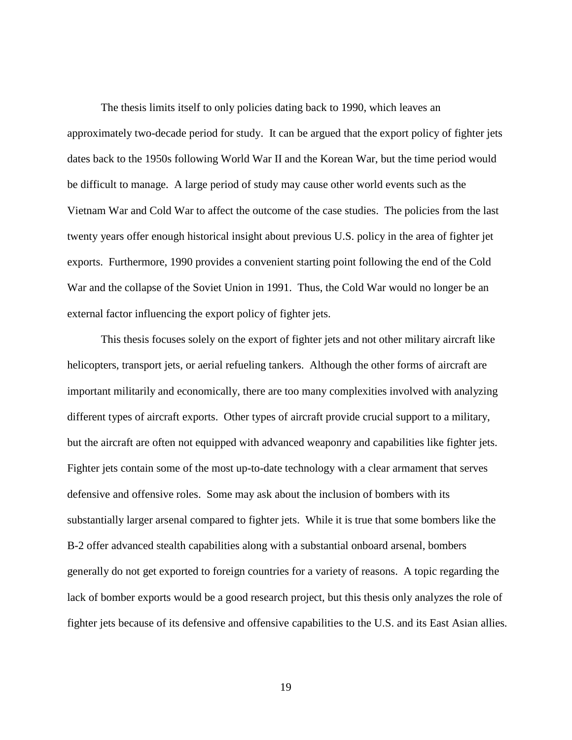The thesis limits itself to only policies dating back to 1990, which leaves an approximately two-decade period for study. It can be argued that the export policy of fighter jets dates back to the 1950s following World War II and the Korean War, but the time period would be difficult to manage. A large period of study may cause other world events such as the Vietnam War and Cold War to affect the outcome of the case studies. The policies from the last twenty years offer enough historical insight about previous U.S. policy in the area of fighter jet exports. Furthermore, 1990 provides a convenient starting point following the end of the Cold War and the collapse of the Soviet Union in 1991. Thus, the Cold War would no longer be an external factor influencing the export policy of fighter jets.

This thesis focuses solely on the export of fighter jets and not other military aircraft like helicopters, transport jets, or aerial refueling tankers. Although the other forms of aircraft are important militarily and economically, there are too many complexities involved with analyzing different types of aircraft exports. Other types of aircraft provide crucial support to a military, but the aircraft are often not equipped with advanced weaponry and capabilities like fighter jets. Fighter jets contain some of the most up-to-date technology with a clear armament that serves defensive and offensive roles. Some may ask about the inclusion of bombers with its substantially larger arsenal compared to fighter jets. While it is true that some bombers like the B-2 offer advanced stealth capabilities along with a substantial onboard arsenal, bombers generally do not get exported to foreign countries for a variety of reasons. A topic regarding the lack of bomber exports would be a good research project, but this thesis only analyzes the role of fighter jets because of its defensive and offensive capabilities to the U.S. and its East Asian allies.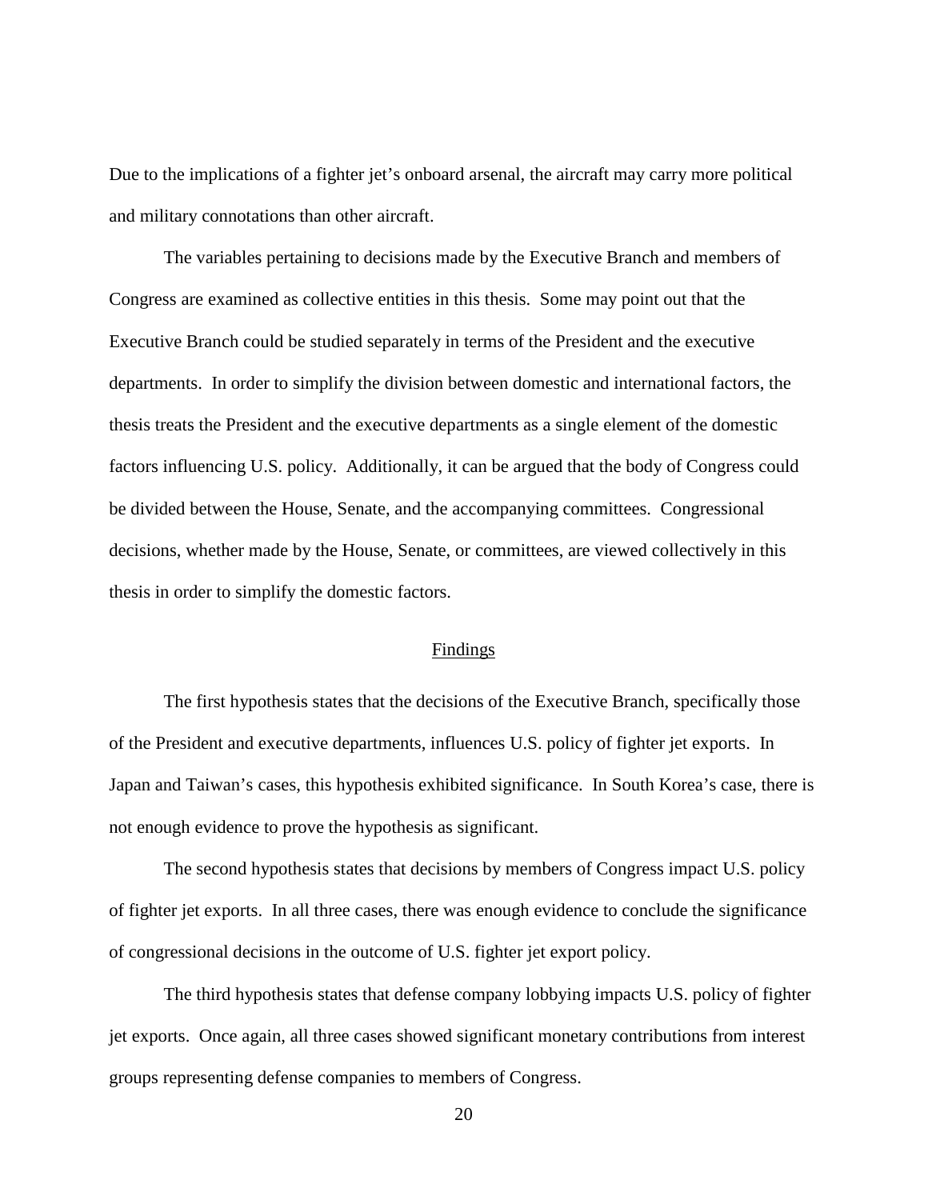Due to the implications of a fighter jet's onboard arsenal, the aircraft may carry more political and military connotations than other aircraft.

The variables pertaining to decisions made by the Executive Branch and members of Congress are examined as collective entities in this thesis. Some may point out that the Executive Branch could be studied separately in terms of the President and the executive departments. In order to simplify the division between domestic and international factors, the thesis treats the President and the executive departments as a single element of the domestic factors influencing U.S. policy. Additionally, it can be argued that the body of Congress could be divided between the House, Senate, and the accompanying committees. Congressional decisions, whether made by the House, Senate, or committees, are viewed collectively in this thesis in order to simplify the domestic factors.

## Findings

The first hypothesis states that the decisions of the Executive Branch, specifically those of the President and executive departments, influences U.S. policy of fighter jet exports. In Japan and Taiwan's cases, this hypothesis exhibited significance. In South Korea's case, there is not enough evidence to prove the hypothesis as significant.

The second hypothesis states that decisions by members of Congress impact U.S. policy of fighter jet exports. In all three cases, there was enough evidence to conclude the significance of congressional decisions in the outcome of U.S. fighter jet export policy.

The third hypothesis states that defense company lobbying impacts U.S. policy of fighter jet exports. Once again, all three cases showed significant monetary contributions from interest groups representing defense companies to members of Congress.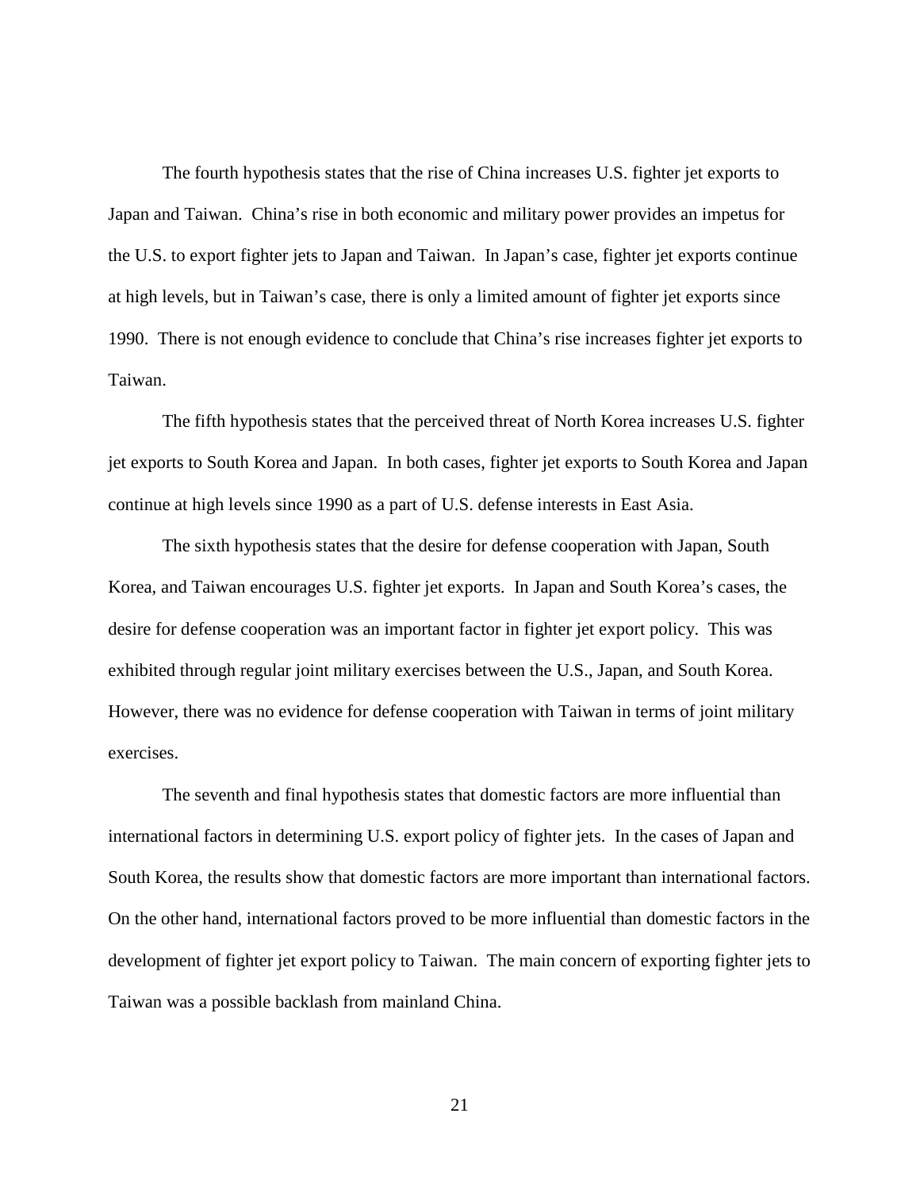The fourth hypothesis states that the rise of China increases U.S. fighter jet exports to Japan and Taiwan. China's rise in both economic and military power provides an impetus for the U.S. to export fighter jets to Japan and Taiwan. In Japan's case, fighter jet exports continue at high levels, but in Taiwan's case, there is only a limited amount of fighter jet exports since 1990. There is not enough evidence to conclude that China's rise increases fighter jet exports to Taiwan.

The fifth hypothesis states that the perceived threat of North Korea increases U.S. fighter jet exports to South Korea and Japan. In both cases, fighter jet exports to South Korea and Japan continue at high levels since 1990 as a part of U.S. defense interests in East Asia.

The sixth hypothesis states that the desire for defense cooperation with Japan, South Korea, and Taiwan encourages U.S. fighter jet exports. In Japan and South Korea's cases, the desire for defense cooperation was an important factor in fighter jet export policy. This was exhibited through regular joint military exercises between the U.S., Japan, and South Korea. However, there was no evidence for defense cooperation with Taiwan in terms of joint military exercises.

The seventh and final hypothesis states that domestic factors are more influential than international factors in determining U.S. export policy of fighter jets. In the cases of Japan and South Korea, the results show that domestic factors are more important than international factors. On the other hand, international factors proved to be more influential than domestic factors in the development of fighter jet export policy to Taiwan. The main concern of exporting fighter jets to Taiwan was a possible backlash from mainland China.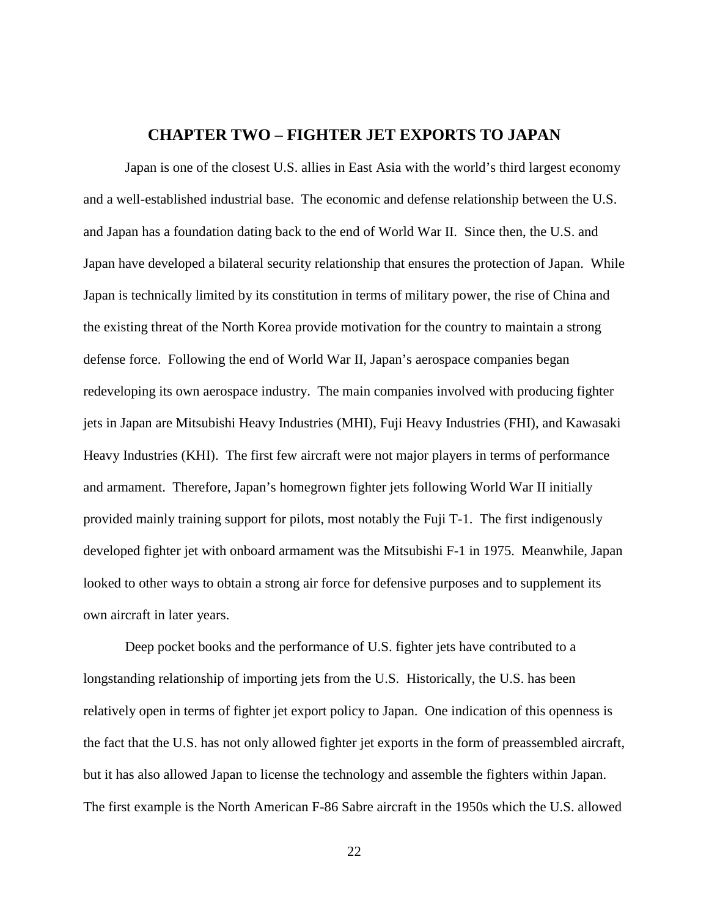# CHAPTER TWO – FIGHTER JET EXPORTS TO JAPAN

Japan is one of the closest U.S. allies in East Asia with the world's third largest economy and a well-established industrial base. The economic and defense relationship between the U.S. and Japan has a foundation dating back to the end of World War II. Since then, the U.S. and Japan have developed a bilateral security relationship that ensures the protection of Japan. While Japan is technically limited by its constitution in terms of military power, the rise of China and the existing threat of the North Korea provide motivation for the country to maintain a strong defense force. Following the end of World War II, Japan's aerospace companies began redeveloping its own aerospace industry. The main companies involved with producing fighter jets in Japan are Mitsubishi Heavy Industries (MHI), Fuji Heavy Industries (FHI), and Kawasaki Heavy Industries (KHI). The first few aircraft were not major players in terms of performance and armament. Therefore, Japan's homegrown fighter jets following World War II initially provided mainly training support for pilots, most notably the Fuji T-1. The first indigenously developed fighter jet with onboard armament was the Mitsubishi F-1 in 1975. Meanwhile, Japan looked to other ways to obtain a strong air force for defensive purposes and to supplement its own aircraft in later years.

Deep pocket books and the performance of U.S. fighter jets have contributed to a longstanding relationship of importing jets from the U.S. Historically, the U.S. has been relatively open in terms of fighter jet export policy to Japan. One indication of this openness is the fact that the U.S. has not only allowed fighter jet exports in the form of preassembled aircraft, but it has also allowed Japan to license the technology and assemble the fighters within Japan. The first example is the North American F-86 Sabre aircraft in the 1950s which the U.S. allowed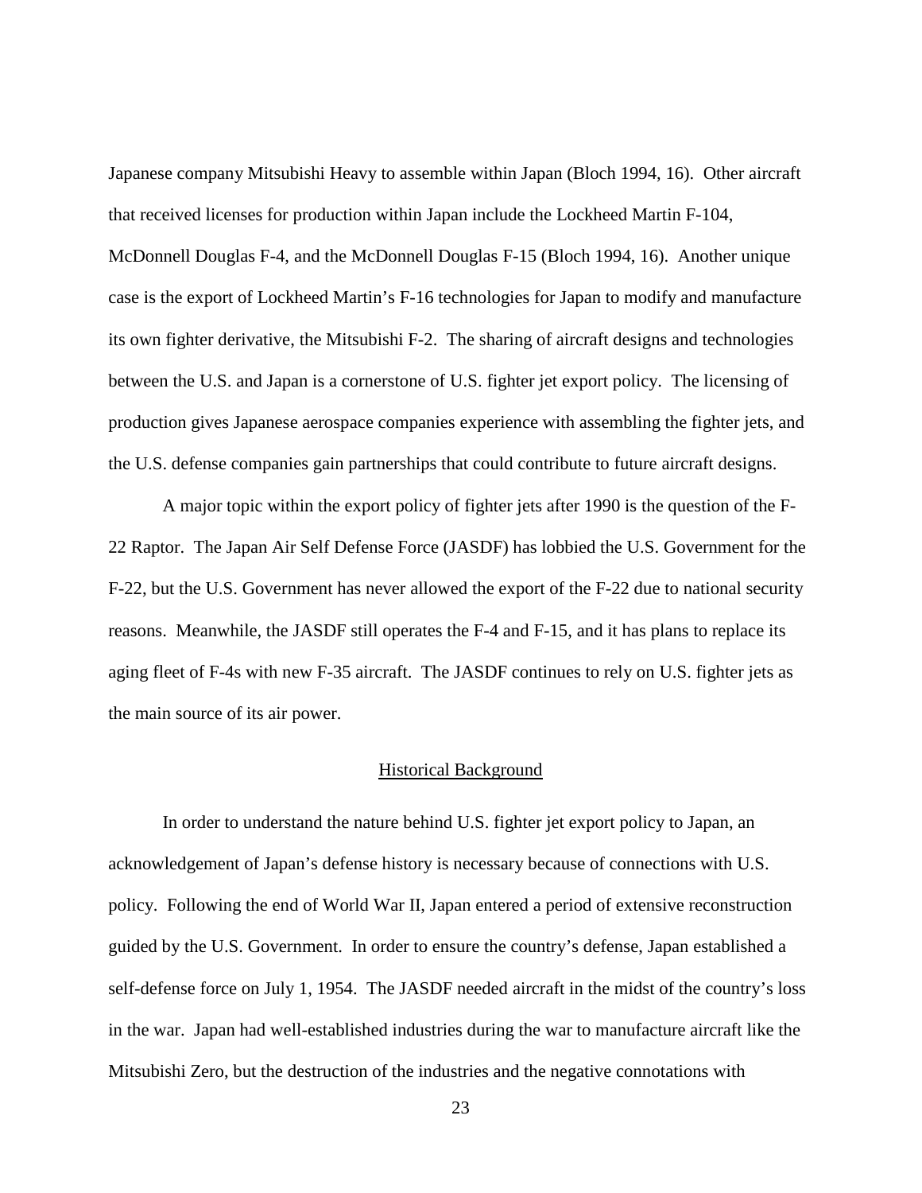Japanese company Mitsubishi Heavy to assemble within Japan (Bloch 1994, 16). Other aircraft that received licenses for production within Japan include the Lockheed Martin F-104, McDonnell Douglas F-4, and the McDonnell Douglas F-15 (Bloch 1994, 16). Another unique case is the export of Lockheed Martin's F-16 technologies for Japan to modify and manufacture its own fighter derivative, the Mitsubishi F-2. The sharing of aircraft designs and technologies between the U.S. and Japan is a cornerstone of U.S. fighter jet export policy. The licensing of production gives Japanese aerospace companies experience with assembling the fighter jets, and the U.S. defense companies gain partnerships that could contribute to future aircraft designs.

A major topic within the export policy of fighter jets after 1990 is the question of the F-22 Raptor. The Japan Air Self Defense Force (JASDF) has lobbied the U.S. Government for the F-22, but the U.S. Government has never allowed the export of the F-22 due to national security reasons. Meanwhile, the JASDF still operates the F-4 and F-15, and it has plans to replace its aging fleet of F-4s with new F-35 aircraft. The JASDF continues to rely on U.S. fighter jets as the main source of its air power.

## Historical Background

In order to understand the nature behind U.S. fighter jet export policy to Japan, an acknowledgement of Japan's defense history is necessary because of connections with U.S. policy. Following the end of World War II, Japan entered a period of extensive reconstruction guided by the U.S. Government. In order to ensure the country's defense, Japan established a self-defense force on July 1, 1954. The JASDF needed aircraft in the midst of the country's loss in the war. Japan had well-established industries during the war to manufacture aircraft like the Mitsubishi Zero, but the destruction of the industries and the negative connotations with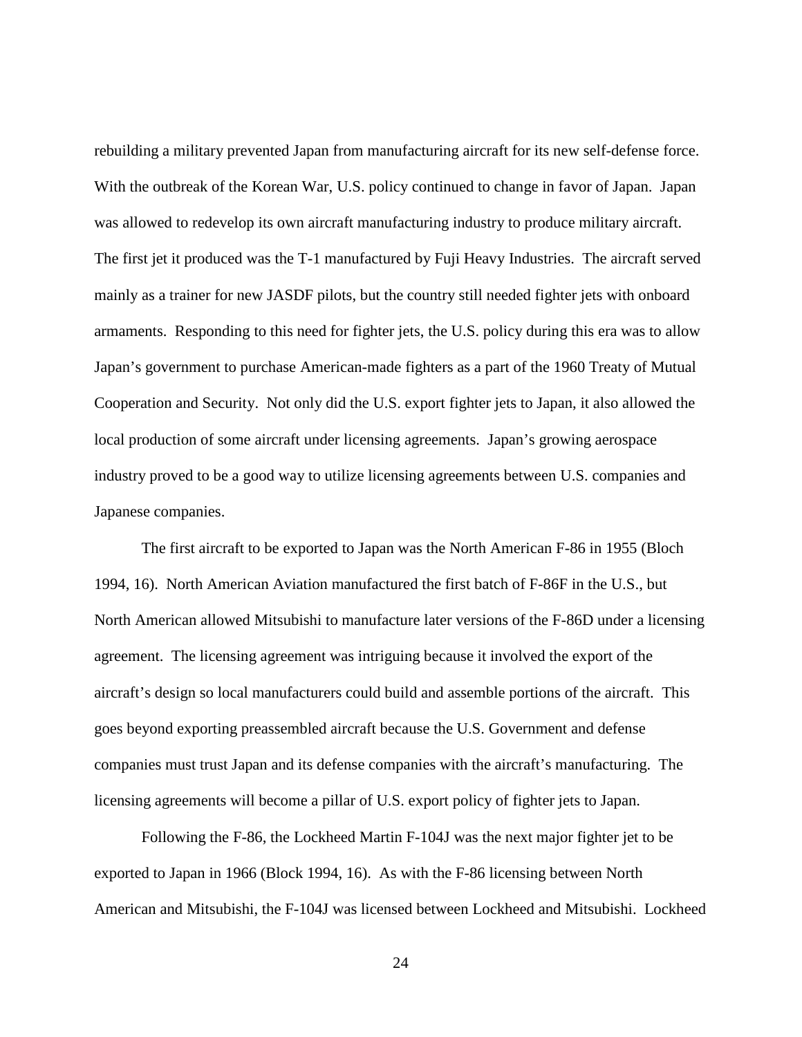rebuilding a military prevented Japan from manufacturing aircraft for its new self-defense force. With the outbreak of the Korean War, U.S. policy continued to change in favor of Japan. Japan was allowed to redevelop its own aircraft manufacturing industry to produce military aircraft. The first jet it produced was the T-1 manufactured by Fuji Heavy Industries. The aircraft served mainly as a trainer for new JASDF pilots, but the country still needed fighter jets with onboard armaments. Responding to this need for fighter jets, the U.S. policy during this era was to allow Japan's government to purchase American-made fighters as a part of the 1960 Treaty of Mutual Cooperation and Security. Not only did the U.S. export fighter jets to Japan, it also allowed the local production of some aircraft under licensing agreements. Japan's growing aerospace industry proved to be a good way to utilize licensing agreements between U.S. companies and Japanese companies.

The first aircraft to be exported to Japan was the North American F-86 in 1955 (Bloch 1994, 16). North American Aviation manufactured the first batch of F-86F in the U.S., but North American allowed Mitsubishi to manufacture later versions of the F-86D under a licensing agreement. The licensing agreement was intriguing because it involved the export of the aircraft's design so local manufacturers could build and assemble portions of the aircraft. This goes beyond exporting preassembled aircraft because the U.S. Government and defense companies must trust Japan and its defense companies with the aircraft's manufacturing. The licensing agreements will become a pillar of U.S. export policy of fighter jets to Japan.

Following the F-86, the Lockheed Martin F-104J was the next major fighter jet to be exported to Japan in 1966 (Block 1994, 16). As with the F-86 licensing between North American and Mitsubishi, the F-104J was licensed between Lockheed and Mitsubishi. Lockheed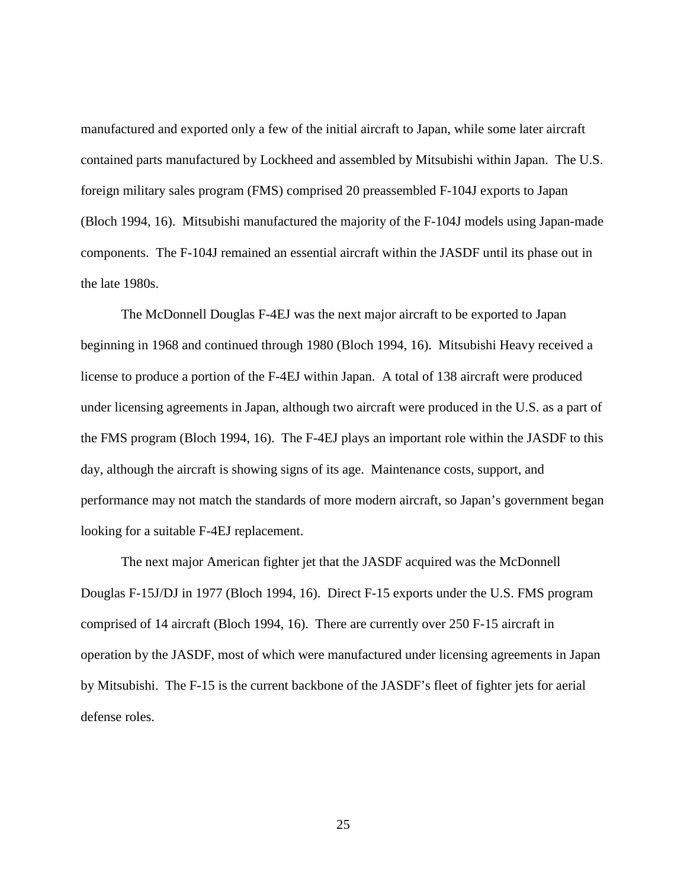manufactured and exported only a few of the initial aircraft to Japan, while some later aircraft contained parts manufactured by Lockheed and assembled by Mitsubishi within Japan. The U.S. foreign military sales program (FMS) comprised 20 preassembled F-104J exports to Japan (Bloch 1994, 16). Mitsubishi manufactured the majority of the F-104J models using Japan-made components. The F-104J remained an essential aircraft within the JASDF until its phase out in the late 1980s.

The McDonnell Douglas F-4EJ was the next major aircraft to be exported to Japan beginning in 1968 and continued through 1980 (Bloch 1994, 16). Mitsubishi Heavy received a license to produce a portion of the F-4EJ within Japan. A total of 138 aircraft were produced under licensing agreements in Japan, although two aircraft were produced in the U.S. as a part of the FMS program (Bloch 1994, 16). The F-4EJ plays an important role within the JASDF to this day, although the aircraft is showing signs of its age. Maintenance costs, support, and performance may not match the standards of more modern aircraft, so Japan's government began looking for a suitable F-4EJ replacement.

The next major American fighter jet that the JASDF acquired was the McDonnell Douglas F-15J/DJ in 1977 (Bloch 1994, 16). Direct F-15 exports under the U.S. FMS program comprised of 14 aircraft (Bloch 1994, 16). There are currently over 250 F-15 aircraft in operation by the JASDF, most of which were manufactured under licensing agreements in Japan by Mitsubishi. The F-15 is the current backbone of the JASDF's fleet of fighter jets for aerial defense roles.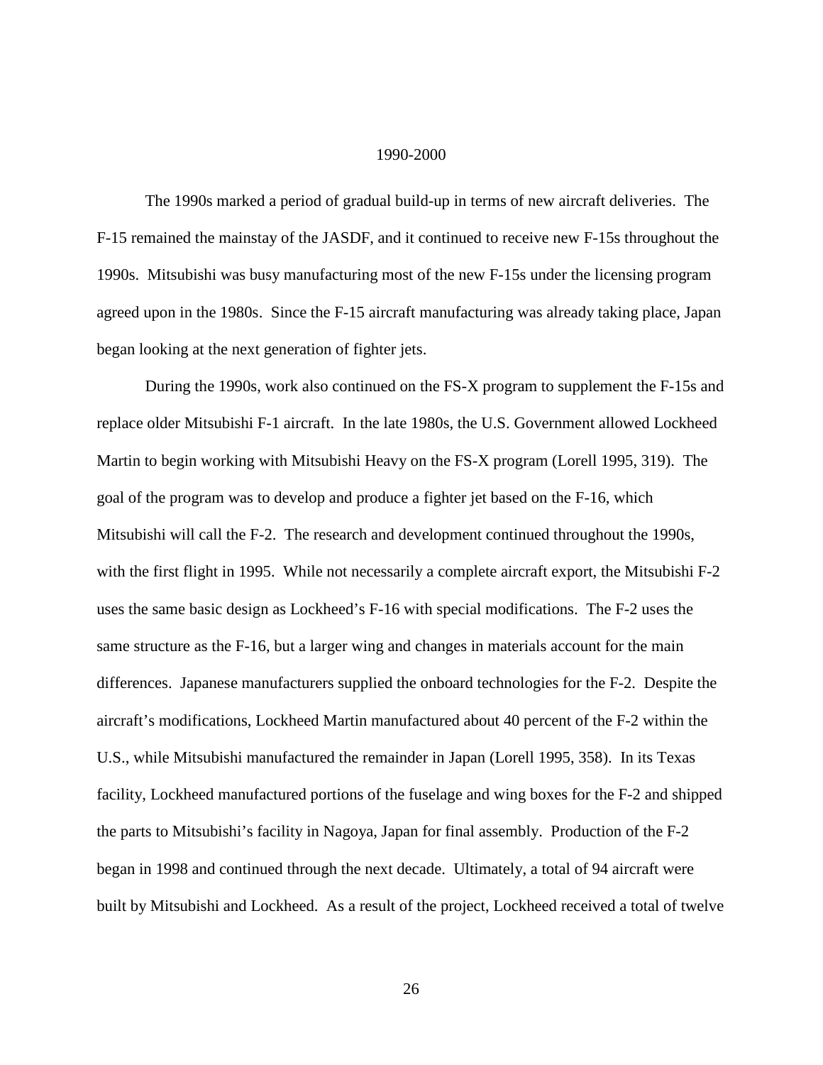## 1990-2000

The 1990s marked a period of gradual build-up in terms of new aircraft deliveries. The F-15 remained the mainstay of the JASDF, and it continued to receive new F-15s throughout the 1990s. Mitsubishi was busy manufacturing most of the new F-15s under the licensing program agreed upon in the 1980s. Since the F-15 aircraft manufacturing was already taking place, Japan began looking at the next generation of fighter jets.

During the 1990s, work also continued on the FS-X program to supplement the F-15s and replace older Mitsubishi F-1 aircraft. In the late 1980s, the U.S. Government allowed Lockheed Martin to begin working with Mitsubishi Heavy on the FS-X program (Lorell 1995, 319). The goal of the program was to develop and produce a fighter jet based on the F-16, which Mitsubishi will call the F-2. The research and development continued throughout the 1990s, with the first flight in 1995. While not necessarily a complete aircraft export, the Mitsubishi F-2 uses the same basic design as Lockheed's F-16 with special modifications. The F-2 uses the same structure as the F-16, but a larger wing and changes in materials account for the main differences. Japanese manufacturers supplied the onboard technologies for the F-2. Despite the aircraft's modifications, Lockheed Martin manufactured about 40 percent of the F-2 within the U.S., while Mitsubishi manufactured the remainder in Japan (Lorell 1995, 358). In its Texas facility, Lockheed manufactured portions of the fuselage and wing boxes for the F-2 and shipped the parts to Mitsubishi's facility in Nagoya, Japan for final assembly. Production of the F-2 began in 1998 and continued through the next decade. Ultimately, a total of 94 aircraft were built by Mitsubishi and Lockheed. As a result of the project, Lockheed received a total of twelve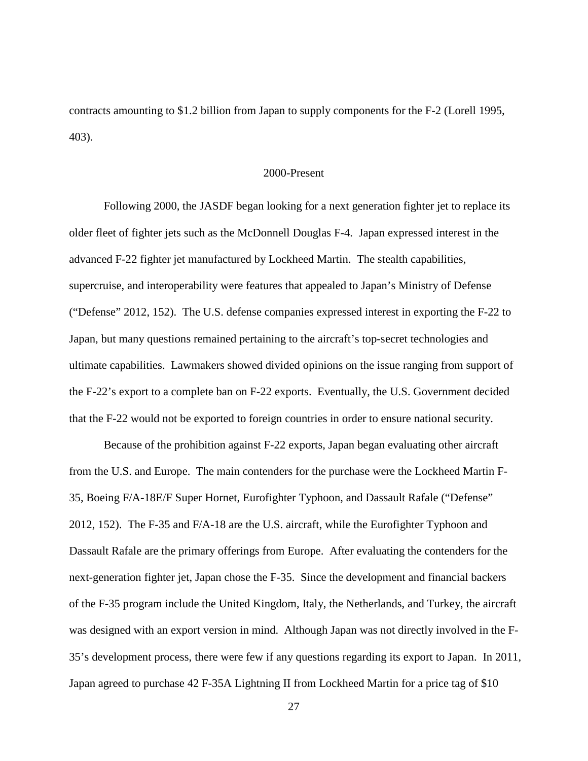contracts amounting to $1.2 billion from Japan to supply components for the F-2 (Lorell 1995, 403).

### 2000-Present

Following 2000, the JASDF began looking for a next generation fighter jet to replace its older fleet of fighter jets such as the McDonnell Douglas F-4. Japan expressed interest in the advanced F-22 fighter jet manufactured by Lockheed Martin. The stealth capabilities, supercruise, and interoperability were features that appealed to Japan's Ministry of Defense ("Defense" 2012, 152). The U.S. defense companies expressed interest in exporting the F-22 to Japan, but many questions remained pertaining to the aircraft's top-secret technologies and ultimate capabilities. Lawmakers showed divided opinions on the issue ranging from support of the F-22's export to a complete ban on F-22 exports. Eventually, the U.S. Government decided that the F-22 would not be exported to foreign countries in order to ensure national security.

Because of the prohibition against F-22 exports, Japan began evaluating other aircraft from the U.S. and Europe. The main contenders for the purchase were the Lockheed Martin F-35, Boeing F/A-18E/F Super Hornet, Eurofighter Typhoon, and Dassault Rafale ("Defense" 2012, 152). The F-35 and F/A-18 are the U.S. aircraft, while the Eurofighter Typhoon and Dassault Rafale are the primary offerings from Europe. After evaluating the contenders for the next-generation fighter jet, Japan chose the F-35. Since the development and financial backers of the F-35 program include the United Kingdom, Italy, the Netherlands, and Turkey, the aircraft was designed with an export version in mind. Although Japan was not directly involved in the F-35's development process, there were few if any questions regarding its export to Japan. In 2011, Japan agreed to purchase 42 F-35A Lightning II from Lockheed Martin for a price tag of $10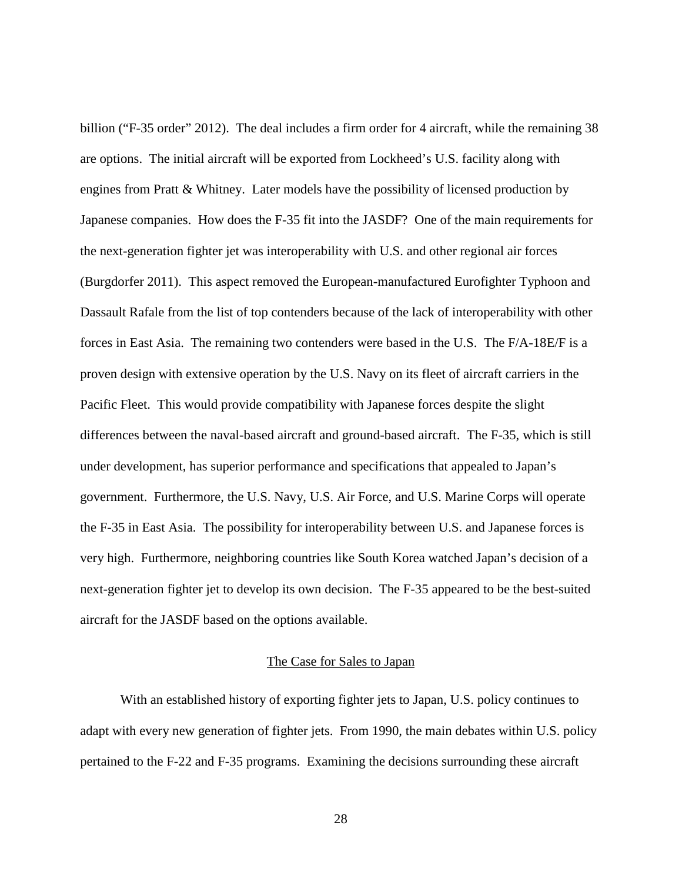billion ("F-35 order" 2012). The deal includes a firm order for 4 aircraft, while the remaining 38 are options. The initial aircraft will be exported from Lockheed's U.S. facility along with engines from Pratt & Whitney. Later models have the possibility of licensed production by Japanese companies. How does the F-35 fit into the JASDF? One of the main requirements for the next-generation fighter jet was interoperability with U.S. and other regional air forces (Burgdorfer 2011). This aspect removed the European-manufactured Eurofighter Typhoon and Dassault Rafale from the list of top contenders because of the lack of interoperability with other forces in East Asia. The remaining two contenders were based in the U.S. The F/A-18E/F is a proven design with extensive operation by the U.S. Navy on its fleet of aircraft carriers in the Pacific Fleet. This would provide compatibility with Japanese forces despite the slight differences between the naval-based aircraft and ground-based aircraft. The F-35, which is still under development, has superior performance and specifications that appealed to Japan's government. Furthermore, the U.S. Navy, U.S. Air Force, and U.S. Marine Corps will operate the F-35 in East Asia. The possibility for interoperability between U.S. and Japanese forces is very high. Furthermore, neighboring countries like South Korea watched Japan's decision of a next-generation fighter jet to develop its own decision. The F-35 appeared to be the best-suited aircraft for the JASDF based on the options available.

## The Case for Sales to Japan

With an established history of exporting fighter jets to Japan, U.S. policy continues to adapt with every new generation of fighter jets. From 1990, the main debates within U.S. policy pertained to the F-22 and F-35 programs. Examining the decisions surrounding these aircraft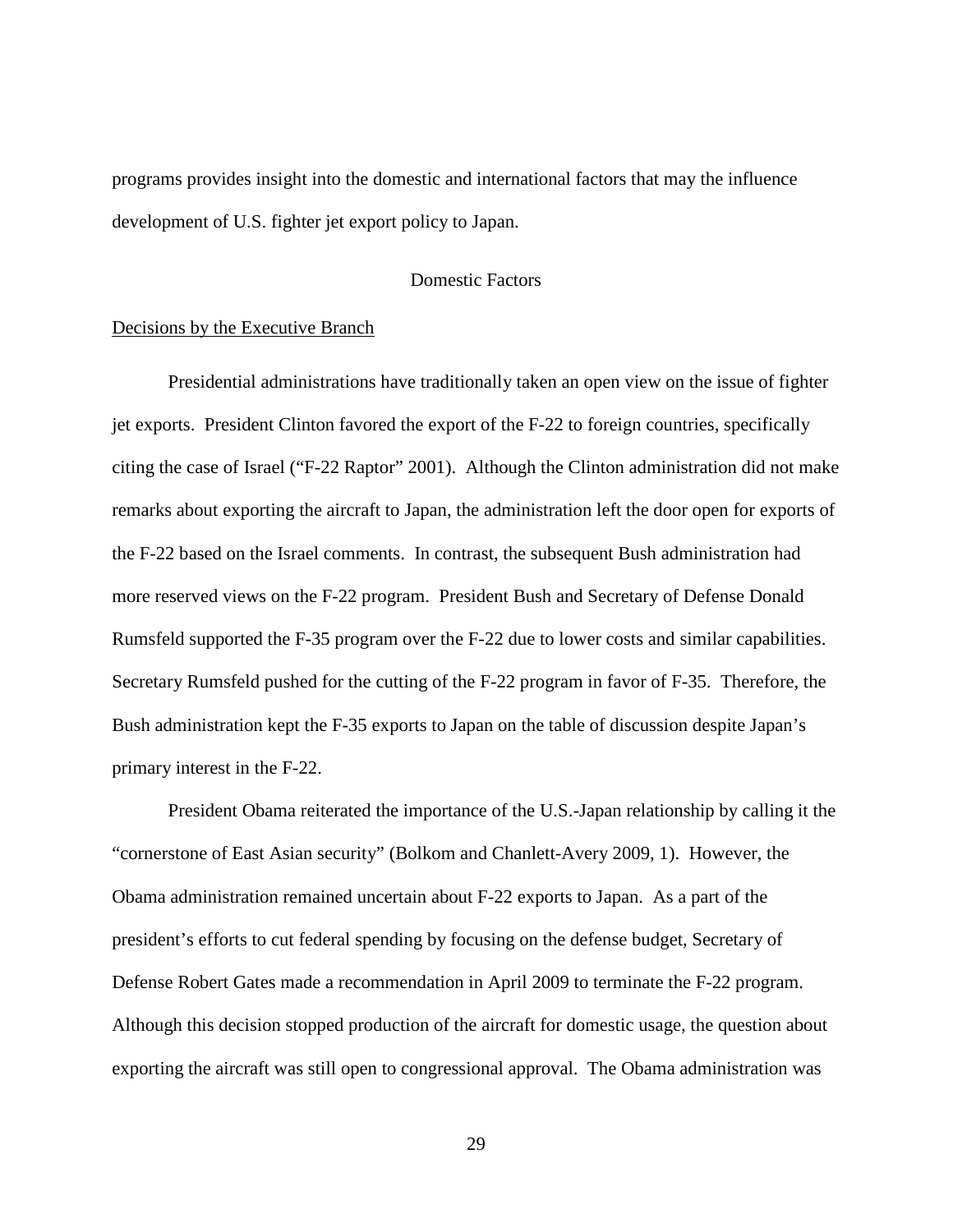programs provides insight into the domestic and international factors that may the influence development of U.S. fighter jet export policy to Japan.

## Domestic Factors

### Decisions by the Executive Branch

Presidential administrations have traditionally taken an open view on the issue of fighter jet exports. President Clinton favored the export of the F-22 to foreign countries, specifically citing the case of Israel ("F-22 Raptor" 2001). Although the Clinton administration did not make remarks about exporting the aircraft to Japan, the administration left the door open for exports of the F-22 based on the Israel comments. In contrast, the subsequent Bush administration had more reserved views on the F-22 program. President Bush and Secretary of Defense Donald Rumsfeld supported the F-35 program over the F-22 due to lower costs and similar capabilities. Secretary Rumsfeld pushed for the cutting of the F-22 program in favor of F-35. Therefore, the Bush administration kept the F-35 exports to Japan on the table of discussion despite Japan's primary interest in the F-22.

President Obama reiterated the importance of the U.S.-Japan relationship by calling it the "cornerstone of East Asian security" (Bolkom and Chanlett-Avery 2009, 1). However, the Obama administration remained uncertain about F-22 exports to Japan. As a part of the president's efforts to cut federal spending by focusing on the defense budget, Secretary of Defense Robert Gates made a recommendation in April 2009 to terminate the F-22 program. Although this decision stopped production of the aircraft for domestic usage, the question about exporting the aircraft was still open to congressional approval. The Obama administration was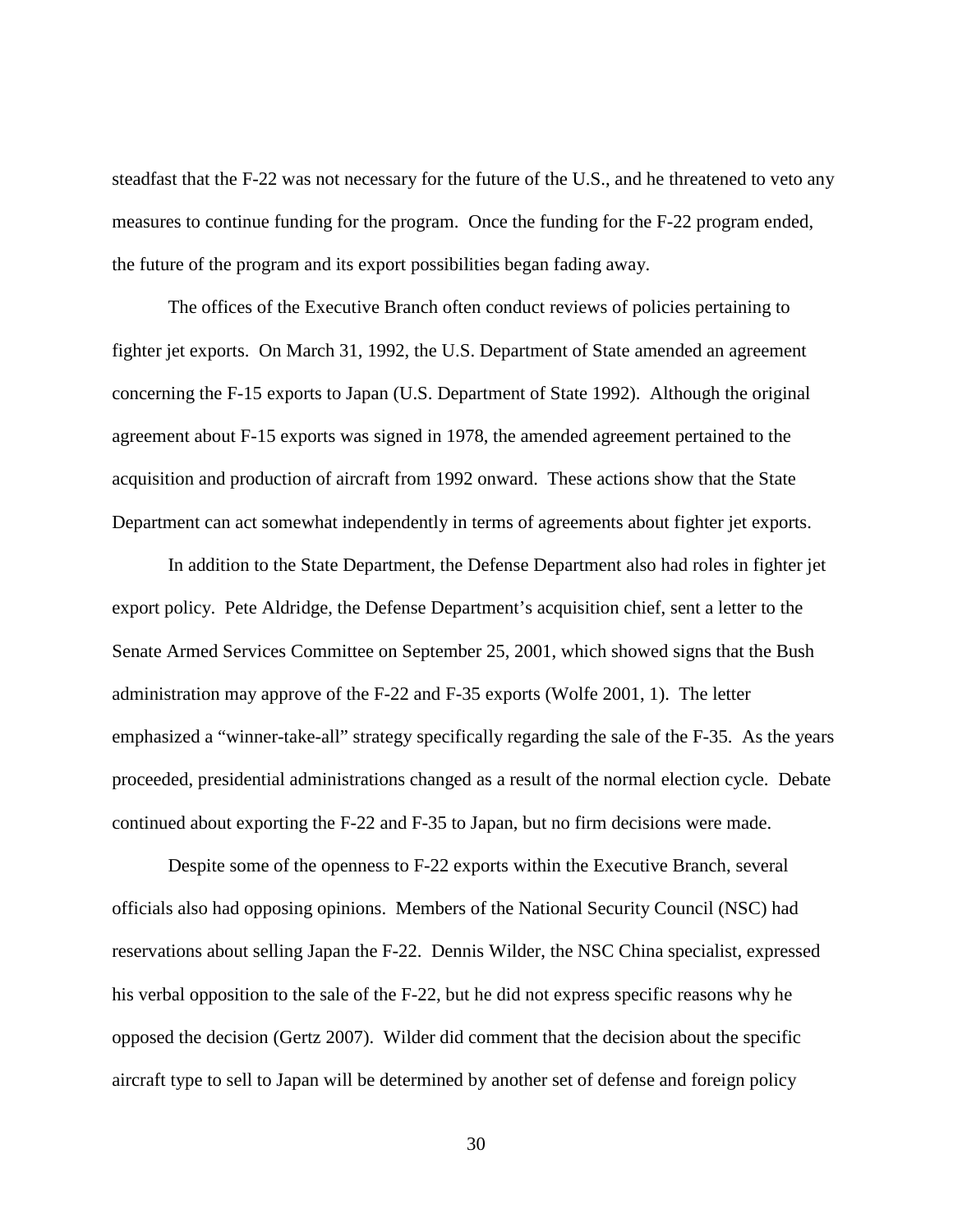steadfast that the F-22 was not necessary for the future of the U.S., and he threatened to veto any measures to continue funding for the program. Once the funding for the F-22 program ended, the future of the program and its export possibilities began fading away.

The offices of the Executive Branch often conduct reviews of policies pertaining to fighter jet exports. On March 31, 1992, the U.S. Department of State amended an agreement concerning the F-15 exports to Japan (U.S. Department of State 1992). Although the original agreement about F-15 exports was signed in 1978, the amended agreement pertained to the acquisition and production of aircraft from 1992 onward. These actions show that the State Department can act somewhat independently in terms of agreements about fighter jet exports.

In addition to the State Department, the Defense Department also had roles in fighter jet export policy. Pete Aldridge, the Defense Department's acquisition chief, sent a letter to the Senate Armed Services Committee on September 25, 2001, which showed signs that the Bush administration may approve of the F-22 and F-35 exports (Wolfe 2001, 1). The letter emphasized a "winner-take-all" strategy specifically regarding the sale of the F-35. As the years proceeded, presidential administrations changed as a result of the normal election cycle. Debate continued about exporting the F-22 and F-35 to Japan, but no firm decisions were made.

Despite some of the openness to F-22 exports within the Executive Branch, several officials also had opposing opinions. Members of the National Security Council (NSC) had reservations about selling Japan the F-22. Dennis Wilder, the NSC China specialist, expressed his verbal opposition to the sale of the F-22, but he did not express specific reasons why he opposed the decision (Gertz 2007). Wilder did comment that the decision about the specific aircraft type to sell to Japan will be determined by another set of defense and foreign policy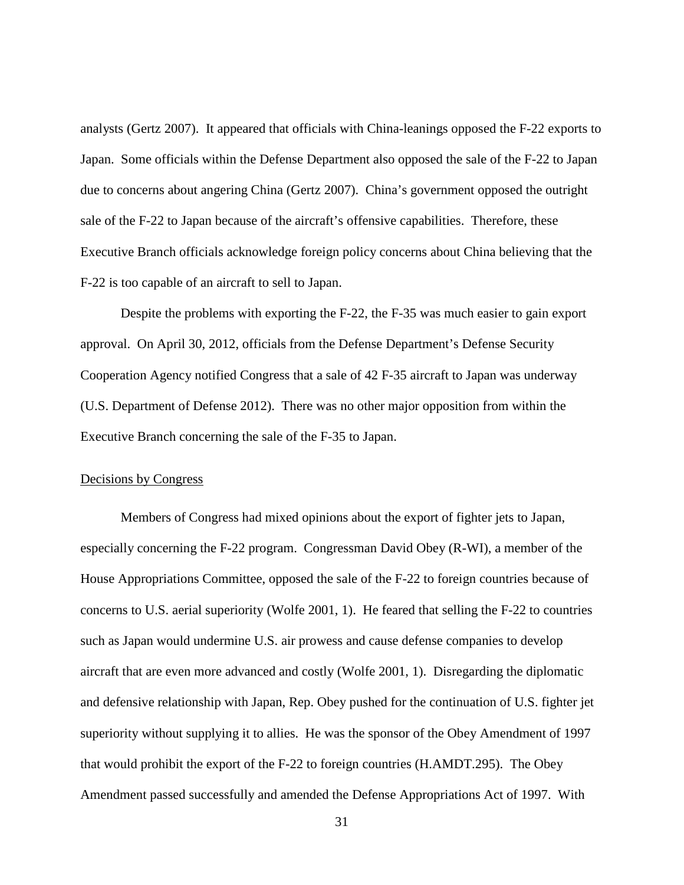analysts (Gertz 2007). It appeared that officials with China-leanings opposed the F-22 exports to Japan. Some officials within the Defense Department also opposed the sale of the F-22 to Japan due to concerns about angering China (Gertz 2007). China's government opposed the outright sale of the F-22 to Japan because of the aircraft's offensive capabilities. Therefore, these Executive Branch officials acknowledge foreign policy concerns about China believing that the F-22 is too capable of an aircraft to sell to Japan.

Despite the problems with exporting the F-22, the F-35 was much easier to gain export approval. On April 30, 2012, officials from the Defense Department's Defense Security Cooperation Agency notified Congress that a sale of 42 F-35 aircraft to Japan was underway (U.S. Department of Defense 2012). There was no other major opposition from within the Executive Branch concerning the sale of the F-35 to Japan.

<u>Decisions by Congress</u>

Members of Congress had mixed opinions about the export of fighter jets to Japan, especially concerning the F-22 program. Congressman David Obey (R-WI), a member of the House Appropriations Committee, opposed the sale of the F-22 to foreign countries because of concerns to U.S. aerial superiority (Wolfe 2001, 1). He feared that selling the F-22 to countries such as Japan would undermine U.S. air prowess and cause defense companies to develop aircraft that are even more advanced and costly (Wolfe 2001, 1). Disregarding the diplomatic and defensive relationship with Japan, Rep. Obey pushed for the continuation of U.S. fighter jet superiority without supplying it to allies. He was the sponsor of the Obey Amendment of 1997 that would prohibit the export of the F-22 to foreign countries (H.AMDT.295). The Obey Amendment passed successfully and amended the Defense Appropriations Act of 1997. With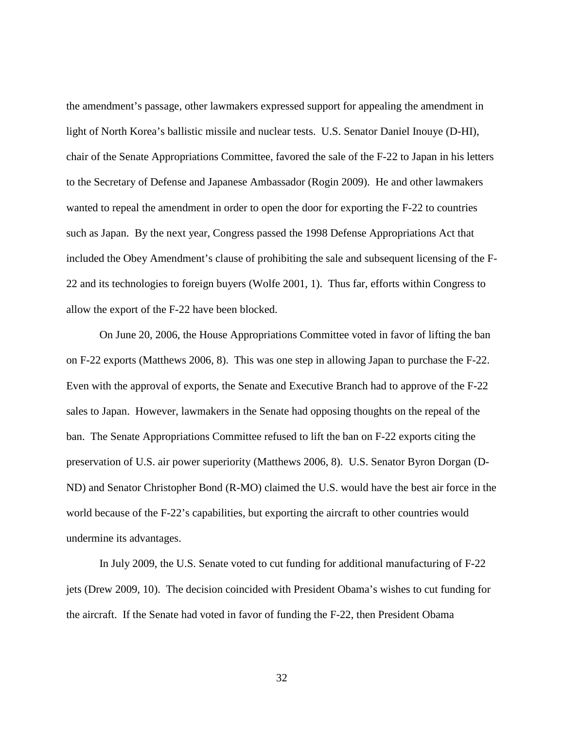the amendment's passage, other lawmakers expressed support for appealing the amendment in light of North Korea's ballistic missile and nuclear tests. U.S. Senator Daniel Inouye (D-HI), chair of the Senate Appropriations Committee, favored the sale of the F-22 to Japan in his letters to the Secretary of Defense and Japanese Ambassador (Rogin 2009). He and other lawmakers wanted to repeal the amendment in order to open the door for exporting the F-22 to countries such as Japan. By the next year, Congress passed the 1998 Defense Appropriations Act that included the Obey Amendment's clause of prohibiting the sale and subsequent licensing of the F-22 and its technologies to foreign buyers (Wolfe 2001, 1). Thus far, efforts within Congress to allow the export of the F-22 have been blocked.

On June 20, 2006, the House Appropriations Committee voted in favor of lifting the ban on F-22 exports (Matthews 2006, 8). This was one step in allowing Japan to purchase the F-22. Even with the approval of exports, the Senate and Executive Branch had to approve of the F-22 sales to Japan. However, lawmakers in the Senate had opposing thoughts on the repeal of the ban. The Senate Appropriations Committee refused to lift the ban on F-22 exports citing the preservation of U.S. air power superiority (Matthews 2006, 8). U.S. Senator Byron Dorgan (D-ND) and Senator Christopher Bond (R-MO) claimed the U.S. would have the best air force in the world because of the F-22's capabilities, but exporting the aircraft to other countries would undermine its advantages.

In July 2009, the U.S. Senate voted to cut funding for additional manufacturing of F-22 jets (Drew 2009, 10). The decision coincided with President Obama's wishes to cut funding for the aircraft. If the Senate had voted in favor of funding the F-22, then President Obama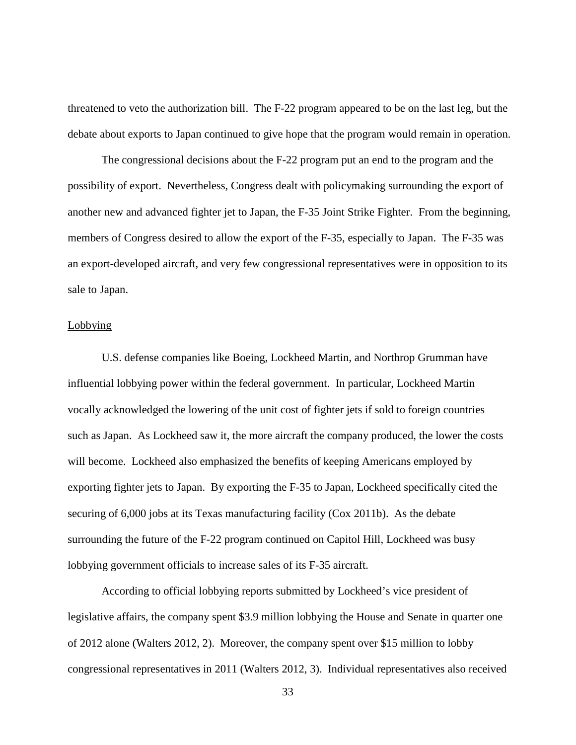threatened to veto the authorization bill. The F-22 program appeared to be on the last leg, but the debate about exports to Japan continued to give hope that the program would remain in operation.

The congressional decisions about the F-22 program put an end to the program and the possibility of export. Nevertheless, Congress dealt with policymaking surrounding the export of another new and advanced fighter jet to Japan, the F-35 Joint Strike Fighter. From the beginning, members of Congress desired to allow the export of the F-35, especially to Japan. The F-35 was an export-developed aircraft, and very few congressional representatives were in opposition to its sale to Japan.

## Lobbying

U.S. defense companies like Boeing, Lockheed Martin, and Northrop Grumman have influential lobbying power within the federal government. In particular, Lockheed Martin vocally acknowledged the lowering of the unit cost of fighter jets if sold to foreign countries such as Japan. As Lockheed saw it, the more aircraft the company produced, the lower the costs will become. Lockheed also emphasized the benefits of keeping Americans employed by exporting fighter jets to Japan. By exporting the F-35 to Japan, Lockheed specifically cited the securing of 6,000 jobs at its Texas manufacturing facility (Cox 2011b). As the debate surrounding the future of the F-22 program continued on Capitol Hill, Lockheed was busy lobbying government officials to increase sales of its F-35 aircraft.

According to official lobbying reports submitted by Lockheed's vice president of legislative affairs, the company spent \$3.9 million lobbying the House and Senate in quarter one of 2012 alone (Walters 2012, 2). Moreover, the company spent over \$15 million to lobby congressional representatives in 2011 (Walters 2012, 3). Individual representatives also received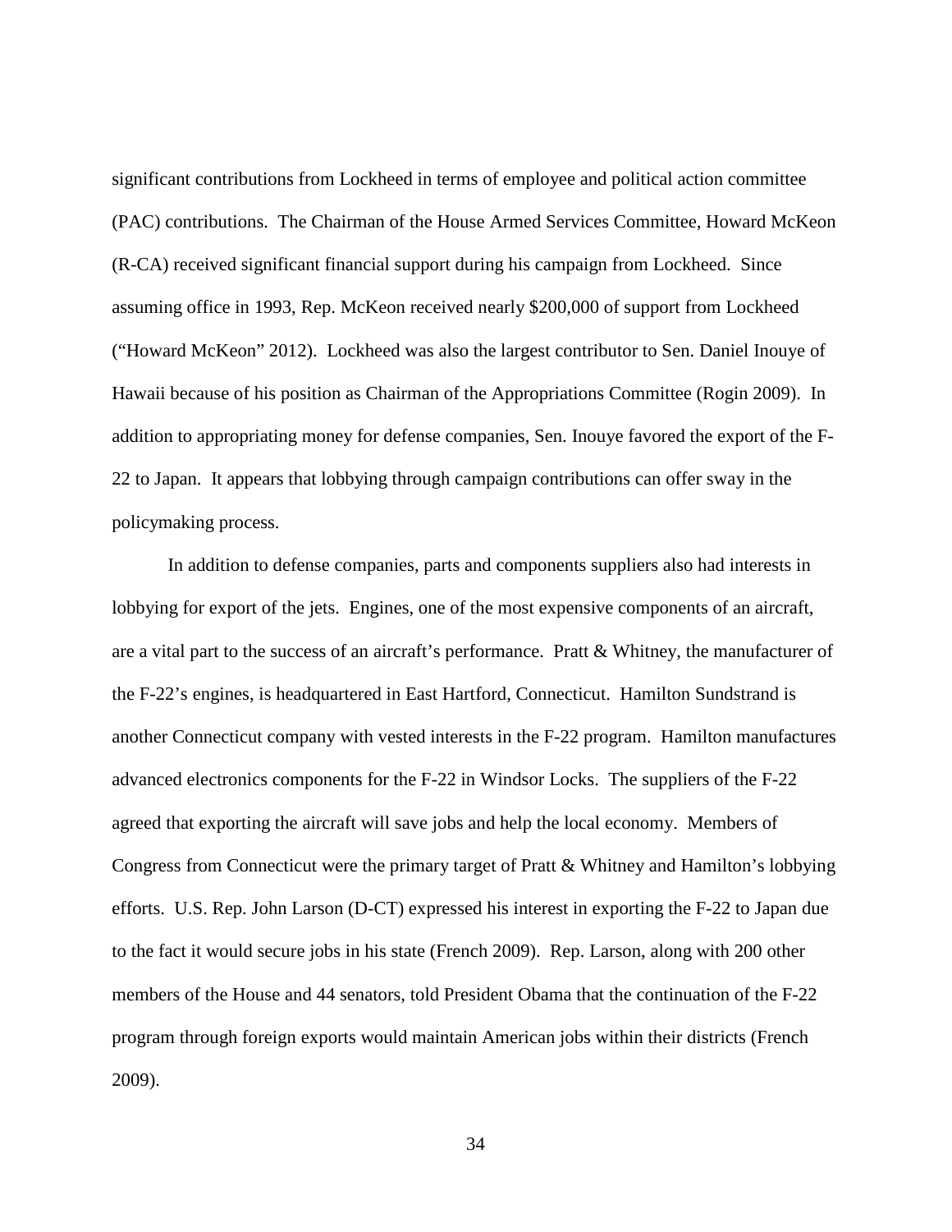significant contributions from Lockheed in terms of employee and political action committee (PAC) contributions. The Chairman of the House Armed Services Committee, Howard McKeon (R-CA) received significant financial support during his campaign from Lockheed. Since assuming office in 1993, Rep. McKeon received nearly $200,000 of support from Lockheed ("Howard McKeon" 2012). Lockheed was also the largest contributor to Sen. Daniel Inouye of Hawaii because of his position as Chairman of the Appropriations Committee (Rogin 2009). In addition to appropriating money for defense companies, Sen. Inouye favored the export of the F-22 to Japan. It appears that lobbying through campaign contributions can offer sway in the policymaking process.

In addition to defense companies, parts and components suppliers also had interests in lobbying for export of the jets. Engines, one of the most expensive components of an aircraft, are a vital part to the success of an aircraft's performance. Pratt & Whitney, the manufacturer of the F-22's engines, is headquartered in East Hartford, Connecticut. Hamilton Sundstrand is another Connecticut company with vested interests in the F-22 program. Hamilton manufactures advanced electronics components for the F-22 in Windsor Locks. The suppliers of the F-22 agreed that exporting the aircraft will save jobs and help the local economy. Members of Congress from Connecticut were the primary target of Pratt & Whitney and Hamilton's lobbying efforts. U.S. Rep. John Larson (D-CT) expressed his interest in exporting the F-22 to Japan due to the fact it would secure jobs in his state (French 2009). Rep. Larson, along with 200 other members of the House and 44 senators, told President Obama that the continuation of the F-22 program through foreign exports would maintain American jobs within their districts (French 2009).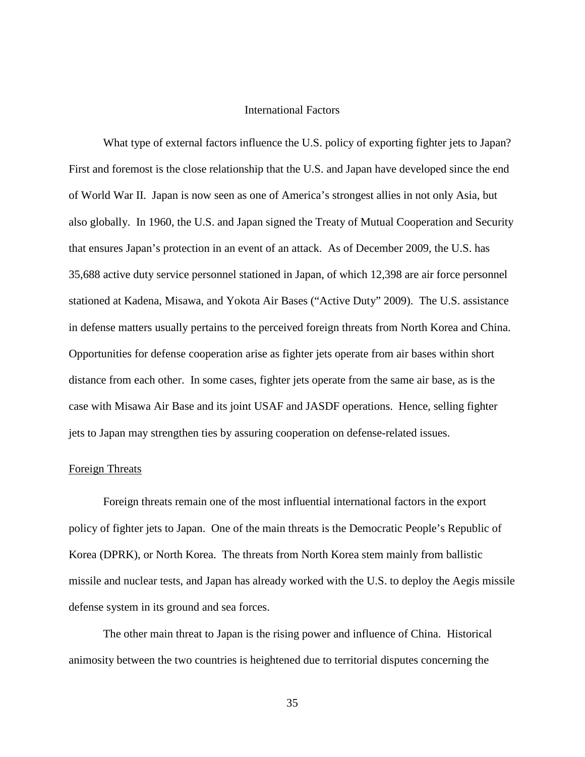# International Factors

What type of external factors influence the U.S. policy of exporting fighter jets to Japan? First and foremost is the close relationship that the U.S. and Japan have developed since the end of World War II. Japan is now seen as one of America's strongest allies in not only Asia, but also globally. In 1960, the U.S. and Japan signed the Treaty of Mutual Cooperation and Security that ensures Japan's protection in an event of an attack. As of December 2009, the U.S. has 35,688 active duty service personnel stationed in Japan, of which 12,398 are air force personnel stationed at Kadena, Misawa, and Yokota Air Bases ("Active Duty" 2009). The U.S. assistance in defense matters usually pertains to the perceived foreign threats from North Korea and China. Opportunities for defense cooperation arise as fighter jets operate from air bases within short distance from each other. In some cases, fighter jets operate from the same air base, as is the case with Misawa Air Base and its joint USAF and JASDF operations. Hence, selling fighter jets to Japan may strengthen ties by assuring cooperation on defense-related issues.

## Foreign Threats

Foreign threats remain one of the most influential international factors in the export policy of fighter jets to Japan. One of the main threats is the Democratic People's Republic of Korea (DPRK), or North Korea. The threats from North Korea stem mainly from ballistic missile and nuclear tests, and Japan has already worked with the U.S. to deploy the Aegis missile defense system in its ground and sea forces.

The other main threat to Japan is the rising power and influence of China. Historical animosity between the two countries is heightened due to territorial disputes concerning the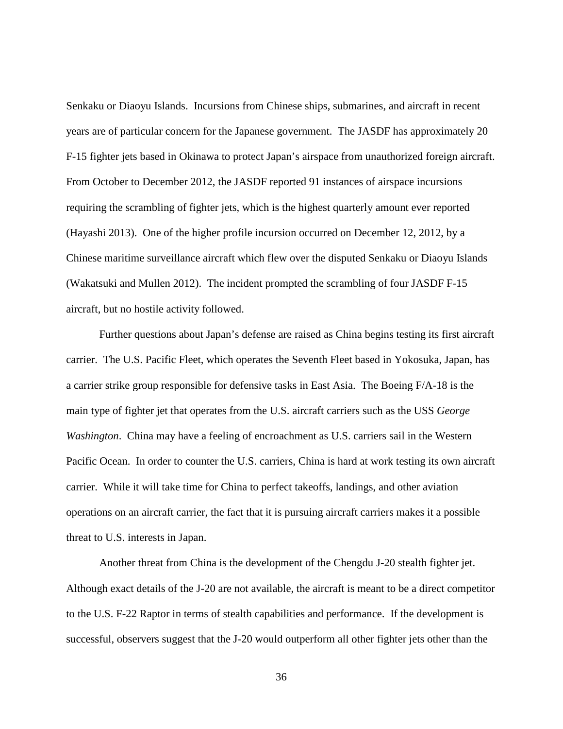Senkaku or Diaoyu Islands. Incursions from Chinese ships, submarines, and aircraft in recent years are of particular concern for the Japanese government. The JASDF has approximately 20 F-15 fighter jets based in Okinawa to protect Japan's airspace from unauthorized foreign aircraft. From October to December 2012, the JASDF reported 91 instances of airspace incursions requiring the scrambling of fighter jets, which is the highest quarterly amount ever reported (Hayashi 2013). One of the higher profile incursion occurred on December 12, 2012, by a Chinese maritime surveillance aircraft which flew over the disputed Senkaku or Diaoyu Islands (Wakatsuki and Mullen 2012). The incident prompted the scrambling of four JASDF F-15 aircraft, but no hostile activity followed.

Further questions about Japan's defense are raised as China begins testing its first aircraft carrier. The U.S. Pacific Fleet, which operates the Seventh Fleet based in Yokosuka, Japan, has a carrier strike group responsible for defensive tasks in East Asia. The Boeing F/A-18 is the main type of fighter jet that operates from the U.S. aircraft carriers such as the USS *George Washington*. China may have a feeling of encroachment as U.S. carriers sail in the Western Pacific Ocean. In order to counter the U.S. carriers, China is hard at work testing its own aircraft carrier. While it will take time for China to perfect takeoffs, landings, and other aviation operations on an aircraft carrier, the fact that it is pursuing aircraft carriers makes it a possible threat to U.S. interests in Japan.

Another threat from China is the development of the Chengdu J-20 stealth fighter jet. Although exact details of the J-20 are not available, the aircraft is meant to be a direct competitor to the U.S. F-22 Raptor in terms of stealth capabilities and performance. If the development is successful, observers suggest that the J-20 would outperform all other fighter jets other than the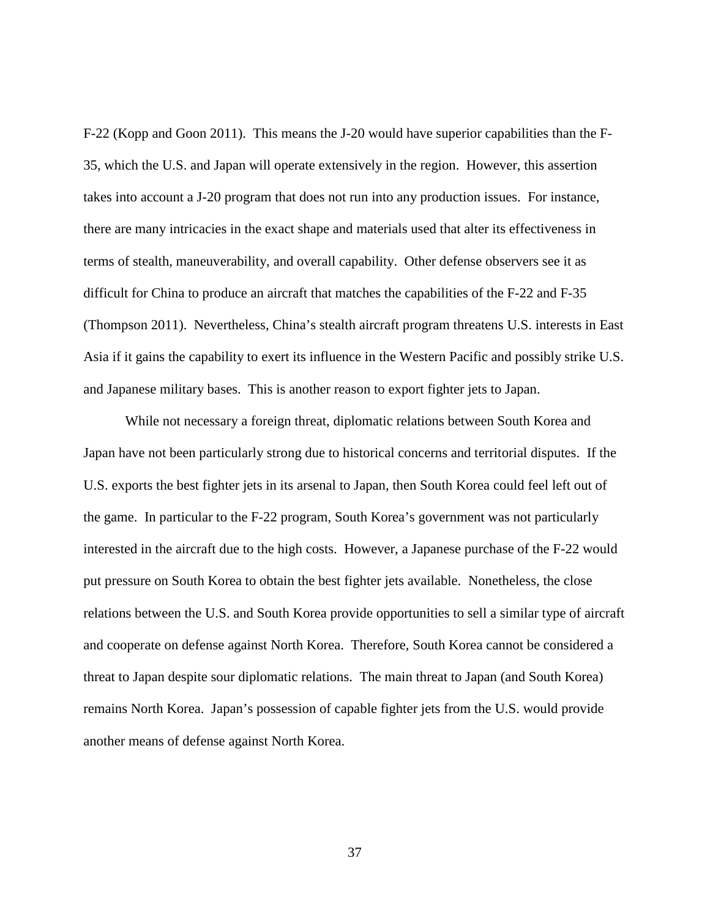F-22 (Kopp and Goon 2011). This means the J-20 would have superior capabilities than the F-35, which the U.S. and Japan will operate extensively in the region. However, this assertion takes into account a J-20 program that does not run into any production issues. For instance, there are many intricacies in the exact shape and materials used that alter its effectiveness in terms of stealth, maneuverability, and overall capability. Other defense observers see it as difficult for China to produce an aircraft that matches the capabilities of the F-22 and F-35 (Thompson 2011). Nevertheless, China's stealth aircraft program threatens U.S. interests in East Asia if it gains the capability to exert its influence in the Western Pacific and possibly strike U.S. and Japanese military bases. This is another reason to export fighter jets to Japan.

While not necessary a foreign threat, diplomatic relations between South Korea and Japan have not been particularly strong due to historical concerns and territorial disputes. If the U.S. exports the best fighter jets in its arsenal to Japan, then South Korea could feel left out of the game. In particular to the F-22 program, South Korea's government was not particularly interested in the aircraft due to the high costs. However, a Japanese purchase of the F-22 would put pressure on South Korea to obtain the best fighter jets available. Nonetheless, the close relations between the U.S. and South Korea provide opportunities to sell a similar type of aircraft and cooperate on defense against North Korea. Therefore, South Korea cannot be considered a threat to Japan despite sour diplomatic relations. The main threat to Japan (and South Korea) remains North Korea. Japan's possession of capable fighter jets from the U.S. would provide another means of defense against North Korea.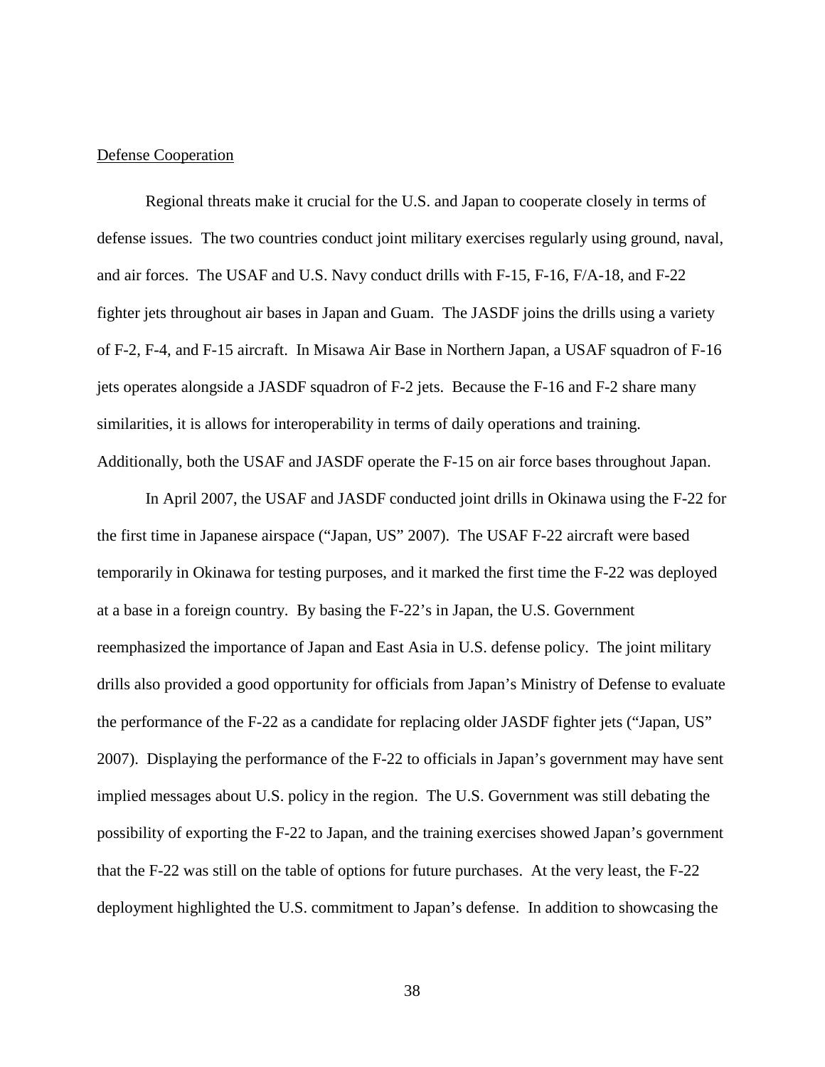Defense Cooperation

Regional threats make it crucial for the U.S. and Japan to cooperate closely in terms of defense issues. The two countries conduct joint military exercises regularly using ground, naval, and air forces. The USAF and U.S. Navy conduct drills with F-15, F-16, F/A-18, and F-22 fighter jets throughout air bases in Japan and Guam. The JASDF joins the drills using a variety of F-2, F-4, and F-15 aircraft. In Misawa Air Base in Northern Japan, a USAF squadron of F-16 jets operates alongside a JASDF squadron of F-2 jets. Because the F-16 and F-2 share many similarities, it is allows for interoperability in terms of daily operations and training. Additionally, both the USAF and JASDF operate the F-15 on air force bases throughout Japan.

In April 2007, the USAF and JASDF conducted joint drills in Okinawa using the F-22 for the first time in Japanese airspace ("Japan, US" 2007). The USAF F-22 aircraft were based temporarily in Okinawa for testing purposes, and it marked the first time the F-22 was deployed at a base in a foreign country. By basing the F-22's in Japan, the U.S. Government reemphasized the importance of Japan and East Asia in U.S. defense policy. The joint military drills also provided a good opportunity for officials from Japan's Ministry of Defense to evaluate the performance of the F-22 as a candidate for replacing older JASDF fighter jets ("Japan, US" 2007). Displaying the performance of the F-22 to officials in Japan's government may have sent implied messages about U.S. policy in the region. The U.S. Government was still debating the possibility of exporting the F-22 to Japan, and the training exercises showed Japan's government that the F-22 was still on the table of options for future purchases. At the very least, the F-22 deployment highlighted the U.S. commitment to Japan's defense. In addition to showcasing the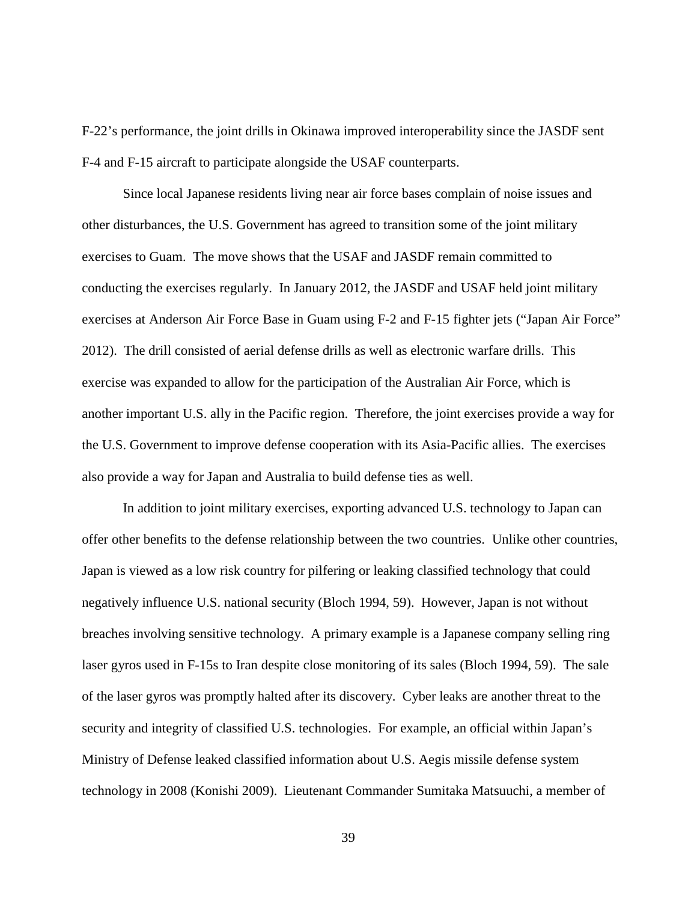F-22's performance, the joint drills in Okinawa improved interoperability since the JASDF sent F-4 and F-15 aircraft to participate alongside the USAF counterparts.

Since local Japanese residents living near air force bases complain of noise issues and other disturbances, the U.S. Government has agreed to transition some of the joint military exercises to Guam. The move shows that the USAF and JASDF remain committed to conducting the exercises regularly. In January 2012, the JASDF and USAF held joint military exercises at Anderson Air Force Base in Guam using F-2 and F-15 fighter jets ("Japan Air Force" 2012). The drill consisted of aerial defense drills as well as electronic warfare drills. This exercise was expanded to allow for the participation of the Australian Air Force, which is another important U.S. ally in the Pacific region. Therefore, the joint exercises provide a way for the U.S. Government to improve defense cooperation with its Asia-Pacific allies. The exercises also provide a way for Japan and Australia to build defense ties as well.

In addition to joint military exercises, exporting advanced U.S. technology to Japan can offer other benefits to the defense relationship between the two countries. Unlike other countries, Japan is viewed as a low risk country for pilfering or leaking classified technology that could negatively influence U.S. national security (Bloch 1994, 59). However, Japan is not without breaches involving sensitive technology. A primary example is a Japanese company selling ring laser gyros used in F-15s to Iran despite close monitoring of its sales (Bloch 1994, 59). The sale of the laser gyros was promptly halted after its discovery. Cyber leaks are another threat to the security and integrity of classified U.S. technologies. For example, an official within Japan's Ministry of Defense leaked classified information about U.S. Aegis missile defense system technology in 2008 (Konishi 2009). Lieutenant Commander Sumitaka Matsuuchi, a member of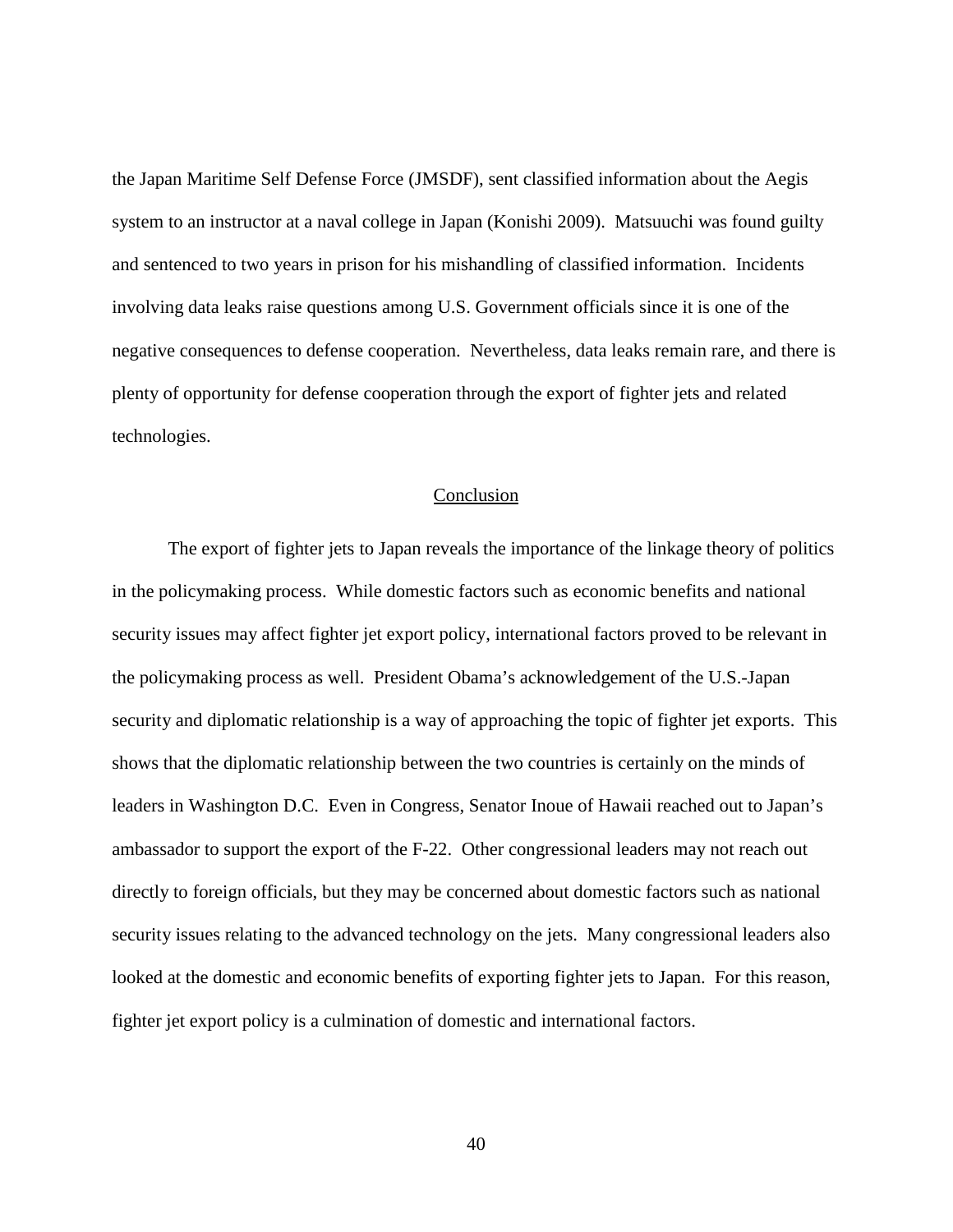the Japan Maritime Self Defense Force (JMSDF), sent classified information about the Aegis system to an instructor at a naval college in Japan (Konishi 2009). Matsuuchi was found guilty and sentenced to two years in prison for his mishandling of classified information. Incidents involving data leaks raise questions among U.S. Government officials since it is one of the negative consequences to defense cooperation. Nevertheless, data leaks remain rare, and there is plenty of opportunity for defense cooperation through the export of fighter jets and related technologies.

## Conclusion

The export of fighter jets to Japan reveals the importance of the linkage theory of politics in the policymaking process. While domestic factors such as economic benefits and national security issues may affect fighter jet export policy, international factors proved to be relevant in the policymaking process as well. President Obama's acknowledgement of the U.S.-Japan security and diplomatic relationship is a way of approaching the topic of fighter jet exports. This shows that the diplomatic relationship between the two countries is certainly on the minds of leaders in Washington D.C. Even in Congress, Senator Inoue of Hawaii reached out to Japan's ambassador to support the export of the F-22. Other congressional leaders may not reach out directly to foreign officials, but they may be concerned about domestic factors such as national security issues relating to the advanced technology on the jets. Many congressional leaders also looked at the domestic and economic benefits of exporting fighter jets to Japan. For this reason, fighter jet export policy is a culmination of domestic and international factors.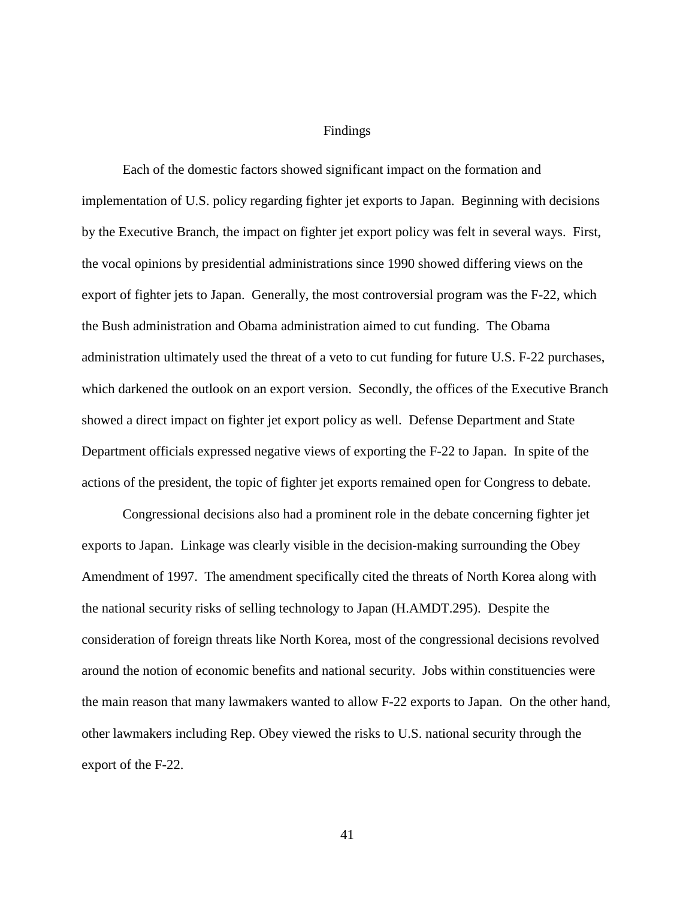## Findings

Each of the domestic factors showed significant impact on the formation and implementation of U.S. policy regarding fighter jet exports to Japan. Beginning with decisions by the Executive Branch, the impact on fighter jet export policy was felt in several ways. First, the vocal opinions by presidential administrations since 1990 showed differing views on the export of fighter jets to Japan. Generally, the most controversial program was the F-22, which the Bush administration and Obama administration aimed to cut funding. The Obama administration ultimately used the threat of a veto to cut funding for future U.S. F-22 purchases, which darkened the outlook on an export version. Secondly, the offices of the Executive Branch showed a direct impact on fighter jet export policy as well. Defense Department and State Department officials expressed negative views of exporting the F-22 to Japan. In spite of the actions of the president, the topic of fighter jet exports remained open for Congress to debate.

Congressional decisions also had a prominent role in the debate concerning fighter jet exports to Japan. Linkage was clearly visible in the decision-making surrounding the Obey Amendment of 1997. The amendment specifically cited the threats of North Korea along with the national security risks of selling technology to Japan (H.AMDT.295). Despite the consideration of foreign threats like North Korea, most of the congressional decisions revolved around the notion of economic benefits and national security. Jobs within constituencies were the main reason that many lawmakers wanted to allow F-22 exports to Japan. On the other hand, other lawmakers including Rep. Obey viewed the risks to U.S. national security through the export of the F-22.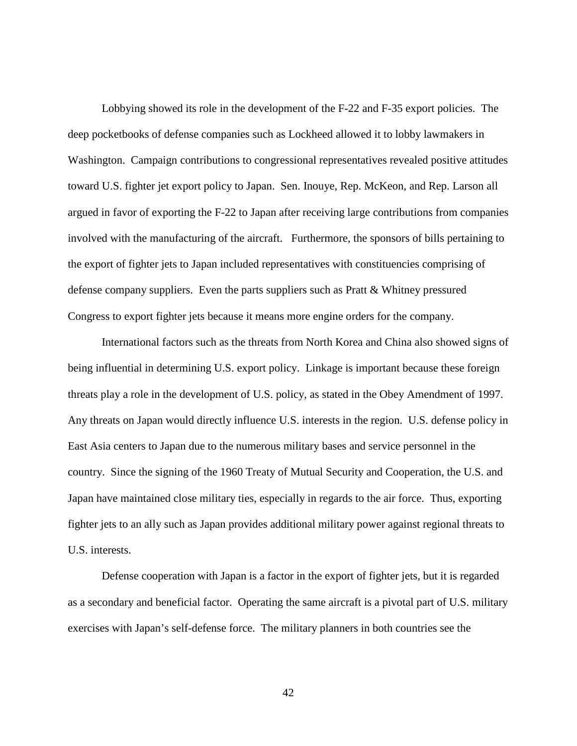Lobbying showed its role in the development of the F-22 and F-35 export policies. The deep pocketbooks of defense companies such as Lockheed allowed it to lobby lawmakers in Washington. Campaign contributions to congressional representatives revealed positive attitudes toward U.S. fighter jet export policy to Japan. Sen. Inouye, Rep. McKeon, and Rep. Larson all argued in favor of exporting the F-22 to Japan after receiving large contributions from companies involved with the manufacturing of the aircraft. Furthermore, the sponsors of bills pertaining to the export of fighter jets to Japan included representatives with constituencies comprising of defense company suppliers. Even the parts suppliers such as Pratt & Whitney pressured Congress to export fighter jets because it means more engine orders for the company.

International factors such as the threats from North Korea and China also showed signs of being influential in determining U.S. export policy. Linkage is important because these foreign threats play a role in the development of U.S. policy, as stated in the Obey Amendment of 1997. Any threats on Japan would directly influence U.S. interests in the region. U.S. defense policy in East Asia centers to Japan due to the numerous military bases and service personnel in the country. Since the signing of the 1960 Treaty of Mutual Security and Cooperation, the U.S. and Japan have maintained close military ties, especially in regards to the air force. Thus, exporting fighter jets to an ally such as Japan provides additional military power against regional threats to U.S. interests.

Defense cooperation with Japan is a factor in the export of fighter jets, but it is regarded as a secondary and beneficial factor. Operating the same aircraft is a pivotal part of U.S. military exercises with Japan's self-defense force. The military planners in both countries see the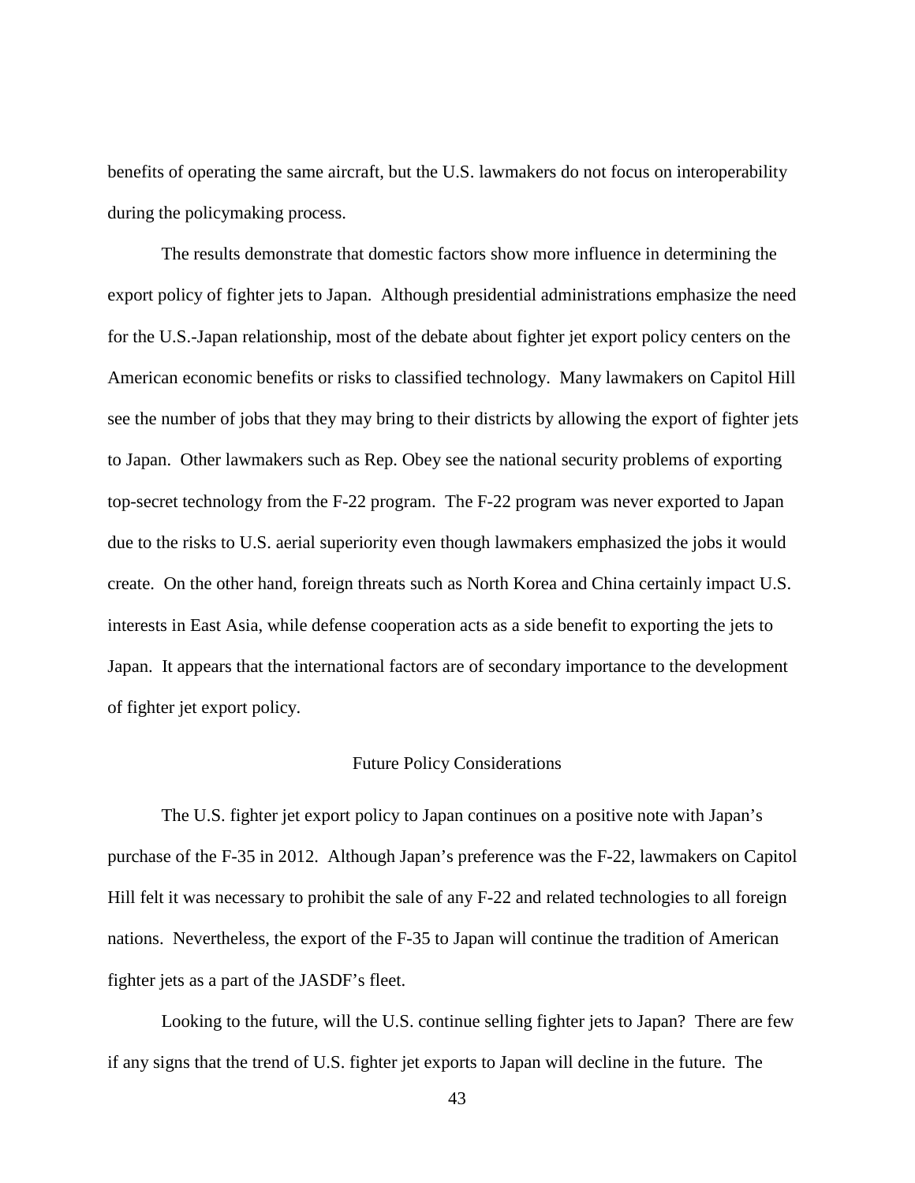benefits of operating the same aircraft, but the U.S. lawmakers do not focus on interoperability during the policymaking process.

The results demonstrate that domestic factors show more influence in determining the export policy of fighter jets to Japan. Although presidential administrations emphasize the need for the U.S.-Japan relationship, most of the debate about fighter jet export policy centers on the American economic benefits or risks to classified technology. Many lawmakers on Capitol Hill see the number of jobs that they may bring to their districts by allowing the export of fighter jets to Japan. Other lawmakers such as Rep. Obey see the national security problems of exporting top-secret technology from the F-22 program. The F-22 program was never exported to Japan due to the risks to U.S. aerial superiority even though lawmakers emphasized the jobs it would create. On the other hand, foreign threats such as North Korea and China certainly impact U.S. interests in East Asia, while defense cooperation acts as a side benefit to exporting the jets to Japan. It appears that the international factors are of secondary importance to the development of fighter jet export policy.

## Future Policy Considerations

The U.S. fighter jet export policy to Japan continues on a positive note with Japan's purchase of the F-35 in 2012. Although Japan's preference was the F-22, lawmakers on Capitol Hill felt it was necessary to prohibit the sale of any F-22 and related technologies to all foreign nations. Nevertheless, the export of the F-35 to Japan will continue the tradition of American fighter jets as a part of the JASDF's fleet.

Looking to the future, will the U.S. continue selling fighter jets to Japan? There are few if any signs that the trend of U.S. fighter jet exports to Japan will decline in the future. The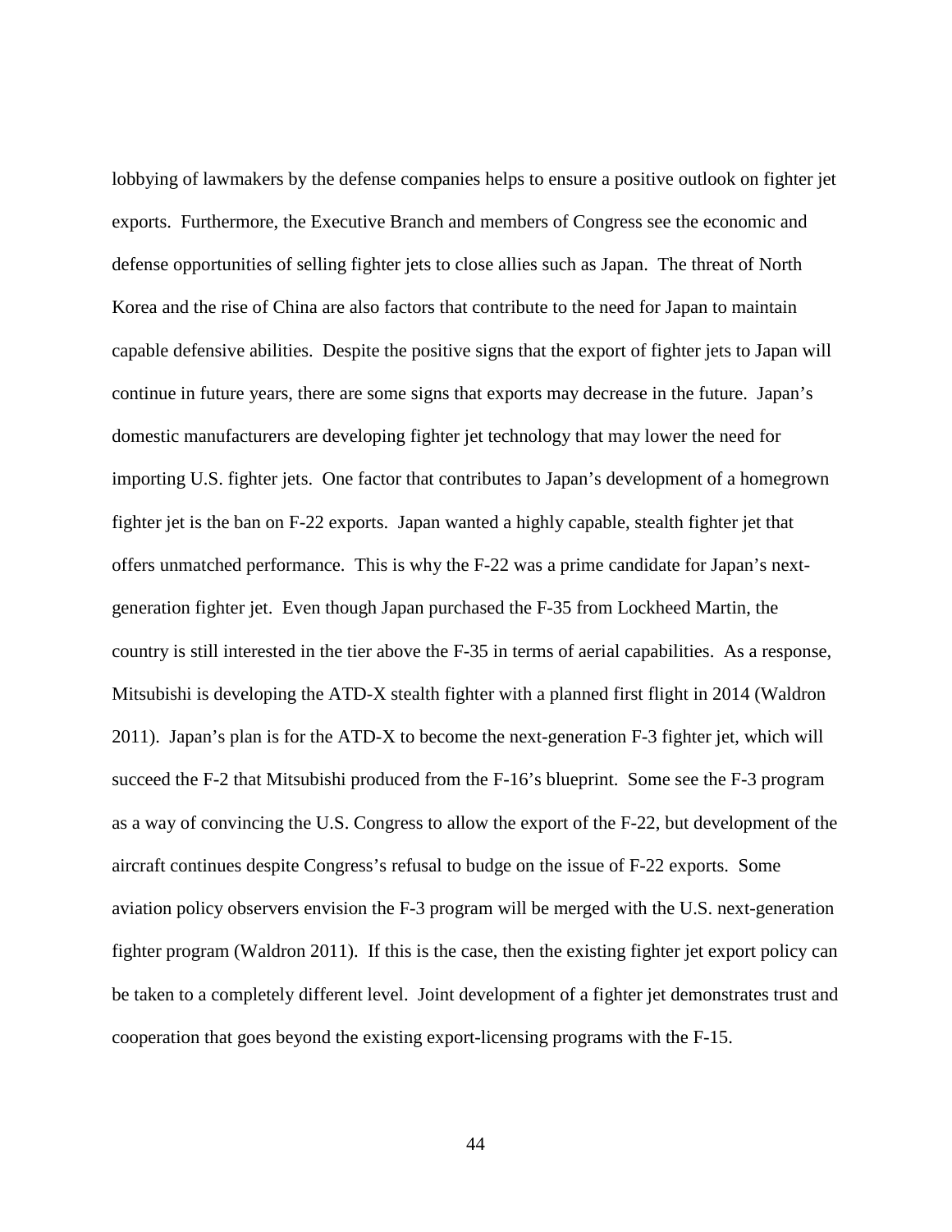lobbying of lawmakers by the defense companies helps to ensure a positive outlook on fighter jet exports. Furthermore, the Executive Branch and members of Congress see the economic and defense opportunities of selling fighter jets to close allies such as Japan. The threat of North Korea and the rise of China are also factors that contribute to the need for Japan to maintain capable defensive abilities. Despite the positive signs that the export of fighter jets to Japan will continue in future years, there are some signs that exports may decrease in the future. Japan's domestic manufacturers are developing fighter jet technology that may lower the need for importing U.S. fighter jets. One factor that contributes to Japan's development of a homegrown fighter jet is the ban on F-22 exports. Japan wanted a highly capable, stealth fighter jet that offers unmatched performance. This is why the F-22 was a prime candidate for Japan's next-generation fighter jet. Even though Japan purchased the F-35 from Lockheed Martin, the country is still interested in the tier above the F-35 in terms of aerial capabilities. As a response, Mitsubishi is developing the ATD-X stealth fighter with a planned first flight in 2014 (Waldron 2011). Japan's plan is for the ATD-X to become the next-generation F-3 fighter jet, which will succeed the F-2 that Mitsubishi produced from the F-16's blueprint. Some see the F-3 program as a way of convincing the U.S. Congress to allow the export of the F-22, but development of the aircraft continues despite Congress's refusal to budge on the issue of F-22 exports. Some aviation policy observers envision the F-3 program will be merged with the U.S. next-generation fighter program (Waldron 2011). If this is the case, then the existing fighter jet export policy can be taken to a completely different level. Joint development of a fighter jet demonstrates trust and cooperation that goes beyond the existing export-licensing programs with the F-15.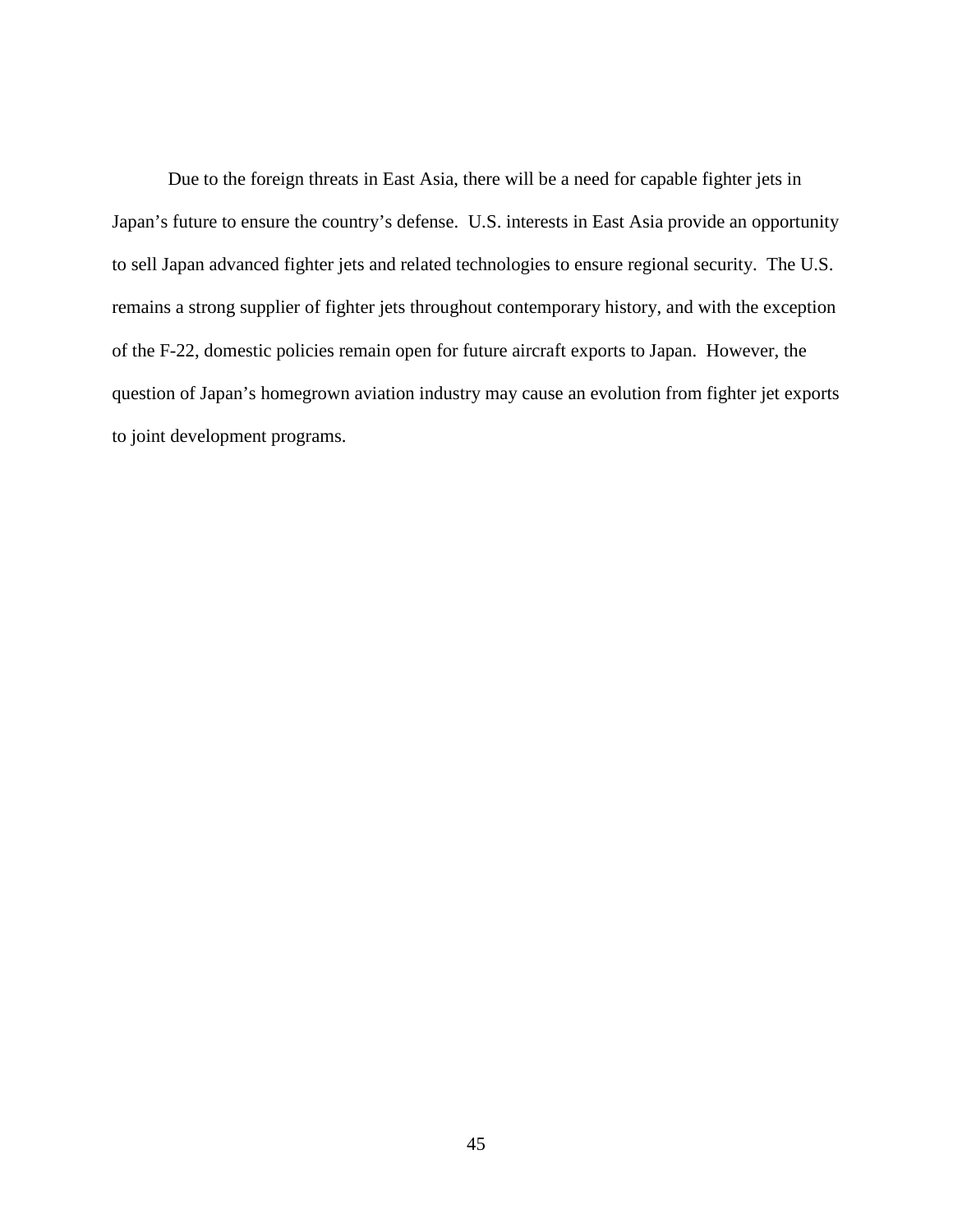Due to the foreign threats in East Asia, there will be a need for capable fighter jets in Japan's future to ensure the country's defense. U.S. interests in East Asia provide an opportunity to sell Japan advanced fighter jets and related technologies to ensure regional security. The U.S. remains a strong supplier of fighter jets throughout contemporary history, and with the exception of the F-22, domestic policies remain open for future aircraft exports to Japan. However, the question of Japan's homegrown aviation industry may cause an evolution from fighter jet exports to joint development programs.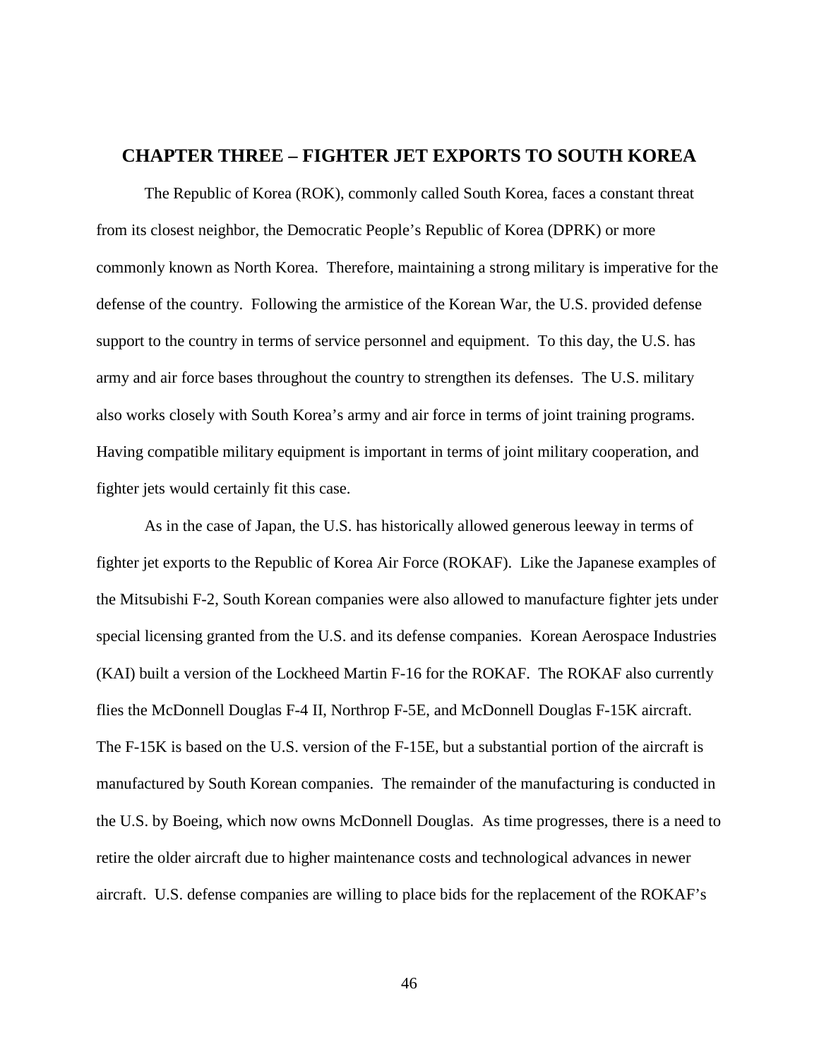## CHAPTER THREE – FIGHTER JET EXPORTS TO SOUTH KOREA

The Republic of Korea (ROK), commonly called South Korea, faces a constant threat from its closest neighbor, the Democratic People's Republic of Korea (DPRK) or more commonly known as North Korea. Therefore, maintaining a strong military is imperative for the defense of the country. Following the armistice of the Korean War, the U.S. provided defense support to the country in terms of service personnel and equipment. To this day, the U.S. has army and air force bases throughout the country to strengthen its defenses. The U.S. military also works closely with South Korea's army and air force in terms of joint training programs. Having compatible military equipment is important in terms of joint military cooperation, and fighter jets would certainly fit this case.

As in the case of Japan, the U.S. has historically allowed generous leeway in terms of fighter jet exports to the Republic of Korea Air Force (ROKAF). Like the Japanese examples of the Mitsubishi F-2, South Korean companies were also allowed to manufacture fighter jets under special licensing granted from the U.S. and its defense companies. Korean Aerospace Industries (KAI) built a version of the Lockheed Martin F-16 for the ROKAF. The ROKAF also currently flies the McDonnell Douglas F-4 II, Northrop F-5E, and McDonnell Douglas F-15K aircraft. The F-15K is based on the U.S. version of the F-15E, but a substantial portion of the aircraft is manufactured by South Korean companies. The remainder of the manufacturing is conducted in the U.S. by Boeing, which now owns McDonnell Douglas. As time progresses, there is a need to retire the older aircraft due to higher maintenance costs and technological advances in newer aircraft. U.S. defense companies are willing to place bids for the replacement of the ROKAF's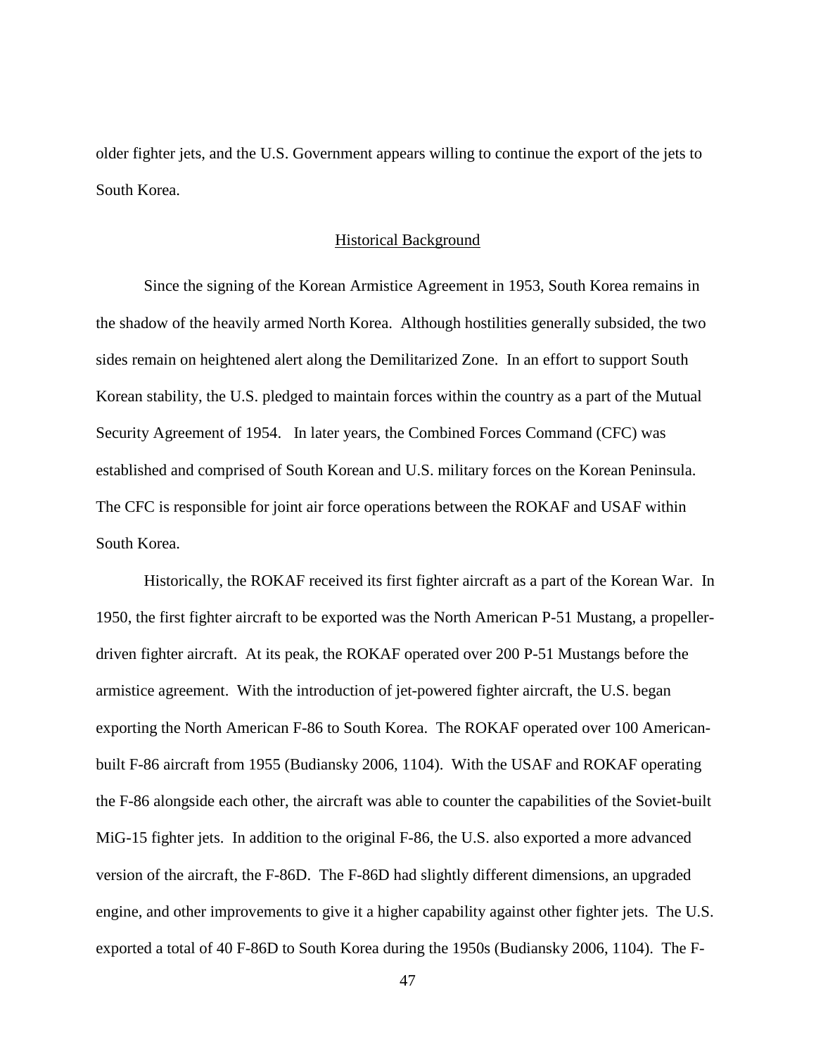older fighter jets, and the U.S. Government appears willing to continue the export of the jets to South Korea.

## Historical Background

Since the signing of the Korean Armistice Agreement in 1953, South Korea remains in the shadow of the heavily armed North Korea. Although hostilities generally subsided, the two sides remain on heightened alert along the Demilitarized Zone. In an effort to support South Korean stability, the U.S. pledged to maintain forces within the country as a part of the Mutual Security Agreement of 1954. In later years, the Combined Forces Command (CFC) was established and comprised of South Korean and U.S. military forces on the Korean Peninsula. The CFC is responsible for joint air force operations between the ROKAF and USAF within South Korea.

Historically, the ROKAF received its first fighter aircraft as a part of the Korean War. In 1950, the first fighter aircraft to be exported was the North American P-51 Mustang, a propeller-driven fighter aircraft. At its peak, the ROKAF operated over 200 P-51 Mustangs before the armistice agreement. With the introduction of jet-powered fighter aircraft, the U.S. began exporting the North American F-86 to South Korea. The ROKAF operated over 100 American-built F-86 aircraft from 1955 (Budiansky 2006, 1104). With the USAF and ROKAF operating the F-86 alongside each other, the aircraft was able to counter the capabilities of the Soviet-built MiG-15 fighter jets. In addition to the original F-86, the U.S. also exported a more advanced version of the aircraft, the F-86D. The F-86D had slightly different dimensions, an upgraded engine, and other improvements to give it a higher capability against other fighter jets. The U.S. exported a total of 40 F-86D to South Korea during the 1950s (Budiansky 2006, 1104). The F-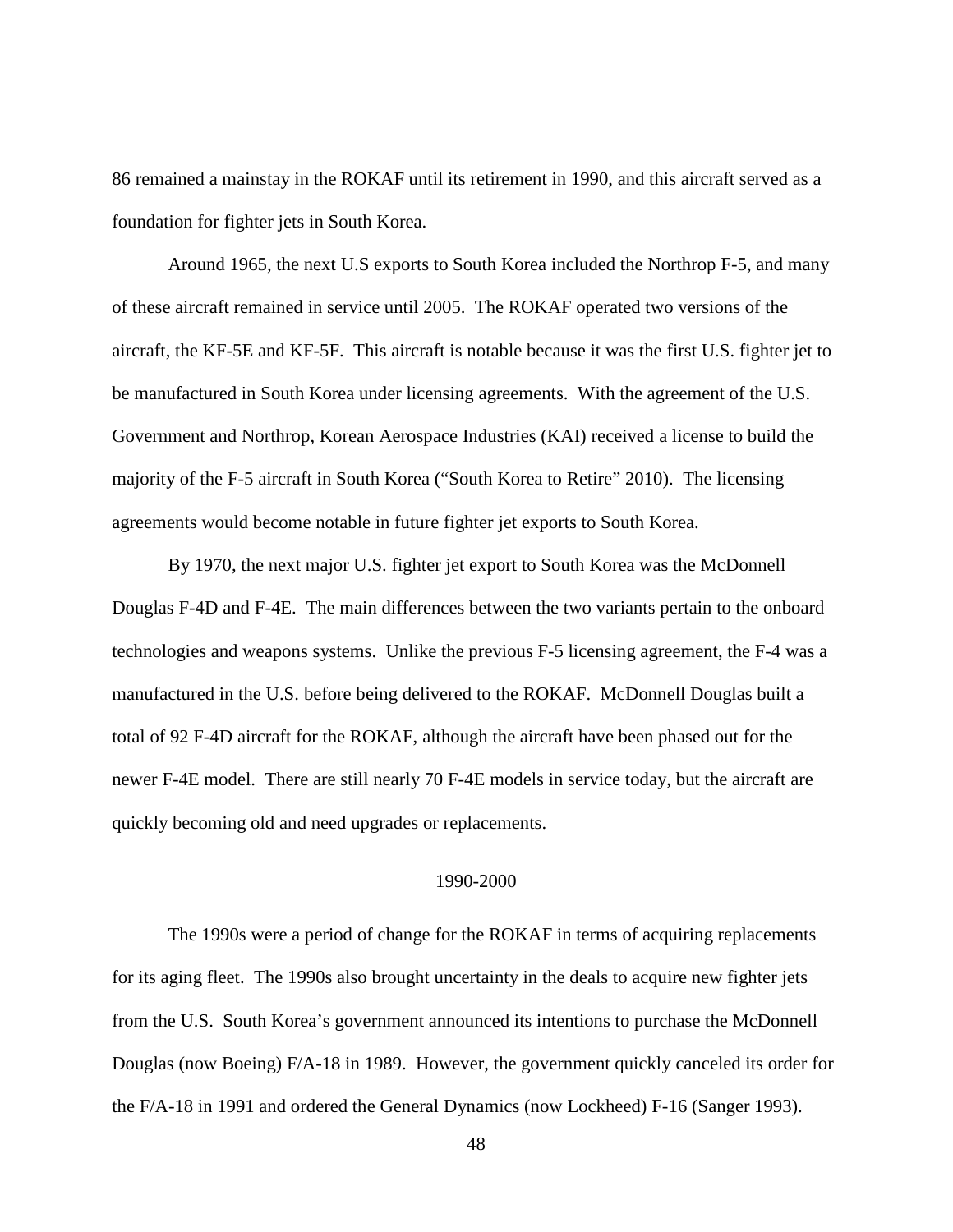86 remained a mainstay in the ROKAF until its retirement in 1990, and this aircraft served as a foundation for fighter jets in South Korea.

Around 1965, the next U.S exports to South Korea included the Northrop F-5, and many of these aircraft remained in service until 2005. The ROKAF operated two versions of the aircraft, the KF-5E and KF-5F. This aircraft is notable because it was the first U.S. fighter jet to be manufactured in South Korea under licensing agreements. With the agreement of the U.S. Government and Northrop, Korean Aerospace Industries (KAI) received a license to build the majority of the F-5 aircraft in South Korea ("South Korea to Retire" 2010). The licensing agreements would become notable in future fighter jet exports to South Korea.

By 1970, the next major U.S. fighter jet export to South Korea was the McDonnell Douglas F-4D and F-4E. The main differences between the two variants pertain to the onboard technologies and weapons systems. Unlike the previous F-5 licensing agreement, the F-4 was a manufactured in the U.S. before being delivered to the ROKAF. McDonnell Douglas built a total of 92 F-4D aircraft for the ROKAF, although the aircraft have been phased out for the newer F-4E model. There are still nearly 70 F-4E models in service today, but the aircraft are quickly becoming old and need upgrades or replacements.

### 1990-2000

The 1990s were a period of change for the ROKAF in terms of acquiring replacements for its aging fleet. The 1990s also brought uncertainty in the deals to acquire new fighter jets from the U.S. South Korea's government announced its intentions to purchase the McDonnell Douglas (now Boeing) F/A-18 in 1989. However, the government quickly canceled its order for the F/A-18 in 1991 and ordered the General Dynamics (now Lockheed) F-16 (Sanger 1993).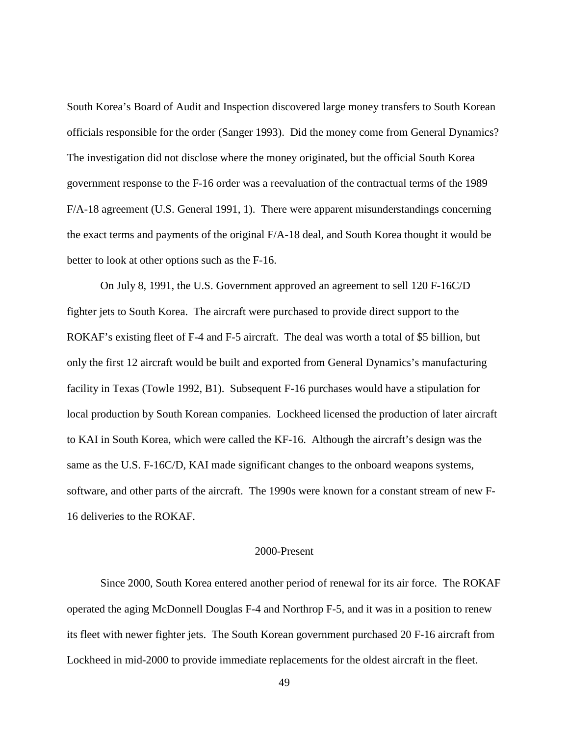South Korea's Board of Audit and Inspection discovered large money transfers to South Korean officials responsible for the order (Sanger 1993). Did the money come from General Dynamics? The investigation did not disclose where the money originated, but the official South Korea government response to the F-16 order was a reevaluation of the contractual terms of the 1989 F/A-18 agreement (U.S. General 1991, 1). There were apparent misunderstandings concerning the exact terms and payments of the original F/A-18 deal, and South Korea thought it would be better to look at other options such as the F-16.

On July 8, 1991, the U.S. Government approved an agreement to sell 120 F-16C/D fighter jets to South Korea. The aircraft were purchased to provide direct support to the ROKAF's existing fleet of F-4 and F-5 aircraft. The deal was worth a total of $5 billion, but only the first 12 aircraft would be built and exported from General Dynamics's manufacturing facility in Texas (Towle 1992, B1). Subsequent F-16 purchases would have a stipulation for local production by South Korean companies. Lockheed licensed the production of later aircraft to KAI in South Korea, which were called the KF-16. Although the aircraft's design was the same as the U.S. F-16C/D, KAI made significant changes to the onboard weapons systems, software, and other parts of the aircraft. The 1990s were known for a constant stream of new F-16 deliveries to the ROKAF.

### 2000-Present

Since 2000, South Korea entered another period of renewal for its air force. The ROKAF operated the aging McDonnell Douglas F-4 and Northrop F-5, and it was in a position to renew its fleet with newer fighter jets. The South Korean government purchased 20 F-16 aircraft from Lockheed in mid-2000 to provide immediate replacements for the oldest aircraft in the fleet.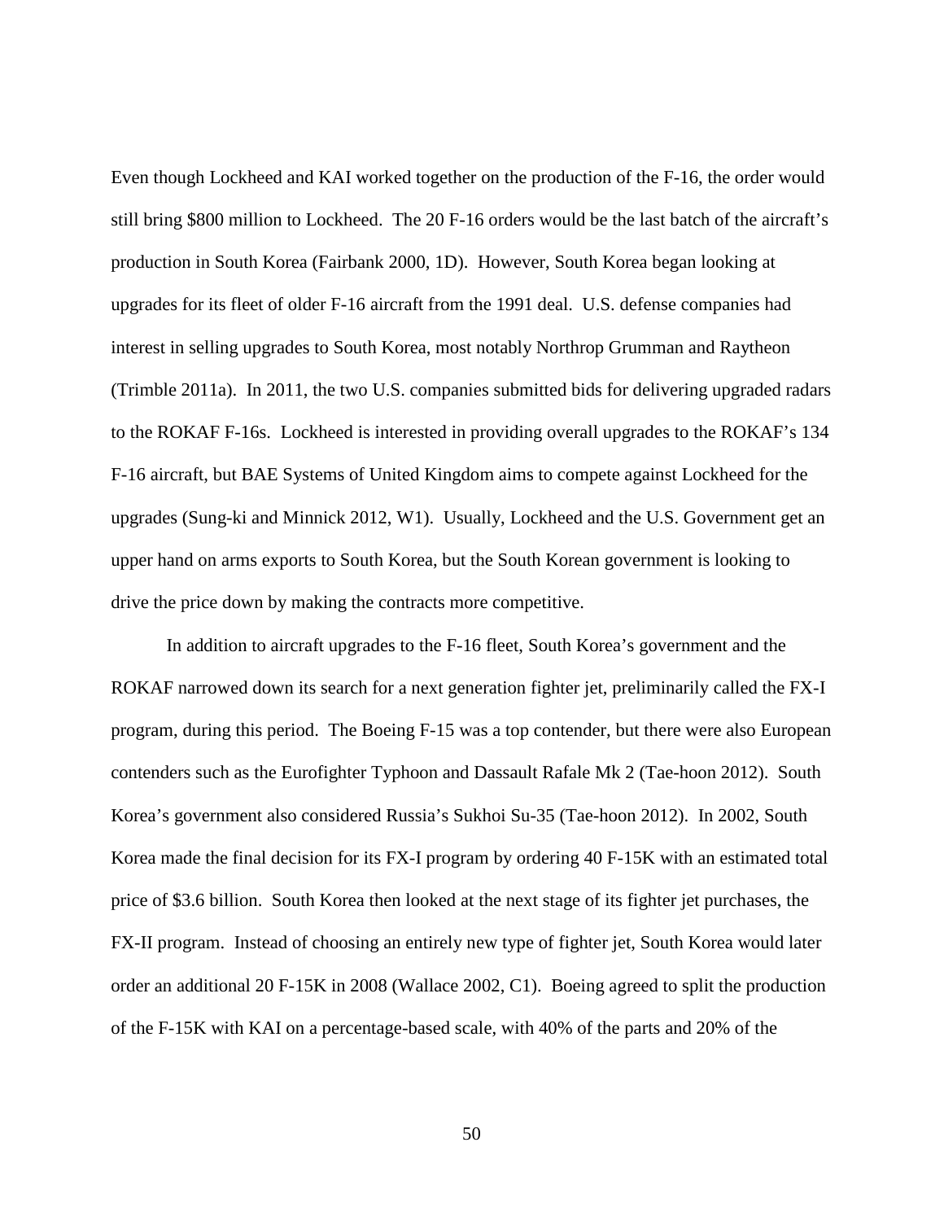Even though Lockheed and KAI worked together on the production of the F-16, the order would still bring $800 million to Lockheed. The 20 F-16 orders would be the last batch of the aircraft's production in South Korea (Fairbank 2000, 1D). However, South Korea began looking at upgrades for its fleet of older F-16 aircraft from the 1991 deal. U.S. defense companies had interest in selling upgrades to South Korea, most notably Northrop Grumman and Raytheon (Trimble 2011a). In 2011, the two U.S. companies submitted bids for delivering upgraded radars to the ROKAF F-16s. Lockheed is interested in providing overall upgrades to the ROKAF's 134 F-16 aircraft, but BAE Systems of United Kingdom aims to compete against Lockheed for the upgrades (Sung-ki and Minnick 2012, W1). Usually, Lockheed and the U.S. Government get an upper hand on arms exports to South Korea, but the South Korean government is looking to drive the price down by making the contracts more competitive.

In addition to aircraft upgrades to the F-16 fleet, South Korea's government and the ROKAF narrowed down its search for a next generation fighter jet, preliminarily called the FX-I program, during this period. The Boeing F-15 was a top contender, but there were also European contenders such as the Eurofighter Typhoon and Dassault Rafale Mk 2 (Tae-hoon 2012). South Korea's government also considered Russia's Sukhoi Su-35 (Tae-hoon 2012). In 2002, South Korea made the final decision for its FX-I program by ordering 40 F-15K with an estimated total price of $3.6 billion. South Korea then looked at the next stage of its fighter jet purchases, the FX-II program. Instead of choosing an entirely new type of fighter jet, South Korea would later order an additional 20 F-15K in 2008 (Wallace 2002, C1). Boeing agreed to split the production of the F-15K with KAI on a percentage-based scale, with 40% of the parts and 20% of the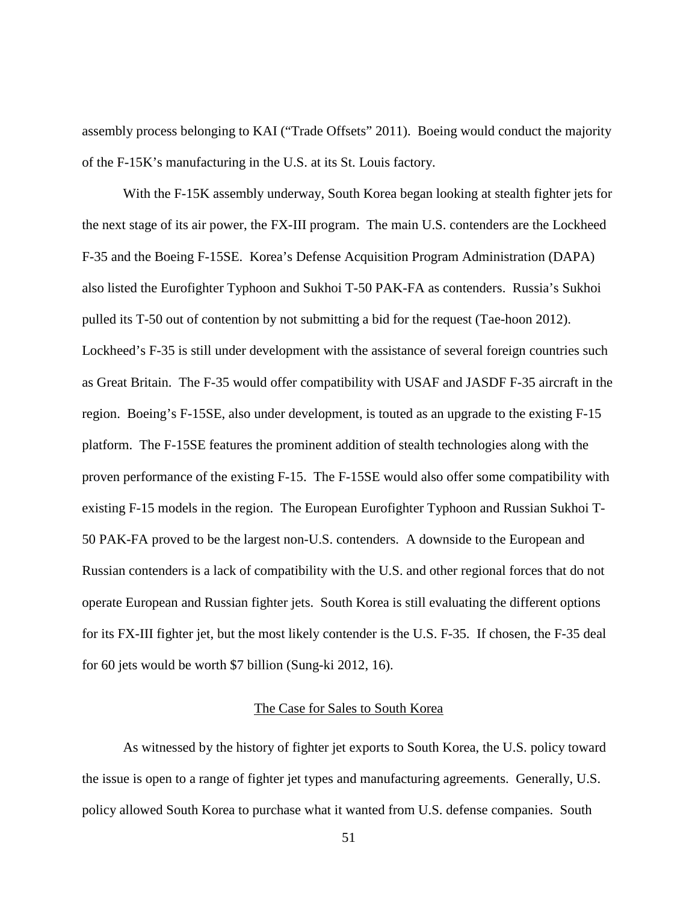assembly process belonging to KAI ("Trade Offsets" 2011). Boeing would conduct the majority of the F-15K's manufacturing in the U.S. at its St. Louis factory.

With the F-15K assembly underway, South Korea began looking at stealth fighter jets for the next stage of its air power, the FX-III program. The main U.S. contenders are the Lockheed F-35 and the Boeing F-15SE. Korea's Defense Acquisition Program Administration (DAPA) also listed the Eurofighter Typhoon and Sukhoi T-50 PAK-FA as contenders. Russia's Sukhoi pulled its T-50 out of contention by not submitting a bid for the request (Tae-hoon 2012). Lockheed's F-35 is still under development with the assistance of several foreign countries such as Great Britain. The F-35 would offer compatibility with USAF and JASDF F-35 aircraft in the region. Boeing's F-15SE, also under development, is touted as an upgrade to the existing F-15 platform. The F-15SE features the prominent addition of stealth technologies along with the proven performance of the existing F-15. The F-15SE would also offer some compatibility with existing F-15 models in the region. The European Eurofighter Typhoon and Russian Sukhoi T-50 PAK-FA proved to be the largest non-U.S. contenders. A downside to the European and Russian contenders is a lack of compatibility with the U.S. and other regional forces that do not operate European and Russian fighter jets. South Korea is still evaluating the different options for its FX-III fighter jet, but the most likely contender is the U.S. F-35. If chosen, the F-35 deal for 60 jets would be worth $7 billion (Sung-ki 2012, 16).

## The Case for Sales to South Korea

As witnessed by the history of fighter jet exports to South Korea, the U.S. policy toward the issue is open to a range of fighter jet types and manufacturing agreements. Generally, U.S. policy allowed South Korea to purchase what it wanted from U.S. defense companies. South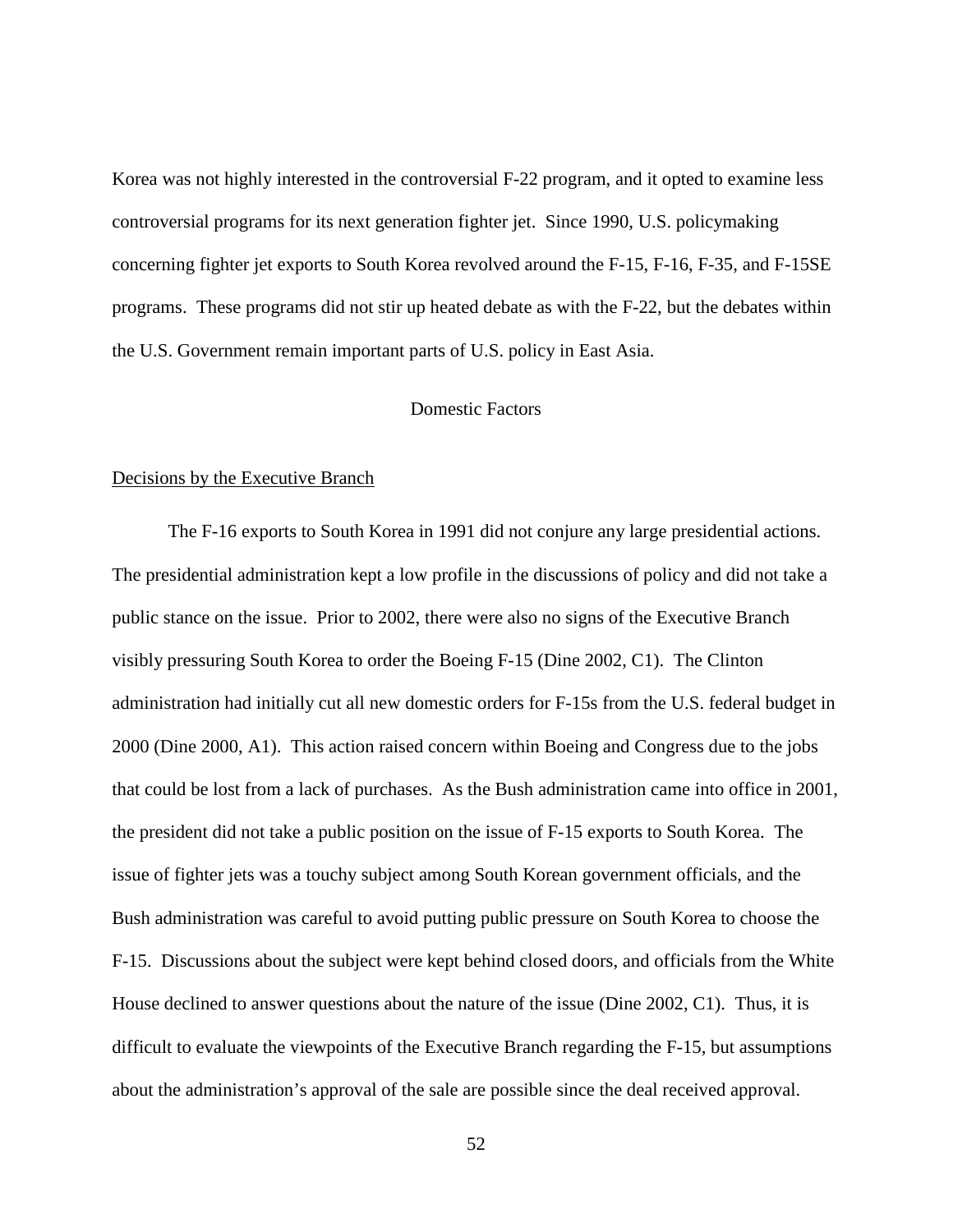Korea was not highly interested in the controversial F-22 program, and it opted to examine less controversial programs for its next generation fighter jet. Since 1990, U.S. policymaking concerning fighter jet exports to South Korea revolved around the F-15, F-16, F-35, and F-15SE programs. These programs did not stir up heated debate as with the F-22, but the debates within the U.S. Government remain important parts of U.S. policy in East Asia.

## Domestic Factors

### Decisions by the Executive Branch

The F-16 exports to South Korea in 1991 did not conjure any large presidential actions. The presidential administration kept a low profile in the discussions of policy and did not take a public stance on the issue. Prior to 2002, there were also no signs of the Executive Branch visibly pressuring South Korea to order the Boeing F-15 (Dine 2002, C1). The Clinton administration had initially cut all new domestic orders for F-15s from the U.S. federal budget in 2000 (Dine 2000, A1). This action raised concern within Boeing and Congress due to the jobs that could be lost from a lack of purchases. As the Bush administration came into office in 2001, the president did not take a public position on the issue of F-15 exports to South Korea. The issue of fighter jets was a touchy subject among South Korean government officials, and the Bush administration was careful to avoid putting public pressure on South Korea to choose the F-15. Discussions about the subject were kept behind closed doors, and officials from the White House declined to answer questions about the nature of the issue (Dine 2002, C1). Thus, it is difficult to evaluate the viewpoints of the Executive Branch regarding the F-15, but assumptions about the administration's approval of the sale are possible since the deal received approval.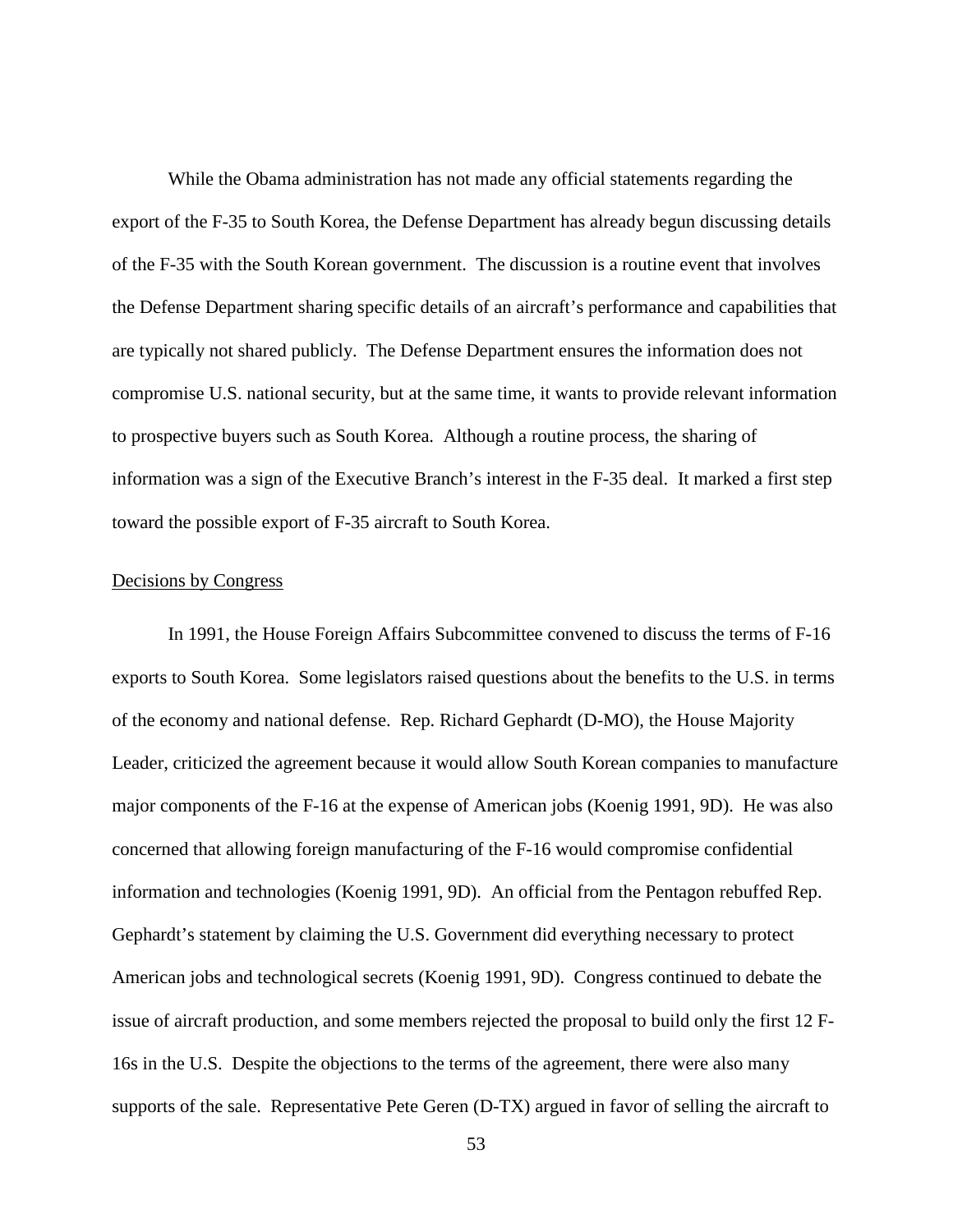While the Obama administration has not made any official statements regarding the export of the F-35 to South Korea, the Defense Department has already begun discussing details of the F-35 with the South Korean government. The discussion is a routine event that involves the Defense Department sharing specific details of an aircraft's performance and capabilities that are typically not shared publicly. The Defense Department ensures the information does not compromise U.S. national security, but at the same time, it wants to provide relevant information to prospective buyers such as South Korea. Although a routine process, the sharing of information was a sign of the Executive Branch's interest in the F-35 deal. It marked a first step toward the possible export of F-35 aircraft to South Korea.

<u>Decisions by Congress</u>

In 1991, the House Foreign Affairs Subcommittee convened to discuss the terms of F-16 exports to South Korea. Some legislators raised questions about the benefits to the U.S. in terms of the economy and national defense. Rep. Richard Gephardt (D-MO), the House Majority Leader, criticized the agreement because it would allow South Korean companies to manufacture major components of the F-16 at the expense of American jobs (Koenig 1991, 9D). He was also concerned that allowing foreign manufacturing of the F-16 would compromise confidential information and technologies (Koenig 1991, 9D). An official from the Pentagon rebuffed Rep. Gephardt's statement by claiming the U.S. Government did everything necessary to protect American jobs and technological secrets (Koenig 1991, 9D). Congress continued to debate the issue of aircraft production, and some members rejected the proposal to build only the first 12 F-16s in the U.S. Despite the objections to the terms of the agreement, there were also many supports of the sale. Representative Pete Geren (D-TX) argued in favor of selling the aircraft to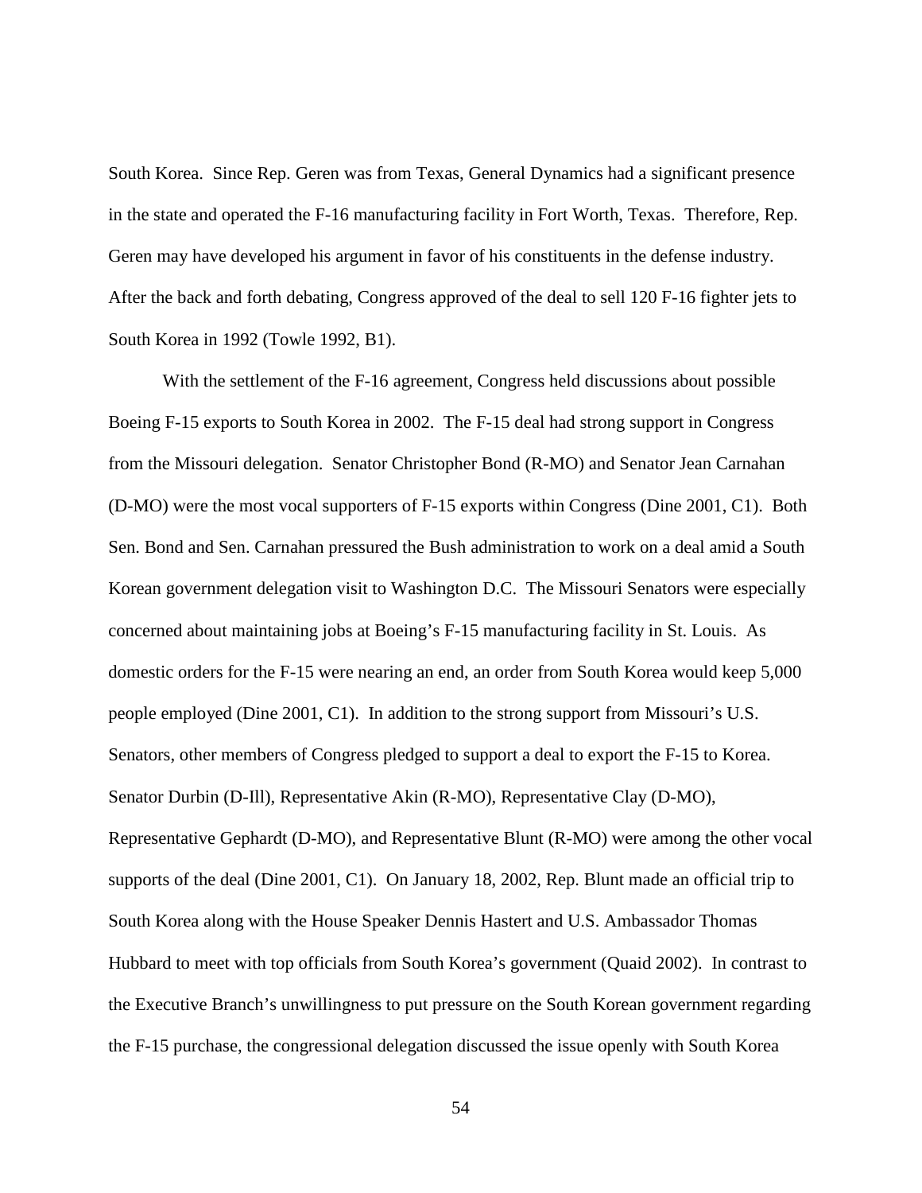South Korea. Since Rep. Geren was from Texas, General Dynamics had a significant presence in the state and operated the F-16 manufacturing facility in Fort Worth, Texas. Therefore, Rep. Geren may have developed his argument in favor of his constituents in the defense industry. After the back and forth debating, Congress approved of the deal to sell 120 F-16 fighter jets to South Korea in 1992 (Towle 1992, B1).

With the settlement of the F-16 agreement, Congress held discussions about possible Boeing F-15 exports to South Korea in 2002. The F-15 deal had strong support in Congress from the Missouri delegation. Senator Christopher Bond (R-MO) and Senator Jean Carnahan (D-MO) were the most vocal supporters of F-15 exports within Congress (Dine 2001, C1). Both Sen. Bond and Sen. Carnahan pressured the Bush administration to work on a deal amid a South Korean government delegation visit to Washington D.C. The Missouri Senators were especially concerned about maintaining jobs at Boeing's F-15 manufacturing facility in St. Louis. As domestic orders for the F-15 were nearing an end, an order from South Korea would keep 5,000 people employed (Dine 2001, C1). In addition to the strong support from Missouri's U.S. Senators, other members of Congress pledged to support a deal to export the F-15 to Korea. Senator Durbin (D-Ill), Representative Akin (R-MO), Representative Clay (D-MO), Representative Gephardt (D-MO), and Representative Blunt (R-MO) were among the other vocal supports of the deal (Dine 2001, C1). On January 18, 2002, Rep. Blunt made an official trip to South Korea along with the House Speaker Dennis Hastert and U.S. Ambassador Thomas Hubbard to meet with top officials from South Korea's government (Quaid 2002). In contrast to the Executive Branch's unwillingness to put pressure on the South Korean government regarding the F-15 purchase, the congressional delegation discussed the issue openly with South Korea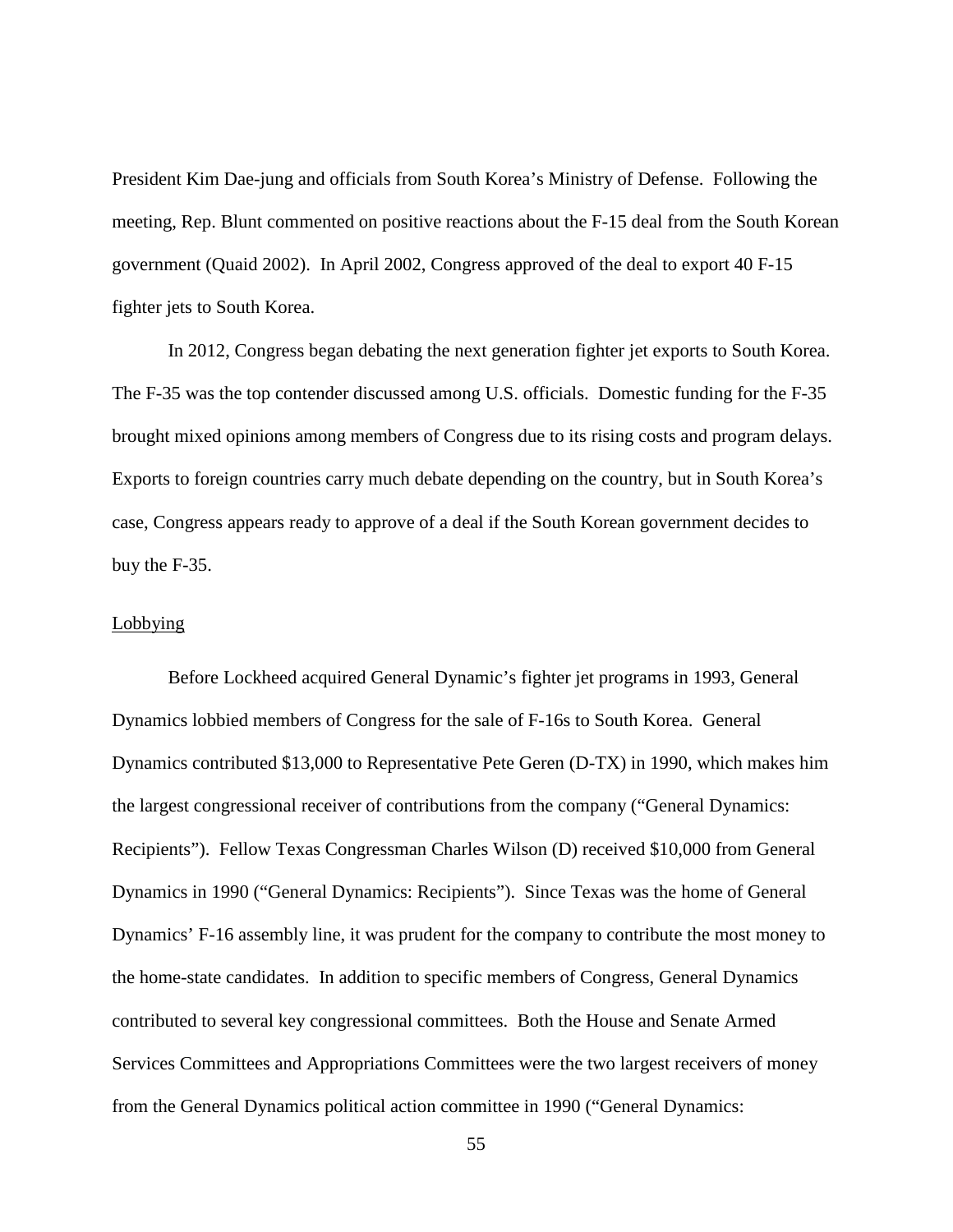President Kim Dae-jung and officials from South Korea's Ministry of Defense. Following the meeting, Rep. Blunt commented on positive reactions about the F-15 deal from the South Korean government (Quaid 2002). In April 2002, Congress approved of the deal to export 40 F-15 fighter jets to South Korea.

In 2012, Congress began debating the next generation fighter jet exports to South Korea. The F-35 was the top contender discussed among U.S. officials. Domestic funding for the F-35 brought mixed opinions among members of Congress due to its rising costs and program delays. Exports to foreign countries carry much debate depending on the country, but in South Korea's case, Congress appears ready to approve of a deal if the South Korean government decides to buy the F-35.

## Lobbying

Before Lockheed acquired General Dynamic's fighter jet programs in 1993, General Dynamics lobbied members of Congress for the sale of F-16s to South Korea. General Dynamics contributed $13,000 to Representative Pete Geren (D-TX) in 1990, which makes him the largest congressional receiver of contributions from the company ("General Dynamics: Recipients"). Fellow Texas Congressman Charles Wilson (D) received $10,000 from General Dynamics in 1990 ("General Dynamics: Recipients"). Since Texas was the home of General Dynamics' F-16 assembly line, it was prudent for the company to contribute the most money to the home-state candidates. In addition to specific members of Congress, General Dynamics contributed to several key congressional committees. Both the House and Senate Armed Services Committees and Appropriations Committees were the two largest receivers of money from the General Dynamics political action committee in 1990 ("General Dynamics: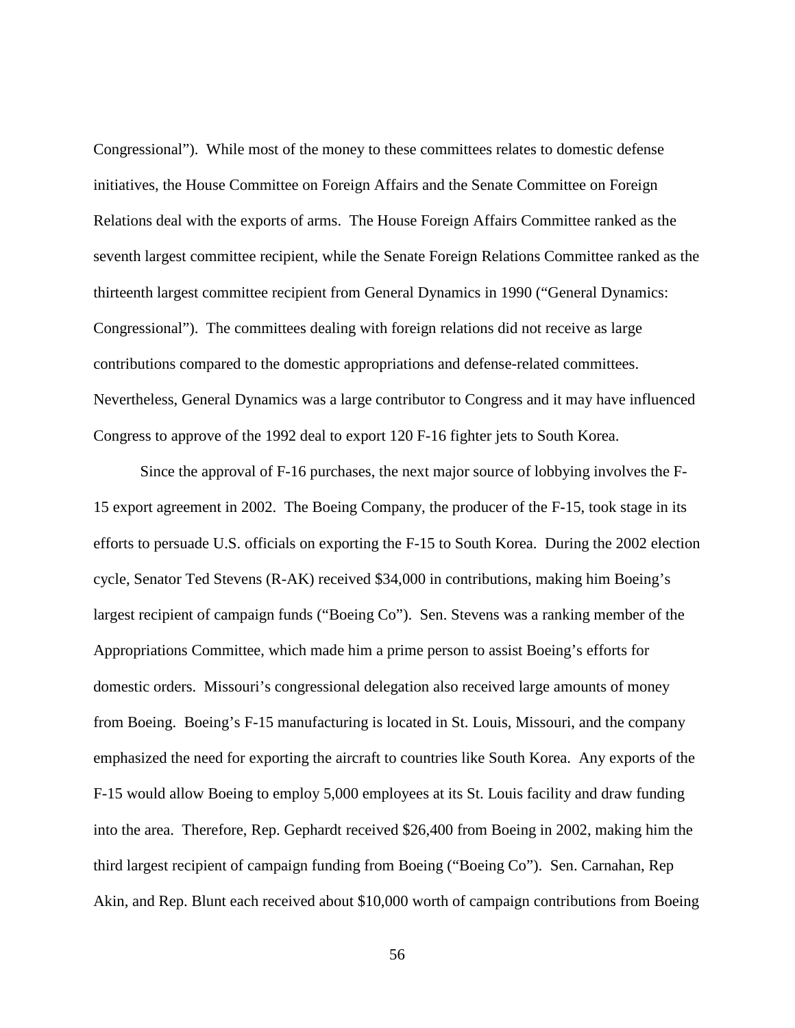Congressional"). While most of the money to these committees relates to domestic defense initiatives, the House Committee on Foreign Affairs and the Senate Committee on Foreign Relations deal with the exports of arms. The House Foreign Affairs Committee ranked as the seventh largest committee recipient, while the Senate Foreign Relations Committee ranked as the thirteenth largest committee recipient from General Dynamics in 1990 ("General Dynamics: Congressional"). The committees dealing with foreign relations did not receive as large contributions compared to the domestic appropriations and defense-related committees. Nevertheless, General Dynamics was a large contributor to Congress and it may have influenced Congress to approve of the 1992 deal to export 120 F-16 fighter jets to South Korea.

Since the approval of F-16 purchases, the next major source of lobbying involves the F-15 export agreement in 2002. The Boeing Company, the producer of the F-15, took stage in its efforts to persuade U.S. officials on exporting the F-15 to South Korea. During the 2002 election cycle, Senator Ted Stevens (R-AK) received $34,000 in contributions, making him Boeing's largest recipient of campaign funds ("Boeing Co"). Sen. Stevens was a ranking member of the Appropriations Committee, which made him a prime person to assist Boeing's efforts for domestic orders. Missouri's congressional delegation also received large amounts of money from Boeing. Boeing's F-15 manufacturing is located in St. Louis, Missouri, and the company emphasized the need for exporting the aircraft to countries like South Korea. Any exports of the F-15 would allow Boeing to employ 5,000 employees at its St. Louis facility and draw funding into the area. Therefore, Rep. Gephardt received $26,400 from Boeing in 2002, making him the third largest recipient of campaign funding from Boeing ("Boeing Co"). Sen. Carnahan, Rep Akin, and Rep. Blunt each received about $10,000 worth of campaign contributions from Boeing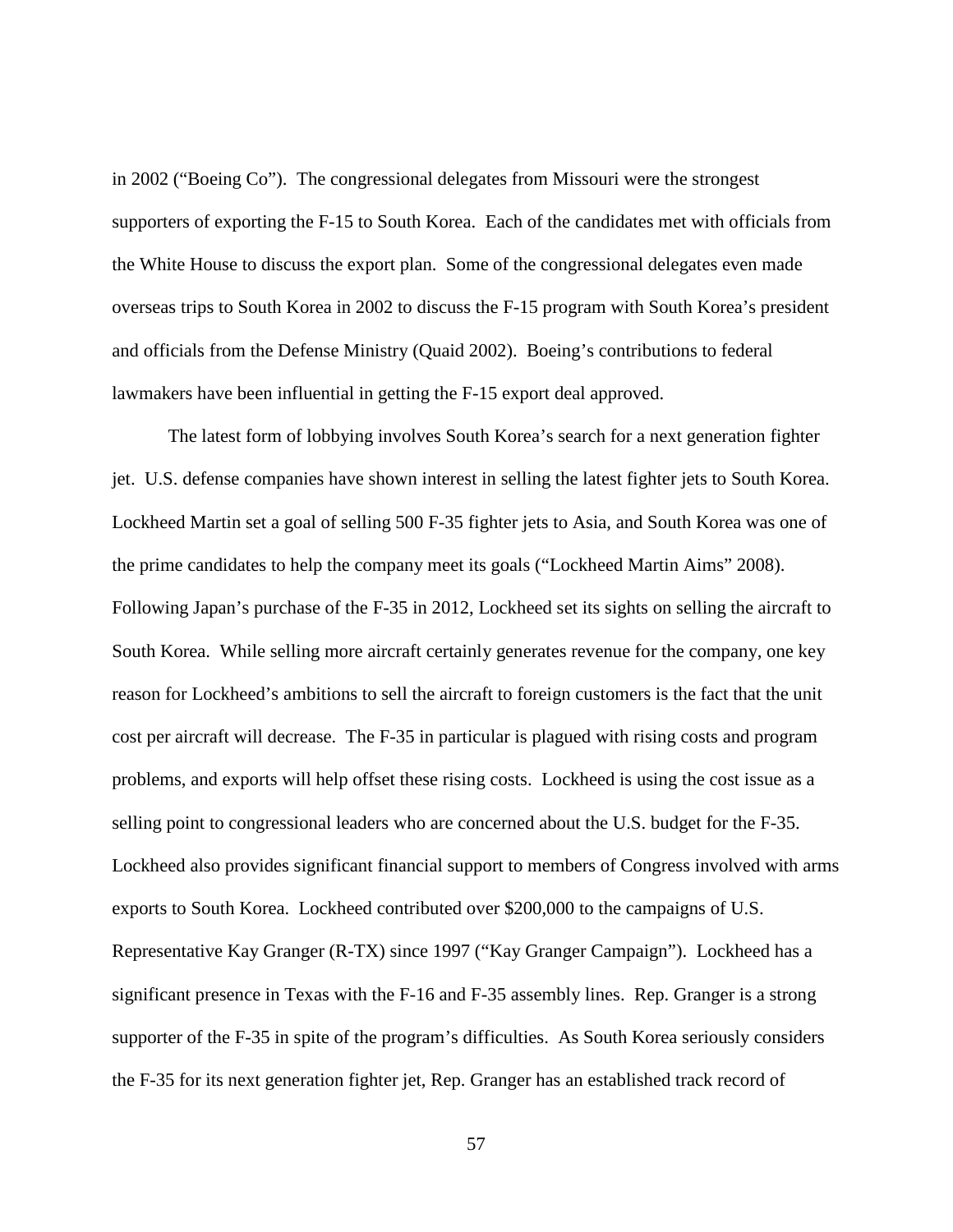in 2002 ("Boeing Co"). The congressional delegates from Missouri were the strongest supporters of exporting the F-15 to South Korea. Each of the candidates met with officials from the White House to discuss the export plan. Some of the congressional delegates even made overseas trips to South Korea in 2002 to discuss the F-15 program with South Korea's president and officials from the Defense Ministry (Quaid 2002). Boeing's contributions to federal lawmakers have been influential in getting the F-15 export deal approved.

The latest form of lobbying involves South Korea's search for a next generation fighter jet. U.S. defense companies have shown interest in selling the latest fighter jets to South Korea. Lockheed Martin set a goal of selling 500 F-35 fighter jets to Asia, and South Korea was one of the prime candidates to help the company meet its goals ("Lockheed Martin Aims" 2008). Following Japan's purchase of the F-35 in 2012, Lockheed set its sights on selling the aircraft to South Korea. While selling more aircraft certainly generates revenue for the company, one key reason for Lockheed's ambitions to sell the aircraft to foreign customers is the fact that the unit cost per aircraft will decrease. The F-35 in particular is plagued with rising costs and program problems, and exports will help offset these rising costs. Lockheed is using the cost issue as a selling point to congressional leaders who are concerned about the U.S. budget for the F-35. Lockheed also provides significant financial support to members of Congress involved with arms exports to South Korea. Lockheed contributed over $200,000 to the campaigns of U.S. Representative Kay Granger (R-TX) since 1997 ("Kay Granger Campaign"). Lockheed has a significant presence in Texas with the F-16 and F-35 assembly lines. Rep. Granger is a strong supporter of the F-35 in spite of the program's difficulties. As South Korea seriously considers the F-35 for its next generation fighter jet, Rep. Granger has an established track record of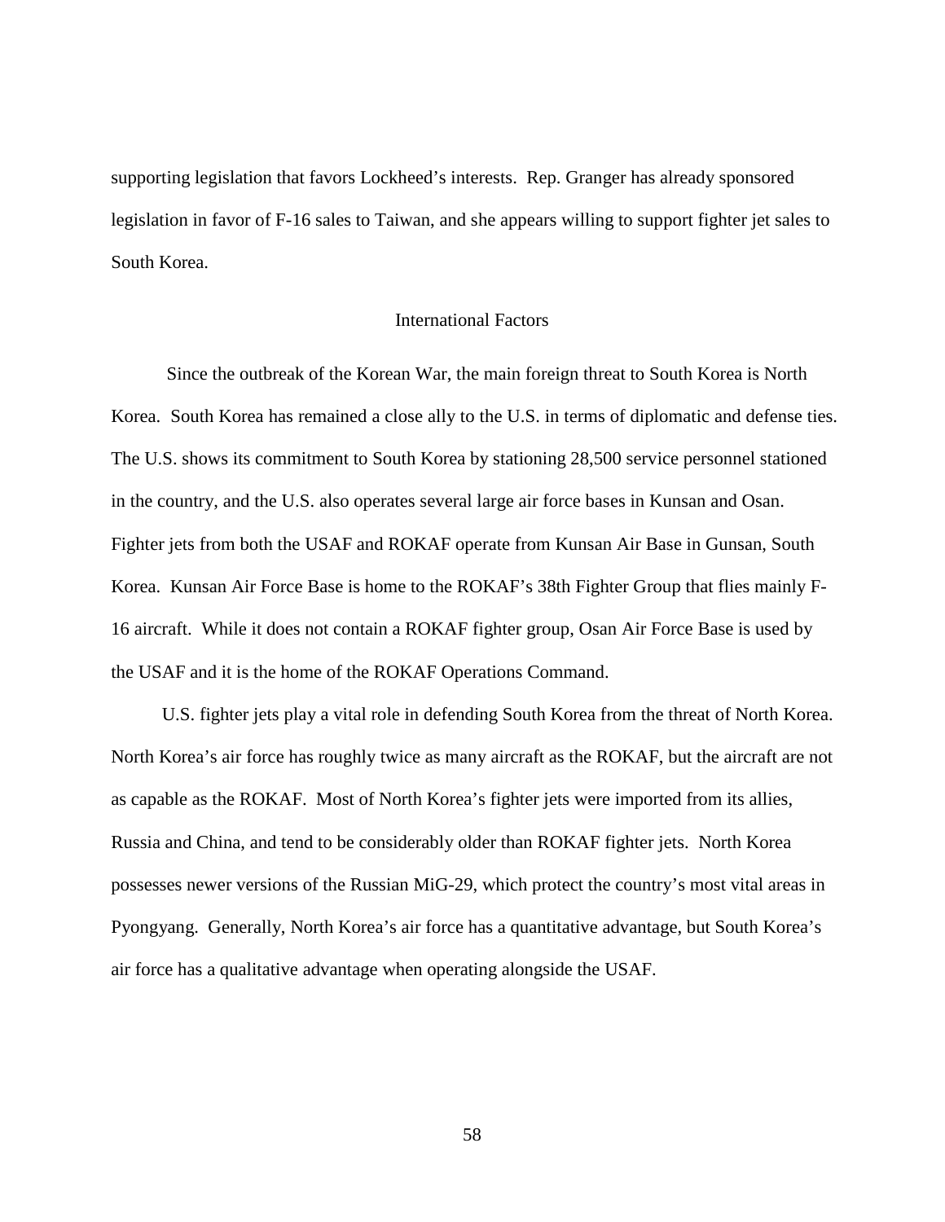supporting legislation that favors Lockheed's interests. Rep. Granger has already sponsored legislation in favor of F-16 sales to Taiwan, and she appears willing to support fighter jet sales to South Korea.

## International Factors

Since the outbreak of the Korean War, the main foreign threat to South Korea is North Korea. South Korea has remained a close ally to the U.S. in terms of diplomatic and defense ties. The U.S. shows its commitment to South Korea by stationing 28,500 service personnel stationed in the country, and the U.S. also operates several large air force bases in Kunsan and Osan. Fighter jets from both the USAF and ROKAF operate from Kunsan Air Base in Gunsan, South Korea. Kunsan Air Force Base is home to the ROKAF's 38th Fighter Group that flies mainly F-16 aircraft. While it does not contain a ROKAF fighter group, Osan Air Force Base is used by the USAF and it is the home of the ROKAF Operations Command.

U.S. fighter jets play a vital role in defending South Korea from the threat of North Korea. North Korea's air force has roughly twice as many aircraft as the ROKAF, but the aircraft are not as capable as the ROKAF. Most of North Korea's fighter jets were imported from its allies, Russia and China, and tend to be considerably older than ROKAF fighter jets. North Korea possesses newer versions of the Russian MiG-29, which protect the country's most vital areas in Pyongyang. Generally, North Korea's air force has a quantitative advantage, but South Korea's air force has a qualitative advantage when operating alongside the USAF.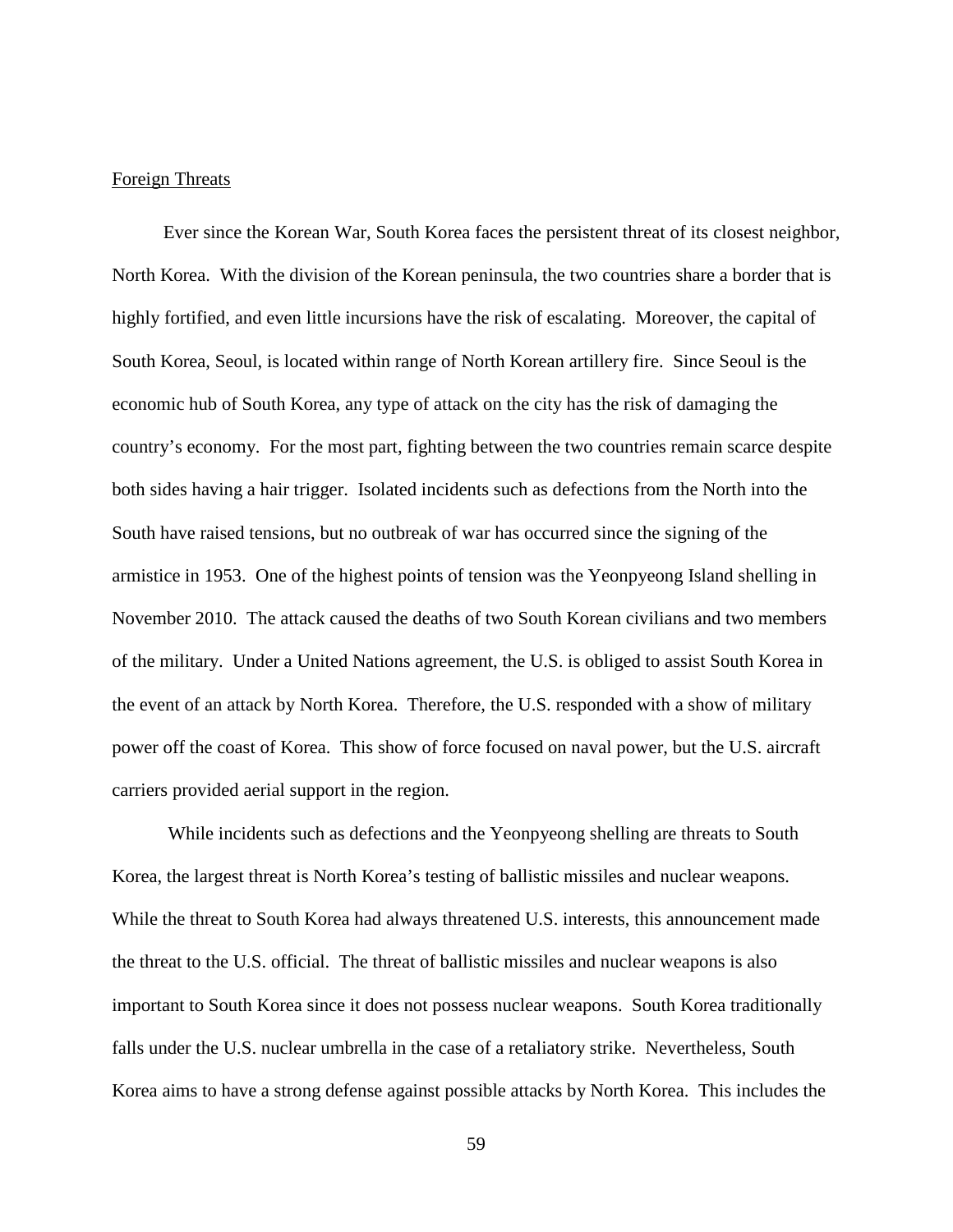Foreign Threats

Ever since the Korean War, South Korea faces the persistent threat of its closest neighbor, North Korea. With the division of the Korean peninsula, the two countries share a border that is highly fortified, and even little incursions have the risk of escalating. Moreover, the capital of South Korea, Seoul, is located within range of North Korean artillery fire. Since Seoul is the economic hub of South Korea, any type of attack on the city has the risk of damaging the country's economy. For the most part, fighting between the two countries remain scarce despite both sides having a hair trigger. Isolated incidents such as defections from the North into the South have raised tensions, but no outbreak of war has occurred since the signing of the armistice in 1953. One of the highest points of tension was the Yeonpyeong Island shelling in November 2010. The attack caused the deaths of two South Korean civilians and two members of the military. Under a United Nations agreement, the U.S. is obliged to assist South Korea in the event of an attack by North Korea. Therefore, the U.S. responded with a show of military power off the coast of Korea. This show of force focused on naval power, but the U.S. aircraft carriers provided aerial support in the region.

While incidents such as defections and the Yeonpyeong shelling are threats to South Korea, the largest threat is North Korea's testing of ballistic missiles and nuclear weapons. While the threat to South Korea had always threatened U.S. interests, this announcement made the threat to the U.S. official. The threat of ballistic missiles and nuclear weapons is also important to South Korea since it does not possess nuclear weapons. South Korea traditionally falls under the U.S. nuclear umbrella in the case of a retaliatory strike. Nevertheless, South Korea aims to have a strong defense against possible attacks by North Korea. This includes the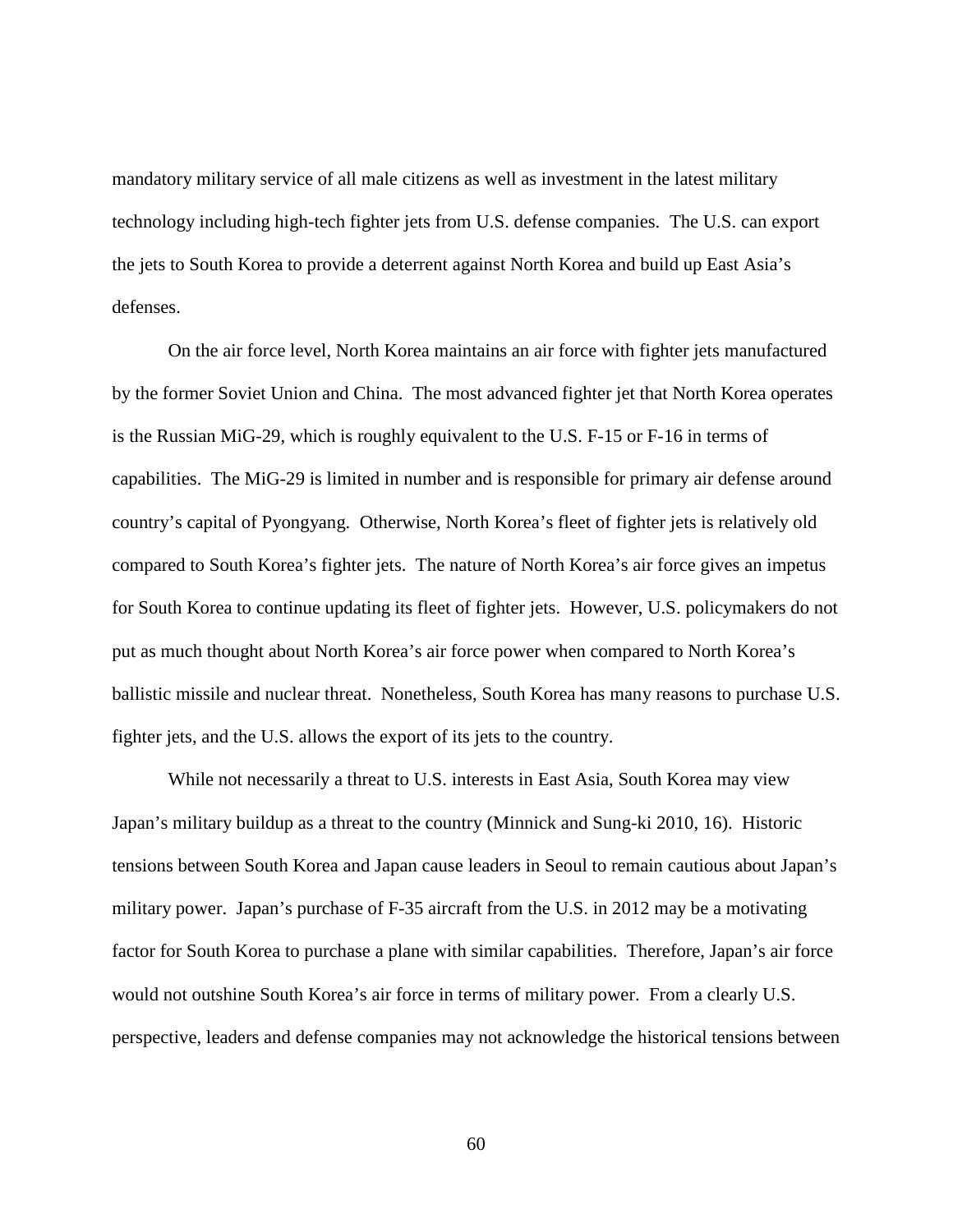mandatory military service of all male citizens as well as investment in the latest military technology including high-tech fighter jets from U.S. defense companies. The U.S. can export the jets to South Korea to provide a deterrent against North Korea and build up East Asia's defenses.

On the air force level, North Korea maintains an air force with fighter jets manufactured by the former Soviet Union and China. The most advanced fighter jet that North Korea operates is the Russian MiG-29, which is roughly equivalent to the U.S. F-15 or F-16 in terms of capabilities. The MiG-29 is limited in number and is responsible for primary air defense around country's capital of Pyongyang. Otherwise, North Korea's fleet of fighter jets is relatively old compared to South Korea's fighter jets. The nature of North Korea's air force gives an impetus for South Korea to continue updating its fleet of fighter jets. However, U.S. policymakers do not put as much thought about North Korea's air force power when compared to North Korea's ballistic missile and nuclear threat. Nonetheless, South Korea has many reasons to purchase U.S. fighter jets, and the U.S. allows the export of its jets to the country.

While not necessarily a threat to U.S. interests in East Asia, South Korea may view Japan's military buildup as a threat to the country (Minnick and Sung-ki 2010, 16). Historic tensions between South Korea and Japan cause leaders in Seoul to remain cautious about Japan's military power. Japan's purchase of F-35 aircraft from the U.S. in 2012 may be a motivating factor for South Korea to purchase a plane with similar capabilities. Therefore, Japan's air force would not outshine South Korea's air force in terms of military power. From a clearly U.S. perspective, leaders and defense companies may not acknowledge the historical tensions between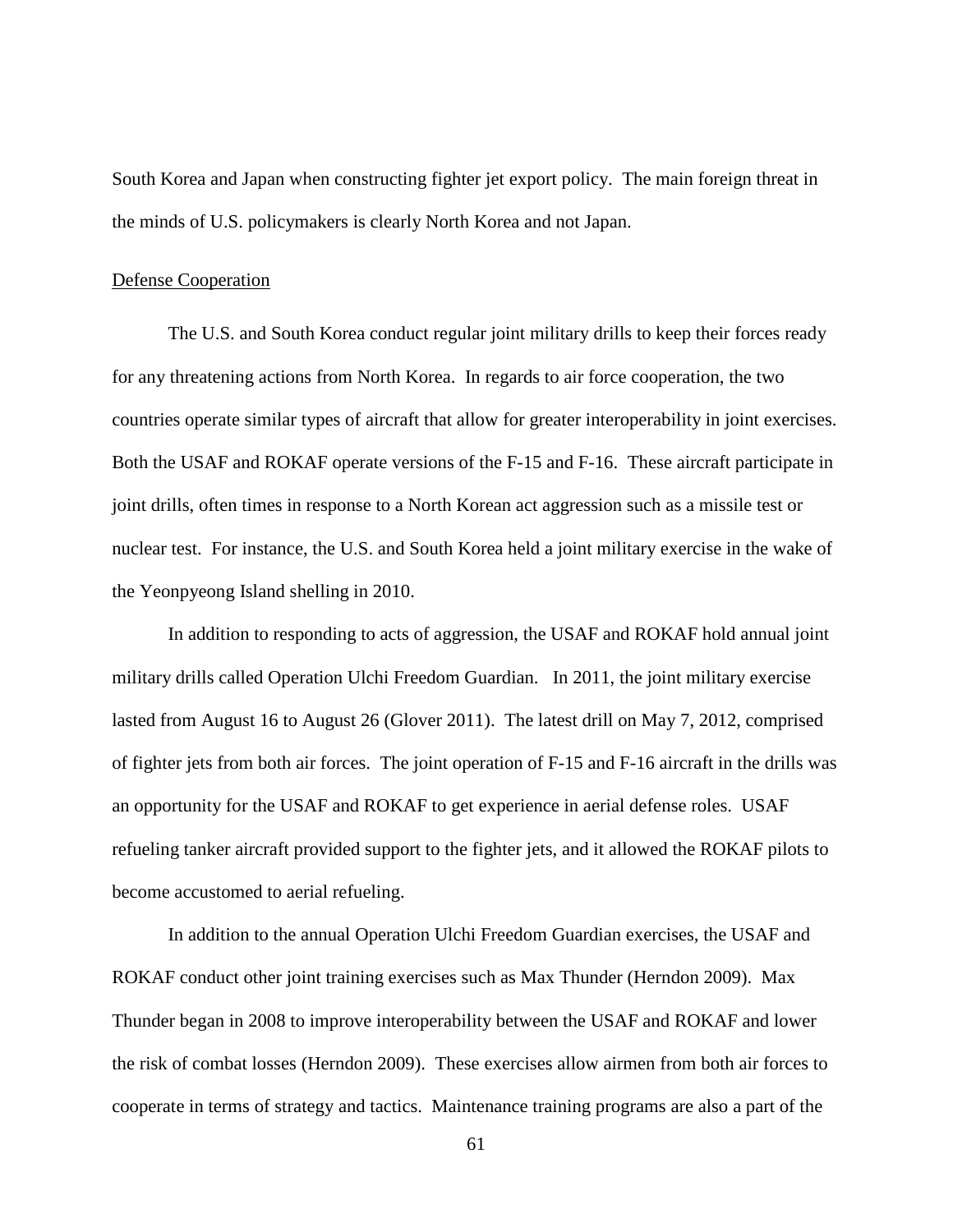South Korea and Japan when constructing fighter jet export policy. The main foreign threat in the minds of U.S. policymakers is clearly North Korea and not Japan.

Defense Cooperation

The U.S. and South Korea conduct regular joint military drills to keep their forces ready for any threatening actions from North Korea. In regards to air force cooperation, the two countries operate similar types of aircraft that allow for greater interoperability in joint exercises. Both the USAF and ROKAF operate versions of the F-15 and F-16. These aircraft participate in joint drills, often times in response to a North Korean act aggression such as a missile test or nuclear test. For instance, the U.S. and South Korea held a joint military exercise in the wake of the Yeonpyeong Island shelling in 2010.

In addition to responding to acts of aggression, the USAF and ROKAF hold annual joint military drills called Operation Ulchi Freedom Guardian. In 2011, the joint military exercise lasted from August 16 to August 26 (Glover 2011). The latest drill on May 7, 2012, comprised of fighter jets from both air forces. The joint operation of F-15 and F-16 aircraft in the drills was an opportunity for the USAF and ROKAF to get experience in aerial defense roles. USAF refueling tanker aircraft provided support to the fighter jets, and it allowed the ROKAF pilots to become accustomed to aerial refueling.

In addition to the annual Operation Ulchi Freedom Guardian exercises, the USAF and ROKAF conduct other joint training exercises such as Max Thunder (Herndon 2009). Max Thunder began in 2008 to improve interoperability between the USAF and ROKAF and lower the risk of combat losses (Herndon 2009). These exercises allow airmen from both air forces to cooperate in terms of strategy and tactics. Maintenance training programs are also a part of the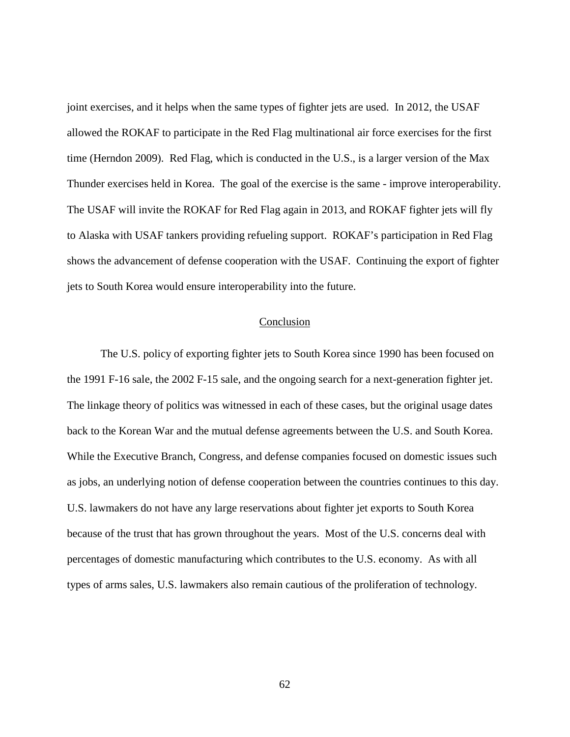joint exercises, and it helps when the same types of fighter jets are used. In 2012, the USAF allowed the ROKAF to participate in the Red Flag multinational air force exercises for the first time (Herndon 2009). Red Flag, which is conducted in the U.S., is a larger version of the Max Thunder exercises held in Korea. The goal of the exercise is the same - improve interoperability. The USAF will invite the ROKAF for Red Flag again in 2013, and ROKAF fighter jets will fly to Alaska with USAF tankers providing refueling support. ROKAF's participation in Red Flag shows the advancement of defense cooperation with the USAF. Continuing the export of fighter jets to South Korea would ensure interoperability into the future.

## Conclusion

The U.S. policy of exporting fighter jets to South Korea since 1990 has been focused on the 1991 F-16 sale, the 2002 F-15 sale, and the ongoing search for a next-generation fighter jet. The linkage theory of politics was witnessed in each of these cases, but the original usage dates back to the Korean War and the mutual defense agreements between the U.S. and South Korea. While the Executive Branch, Congress, and defense companies focused on domestic issues such as jobs, an underlying notion of defense cooperation between the countries continues to this day. U.S. lawmakers do not have any large reservations about fighter jet exports to South Korea because of the trust that has grown throughout the years. Most of the U.S. concerns deal with percentages of domestic manufacturing which contributes to the U.S. economy. As with all types of arms sales, U.S. lawmakers also remain cautious of the proliferation of technology.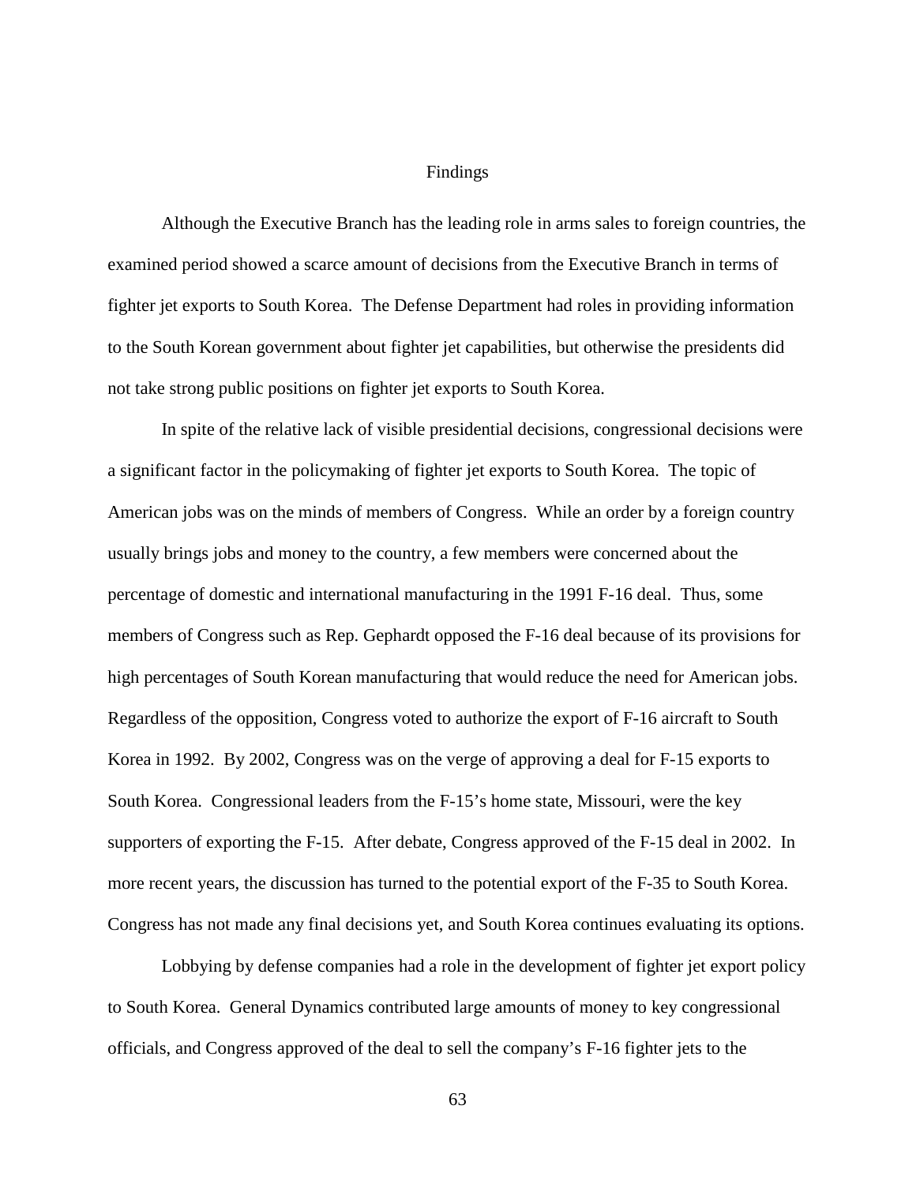## Findings

Although the Executive Branch has the leading role in arms sales to foreign countries, the examined period showed a scarce amount of decisions from the Executive Branch in terms of fighter jet exports to South Korea. The Defense Department had roles in providing information to the South Korean government about fighter jet capabilities, but otherwise the presidents did not take strong public positions on fighter jet exports to South Korea.

In spite of the relative lack of visible presidential decisions, congressional decisions were a significant factor in the policymaking of fighter jet exports to South Korea. The topic of American jobs was on the minds of members of Congress. While an order by a foreign country usually brings jobs and money to the country, a few members were concerned about the percentage of domestic and international manufacturing in the 1991 F-16 deal. Thus, some members of Congress such as Rep. Gephardt opposed the F-16 deal because of its provisions for high percentages of South Korean manufacturing that would reduce the need for American jobs. Regardless of the opposition, Congress voted to authorize the export of F-16 aircraft to South Korea in 1992. By 2002, Congress was on the verge of approving a deal for F-15 exports to South Korea. Congressional leaders from the F-15's home state, Missouri, were the key supporters of exporting the F-15. After debate, Congress approved of the F-15 deal in 2002. In more recent years, the discussion has turned to the potential export of the F-35 to South Korea. Congress has not made any final decisions yet, and South Korea continues evaluating its options.

Lobbying by defense companies had a role in the development of fighter jet export policy to South Korea. General Dynamics contributed large amounts of money to key congressional officials, and Congress approved of the deal to sell the company's F-16 fighter jets to the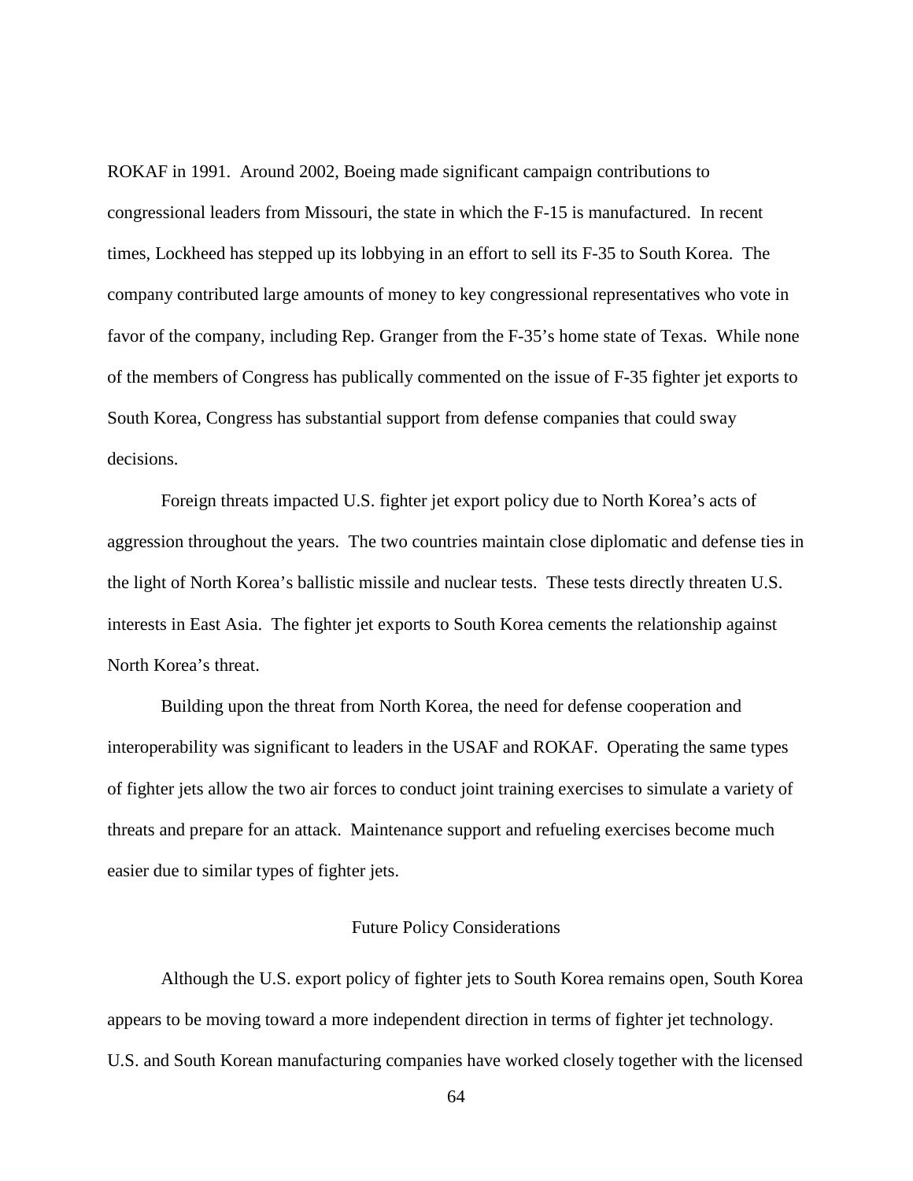ROKAF in 1991. Around 2002, Boeing made significant campaign contributions to congressional leaders from Missouri, the state in which the F-15 is manufactured. In recent times, Lockheed has stepped up its lobbying in an effort to sell its F-35 to South Korea. The company contributed large amounts of money to key congressional representatives who vote in favor of the company, including Rep. Granger from the F-35's home state of Texas. While none of the members of Congress has publically commented on the issue of F-35 fighter jet exports to South Korea, Congress has substantial support from defense companies that could sway decisions.

Foreign threats impacted U.S. fighter jet export policy due to North Korea's acts of aggression throughout the years. The two countries maintain close diplomatic and defense ties in the light of North Korea's ballistic missile and nuclear tests. These tests directly threaten U.S. interests in East Asia. The fighter jet exports to South Korea cements the relationship against North Korea's threat.

Building upon the threat from North Korea, the need for defense cooperation and interoperability was significant to leaders in the USAF and ROKAF. Operating the same types of fighter jets allow the two air forces to conduct joint training exercises to simulate a variety of threats and prepare for an attack. Maintenance support and refueling exercises become much easier due to similar types of fighter jets.

## Future Policy Considerations

Although the U.S. export policy of fighter jets to South Korea remains open, South Korea appears to be moving toward a more independent direction in terms of fighter jet technology. U.S. and South Korean manufacturing companies have worked closely together with the licensed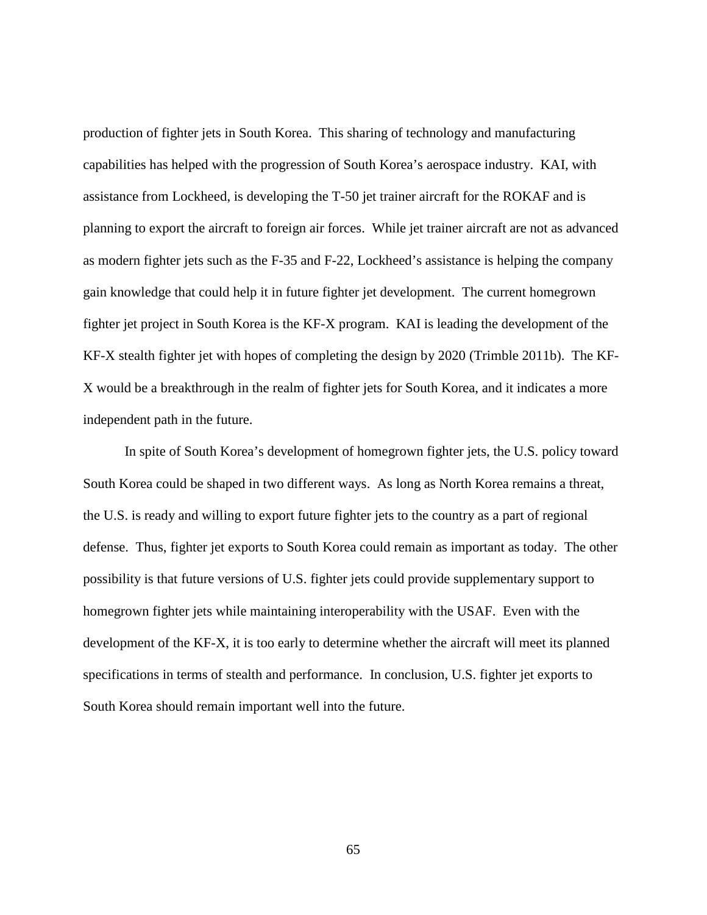production of fighter jets in South Korea. This sharing of technology and manufacturing capabilities has helped with the progression of South Korea's aerospace industry. KAI, with assistance from Lockheed, is developing the T-50 jet trainer aircraft for the ROKAF and is planning to export the aircraft to foreign air forces. While jet trainer aircraft are not as advanced as modern fighter jets such as the F-35 and F-22, Lockheed's assistance is helping the company gain knowledge that could help it in future fighter jet development. The current homegrown fighter jet project in South Korea is the KF-X program. KAI is leading the development of the KF-X stealth fighter jet with hopes of completing the design by 2020 (Trimble 2011b). The KF-X would be a breakthrough in the realm of fighter jets for South Korea, and it indicates a more independent path in the future.

In spite of South Korea's development of homegrown fighter jets, the U.S. policy toward South Korea could be shaped in two different ways. As long as North Korea remains a threat, the U.S. is ready and willing to export future fighter jets to the country as a part of regional defense. Thus, fighter jet exports to South Korea could remain as important as today. The other possibility is that future versions of U.S. fighter jets could provide supplementary support to homegrown fighter jets while maintaining interoperability with the USAF. Even with the development of the KF-X, it is too early to determine whether the aircraft will meet its planned specifications in terms of stealth and performance. In conclusion, U.S. fighter jet exports to South Korea should remain important well into the future.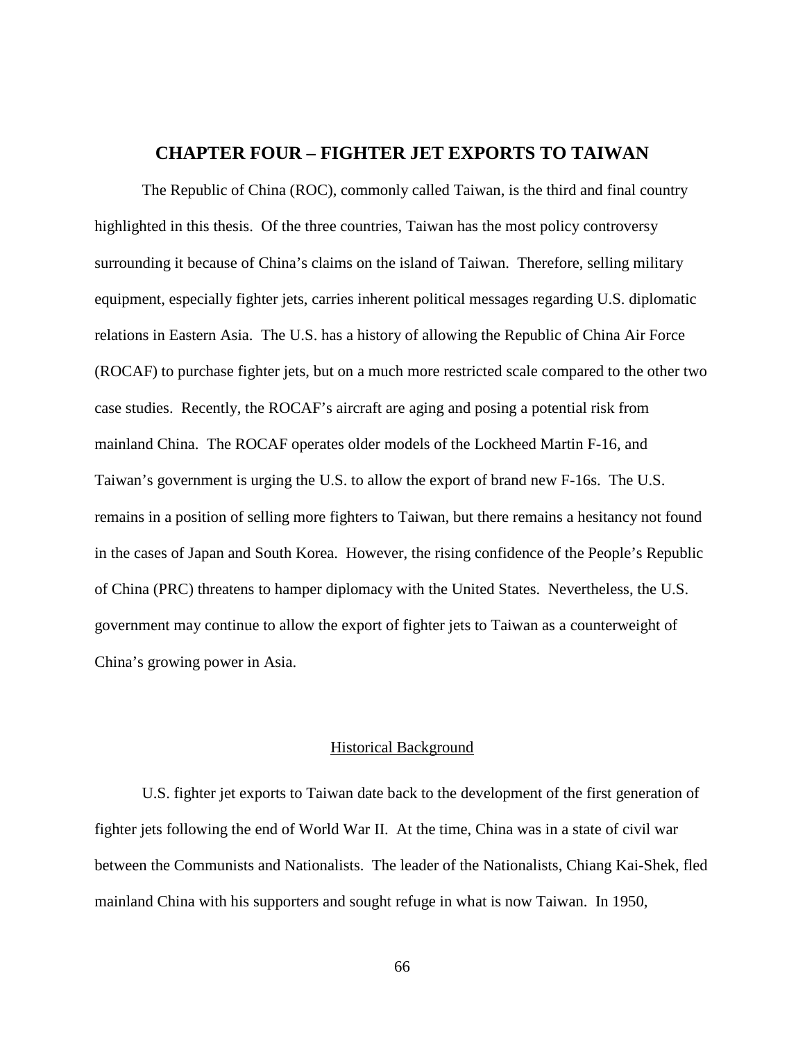# CHAPTER FOUR – FIGHTER JET EXPORTS TO TAIWAN

The Republic of China (ROC), commonly called Taiwan, is the third and final country highlighted in this thesis. Of the three countries, Taiwan has the most policy controversy surrounding it because of China's claims on the island of Taiwan. Therefore, selling military equipment, especially fighter jets, carries inherent political messages regarding U.S. diplomatic relations in Eastern Asia. The U.S. has a history of allowing the Republic of China Air Force (ROCAF) to purchase fighter jets, but on a much more restricted scale compared to the other two case studies. Recently, the ROCAF's aircraft are aging and posing a potential risk from mainland China. The ROCAF operates older models of the Lockheed Martin F-16, and Taiwan's government is urging the U.S. to allow the export of brand new F-16s. The U.S. remains in a position of selling more fighters to Taiwan, but there remains a hesitancy not found in the cases of Japan and South Korea. However, the rising confidence of the People's Republic of China (PRC) threatens to hamper diplomacy with the United States. Nevertheless, the U.S. government may continue to allow the export of fighter jets to Taiwan as a counterweight of China's growing power in Asia.

## Historical Background

U.S. fighter jet exports to Taiwan date back to the development of the first generation of fighter jets following the end of World War II. At the time, China was in a state of civil war between the Communists and Nationalists. The leader of the Nationalists, Chiang Kai-Shek, fled mainland China with his supporters and sought refuge in what is now Taiwan. In 1950,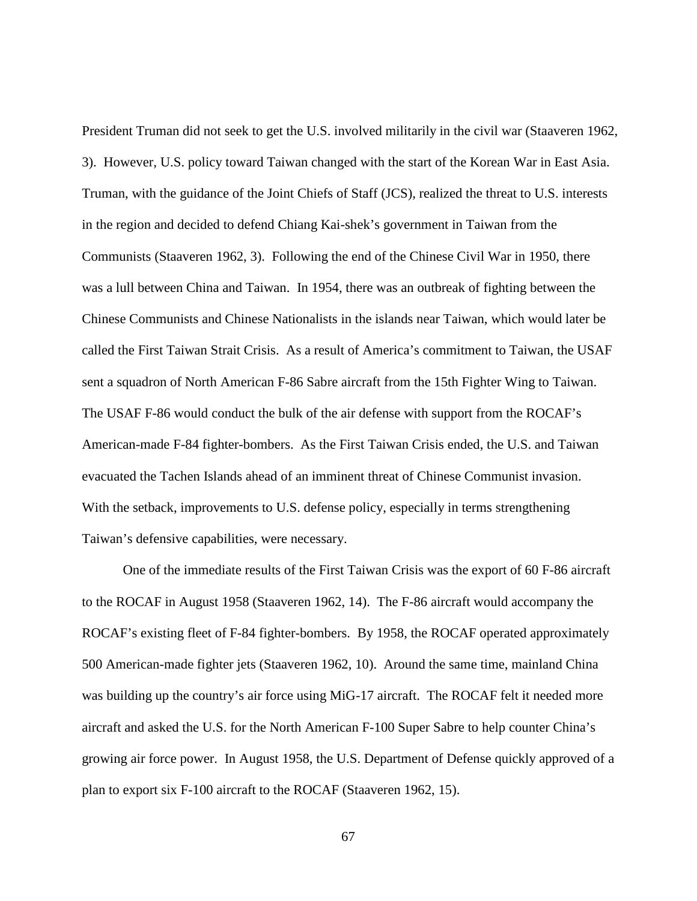President Truman did not seek to get the U.S. involved militarily in the civil war (Staaveren 1962, 3). However, U.S. policy toward Taiwan changed with the start of the Korean War in East Asia. Truman, with the guidance of the Joint Chiefs of Staff (JCS), realized the threat to U.S. interests in the region and decided to defend Chiang Kai-shek's government in Taiwan from the Communists (Staaveren 1962, 3). Following the end of the Chinese Civil War in 1950, there was a lull between China and Taiwan. In 1954, there was an outbreak of fighting between the Chinese Communists and Chinese Nationalists in the islands near Taiwan, which would later be called the First Taiwan Strait Crisis. As a result of America's commitment to Taiwan, the USAF sent a squadron of North American F-86 Sabre aircraft from the 15th Fighter Wing to Taiwan. The USAF F-86 would conduct the bulk of the air defense with support from the ROCAF's American-made F-84 fighter-bombers. As the First Taiwan Crisis ended, the U.S. and Taiwan evacuated the Tachen Islands ahead of an imminent threat of Chinese Communist invasion. With the setback, improvements to U.S. defense policy, especially in terms strengthening Taiwan's defensive capabilities, were necessary.

One of the immediate results of the First Taiwan Crisis was the export of 60 F-86 aircraft to the ROCAF in August 1958 (Staaveren 1962, 14). The F-86 aircraft would accompany the ROCAF's existing fleet of F-84 fighter-bombers. By 1958, the ROCAF operated approximately 500 American-made fighter jets (Staaveren 1962, 10). Around the same time, mainland China was building up the country's air force using MiG-17 aircraft. The ROCAF felt it needed more aircraft and asked the U.S. for the North American F-100 Super Sabre to help counter China's growing air force power. In August 1958, the U.S. Department of Defense quickly approved of a plan to export six F-100 aircraft to the ROCAF (Staaveren 1962, 15).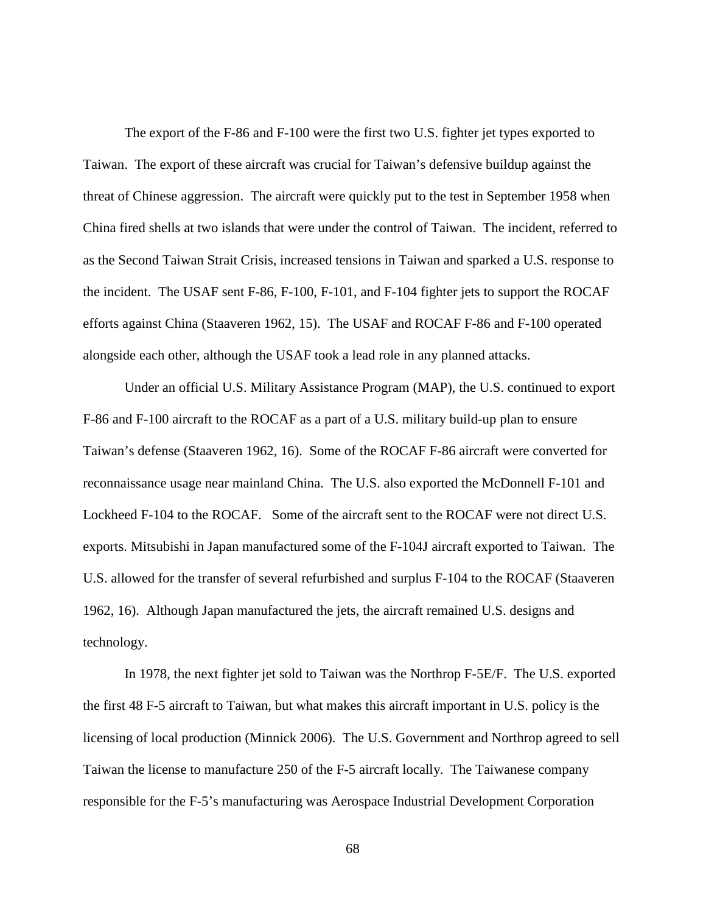The export of the F-86 and F-100 were the first two U.S. fighter jet types exported to Taiwan. The export of these aircraft was crucial for Taiwan's defensive buildup against the threat of Chinese aggression. The aircraft were quickly put to the test in September 1958 when China fired shells at two islands that were under the control of Taiwan. The incident, referred to as the Second Taiwan Strait Crisis, increased tensions in Taiwan and sparked a U.S. response to the incident. The USAF sent F-86, F-100, F-101, and F-104 fighter jets to support the ROCAF efforts against China (Staaveren 1962, 15). The USAF and ROCAF F-86 and F-100 operated alongside each other, although the USAF took a lead role in any planned attacks.

Under an official U.S. Military Assistance Program (MAP), the U.S. continued to export F-86 and F-100 aircraft to the ROCAF as a part of a U.S. military build-up plan to ensure Taiwan's defense (Staaveren 1962, 16). Some of the ROCAF F-86 aircraft were converted for reconnaissance usage near mainland China. The U.S. also exported the McDonnell F-101 and Lockheed F-104 to the ROCAF. Some of the aircraft sent to the ROCAF were not direct U.S. exports. Mitsubishi in Japan manufactured some of the F-104J aircraft exported to Taiwan. The U.S. allowed for the transfer of several refurbished and surplus F-104 to the ROCAF (Staaveren 1962, 16). Although Japan manufactured the jets, the aircraft remained U.S. designs and technology.

In 1978, the next fighter jet sold to Taiwan was the Northrop F-5E/F. The U.S. exported the first 48 F-5 aircraft to Taiwan, but what makes this aircraft important in U.S. policy is the licensing of local production (Minnick 2006). The U.S. Government and Northrop agreed to sell Taiwan the license to manufacture 250 of the F-5 aircraft locally. The Taiwanese company responsible for the F-5's manufacturing was Aerospace Industrial Development Corporation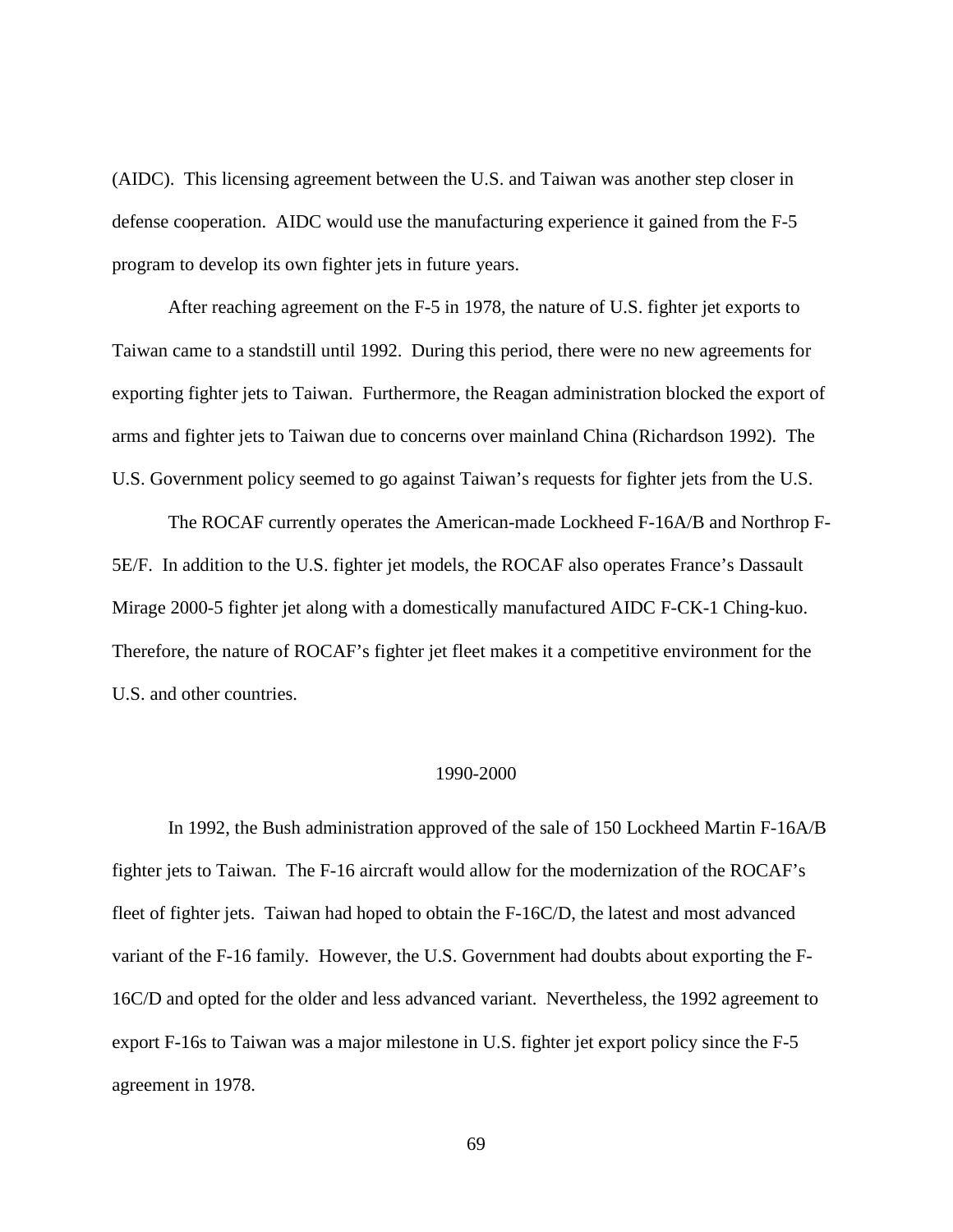(AIDC). This licensing agreement between the U.S. and Taiwan was another step closer in defense cooperation. AIDC would use the manufacturing experience it gained from the F-5 program to develop its own fighter jets in future years.

After reaching agreement on the F-5 in 1978, the nature of U.S. fighter jet exports to Taiwan came to a standstill until 1992. During this period, there were no new agreements for exporting fighter jets to Taiwan. Furthermore, the Reagan administration blocked the export of arms and fighter jets to Taiwan due to concerns over mainland China (Richardson 1992). The U.S. Government policy seemed to go against Taiwan's requests for fighter jets from the U.S.

The ROCAF currently operates the American-made Lockheed F-16A/B and Northrop F-5E/F. In addition to the U.S. fighter jet models, the ROCAF also operates France's Dassault Mirage 2000-5 fighter jet along with a domestically manufactured AIDC F-CK-1 Ching-kuo. Therefore, the nature of ROCAF's fighter jet fleet makes it a competitive environment for the U.S. and other countries.

## 1990-2000

In 1992, the Bush administration approved of the sale of 150 Lockheed Martin F-16A/B fighter jets to Taiwan. The F-16 aircraft would allow for the modernization of the ROCAF's fleet of fighter jets. Taiwan had hoped to obtain the F-16C/D, the latest and most advanced variant of the F-16 family. However, the U.S. Government had doubts about exporting the F-16C/D and opted for the older and less advanced variant. Nevertheless, the 1992 agreement to export F-16s to Taiwan was a major milestone in U.S. fighter jet export policy since the F-5 agreement in 1978.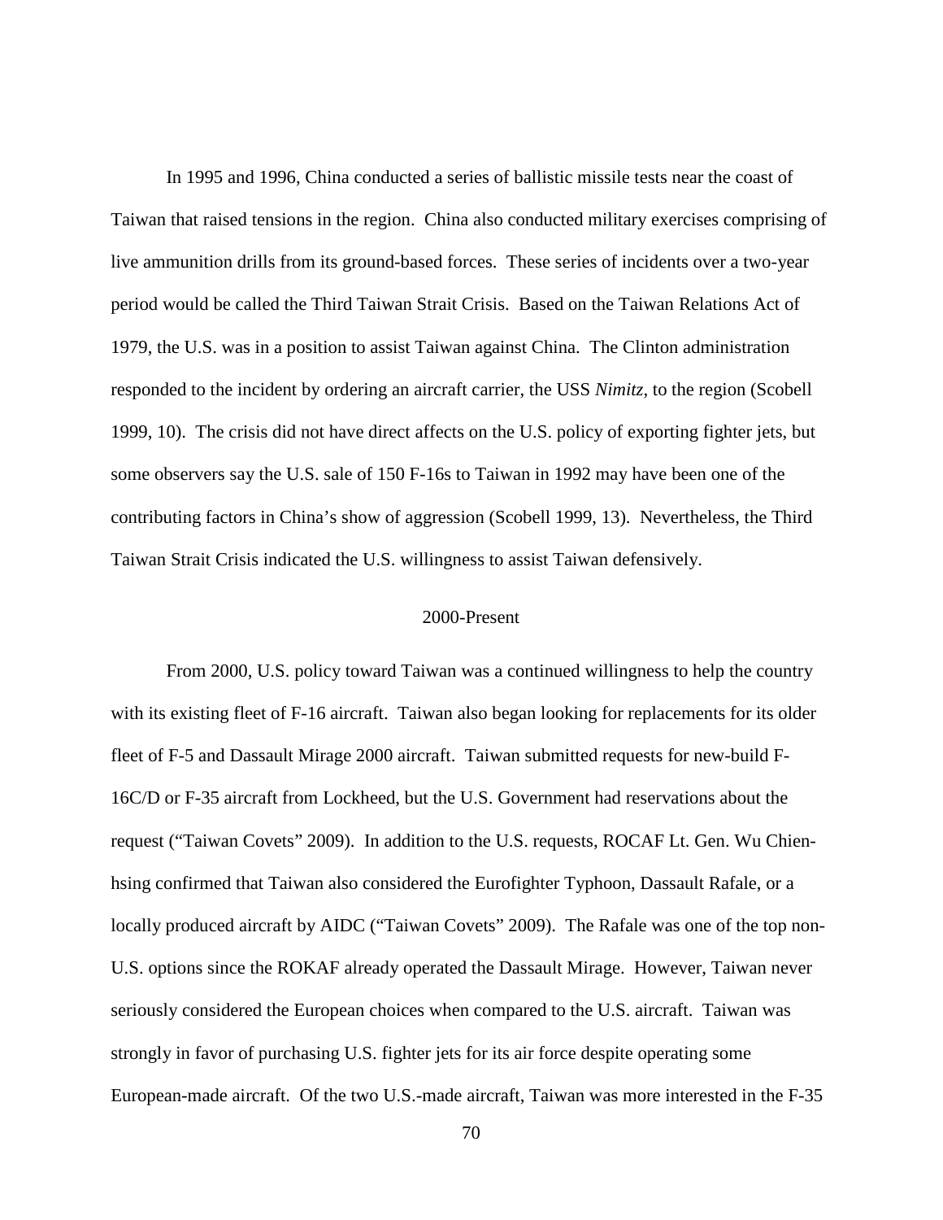In 1995 and 1996, China conducted a series of ballistic missile tests near the coast of Taiwan that raised tensions in the region. China also conducted military exercises comprising of live ammunition drills from its ground-based forces. These series of incidents over a two-year period would be called the Third Taiwan Strait Crisis. Based on the Taiwan Relations Act of 1979, the U.S. was in a position to assist Taiwan against China. The Clinton administration responded to the incident by ordering an aircraft carrier, the USS *Nimitz*, to the region (Scobell 1999, 10). The crisis did not have direct affects on the U.S. policy of exporting fighter jets, but some observers say the U.S. sale of 150 F-16s to Taiwan in 1992 may have been one of the contributing factors in China's show of aggression (Scobell 1999, 13). Nevertheless, the Third Taiwan Strait Crisis indicated the U.S. willingness to assist Taiwan defensively.

### 2000-Present

From 2000, U.S. policy toward Taiwan was a continued willingness to help the country with its existing fleet of F-16 aircraft. Taiwan also began looking for replacements for its older fleet of F-5 and Dassault Mirage 2000 aircraft. Taiwan submitted requests for new-build F-16C/D or F-35 aircraft from Lockheed, but the U.S. Government had reservations about the request ("Taiwan Covets" 2009). In addition to the U.S. requests, ROCAF Lt. Gen. Wu Chien-hsing confirmed that Taiwan also considered the Eurofighter Typhoon, Dassault Rafale, or a locally produced aircraft by AIDC ("Taiwan Covets" 2009). The Rafale was one of the top non-U.S. options since the ROKAF already operated the Dassault Mirage. However, Taiwan never seriously considered the European choices when compared to the U.S. aircraft. Taiwan was strongly in favor of purchasing U.S. fighter jets for its air force despite operating some European-made aircraft. Of the two U.S.-made aircraft, Taiwan was more interested in the F-35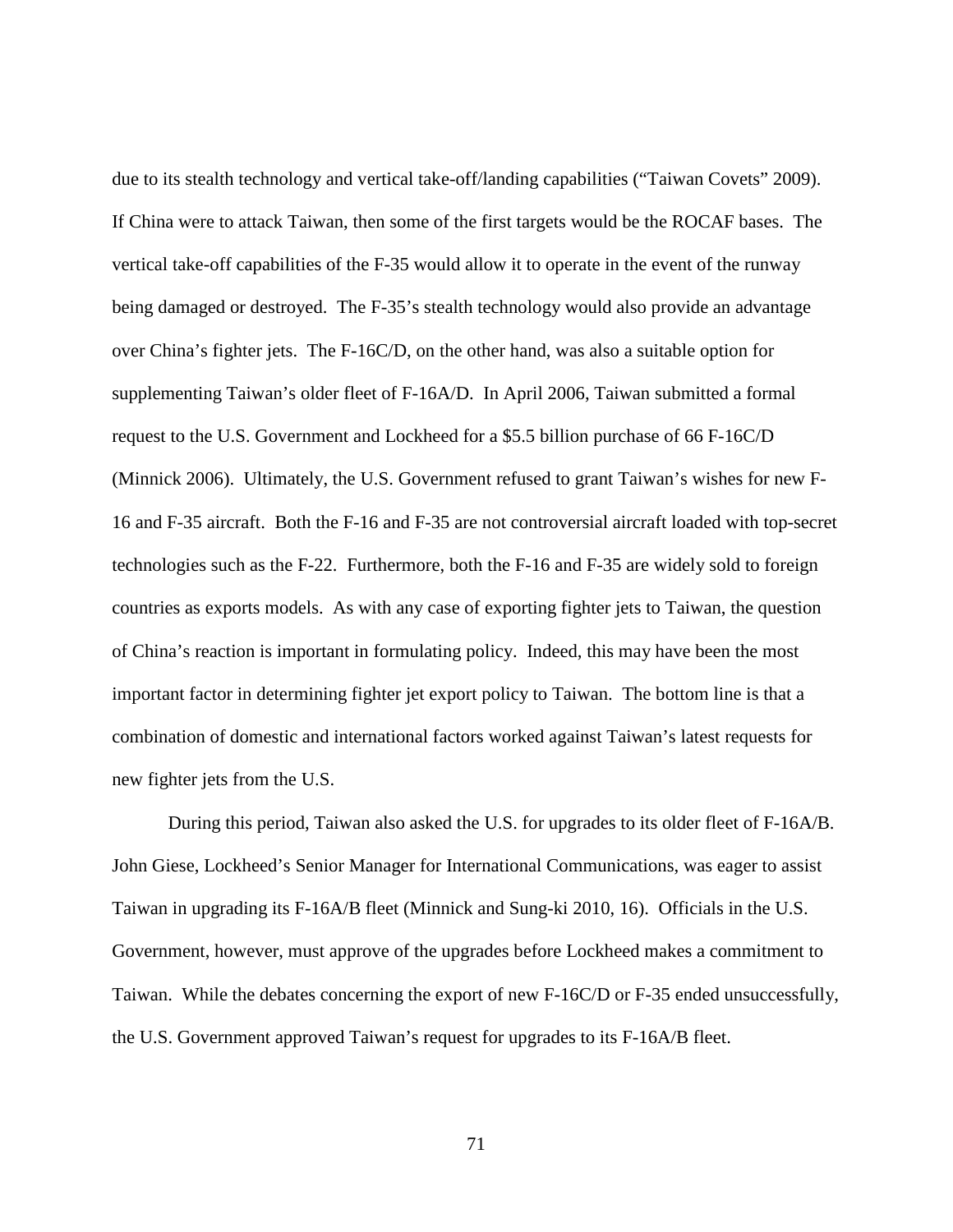due to its stealth technology and vertical take-off/landing capabilities ("Taiwan Covets" 2009). If China were to attack Taiwan, then some of the first targets would be the ROCAF bases. The vertical take-off capabilities of the F-35 would allow it to operate in the event of the runway being damaged or destroyed. The F-35's stealth technology would also provide an advantage over China's fighter jets. The F-16C/D, on the other hand, was also a suitable option for supplementing Taiwan's older fleet of F-16A/D. In April 2006, Taiwan submitted a formal request to the U.S. Government and Lockheed for a $5.5 billion purchase of 66 F-16C/D (Minnick 2006). Ultimately, the U.S. Government refused to grant Taiwan's wishes for new F-16 and F-35 aircraft. Both the F-16 and F-35 are not controversial aircraft loaded with top-secret technologies such as the F-22. Furthermore, both the F-16 and F-35 are widely sold to foreign countries as exports models. As with any case of exporting fighter jets to Taiwan, the question of China's reaction is important in formulating policy. Indeed, this may have been the most important factor in determining fighter jet export policy to Taiwan. The bottom line is that a combination of domestic and international factors worked against Taiwan's latest requests for new fighter jets from the U.S.

During this period, Taiwan also asked the U.S. for upgrades to its older fleet of F-16A/B. John Giese, Lockheed's Senior Manager for International Communications, was eager to assist Taiwan in upgrading its F-16A/B fleet (Minnick and Sung-ki 2010, 16). Officials in the U.S. Government, however, must approve of the upgrades before Lockheed makes a commitment to Taiwan. While the debates concerning the export of new F-16C/D or F-35 ended unsuccessfully, the U.S. Government approved Taiwan's request for upgrades to its F-16A/B fleet.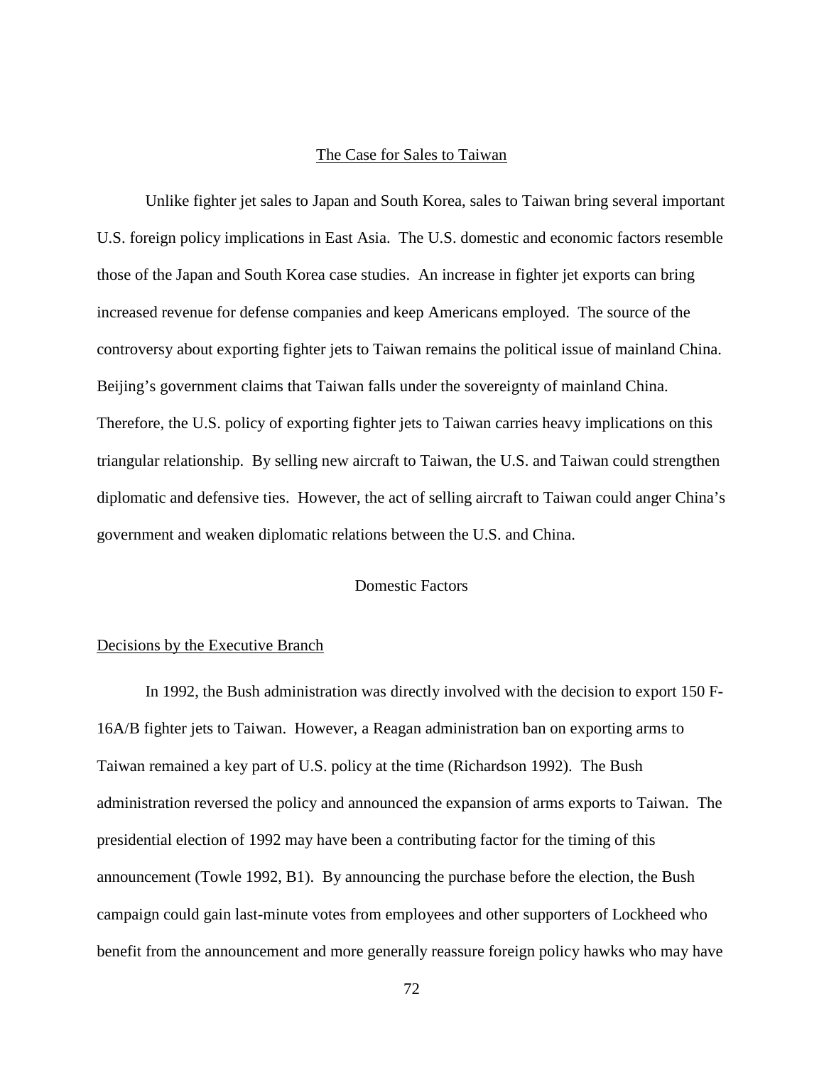## The Case for Sales to Taiwan

Unlike fighter jet sales to Japan and South Korea, sales to Taiwan bring several important U.S. foreign policy implications in East Asia. The U.S. domestic and economic factors resemble those of the Japan and South Korea case studies. An increase in fighter jet exports can bring increased revenue for defense companies and keep Americans employed. The source of the controversy about exporting fighter jets to Taiwan remains the political issue of mainland China. Beijing's government claims that Taiwan falls under the sovereignty of mainland China. Therefore, the U.S. policy of exporting fighter jets to Taiwan carries heavy implications on this triangular relationship. By selling new aircraft to Taiwan, the U.S. and Taiwan could strengthen diplomatic and defensive ties. However, the act of selling aircraft to Taiwan could anger China's government and weaken diplomatic relations between the U.S. and China.

### Domestic Factors

#### Decisions by the Executive Branch

In 1992, the Bush administration was directly involved with the decision to export 150 F-16A/B fighter jets to Taiwan. However, a Reagan administration ban on exporting arms to Taiwan remained a key part of U.S. policy at the time (Richardson 1992). The Bush administration reversed the policy and announced the expansion of arms exports to Taiwan. The presidential election of 1992 may have been a contributing factor for the timing of this announcement (Towle 1992, B1). By announcing the purchase before the election, the Bush campaign could gain last-minute votes from employees and other supporters of Lockheed who benefit from the announcement and more generally reassure foreign policy hawks who may have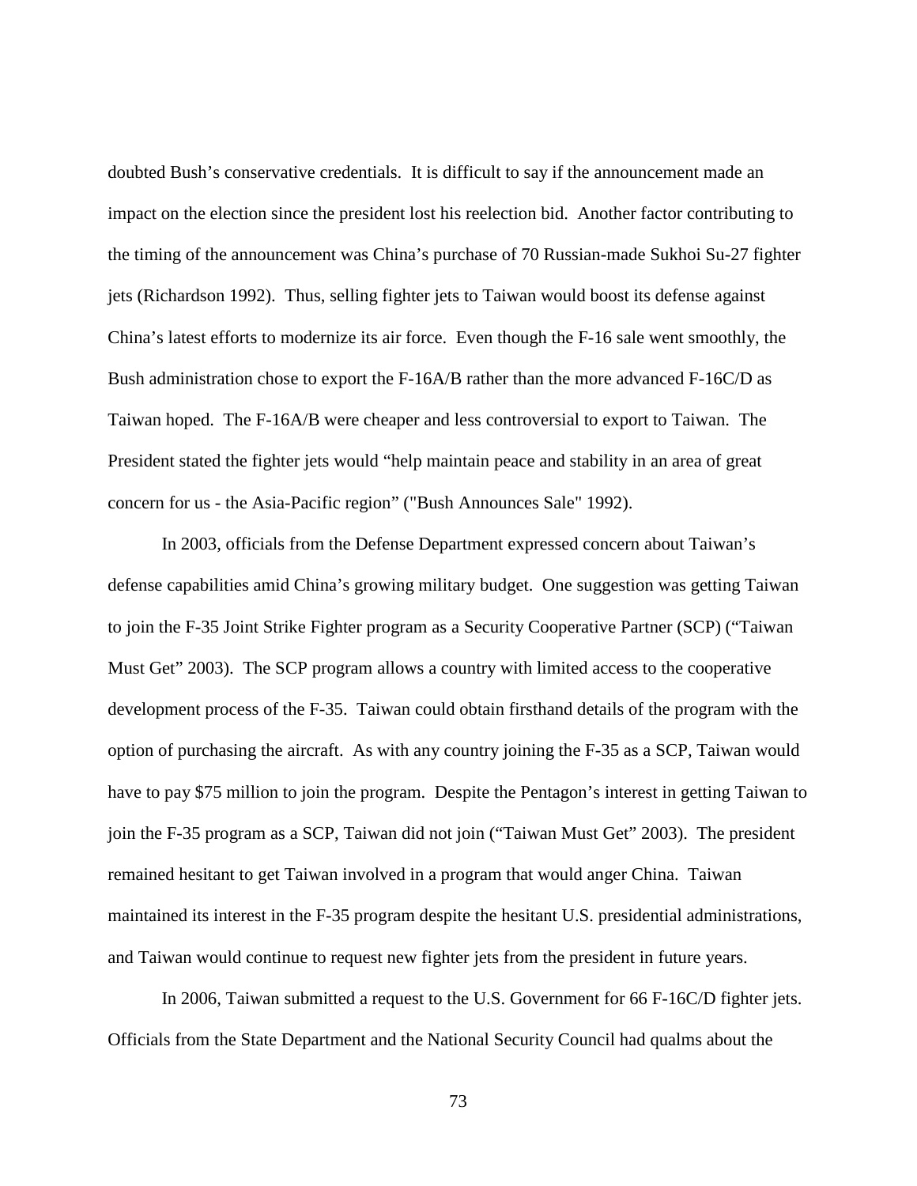doubted Bush's conservative credentials. It is difficult to say if the announcement made an impact on the election since the president lost his reelection bid. Another factor contributing to the timing of the announcement was China's purchase of 70 Russian-made Sukhoi Su-27 fighter jets (Richardson 1992). Thus, selling fighter jets to Taiwan would boost its defense against China's latest efforts to modernize its air force. Even though the F-16 sale went smoothly, the Bush administration chose to export the F-16A/B rather than the more advanced F-16C/D as Taiwan hoped. The F-16A/B were cheaper and less controversial to export to Taiwan. The President stated the fighter jets would "help maintain peace and stability in an area of great concern for us - the Asia-Pacific region" ("Bush Announces Sale" 1992).

In 2003, officials from the Defense Department expressed concern about Taiwan's defense capabilities amid China's growing military budget. One suggestion was getting Taiwan to join the F-35 Joint Strike Fighter program as a Security Cooperative Partner (SCP) ("Taiwan Must Get" 2003). The SCP program allows a country with limited access to the cooperative development process of the F-35. Taiwan could obtain firsthand details of the program with the option of purchasing the aircraft. As with any country joining the F-35 as a SCP, Taiwan would have to pay $75 million to join the program. Despite the Pentagon's interest in getting Taiwan to join the F-35 program as a SCP, Taiwan did not join ("Taiwan Must Get" 2003). The president remained hesitant to get Taiwan involved in a program that would anger China. Taiwan maintained its interest in the F-35 program despite the hesitant U.S. presidential administrations, and Taiwan would continue to request new fighter jets from the president in future years.

In 2006, Taiwan submitted a request to the U.S. Government for 66 F-16C/D fighter jets. Officials from the State Department and the National Security Council had qualms about the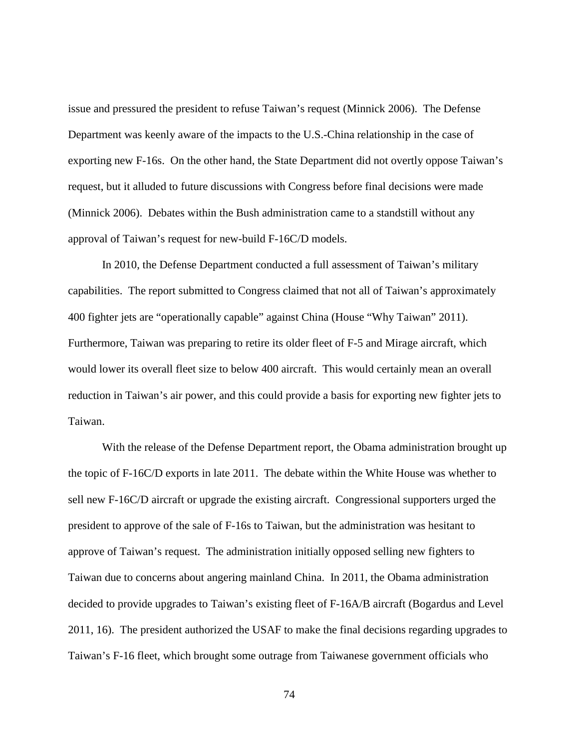issue and pressured the president to refuse Taiwan's request (Minnick 2006). The Defense Department was keenly aware of the impacts to the U.S.-China relationship in the case of exporting new F-16s. On the other hand, the State Department did not overtly oppose Taiwan's request, but it alluded to future discussions with Congress before final decisions were made (Minnick 2006). Debates within the Bush administration came to a standstill without any approval of Taiwan's request for new-build F-16C/D models.

In 2010, the Defense Department conducted a full assessment of Taiwan's military capabilities. The report submitted to Congress claimed that not all of Taiwan's approximately 400 fighter jets are "operationally capable" against China (House "Why Taiwan" 2011). Furthermore, Taiwan was preparing to retire its older fleet of F-5 and Mirage aircraft, which would lower its overall fleet size to below 400 aircraft. This would certainly mean an overall reduction in Taiwan's air power, and this could provide a basis for exporting new fighter jets to Taiwan.

With the release of the Defense Department report, the Obama administration brought up the topic of F-16C/D exports in late 2011. The debate within the White House was whether to sell new F-16C/D aircraft or upgrade the existing aircraft. Congressional supporters urged the president to approve of the sale of F-16s to Taiwan, but the administration was hesitant to approve of Taiwan's request. The administration initially opposed selling new fighters to Taiwan due to concerns about angering mainland China. In 2011, the Obama administration decided to provide upgrades to Taiwan's existing fleet of F-16A/B aircraft (Bogardus and Level 2011, 16). The president authorized the USAF to make the final decisions regarding upgrades to Taiwan's F-16 fleet, which brought some outrage from Taiwanese government officials who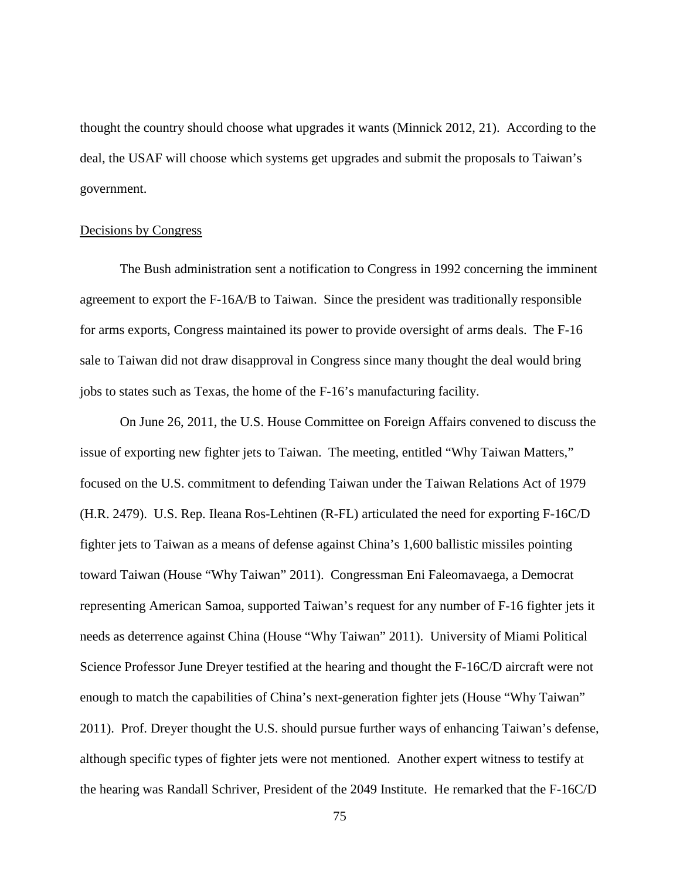thought the country should choose what upgrades it wants (Minnick 2012, 21). According to the deal, the USAF will choose which systems get upgrades and submit the proposals to Taiwan's government.

### Decisions by Congress

The Bush administration sent a notification to Congress in 1992 concerning the imminent agreement to export the F-16A/B to Taiwan. Since the president was traditionally responsible for arms exports, Congress maintained its power to provide oversight of arms deals. The F-16 sale to Taiwan did not draw disapproval in Congress since many thought the deal would bring jobs to states such as Texas, the home of the F-16's manufacturing facility.

On June 26, 2011, the U.S. House Committee on Foreign Affairs convened to discuss the issue of exporting new fighter jets to Taiwan. The meeting, entitled "Why Taiwan Matters," focused on the U.S. commitment to defending Taiwan under the Taiwan Relations Act of 1979 (H.R. 2479). U.S. Rep. Ileana Ros-Lehtinen (R-FL) articulated the need for exporting F-16C/D fighter jets to Taiwan as a means of defense against China's 1,600 ballistic missiles pointing toward Taiwan (House "Why Taiwan" 2011). Congressman Eni Faleomavaega, a Democrat representing American Samoa, supported Taiwan's request for any number of F-16 fighter jets it needs as deterrence against China (House "Why Taiwan" 2011). University of Miami Political Science Professor June Dreyer testified at the hearing and thought the F-16C/D aircraft were not enough to match the capabilities of China's next-generation fighter jets (House "Why Taiwan" 2011). Prof. Dreyer thought the U.S. should pursue further ways of enhancing Taiwan's defense, although specific types of fighter jets were not mentioned. Another expert witness to testify at the hearing was Randall Schriver, President of the 2049 Institute. He remarked that the F-16C/D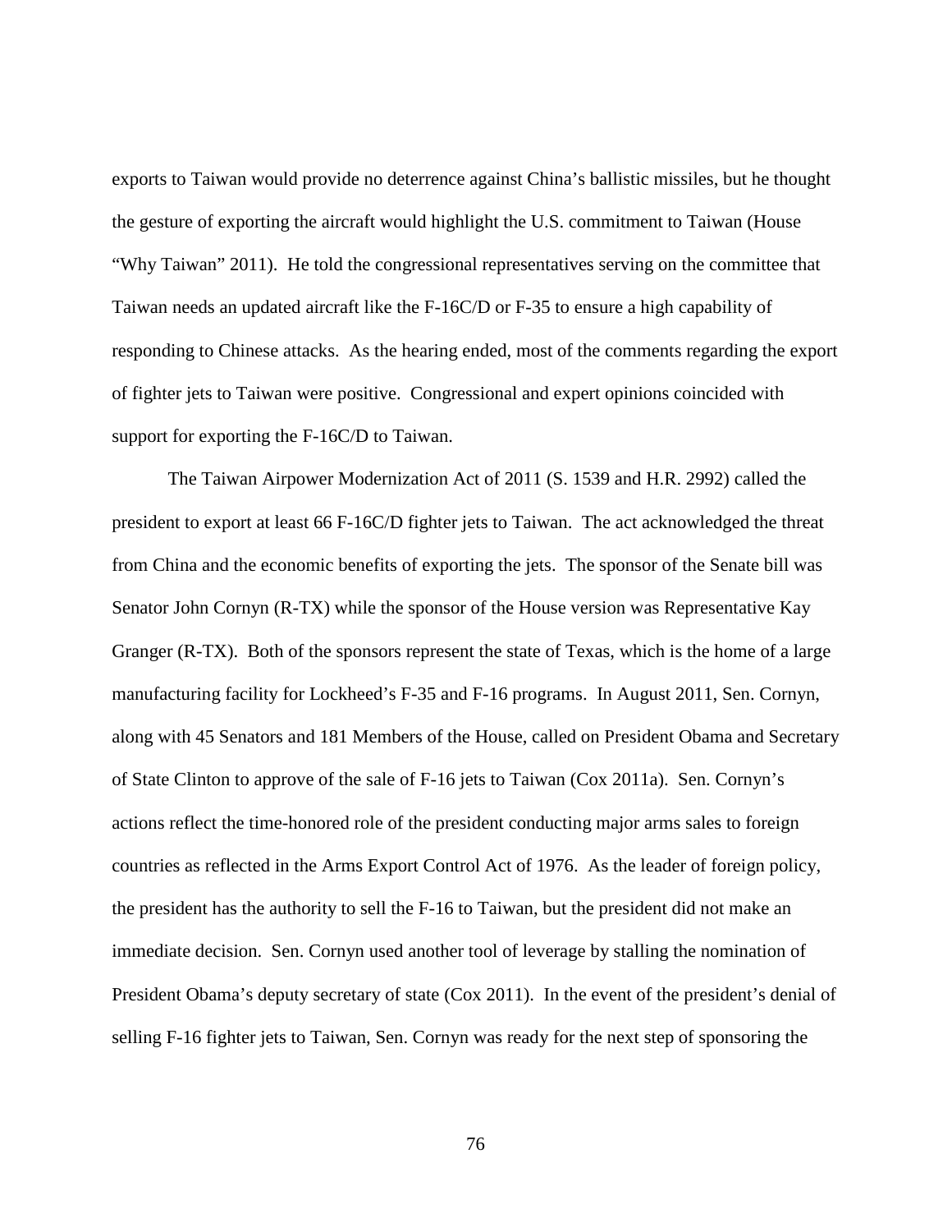exports to Taiwan would provide no deterrence against China's ballistic missiles, but he thought the gesture of exporting the aircraft would highlight the U.S. commitment to Taiwan (House "Why Taiwan" 2011). He told the congressional representatives serving on the committee that Taiwan needs an updated aircraft like the F-16C/D or F-35 to ensure a high capability of responding to Chinese attacks. As the hearing ended, most of the comments regarding the export of fighter jets to Taiwan were positive. Congressional and expert opinions coincided with support for exporting the F-16C/D to Taiwan.

The Taiwan Airpower Modernization Act of 2011 (S. 1539 and H.R. 2992) called the president to export at least 66 F-16C/D fighter jets to Taiwan. The act acknowledged the threat from China and the economic benefits of exporting the jets. The sponsor of the Senate bill was Senator John Cornyn (R-TX) while the sponsor of the House version was Representative Kay Granger (R-TX). Both of the sponsors represent the state of Texas, which is the home of a large manufacturing facility for Lockheed's F-35 and F-16 programs. In August 2011, Sen. Cornyn, along with 45 Senators and 181 Members of the House, called on President Obama and Secretary of State Clinton to approve of the sale of F-16 jets to Taiwan (Cox 2011a). Sen. Cornyn's actions reflect the time-honored role of the president conducting major arms sales to foreign countries as reflected in the Arms Export Control Act of 1976. As the leader of foreign policy, the president has the authority to sell the F-16 to Taiwan, but the president did not make an immediate decision. Sen. Cornyn used another tool of leverage by stalling the nomination of President Obama's deputy secretary of state (Cox 2011). In the event of the president's denial of selling F-16 fighter jets to Taiwan, Sen. Cornyn was ready for the next step of sponsoring the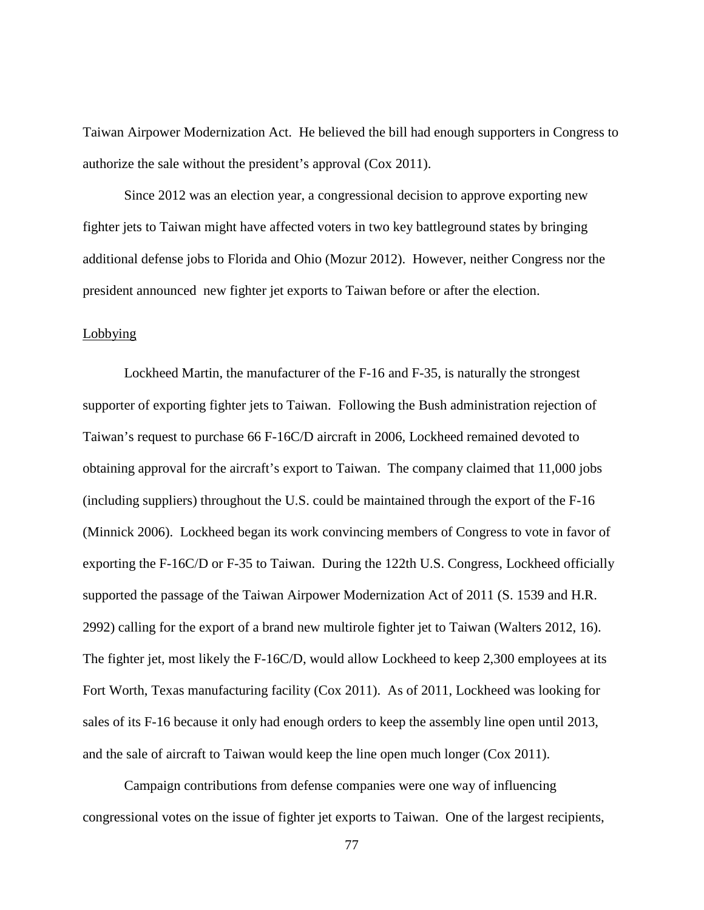Taiwan Airpower Modernization Act. He believed the bill had enough supporters in Congress to authorize the sale without the president's approval (Cox 2011).

Since 2012 was an election year, a congressional decision to approve exporting new fighter jets to Taiwan might have affected voters in two key battleground states by bringing additional defense jobs to Florida and Ohio (Mozur 2012). However, neither Congress nor the president announced new fighter jet exports to Taiwan before or after the election.

Lobbying

Lockheed Martin, the manufacturer of the F-16 and F-35, is naturally the strongest supporter of exporting fighter jets to Taiwan. Following the Bush administration rejection of Taiwan's request to purchase 66 F-16C/D aircraft in 2006, Lockheed remained devoted to obtaining approval for the aircraft's export to Taiwan. The company claimed that 11,000 jobs (including suppliers) throughout the U.S. could be maintained through the export of the F-16 (Minnick 2006). Lockheed began its work convincing members of Congress to vote in favor of exporting the F-16C/D or F-35 to Taiwan. During the 122th U.S. Congress, Lockheed officially supported the passage of the Taiwan Airpower Modernization Act of 2011 (S. 1539 and H.R. 2992) calling for the export of a brand new multirole fighter jet to Taiwan (Walters 2012, 16). The fighter jet, most likely the F-16C/D, would allow Lockheed to keep 2,300 employees at its Fort Worth, Texas manufacturing facility (Cox 2011). As of 2011, Lockheed was looking for sales of its F-16 because it only had enough orders to keep the assembly line open until 2013, and the sale of aircraft to Taiwan would keep the line open much longer (Cox 2011).

Campaign contributions from defense companies were one way of influencing congressional votes on the issue of fighter jet exports to Taiwan. One of the largest recipients,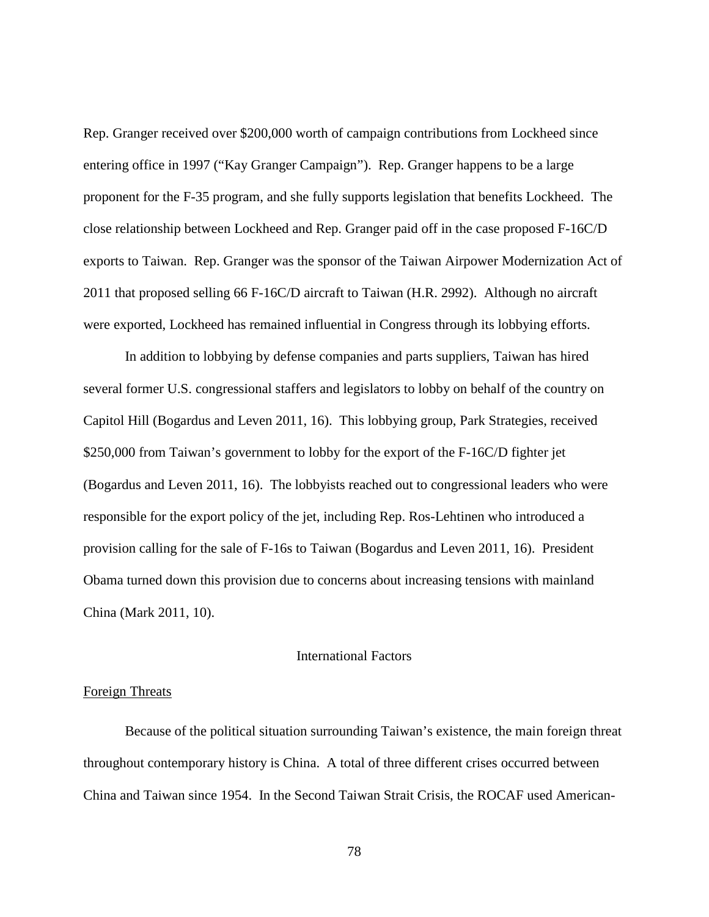Rep. Granger received over $200,000 worth of campaign contributions from Lockheed since entering office in 1997 ("Kay Granger Campaign"). Rep. Granger happens to be a large proponent for the F-35 program, and she fully supports legislation that benefits Lockheed. The close relationship between Lockheed and Rep. Granger paid off in the case proposed F-16C/D exports to Taiwan. Rep. Granger was the sponsor of the Taiwan Airpower Modernization Act of 2011 that proposed selling 66 F-16C/D aircraft to Taiwan (H.R. 2992). Although no aircraft were exported, Lockheed has remained influential in Congress through its lobbying efforts.

In addition to lobbying by defense companies and parts suppliers, Taiwan has hired several former U.S. congressional staffers and legislators to lobby on behalf of the country on Capitol Hill (Bogardus and Leven 2011, 16). This lobbying group, Park Strategies, received $250,000 from Taiwan's government to lobby for the export of the F-16C/D fighter jet (Bogardus and Leven 2011, 16). The lobbyists reached out to congressional leaders who were responsible for the export policy of the jet, including Rep. Ros-Lehtinen who introduced a provision calling for the sale of F-16s to Taiwan (Bogardus and Leven 2011, 16). President Obama turned down this provision due to concerns about increasing tensions with mainland China (Mark 2011, 10).

## International Factors

### Foreign Threats

Because of the political situation surrounding Taiwan's existence, the main foreign threat throughout contemporary history is China. A total of three different crises occurred between China and Taiwan since 1954. In the Second Taiwan Strait Crisis, the ROCAF used American-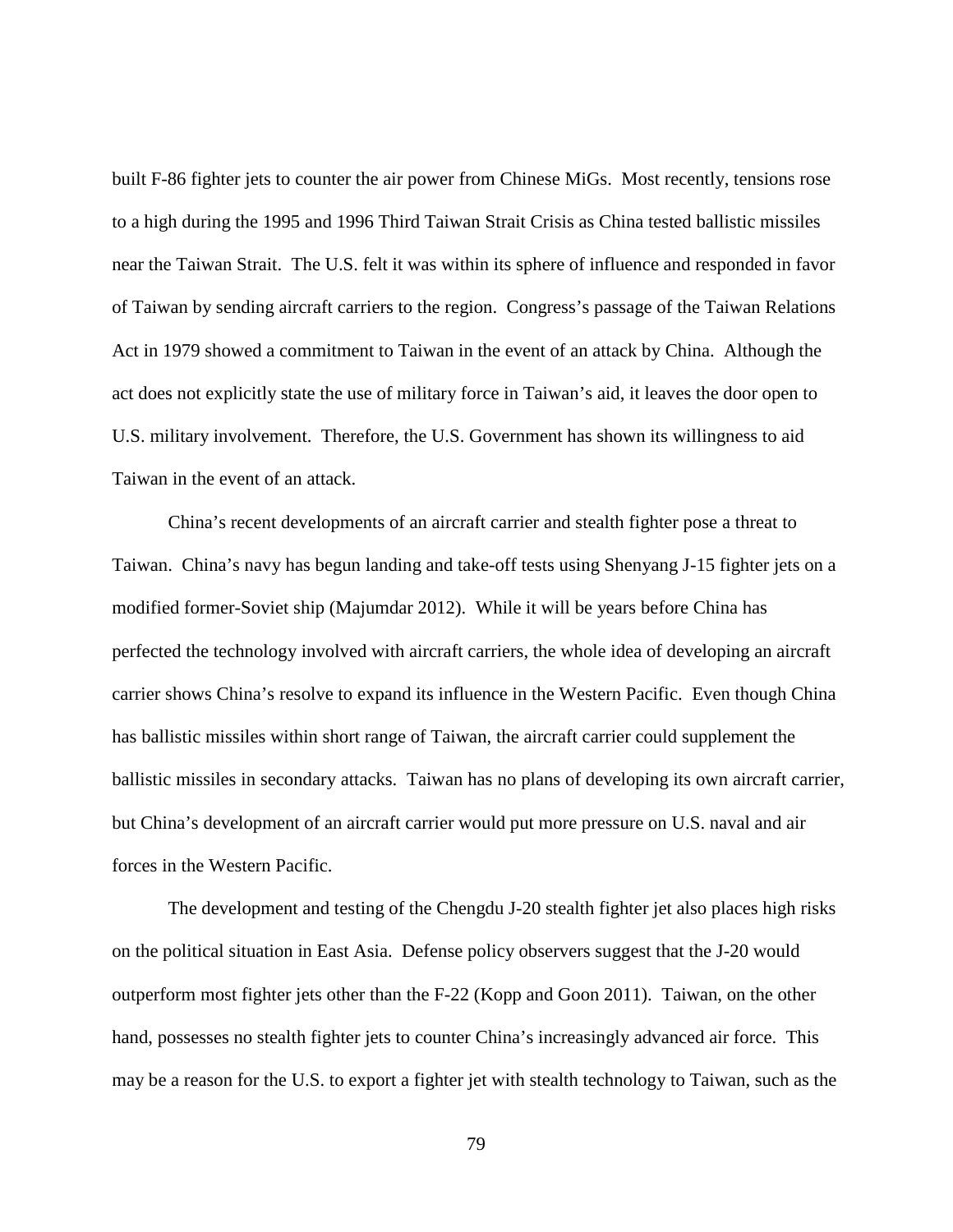built F-86 fighter jets to counter the air power from Chinese MiGs. Most recently, tensions rose to a high during the 1995 and 1996 Third Taiwan Strait Crisis as China tested ballistic missiles near the Taiwan Strait. The U.S. felt it was within its sphere of influence and responded in favor of Taiwan by sending aircraft carriers to the region. Congress's passage of the Taiwan Relations Act in 1979 showed a commitment to Taiwan in the event of an attack by China. Although the act does not explicitly state the use of military force in Taiwan's aid, it leaves the door open to U.S. military involvement. Therefore, the U.S. Government has shown its willingness to aid Taiwan in the event of an attack.

China's recent developments of an aircraft carrier and stealth fighter pose a threat to Taiwan. China's navy has begun landing and take-off tests using Shenyang J-15 fighter jets on a modified former-Soviet ship (Majumdar 2012). While it will be years before China has perfected the technology involved with aircraft carriers, the whole idea of developing an aircraft carrier shows China's resolve to expand its influence in the Western Pacific. Even though China has ballistic missiles within short range of Taiwan, the aircraft carrier could supplement the ballistic missiles in secondary attacks. Taiwan has no plans of developing its own aircraft carrier, but China's development of an aircraft carrier would put more pressure on U.S. naval and air forces in the Western Pacific.

The development and testing of the Chengdu J-20 stealth fighter jet also places high risks on the political situation in East Asia. Defense policy observers suggest that the J-20 would outperform most fighter jets other than the F-22 (Kopp and Goon 2011). Taiwan, on the other hand, possesses no stealth fighter jets to counter China's increasingly advanced air force. This may be a reason for the U.S. to export a fighter jet with stealth technology to Taiwan, such as the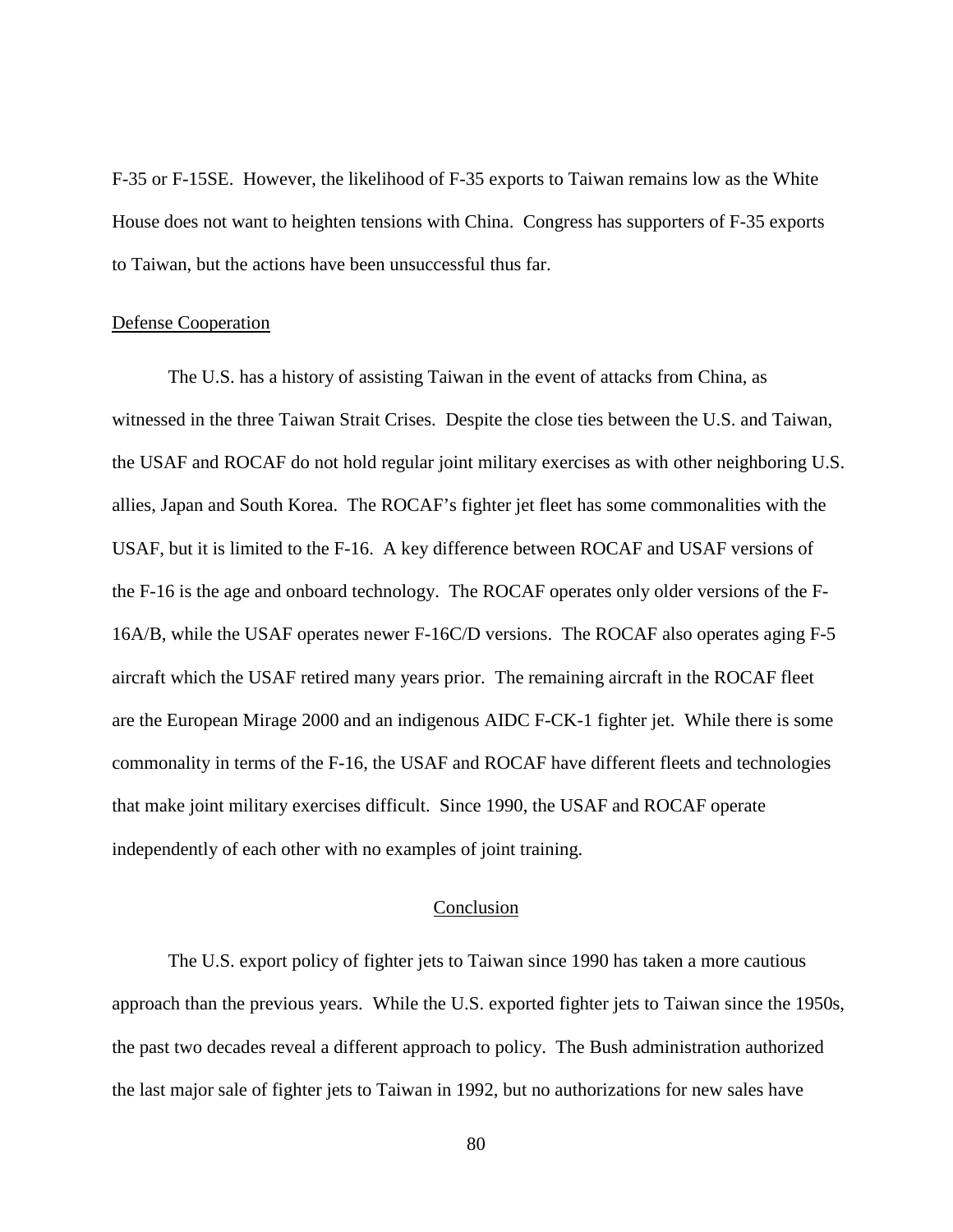F-35 or F-15SE. However, the likelihood of F-35 exports to Taiwan remains low as the White House does not want to heighten tensions with China. Congress has supporters of F-35 exports to Taiwan, but the actions have been unsuccessful thus far.

### Defense Cooperation

The U.S. has a history of assisting Taiwan in the event of attacks from China, as witnessed in the three Taiwan Strait Crises. Despite the close ties between the U.S. and Taiwan, the USAF and ROCAF do not hold regular joint military exercises as with other neighboring U.S. allies, Japan and South Korea. The ROCAF's fighter jet fleet has some commonalities with the USAF, but it is limited to the F-16. A key difference between ROCAF and USAF versions of the F-16 is the age and onboard technology. The ROCAF operates only older versions of the F-16A/B, while the USAF operates newer F-16C/D versions. The ROCAF also operates aging F-5 aircraft which the USAF retired many years prior. The remaining aircraft in the ROCAF fleet are the European Mirage 2000 and an indigenous AIDC F-CK-1 fighter jet. While there is some commonality in terms of the F-16, the USAF and ROCAF have different fleets and technologies that make joint military exercises difficult. Since 1990, the USAF and ROCAF operate independently of each other with no examples of joint training.

## Conclusion

The U.S. export policy of fighter jets to Taiwan since 1990 has taken a more cautious approach than the previous years. While the U.S. exported fighter jets to Taiwan since the 1950s, the past two decades reveal a different approach to policy. The Bush administration authorized the last major sale of fighter jets to Taiwan in 1992, but no authorizations for new sales have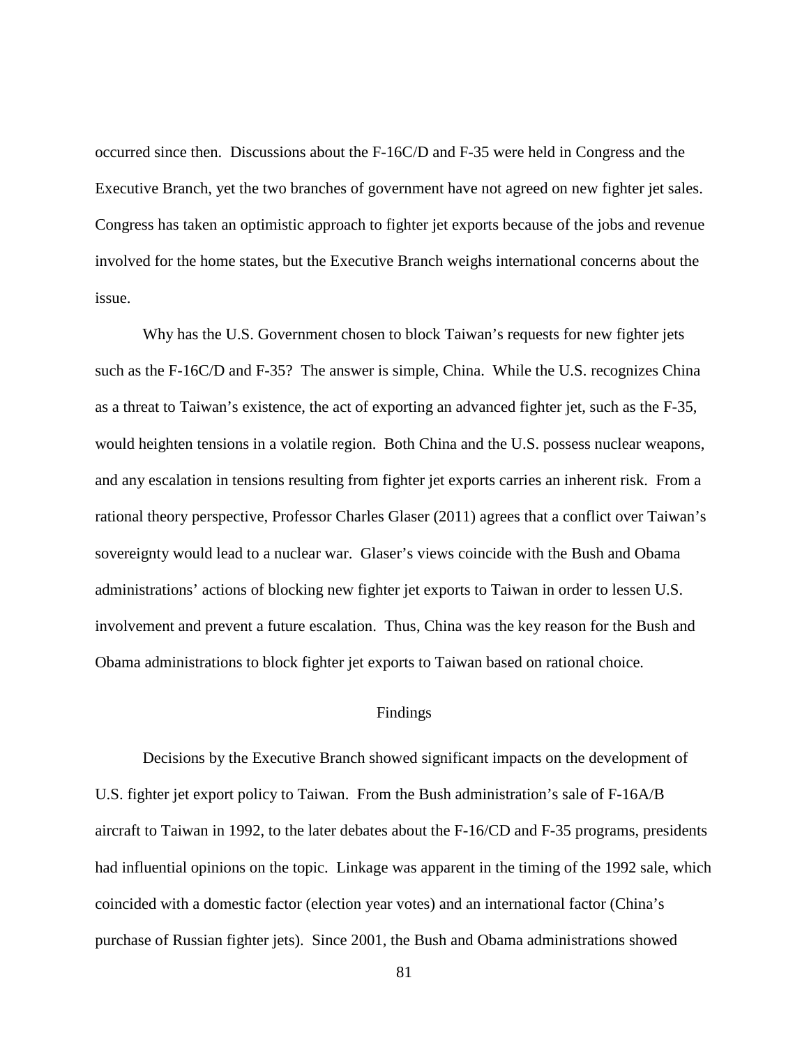occurred since then. Discussions about the F-16C/D and F-35 were held in Congress and the Executive Branch, yet the two branches of government have not agreed on new fighter jet sales. Congress has taken an optimistic approach to fighter jet exports because of the jobs and revenue involved for the home states, but the Executive Branch weighs international concerns about the issue.

Why has the U.S. Government chosen to block Taiwan's requests for new fighter jets such as the F-16C/D and F-35? The answer is simple, China. While the U.S. recognizes China as a threat to Taiwan's existence, the act of exporting an advanced fighter jet, such as the F-35, would heighten tensions in a volatile region. Both China and the U.S. possess nuclear weapons, and any escalation in tensions resulting from fighter jet exports carries an inherent risk. From a rational theory perspective, Professor Charles Glaser (2011) agrees that a conflict over Taiwan's sovereignty would lead to a nuclear war. Glaser's views coincide with the Bush and Obama administrations' actions of blocking new fighter jet exports to Taiwan in order to lessen U.S. involvement and prevent a future escalation. Thus, China was the key reason for the Bush and Obama administrations to block fighter jet exports to Taiwan based on rational choice.

## Findings

Decisions by the Executive Branch showed significant impacts on the development of U.S. fighter jet export policy to Taiwan. From the Bush administration's sale of F-16A/B aircraft to Taiwan in 1992, to the later debates about the F-16/CD and F-35 programs, presidents had influential opinions on the topic. Linkage was apparent in the timing of the 1992 sale, which coincided with a domestic factor (election year votes) and an international factor (China's purchase of Russian fighter jets). Since 2001, the Bush and Obama administrations showed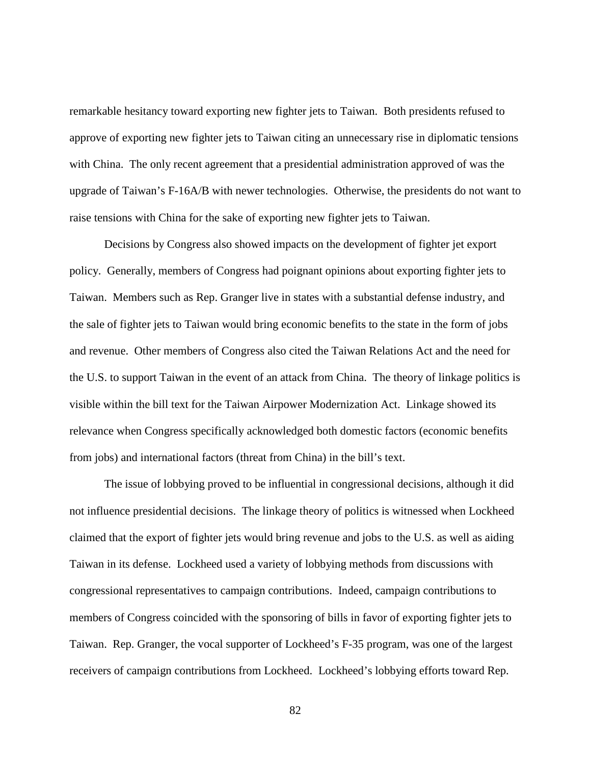remarkable hesitancy toward exporting new fighter jets to Taiwan. Both presidents refused to approve of exporting new fighter jets to Taiwan citing an unnecessary rise in diplomatic tensions with China. The only recent agreement that a presidential administration approved of was the upgrade of Taiwan's F-16A/B with newer technologies. Otherwise, the presidents do not want to raise tensions with China for the sake of exporting new fighter jets to Taiwan.

Decisions by Congress also showed impacts on the development of fighter jet export policy. Generally, members of Congress had poignant opinions about exporting fighter jets to Taiwan. Members such as Rep. Granger live in states with a substantial defense industry, and the sale of fighter jets to Taiwan would bring economic benefits to the state in the form of jobs and revenue. Other members of Congress also cited the Taiwan Relations Act and the need for the U.S. to support Taiwan in the event of an attack from China. The theory of linkage politics is visible within the bill text for the Taiwan Airpower Modernization Act. Linkage showed its relevance when Congress specifically acknowledged both domestic factors (economic benefits from jobs) and international factors (threat from China) in the bill's text.

The issue of lobbying proved to be influential in congressional decisions, although it did not influence presidential decisions. The linkage theory of politics is witnessed when Lockheed claimed that the export of fighter jets would bring revenue and jobs to the U.S. as well as aiding Taiwan in its defense. Lockheed used a variety of lobbying methods from discussions with congressional representatives to campaign contributions. Indeed, campaign contributions to members of Congress coincided with the sponsoring of bills in favor of exporting fighter jets to Taiwan. Rep. Granger, the vocal supporter of Lockheed's F-35 program, was one of the largest receivers of campaign contributions from Lockheed. Lockheed's lobbying efforts toward Rep.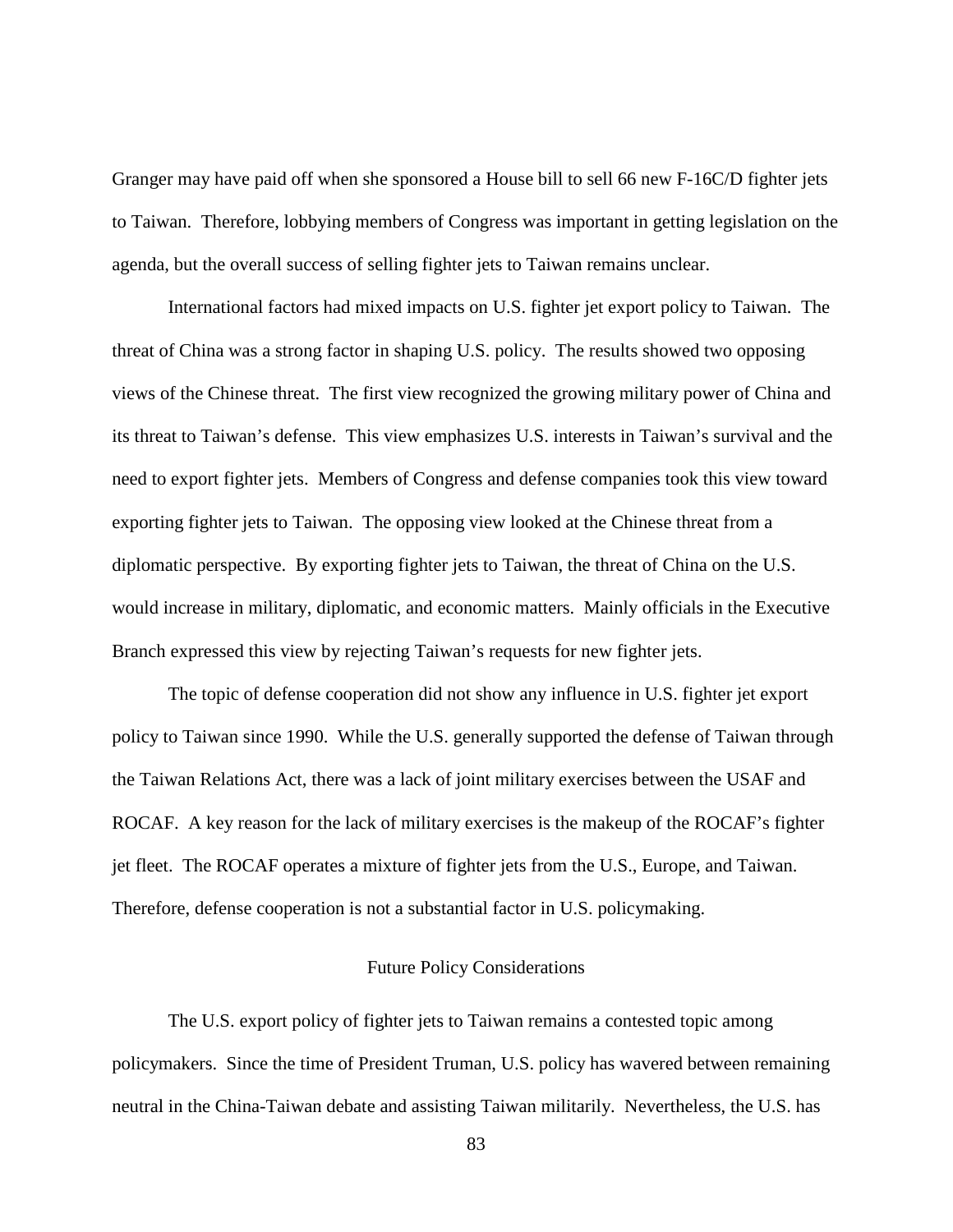Granger may have paid off when she sponsored a House bill to sell 66 new F-16C/D fighter jets to Taiwan. Therefore, lobbying members of Congress was important in getting legislation on the agenda, but the overall success of selling fighter jets to Taiwan remains unclear.

International factors had mixed impacts on U.S. fighter jet export policy to Taiwan. The threat of China was a strong factor in shaping U.S. policy. The results showed two opposing views of the Chinese threat. The first view recognized the growing military power of China and its threat to Taiwan's defense. This view emphasizes U.S. interests in Taiwan's survival and the need to export fighter jets. Members of Congress and defense companies took this view toward exporting fighter jets to Taiwan. The opposing view looked at the Chinese threat from a diplomatic perspective. By exporting fighter jets to Taiwan, the threat of China on the U.S. would increase in military, diplomatic, and economic matters. Mainly officials in the Executive Branch expressed this view by rejecting Taiwan's requests for new fighter jets.

The topic of defense cooperation did not show any influence in U.S. fighter jet export policy to Taiwan since 1990. While the U.S. generally supported the defense of Taiwan through the Taiwan Relations Act, there was a lack of joint military exercises between the USAF and ROCAF. A key reason for the lack of military exercises is the makeup of the ROCAF's fighter jet fleet. The ROCAF operates a mixture of fighter jets from the U.S., Europe, and Taiwan. Therefore, defense cooperation is not a substantial factor in U.S. policymaking.

## Future Policy Considerations

The U.S. export policy of fighter jets to Taiwan remains a contested topic among policymakers. Since the time of President Truman, U.S. policy has wavered between remaining neutral in the China-Taiwan debate and assisting Taiwan militarily. Nevertheless, the U.S. has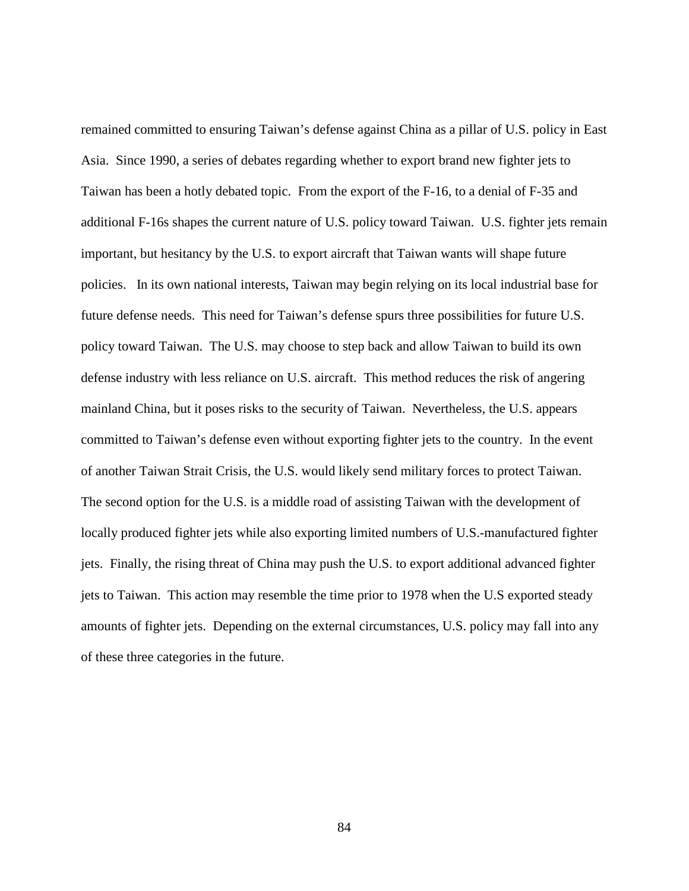remained committed to ensuring Taiwan's defense against China as a pillar of U.S. policy in East Asia. Since 1990, a series of debates regarding whether to export brand new fighter jets to Taiwan has been a hotly debated topic. From the export of the F-16, to a denial of F-35 and additional F-16s shapes the current nature of U.S. policy toward Taiwan. U.S. fighter jets remain important, but hesitancy by the U.S. to export aircraft that Taiwan wants will shape future policies. In its own national interests, Taiwan may begin relying on its local industrial base for future defense needs. This need for Taiwan's defense spurs three possibilities for future U.S. policy toward Taiwan. The U.S. may choose to step back and allow Taiwan to build its own defense industry with less reliance on U.S. aircraft. This method reduces the risk of angering mainland China, but it poses risks to the security of Taiwan. Nevertheless, the U.S. appears committed to Taiwan's defense even without exporting fighter jets to the country. In the event of another Taiwan Strait Crisis, the U.S. would likely send military forces to protect Taiwan. The second option for the U.S. is a middle road of assisting Taiwan with the development of locally produced fighter jets while also exporting limited numbers of U.S.-manufactured fighter jets. Finally, the rising threat of China may push the U.S. to export additional advanced fighter jets to Taiwan. This action may resemble the time prior to 1978 when the U.S exported steady amounts of fighter jets. Depending on the external circumstances, U.S. policy may fall into any of these three categories in the future.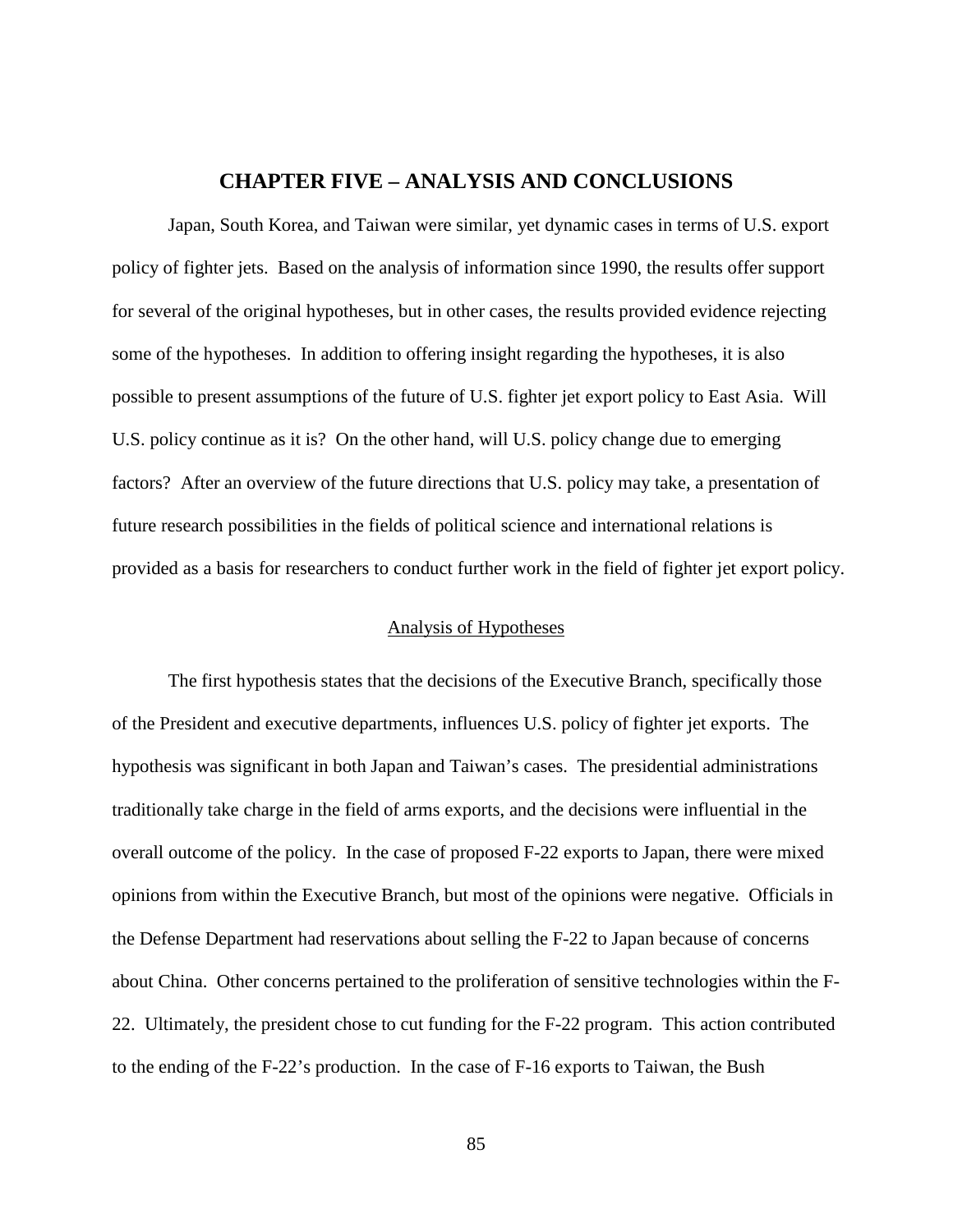# CHAPTER FIVE – ANALYSIS AND CONCLUSIONS

Japan, South Korea, and Taiwan were similar, yet dynamic cases in terms of U.S. export policy of fighter jets. Based on the analysis of information since 1990, the results offer support for several of the original hypotheses, but in other cases, the results provided evidence rejecting some of the hypotheses. In addition to offering insight regarding the hypotheses, it is also possible to present assumptions of the future of U.S. fighter jet export policy to East Asia. Will U.S. policy continue as it is? On the other hand, will U.S. policy change due to emerging factors? After an overview of the future directions that U.S. policy may take, a presentation of future research possibilities in the fields of political science and international relations is provided as a basis for researchers to conduct further work in the field of fighter jet export policy.

## Analysis of Hypotheses

The first hypothesis states that the decisions of the Executive Branch, specifically those of the President and executive departments, influences U.S. policy of fighter jet exports. The hypothesis was significant in both Japan and Taiwan's cases. The presidential administrations traditionally take charge in the field of arms exports, and the decisions were influential in the overall outcome of the policy. In the case of proposed F-22 exports to Japan, there were mixed opinions from within the Executive Branch, but most of the opinions were negative. Officials in the Defense Department had reservations about selling the F-22 to Japan because of concerns about China. Other concerns pertained to the proliferation of sensitive technologies within the F-22. Ultimately, the president chose to cut funding for the F-22 program. This action contributed to the ending of the F-22's production. In the case of F-16 exports to Taiwan, the Bush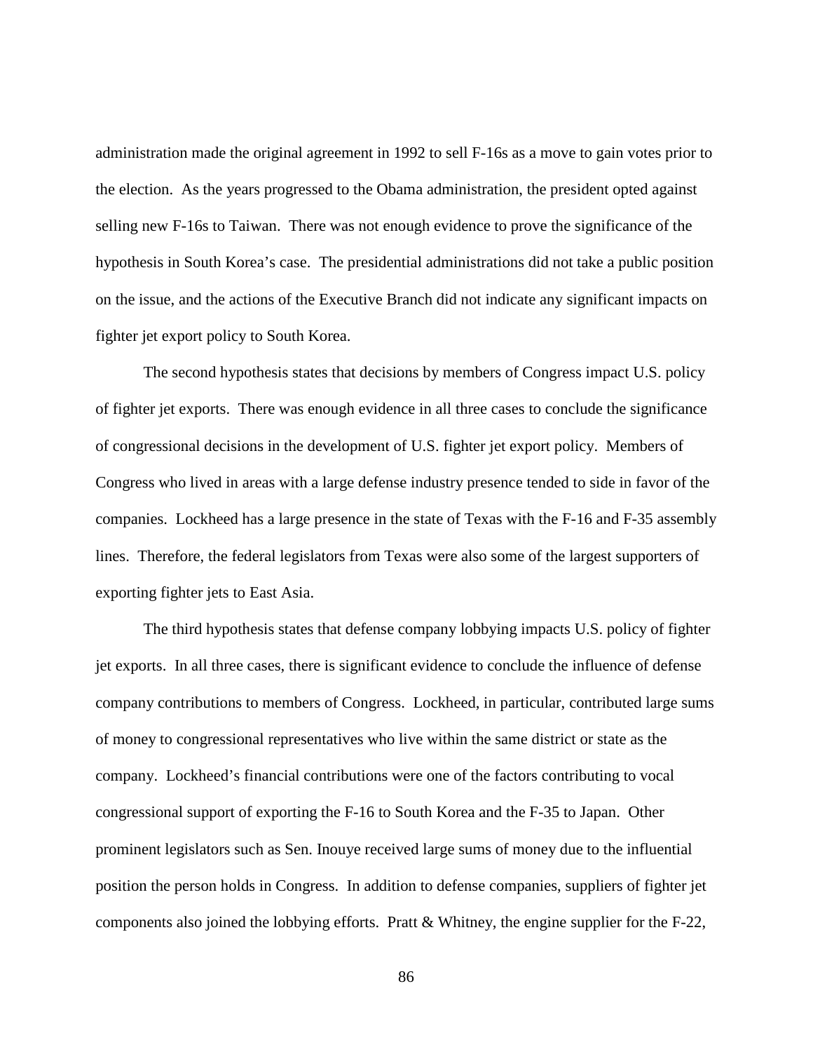administration made the original agreement in 1992 to sell F-16s as a move to gain votes prior to the election. As the years progressed to the Obama administration, the president opted against selling new F-16s to Taiwan. There was not enough evidence to prove the significance of the hypothesis in South Korea's case. The presidential administrations did not take a public position on the issue, and the actions of the Executive Branch did not indicate any significant impacts on fighter jet export policy to South Korea.

The second hypothesis states that decisions by members of Congress impact U.S. policy of fighter jet exports. There was enough evidence in all three cases to conclude the significance of congressional decisions in the development of U.S. fighter jet export policy. Members of Congress who lived in areas with a large defense industry presence tended to side in favor of the companies. Lockheed has a large presence in the state of Texas with the F-16 and F-35 assembly lines. Therefore, the federal legislators from Texas were also some of the largest supporters of exporting fighter jets to East Asia.

The third hypothesis states that defense company lobbying impacts U.S. policy of fighter jet exports. In all three cases, there is significant evidence to conclude the influence of defense company contributions to members of Congress. Lockheed, in particular, contributed large sums of money to congressional representatives who live within the same district or state as the company. Lockheed's financial contributions were one of the factors contributing to vocal congressional support of exporting the F-16 to South Korea and the F-35 to Japan. Other prominent legislators such as Sen. Inouye received large sums of money due to the influential position the person holds in Congress. In addition to defense companies, suppliers of fighter jet components also joined the lobbying efforts. Pratt & Whitney, the engine supplier for the F-22,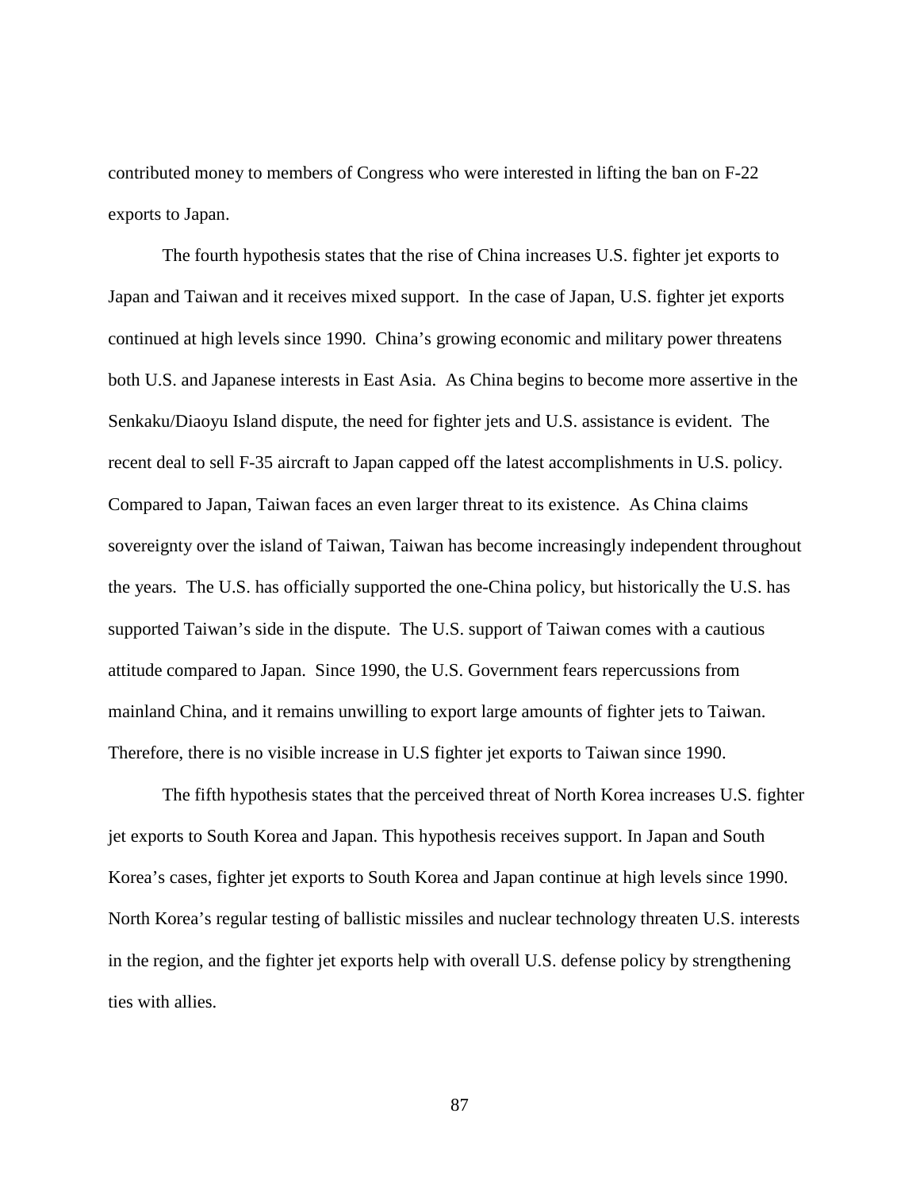contributed money to members of Congress who were interested in lifting the ban on F-22 exports to Japan.

The fourth hypothesis states that the rise of China increases U.S. fighter jet exports to Japan and Taiwan and it receives mixed support. In the case of Japan, U.S. fighter jet exports continued at high levels since 1990. China's growing economic and military power threatens both U.S. and Japanese interests in East Asia. As China begins to become more assertive in the Senkaku/Diaoyu Island dispute, the need for fighter jets and U.S. assistance is evident. The recent deal to sell F-35 aircraft to Japan capped off the latest accomplishments in U.S. policy. Compared to Japan, Taiwan faces an even larger threat to its existence. As China claims sovereignty over the island of Taiwan, Taiwan has become increasingly independent throughout the years. The U.S. has officially supported the one-China policy, but historically the U.S. has supported Taiwan's side in the dispute. The U.S. support of Taiwan comes with a cautious attitude compared to Japan. Since 1990, the U.S. Government fears repercussions from mainland China, and it remains unwilling to export large amounts of fighter jets to Taiwan. Therefore, there is no visible increase in U.S fighter jet exports to Taiwan since 1990.

The fifth hypothesis states that the perceived threat of North Korea increases U.S. fighter jet exports to South Korea and Japan. This hypothesis receives support. In Japan and South Korea's cases, fighter jet exports to South Korea and Japan continue at high levels since 1990. North Korea's regular testing of ballistic missiles and nuclear technology threaten U.S. interests in the region, and the fighter jet exports help with overall U.S. defense policy by strengthening ties with allies.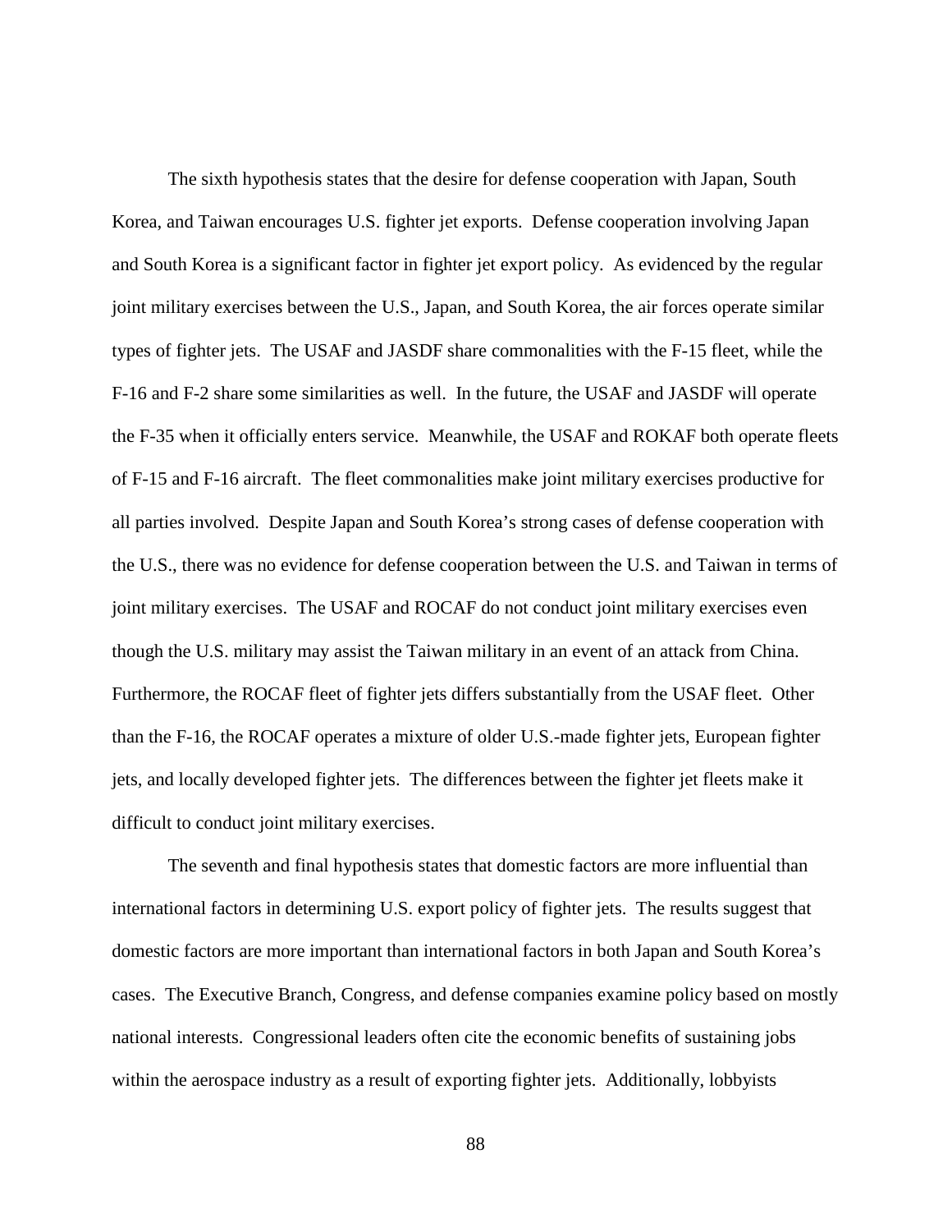The sixth hypothesis states that the desire for defense cooperation with Japan, South Korea, and Taiwan encourages U.S. fighter jet exports. Defense cooperation involving Japan and South Korea is a significant factor in fighter jet export policy. As evidenced by the regular joint military exercises between the U.S., Japan, and South Korea, the air forces operate similar types of fighter jets. The USAF and JASDF share commonalities with the F-15 fleet, while the F-16 and F-2 share some similarities as well. In the future, the USAF and JASDF will operate the F-35 when it officially enters service. Meanwhile, the USAF and ROKAF both operate fleets of F-15 and F-16 aircraft. The fleet commonalities make joint military exercises productive for all parties involved. Despite Japan and South Korea's strong cases of defense cooperation with the U.S., there was no evidence for defense cooperation between the U.S. and Taiwan in terms of joint military exercises. The USAF and ROCAF do not conduct joint military exercises even though the U.S. military may assist the Taiwan military in an event of an attack from China. Furthermore, the ROCAF fleet of fighter jets differs substantially from the USAF fleet. Other than the F-16, the ROCAF operates a mixture of older U.S.-made fighter jets, European fighter jets, and locally developed fighter jets. The differences between the fighter jet fleets make it difficult to conduct joint military exercises.

The seventh and final hypothesis states that domestic factors are more influential than international factors in determining U.S. export policy of fighter jets. The results suggest that domestic factors are more important than international factors in both Japan and South Korea's cases. The Executive Branch, Congress, and defense companies examine policy based on mostly national interests. Congressional leaders often cite the economic benefits of sustaining jobs within the aerospace industry as a result of exporting fighter jets. Additionally, lobbyists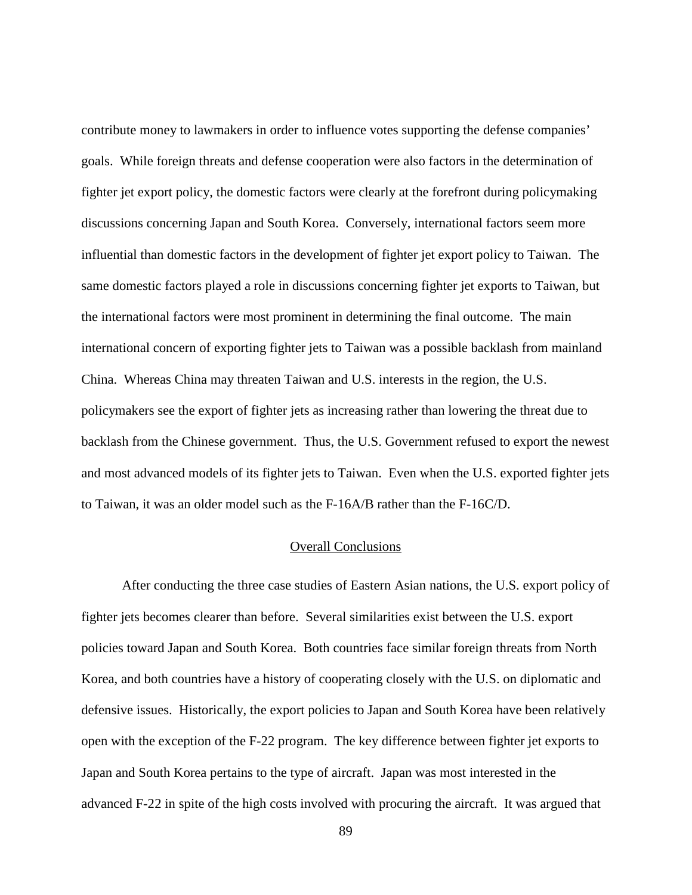contribute money to lawmakers in order to influence votes supporting the defense companies' goals. While foreign threats and defense cooperation were also factors in the determination of fighter jet export policy, the domestic factors were clearly at the forefront during policymaking discussions concerning Japan and South Korea. Conversely, international factors seem more influential than domestic factors in the development of fighter jet export policy to Taiwan. The same domestic factors played a role in discussions concerning fighter jet exports to Taiwan, but the international factors were most prominent in determining the final outcome. The main international concern of exporting fighter jets to Taiwan was a possible backlash from mainland China. Whereas China may threaten Taiwan and U.S. interests in the region, the U.S. policymakers see the export of fighter jets as increasing rather than lowering the threat due to backlash from the Chinese government. Thus, the U.S. Government refused to export the newest and most advanced models of its fighter jets to Taiwan. Even when the U.S. exported fighter jets to Taiwan, it was an older model such as the F-16A/B rather than the F-16C/D.

## Overall Conclusions

After conducting the three case studies of Eastern Asian nations, the U.S. export policy of fighter jets becomes clearer than before. Several similarities exist between the U.S. export policies toward Japan and South Korea. Both countries face similar foreign threats from North Korea, and both countries have a history of cooperating closely with the U.S. on diplomatic and defensive issues. Historically, the export policies to Japan and South Korea have been relatively open with the exception of the F-22 program. The key difference between fighter jet exports to Japan and South Korea pertains to the type of aircraft. Japan was most interested in the advanced F-22 in spite of the high costs involved with procuring the aircraft. It was argued that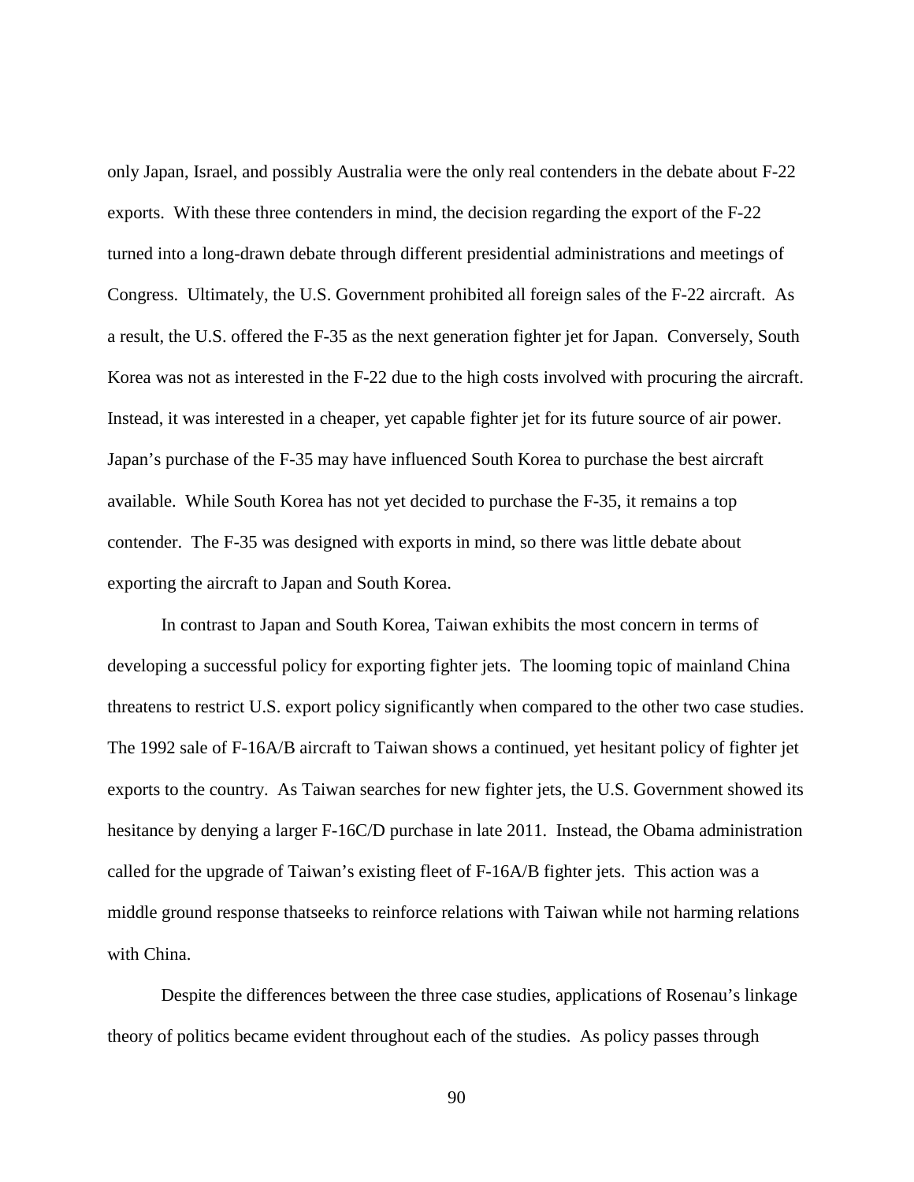only Japan, Israel, and possibly Australia were the only real contenders in the debate about F-22 exports. With these three contenders in mind, the decision regarding the export of the F-22 turned into a long-drawn debate through different presidential administrations and meetings of Congress. Ultimately, the U.S. Government prohibited all foreign sales of the F-22 aircraft. As a result, the U.S. offered the F-35 as the next generation fighter jet for Japan. Conversely, South Korea was not as interested in the F-22 due to the high costs involved with procuring the aircraft. Instead, it was interested in a cheaper, yet capable fighter jet for its future source of air power. Japan's purchase of the F-35 may have influenced South Korea to purchase the best aircraft available. While South Korea has not yet decided to purchase the F-35, it remains a top contender. The F-35 was designed with exports in mind, so there was little debate about exporting the aircraft to Japan and South Korea.

In contrast to Japan and South Korea, Taiwan exhibits the most concern in terms of developing a successful policy for exporting fighter jets. The looming topic of mainland China threatens to restrict U.S. export policy significantly when compared to the other two case studies. The 1992 sale of F-16A/B aircraft to Taiwan shows a continued, yet hesitant policy of fighter jet exports to the country. As Taiwan searches for new fighter jets, the U.S. Government showed its hesitance by denying a larger F-16C/D purchase in late 2011. Instead, the Obama administration called for the upgrade of Taiwan's existing fleet of F-16A/B fighter jets. This action was a middle ground response thatseeks to reinforce relations with Taiwan while not harming relations with China.

Despite the differences between the three case studies, applications of Rosenau's linkage theory of politics became evident throughout each of the studies. As policy passes through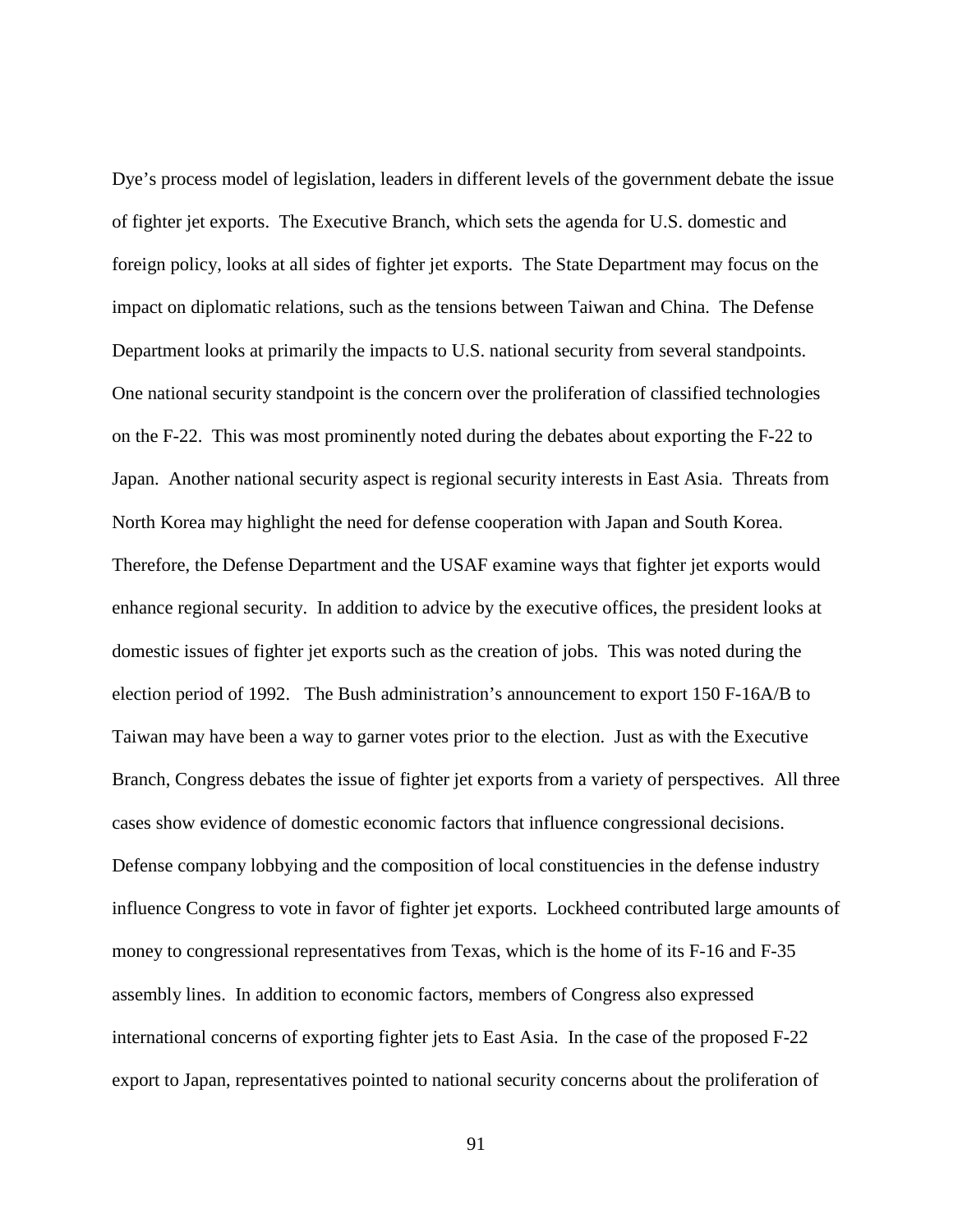Dye's process model of legislation, leaders in different levels of the government debate the issue of fighter jet exports. The Executive Branch, which sets the agenda for U.S. domestic and foreign policy, looks at all sides of fighter jet exports. The State Department may focus on the impact on diplomatic relations, such as the tensions between Taiwan and China. The Defense Department looks at primarily the impacts to U.S. national security from several standpoints. One national security standpoint is the concern over the proliferation of classified technologies on the F-22. This was most prominently noted during the debates about exporting the F-22 to Japan. Another national security aspect is regional security interests in East Asia. Threats from North Korea may highlight the need for defense cooperation with Japan and South Korea. Therefore, the Defense Department and the USAF examine ways that fighter jet exports would enhance regional security. In addition to advice by the executive offices, the president looks at domestic issues of fighter jet exports such as the creation of jobs. This was noted during the election period of 1992. The Bush administration's announcement to export 150 F-16A/B to Taiwan may have been a way to garner votes prior to the election. Just as with the Executive Branch, Congress debates the issue of fighter jet exports from a variety of perspectives. All three cases show evidence of domestic economic factors that influence congressional decisions. Defense company lobbying and the composition of local constituencies in the defense industry influence Congress to vote in favor of fighter jet exports. Lockheed contributed large amounts of money to congressional representatives from Texas, which is the home of its F-16 and F-35 assembly lines. In addition to economic factors, members of Congress also expressed international concerns of exporting fighter jets to East Asia. In the case of the proposed F-22 export to Japan, representatives pointed to national security concerns about the proliferation of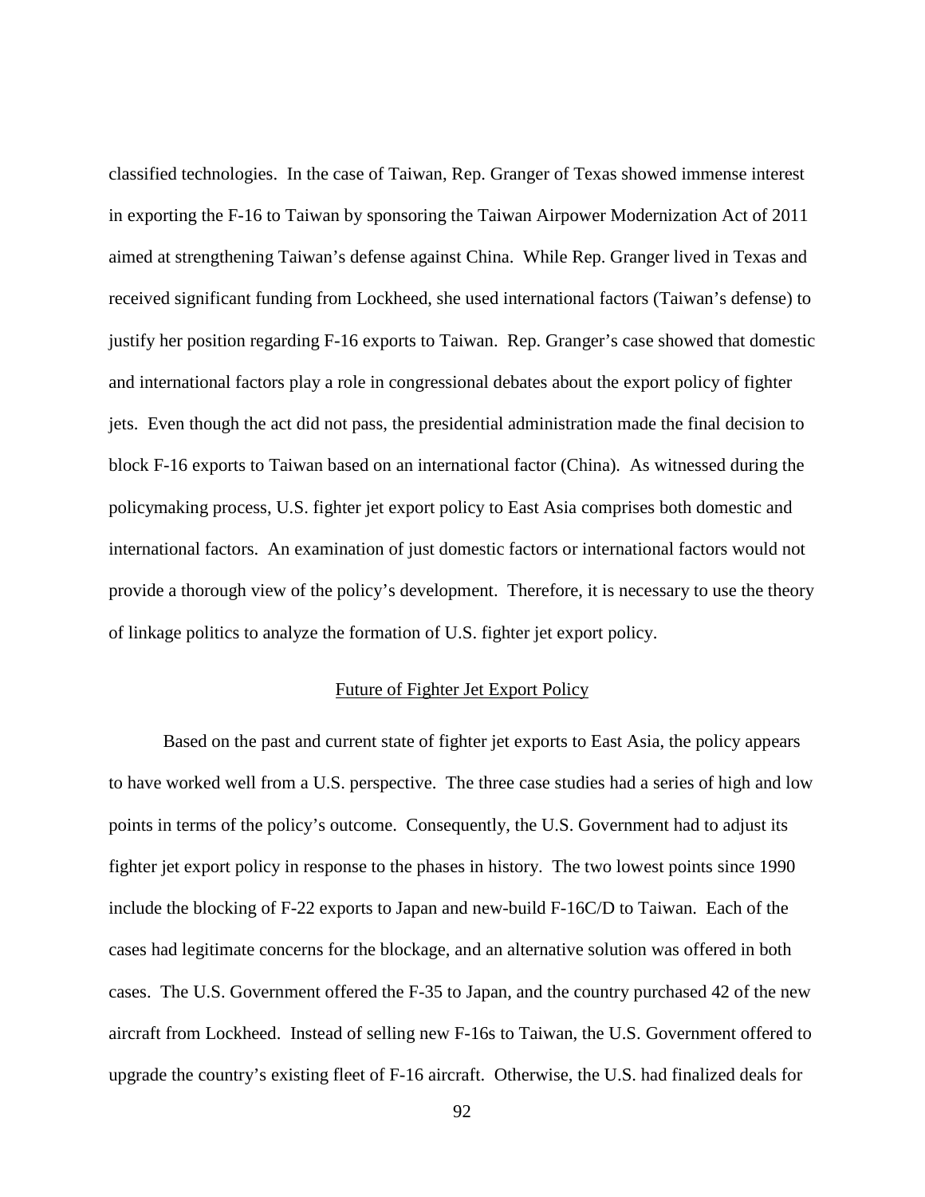classified technologies. In the case of Taiwan, Rep. Granger of Texas showed immense interest in exporting the F-16 to Taiwan by sponsoring the Taiwan Airpower Modernization Act of 2011 aimed at strengthening Taiwan's defense against China. While Rep. Granger lived in Texas and received significant funding from Lockheed, she used international factors (Taiwan's defense) to justify her position regarding F-16 exports to Taiwan. Rep. Granger's case showed that domestic and international factors play a role in congressional debates about the export policy of fighter jets. Even though the act did not pass, the presidential administration made the final decision to block F-16 exports to Taiwan based on an international factor (China). As witnessed during the policymaking process, U.S. fighter jet export policy to East Asia comprises both domestic and international factors. An examination of just domestic factors or international factors would not provide a thorough view of the policy's development. Therefore, it is necessary to use the theory of linkage politics to analyze the formation of U.S. fighter jet export policy.

## Future of Fighter Jet Export Policy

Based on the past and current state of fighter jet exports to East Asia, the policy appears to have worked well from a U.S. perspective. The three case studies had a series of high and low points in terms of the policy's outcome. Consequently, the U.S. Government had to adjust its fighter jet export policy in response to the phases in history. The two lowest points since 1990 include the blocking of F-22 exports to Japan and new-build F-16C/D to Taiwan. Each of the cases had legitimate concerns for the blockage, and an alternative solution was offered in both cases. The U.S. Government offered the F-35 to Japan, and the country purchased 42 of the new aircraft from Lockheed. Instead of selling new F-16s to Taiwan, the U.S. Government offered to upgrade the country's existing fleet of F-16 aircraft. Otherwise, the U.S. had finalized deals for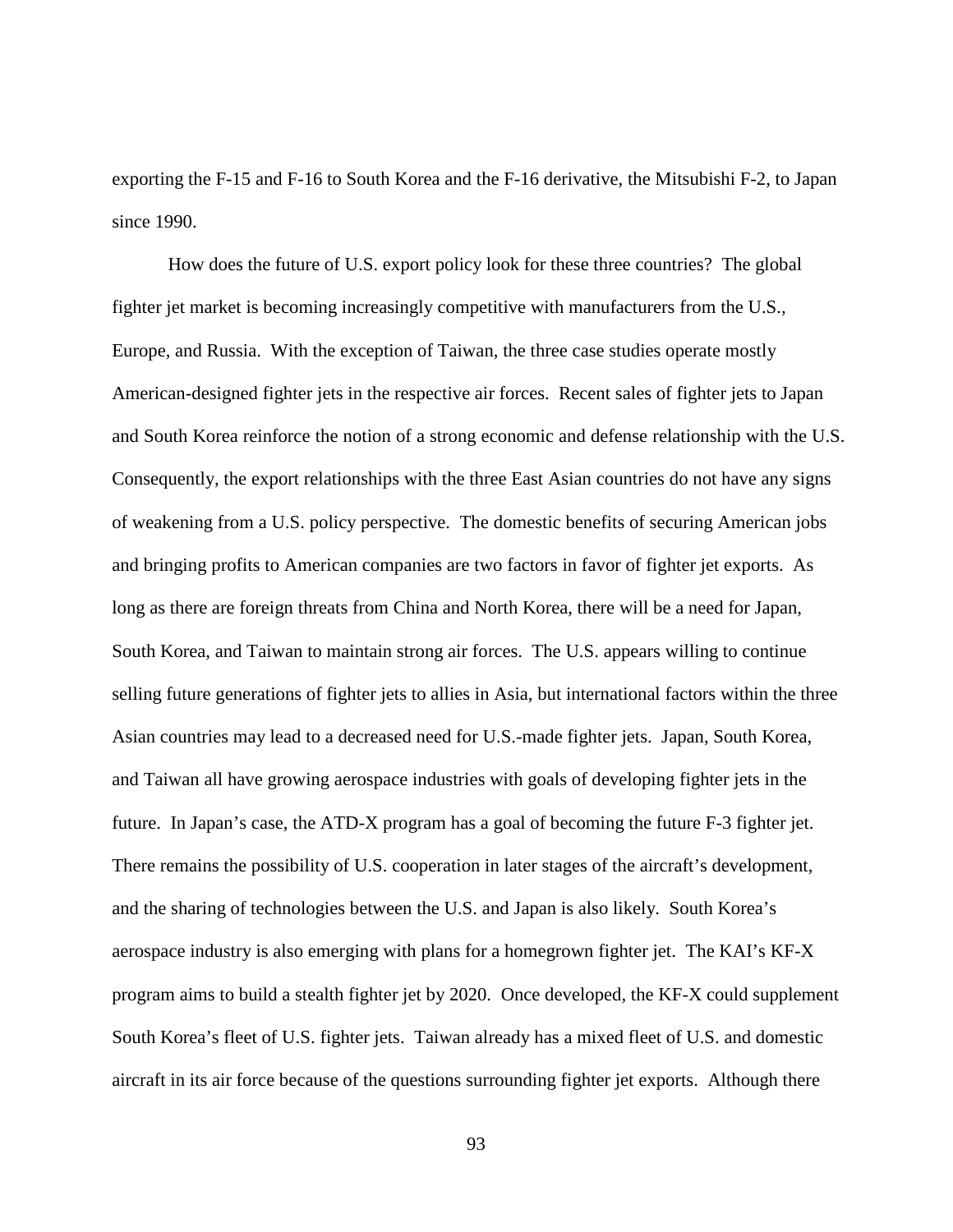exporting the F-15 and F-16 to South Korea and the F-16 derivative, the Mitsubishi F-2, to Japan since 1990.

How does the future of U.S. export policy look for these three countries? The global fighter jet market is becoming increasingly competitive with manufacturers from the U.S., Europe, and Russia. With the exception of Taiwan, the three case studies operate mostly American-designed fighter jets in the respective air forces. Recent sales of fighter jets to Japan and South Korea reinforce the notion of a strong economic and defense relationship with the U.S. Consequently, the export relationships with the three East Asian countries do not have any signs of weakening from a U.S. policy perspective. The domestic benefits of securing American jobs and bringing profits to American companies are two factors in favor of fighter jet exports. As long as there are foreign threats from China and North Korea, there will be a need for Japan, South Korea, and Taiwan to maintain strong air forces. The U.S. appears willing to continue selling future generations of fighter jets to allies in Asia, but international factors within the three Asian countries may lead to a decreased need for U.S.-made fighter jets. Japan, South Korea, and Taiwan all have growing aerospace industries with goals of developing fighter jets in the future. In Japan's case, the ATD-X program has a goal of becoming the future F-3 fighter jet. There remains the possibility of U.S. cooperation in later stages of the aircraft's development, and the sharing of technologies between the U.S. and Japan is also likely. South Korea's aerospace industry is also emerging with plans for a homegrown fighter jet. The KAI's KF-X program aims to build a stealth fighter jet by 2020. Once developed, the KF-X could supplement South Korea's fleet of U.S. fighter jets. Taiwan already has a mixed fleet of U.S. and domestic aircraft in its air force because of the questions surrounding fighter jet exports. Although there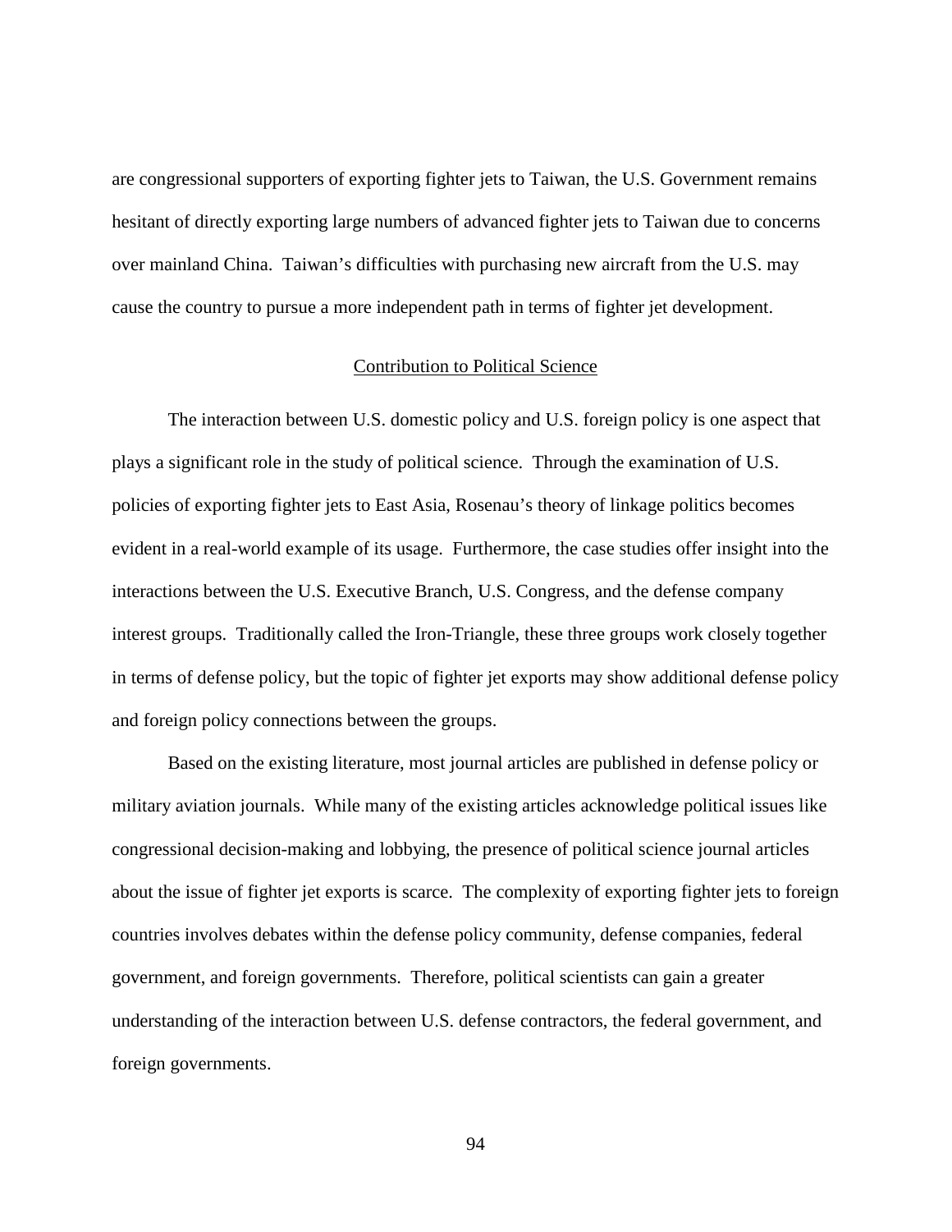are congressional supporters of exporting fighter jets to Taiwan, the U.S. Government remains hesitant of directly exporting large numbers of advanced fighter jets to Taiwan due to concerns over mainland China. Taiwan's difficulties with purchasing new aircraft from the U.S. may cause the country to pursue a more independent path in terms of fighter jet development.

## Contribution to Political Science

The interaction between U.S. domestic policy and U.S. foreign policy is one aspect that plays a significant role in the study of political science. Through the examination of U.S. policies of exporting fighter jets to East Asia, Rosenau's theory of linkage politics becomes evident in a real-world example of its usage. Furthermore, the case studies offer insight into the interactions between the U.S. Executive Branch, U.S. Congress, and the defense company interest groups. Traditionally called the Iron-Triangle, these three groups work closely together in terms of defense policy, but the topic of fighter jet exports may show additional defense policy and foreign policy connections between the groups.

Based on the existing literature, most journal articles are published in defense policy or military aviation journals. While many of the existing articles acknowledge political issues like congressional decision-making and lobbying, the presence of political science journal articles about the issue of fighter jet exports is scarce. The complexity of exporting fighter jets to foreign countries involves debates within the defense policy community, defense companies, federal government, and foreign governments. Therefore, political scientists can gain a greater understanding of the interaction between U.S. defense contractors, the federal government, and foreign governments.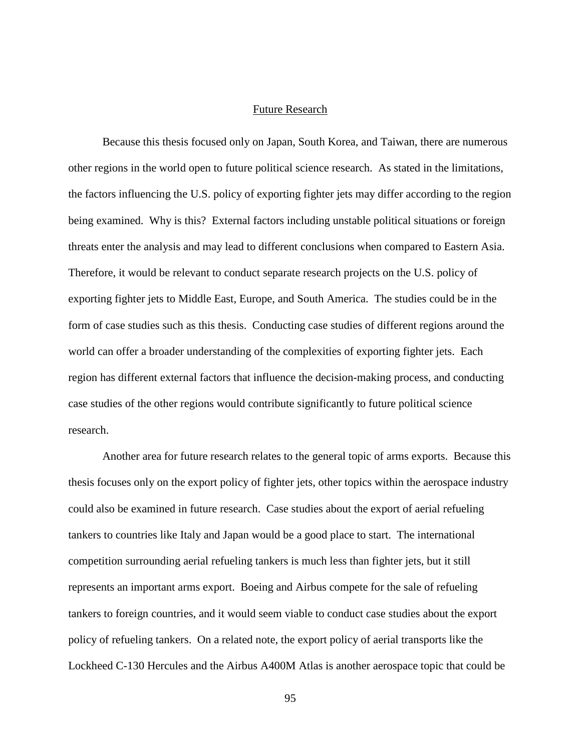## Future Research

Because this thesis focused only on Japan, South Korea, and Taiwan, there are numerous other regions in the world open to future political science research. As stated in the limitations, the factors influencing the U.S. policy of exporting fighter jets may differ according to the region being examined. Why is this? External factors including unstable political situations or foreign threats enter the analysis and may lead to different conclusions when compared to Eastern Asia. Therefore, it would be relevant to conduct separate research projects on the U.S. policy of exporting fighter jets to Middle East, Europe, and South America. The studies could be in the form of case studies such as this thesis. Conducting case studies of different regions around the world can offer a broader understanding of the complexities of exporting fighter jets. Each region has different external factors that influence the decision-making process, and conducting case studies of the other regions would contribute significantly to future political science research.

Another area for future research relates to the general topic of arms exports. Because this thesis focuses only on the export policy of fighter jets, other topics within the aerospace industry could also be examined in future research. Case studies about the export of aerial refueling tankers to countries like Italy and Japan would be a good place to start. The international competition surrounding aerial refueling tankers is much less than fighter jets, but it still represents an important arms export. Boeing and Airbus compete for the sale of refueling tankers to foreign countries, and it would seem viable to conduct case studies about the export policy of refueling tankers. On a related note, the export policy of aerial transports like the Lockheed C-130 Hercules and the Airbus A400M Atlas is another aerospace topic that could be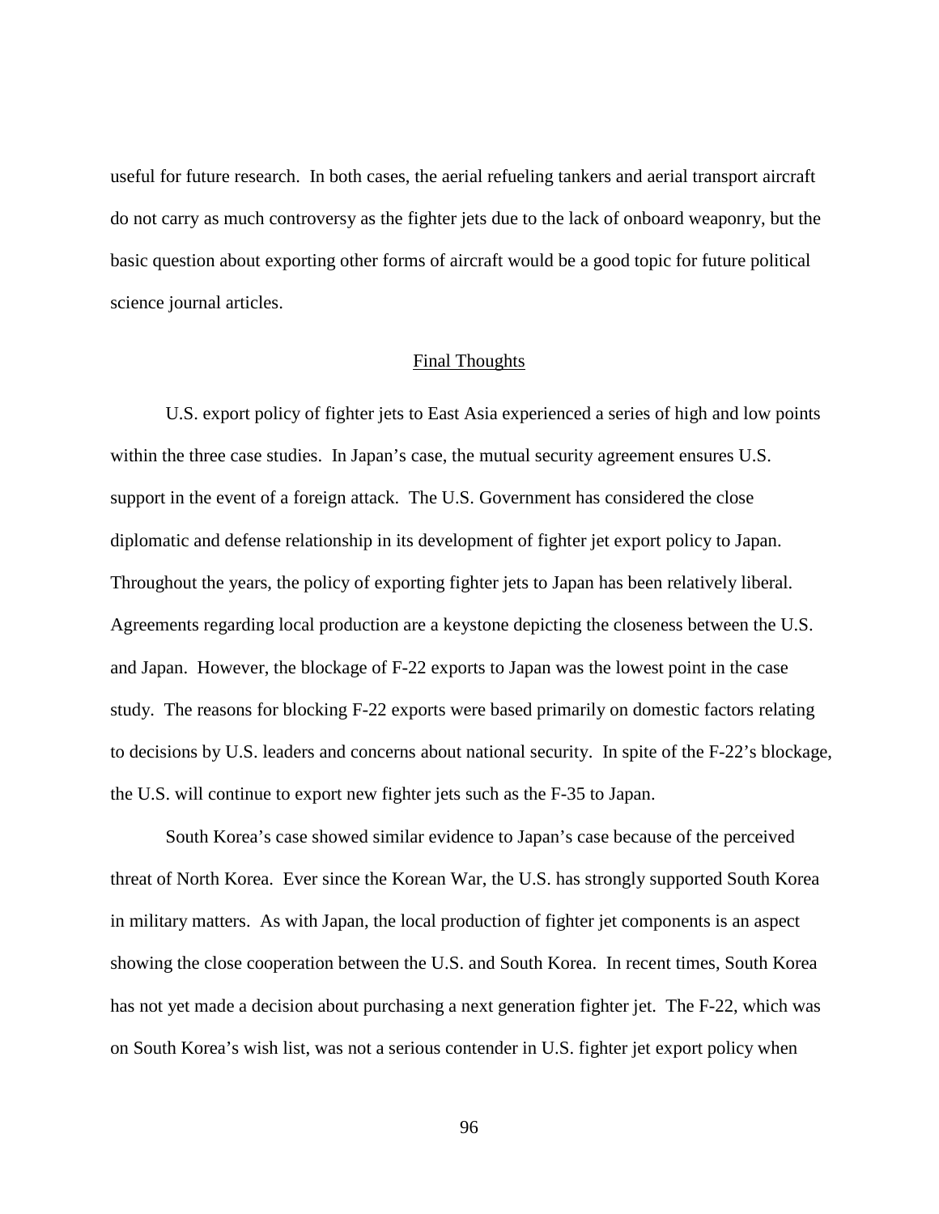useful for future research. In both cases, the aerial refueling tankers and aerial transport aircraft do not carry as much controversy as the fighter jets due to the lack of onboard weaponry, but the basic question about exporting other forms of aircraft would be a good topic for future political science journal articles.

## Final Thoughts

U.S. export policy of fighter jets to East Asia experienced a series of high and low points within the three case studies. In Japan's case, the mutual security agreement ensures U.S. support in the event of a foreign attack. The U.S. Government has considered the close diplomatic and defense relationship in its development of fighter jet export policy to Japan. Throughout the years, the policy of exporting fighter jets to Japan has been relatively liberal. Agreements regarding local production are a keystone depicting the closeness between the U.S. and Japan. However, the blockage of F-22 exports to Japan was the lowest point in the case study. The reasons for blocking F-22 exports were based primarily on domestic factors relating to decisions by U.S. leaders and concerns about national security. In spite of the F-22's blockage, the U.S. will continue to export new fighter jets such as the F-35 to Japan.

South Korea's case showed similar evidence to Japan's case because of the perceived threat of North Korea. Ever since the Korean War, the U.S. has strongly supported South Korea in military matters. As with Japan, the local production of fighter jet components is an aspect showing the close cooperation between the U.S. and South Korea. In recent times, South Korea has not yet made a decision about purchasing a next generation fighter jet. The F-22, which was on South Korea's wish list, was not a serious contender in U.S. fighter jet export policy when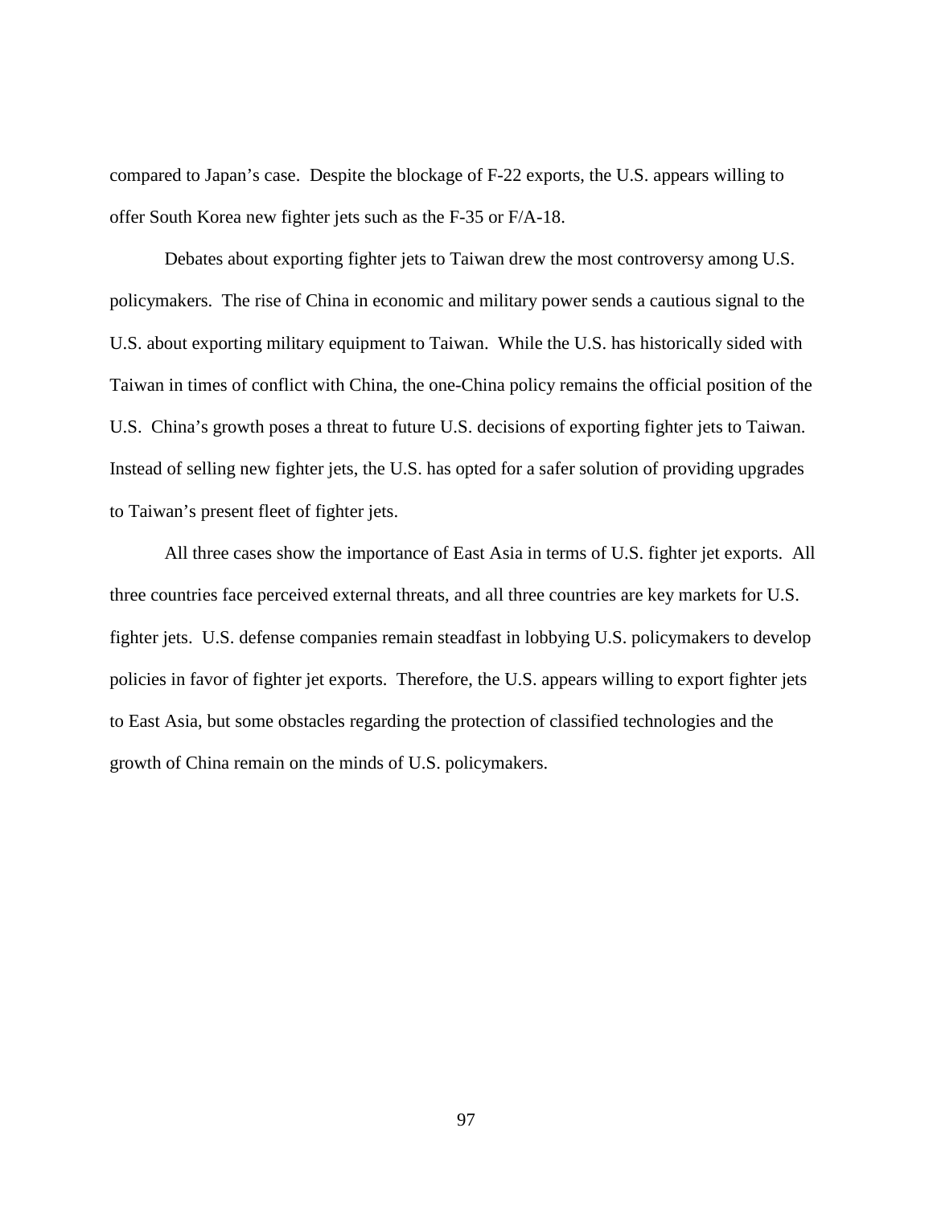compared to Japan's case. Despite the blockage of F-22 exports, the U.S. appears willing to offer South Korea new fighter jets such as the F-35 or F/A-18.

Debates about exporting fighter jets to Taiwan drew the most controversy among U.S. policymakers. The rise of China in economic and military power sends a cautious signal to the U.S. about exporting military equipment to Taiwan. While the U.S. has historically sided with Taiwan in times of conflict with China, the one-China policy remains the official position of the U.S. China's growth poses a threat to future U.S. decisions of exporting fighter jets to Taiwan. Instead of selling new fighter jets, the U.S. has opted for a safer solution of providing upgrades to Taiwan's present fleet of fighter jets.

All three cases show the importance of East Asia in terms of U.S. fighter jet exports. All three countries face perceived external threats, and all three countries are key markets for U.S. fighter jets. U.S. defense companies remain steadfast in lobbying U.S. policymakers to develop policies in favor of fighter jet exports. Therefore, the U.S. appears willing to export fighter jets to East Asia, but some obstacles regarding the protection of classified technologies and the growth of China remain on the minds of U.S. policymakers.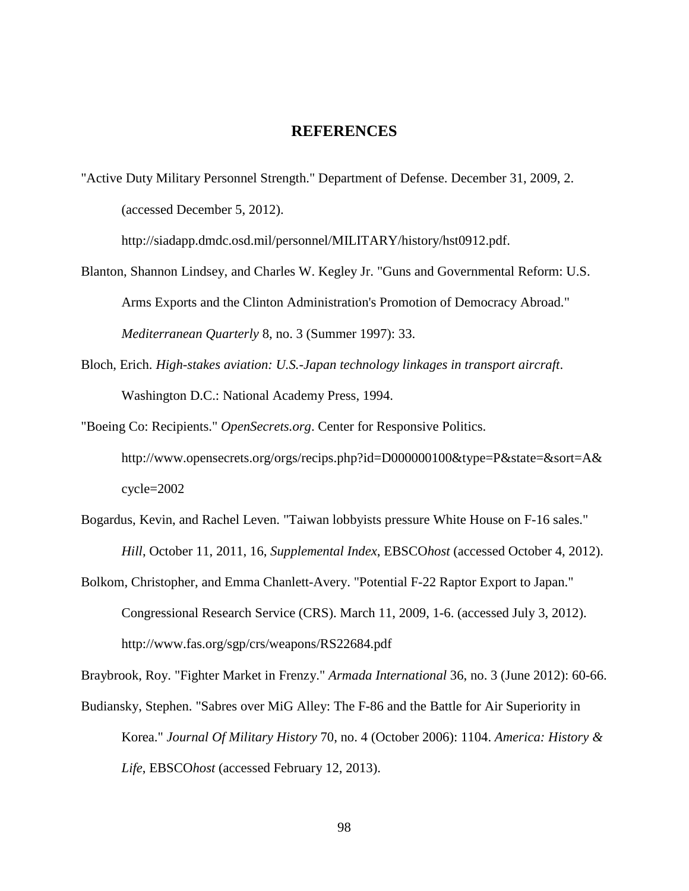# REFERENCES

"Active Duty Military Personnel Strength." Department of Defense. December 31, 2009, 2. (accessed December 5, 2012). http://siadapp.dmdc.osd.mil/personnel/MILITARY/history/hst0912.pdf.

Blanton, Shannon Lindsey, and Charles W. Kegley Jr. "Guns and Governmental Reform: U.S. Arms Exports and the Clinton Administration's Promotion of Democracy Abroad." *Mediterranean Quarterly* 8, no. 3 (Summer 1997): 33.

Bloch, Erich. *High-stakes aviation: U.S.-Japan technology linkages in transport aircraft*. Washington D.C.: National Academy Press, 1994.

"Boeing Co: Recipients." *OpenSecrets.org*. Center for Responsive Politics. http://www.opensecrets.org/orgs/recips.php?id=D000000100&type=P&state=&sort=A&cycle=2002

Bogardus, Kevin, and Rachel Leven. "Taiwan lobbyists pressure White House on F-16 sales." *Hill*, October 11, 2011, 16, *Supplemental Index*, EBSCO*host* (accessed October 4, 2012).

Bolkom, Christopher, and Emma Chanlett-Avery. "Potential F-22 Raptor Export to Japan." Congressional Research Service (CRS). March 11, 2009, 1-6. (accessed July 3, 2012). http://www.fas.org/sgp/crs/weapons/RS22684.pdf

Braybrook, Roy. "Fighter Market in Frenzy." *Armada International* 36, no. 3 (June 2012): 60-66.

Budiansky, Stephen. "Sabres over MiG Alley: The F-86 and the Battle for Air Superiority in Korea." *Journal Of Military History* 70, no. 4 (October 2006): 1104. *America: History & Life*, EBSCO*host* (accessed February 12, 2013).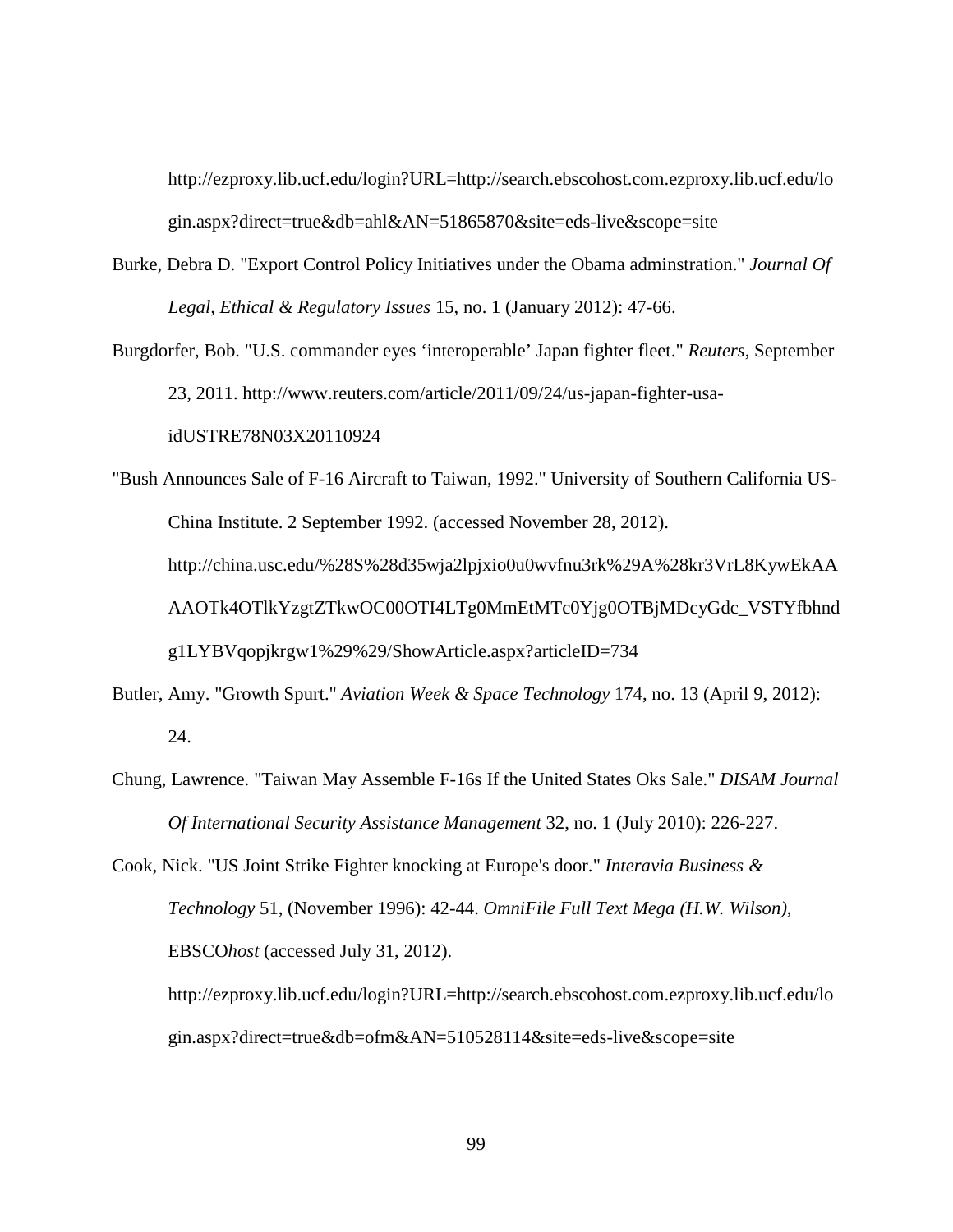http://ezproxy.lib.ucf.edu/login?URL=http://search.ebscohost.com.ezproxy.lib.ucf.edu/login.aspx?direct=true&db=ahl&AN=51865870&site=eds-live&scope=site

Burke, Debra D. "Export Control Policy Initiatives under the Obama adminstration." *Journal Of Legal, Ethical & Regulatory Issues* 15, no. 1 (January 2012): 47-66.

Burgdorfer, Bob. "U.S. commander eyes 'interoperable' Japan fighter fleet." *Reuters*, September 23, 2011. http://www.reuters.com/article/2011/09/24/us-japan-fighter-usa-idUSTRE78N03X20110924

"Bush Announces Sale of F-16 Aircraft to Taiwan, 1992." University of Southern California US-China Institute. 2 September 1992. (accessed November 28, 2012). http://china.usc.edu/%28S%28d35wja2lpjxio0u0wvfnu3rk%29A%28kr3VrL8KywEkAAAAOTk4OTlkYzgtZTkwOC00OTI4LTg0MmEtMTc0Yjg0OTBjMDcyGdc_VSTYfbhndg1LYBVqopjkrgw1%29%29/ShowArticle.aspx?articleID=734

Butler, Amy. "Growth Spurt." *Aviation Week & Space Technology* 174, no. 13 (April 9, 2012): 24.

Chung, Lawrence. "Taiwan May Assemble F-16s If the United States Oks Sale." *DISAM Journal Of International Security Assistance Management* 32, no. 1 (July 2010): 226-227.

Cook, Nick. "US Joint Strike Fighter knocking at Europe's door." *Interavia Business & Technology* 51, (November 1996): 42-44. *OmniFile Full Text Mega (H.W. Wilson)*, EBSCO*host* (accessed July 31, 2012). http://ezproxy.lib.ucf.edu/login?URL=http://search.ebscohost.com.ezproxy.lib.ucf.edu/login.aspx?direct=true&db=ofm&AN=510528114&site=eds-live&scope=site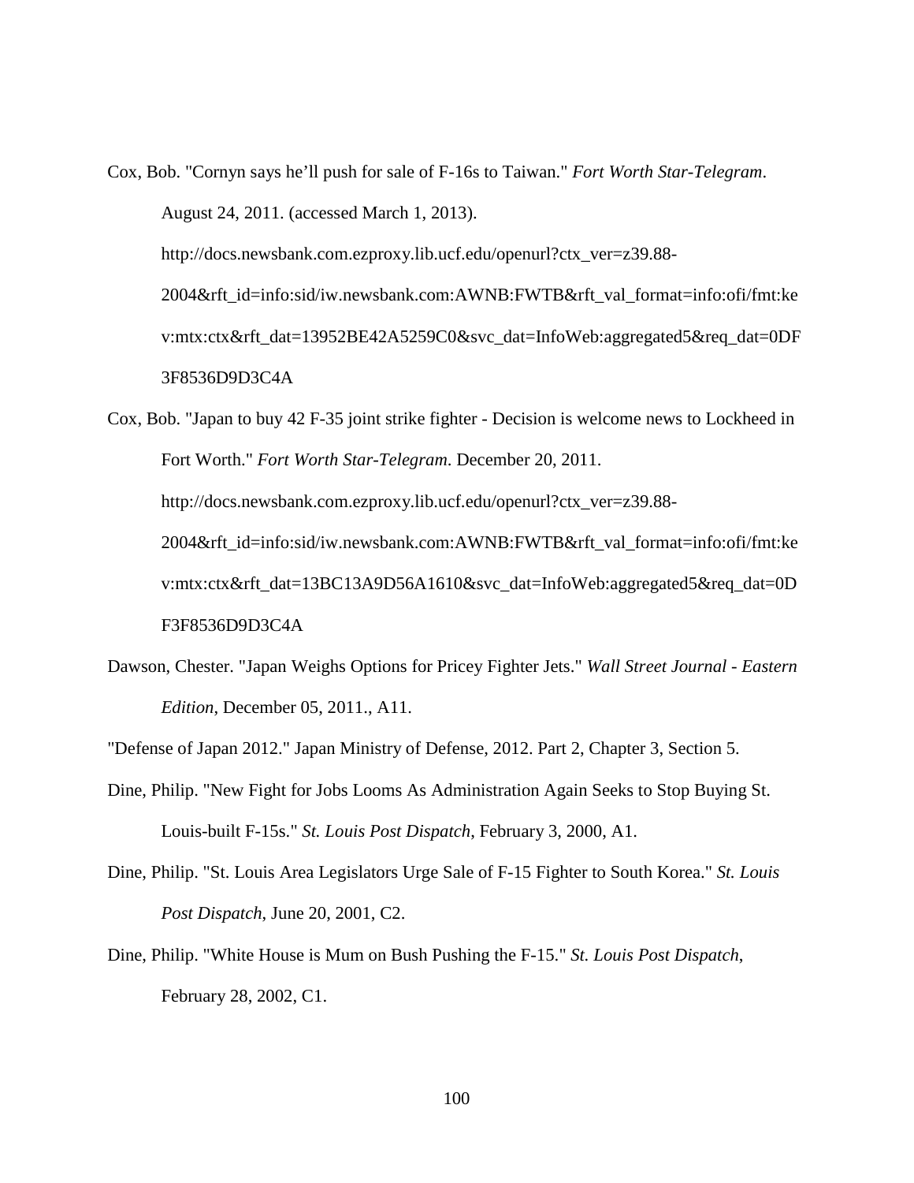Cox, Bob. "Cornyn says he'll push for sale of F-16s to Taiwan." *Fort Worth Star-Telegram*. August 24, 2011. (accessed March 1, 2013). http://docs.newsbank.com.ezproxy.lib.ucf.edu/openurl?ctx_ver=z39.88-2004&rft_id=info:sid/iw.newsbank.com:AWNB:FWTB&rft_val_format=info:ofi/fmt:kev:mtx:ctx&rft_dat=13952BE42A5259C0&svc_dat=InfoWeb:aggregated5&req_dat=0DF3F8536D9D3C4A

Cox, Bob. "Japan to buy 42 F-35 joint strike fighter - Decision is welcome news to Lockheed in Fort Worth." *Fort Worth Star-Telegram*. December 20, 2011. http://docs.newsbank.com.ezproxy.lib.ucf.edu/openurl?ctx_ver=z39.88-2004&rft_id=info:sid/iw.newsbank.com:AWNB:FWTB&rft_val_format=info:ofi/fmt:kev:mtx:ctx&rft_dat=13BC13A9D56A1610&svc_dat=InfoWeb:aggregated5&req_dat=0DF3F8536D9D3C4A

Dawson, Chester. "Japan Weighs Options for Pricey Fighter Jets." *Wall Street Journal - Eastern Edition*, December 05, 2011., A11.

"Defense of Japan 2012." Japan Ministry of Defense, 2012. Part 2, Chapter 3, Section 5.

Dine, Philip. "New Fight for Jobs Looms As Administration Again Seeks to Stop Buying St. Louis-built F-15s." *St. Louis Post Dispatch*, February 3, 2000, A1.

Dine, Philip. "St. Louis Area Legislators Urge Sale of F-15 Fighter to South Korea." *St. Louis Post Dispatch*, June 20, 2001, C2.

Dine, Philip. "White House is Mum on Bush Pushing the F-15." *St. Louis Post Dispatch*, February 28, 2002, C1.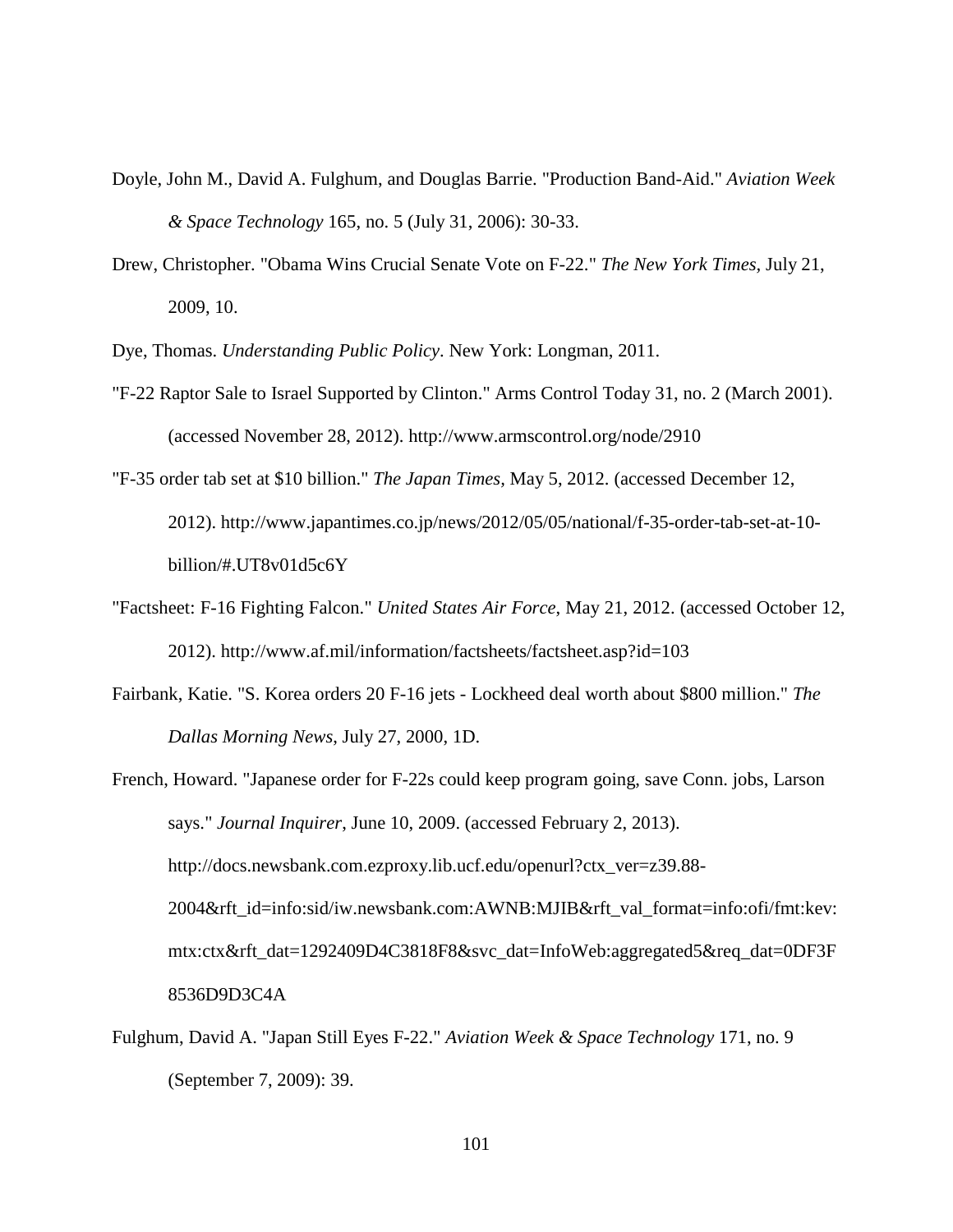Doyle, John M., David A. Fulghum, and Douglas Barrie. "Production Band-Aid." *Aviation Week & Space Technology* 165, no. 5 (July 31, 2006): 30-33.

Drew, Christopher. "Obama Wins Crucial Senate Vote on F-22." *The New York Times*, July 21, 2009, 10.

Dye, Thomas. *Understanding Public Policy*. New York: Longman, 2011.

"F-22 Raptor Sale to Israel Supported by Clinton." Arms Control Today 31, no. 2 (March 2001). (accessed November 28, 2012). http://www.armscontrol.org/node/2910

"F-35 order tab set at $10 billion." *The Japan Times*, May 5, 2012. (accessed December 12, 2012). http://www.japantimes.co.jp/news/2012/05/05/national/f-35-order-tab-set-at-10-billion/#.UT8v01d5c6Y

"Factsheet: F-16 Fighting Falcon." *United States Air Force*, May 21, 2012. (accessed October 12, 2012). http://www.af.mil/information/factsheets/factsheet.asp?id=103

Fairbank, Katie. "S. Korea orders 20 F-16 jets - Lockheed deal worth about $800 million." *The Dallas Morning News*, July 27, 2000, 1D.

French, Howard. "Japanese order for F-22s could keep program going, save Conn. jobs, Larson says." *Journal Inquirer*, June 10, 2009. (accessed February 2, 2013). http://docs.newsbank.com.ezproxy.lib.ucf.edu/openurl?ctx_ver=z39.88-2004&rft_id=info:sid/iw.newsbank.com:AWNB:MJIB&rft_val_format=info:ofi/fmt:kev:mtx:ctx&rft_dat=1292409D4C3818F8&svc_dat=InfoWeb:aggregated5&req_dat=0DF3F8536D9D3C4A

Fulghum, David A. "Japan Still Eyes F-22." *Aviation Week & Space Technology* 171, no. 9 (September 7, 2009): 39.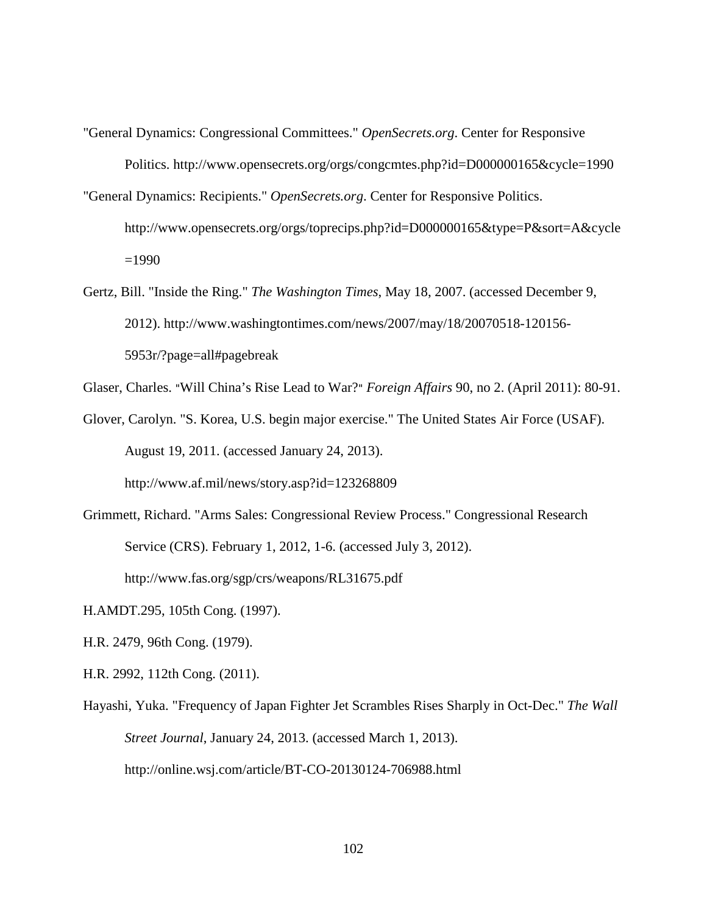"General Dynamics: Congressional Committees." *OpenSecrets.org*. Center for Responsive Politics. http://www.opensecrets.org/orgs/congcmtes.php?id=D000000165&cycle=1990

"General Dynamics: Recipients." *OpenSecrets.org*. Center for Responsive Politics. http://www.opensecrets.org/orgs/toprecips.php?id=D000000165&type=P&sort=A&cycle=1990

Gertz, Bill. "Inside the Ring." *The Washington Times*, May 18, 2007. (accessed December 9, 2012). http://www.washingtontimes.com/news/2007/may/18/20070518-120156-5953r/?page=all#pagebreak

Glaser, Charles. "Will China's Rise Lead to War?" *Foreign Affairs* 90, no 2. (April 2011): 80-91.

Glover, Carolyn. "S. Korea, U.S. begin major exercise." The United States Air Force (USAF). August 19, 2011. (accessed January 24, 2013). http://www.af.mil/news/story.asp?id=123268809

Grimmett, Richard. "Arms Sales: Congressional Review Process." Congressional Research Service (CRS). February 1, 2012, 1-6. (accessed July 3, 2012). http://www.fas.org/sgp/crs/weapons/RL31675.pdf

H.AMDT.295, 105th Cong. (1997).

H.R. 2479, 96th Cong. (1979).

H.R. 2992, 112th Cong. (2011).

Hayashi, Yuka. "Frequency of Japan Fighter Jet Scrambles Rises Sharply in Oct-Dec." *The Wall Street Journal*, January 24, 2013. (accessed March 1, 2013). http://online.wsj.com/article/BT-CO-20130124-706988.html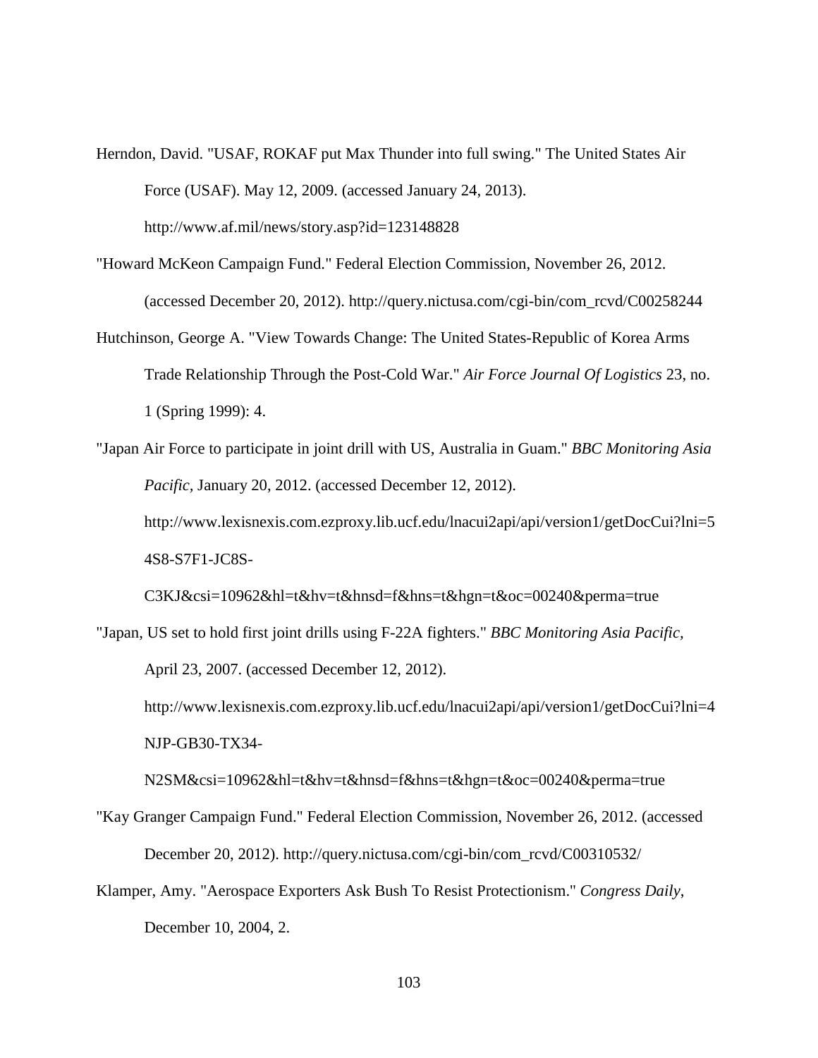Herndon, David. "USAF, ROKAF put Max Thunder into full swing." The United States Air Force (USAF). May 12, 2009. (accessed January 24, 2013). http://www.af.mil/news/story.asp?id=123148828

"Howard McKeon Campaign Fund." Federal Election Commission, November 26, 2012. (accessed December 20, 2012). http://query.nictusa.com/cgi-bin/com_rcvd/C00258244

Hutchinson, George A. "View Towards Change: The United States-Republic of Korea Arms Trade Relationship Through the Post-Cold War." *Air Force Journal Of Logistics* 23, no. 1 (Spring 1999): 4.

"Japan Air Force to participate in joint drill with US, Australia in Guam." *BBC Monitoring Asia Pacific*, January 20, 2012. (accessed December 12, 2012). http://www.lexisnexis.com.ezproxy.lib.ucf.edu/lnacui2api/api/version1/getDocCui?lni=54S8-S7F1-JC8S-C3KJ&csi=10962&hl=t&hv=t&hnsd=f&hns=t&hgn=t&oc=00240&perma=true

"Japan, US set to hold first joint drills using F-22A fighters." *BBC Monitoring Asia Pacific*, April 23, 2007. (accessed December 12, 2012). http://www.lexisnexis.com.ezproxy.lib.ucf.edu/lnacui2api/api/version1/getDocCui?lni=4NJP-GB30-TX34-N2SM&csi=10962&hl=t&hv=t&hnsd=f&hns=t&hgn=t&oc=00240&perma=true

"Kay Granger Campaign Fund." Federal Election Commission, November 26, 2012. (accessed December 20, 2012). http://query.nictusa.com/cgi-bin/com_rcvd/C00310532/

Klamper, Amy. "Aerospace Exporters Ask Bush To Resist Protectionism." *Congress Daily*, December 10, 2004, 2.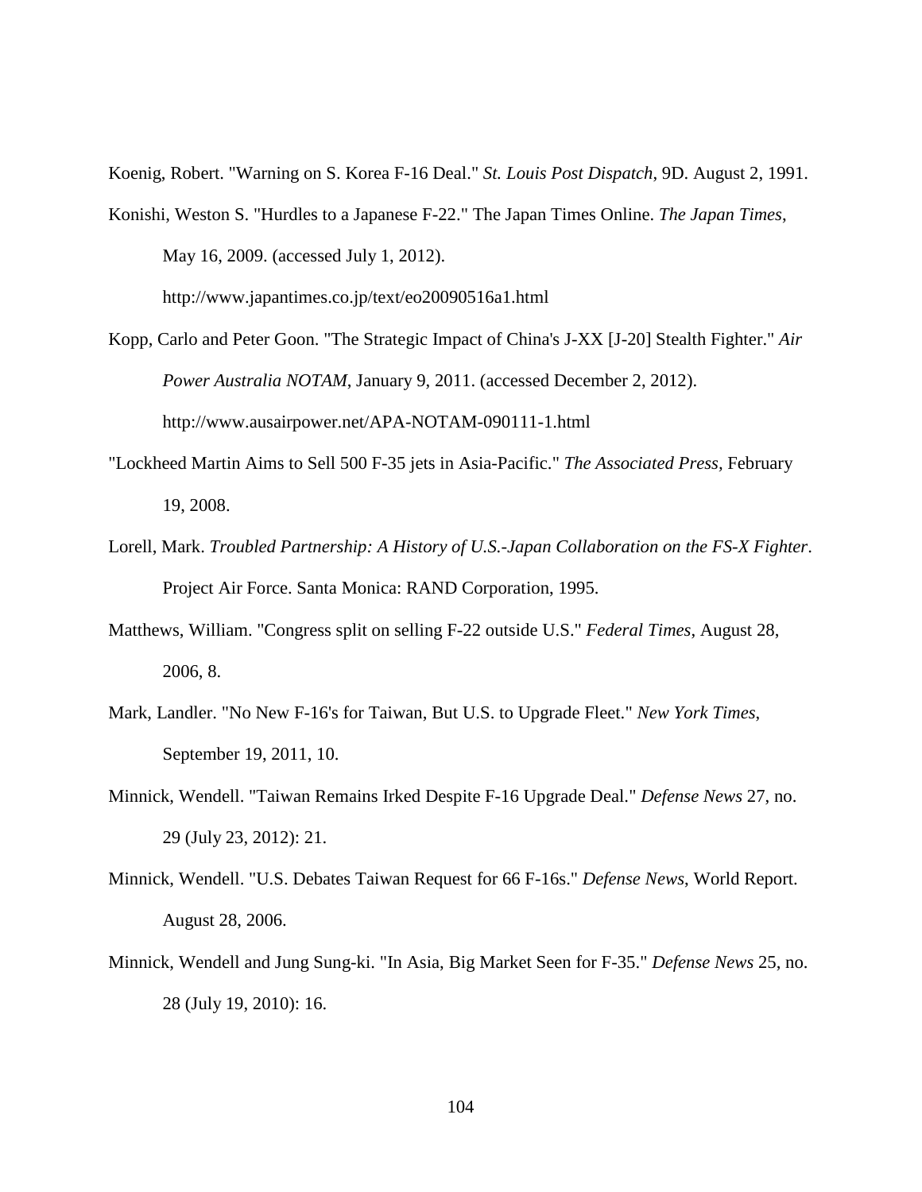Koenig, Robert. "Warning on S. Korea F-16 Deal." *St. Louis Post Dispatch*, 9D. August 2, 1991.

Konishi, Weston S. "Hurdles to a Japanese F-22." The Japan Times Online. *The Japan Times*, May 16, 2009. (accessed July 1, 2012). http://www.japantimes.co.jp/text/eo20090516a1.html

Kopp, Carlo and Peter Goon. "The Strategic Impact of China's J-XX [J-20] Stealth Fighter." *Air Power Australia NOTAM*, January 9, 2011. (accessed December 2, 2012). http://www.ausairpower.net/APA-NOTAM-090111-1.html

"Lockheed Martin Aims to Sell 500 F-35 jets in Asia-Pacific." *The Associated Press*, February 19, 2008.

Lorell, Mark. *Troubled Partnership: A History of U.S.-Japan Collaboration on the FS-X Fighter*. Project Air Force. Santa Monica: RAND Corporation, 1995.

Matthews, William. "Congress split on selling F-22 outside U.S." *Federal Times*, August 28, 2006, 8.

Mark, Landler. "No New F-16's for Taiwan, But U.S. to Upgrade Fleet." *New York Times*, September 19, 2011, 10.

Minnick, Wendell. "Taiwan Remains Irked Despite F-16 Upgrade Deal." *Defense News* 27, no. 29 (July 23, 2012): 21.

Minnick, Wendell. "U.S. Debates Taiwan Request for 66 F-16s." *Defense News*, World Report. August 28, 2006.

Minnick, Wendell and Jung Sung-ki. "In Asia, Big Market Seen for F-35." *Defense News* 25, no. 28 (July 19, 2010): 16.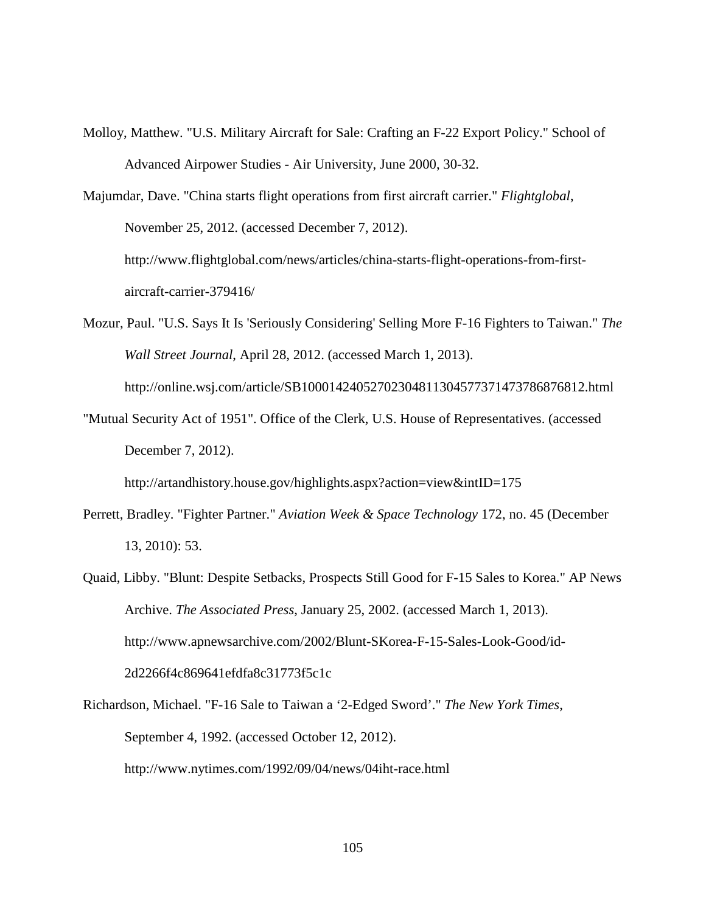Molloy, Matthew. "U.S. Military Aircraft for Sale: Crafting an F-22 Export Policy." School of Advanced Airpower Studies - Air University, June 2000, 30-32.

Majumdar, Dave. "China starts flight operations from first aircraft carrier." *Flightglobal*, November 25, 2012. (accessed December 7, 2012). http://www.flightglobal.com/news/articles/china-starts-flight-operations-from-first-aircraft-carrier-379416/

Mozur, Paul. "U.S. Says It Is 'Seriously Considering' Selling More F-16 Fighters to Taiwan." *The Wall Street Journal*, April 28, 2012. (accessed March 1, 2013). http://online.wsj.com/article/SB10001424052702304811304577371473786876812.html

"Mutual Security Act of 1951". Office of the Clerk, U.S. House of Representatives. (accessed December 7, 2012). http://artandhistory.house.gov/highlights.aspx?action=view&intID=175

Perrett, Bradley. "Fighter Partner." *Aviation Week & Space Technology* 172, no. 45 (December 13, 2010): 53.

Quaid, Libby. "Blunt: Despite Setbacks, Prospects Still Good for F-15 Sales to Korea." AP News Archive. *The Associated Press*, January 25, 2002. (accessed March 1, 2013). http://www.apnewsarchive.com/2002/Blunt-SKorea-F-15-Sales-Look-Good/id-2d2266f4c869641efdfa8c31773f5c1c

Richardson, Michael. "F-16 Sale to Taiwan a '2-Edged Sword'." *The New York Times*, September 4, 1992. (accessed October 12, 2012). http://www.nytimes.com/1992/09/04/news/04iht-race.html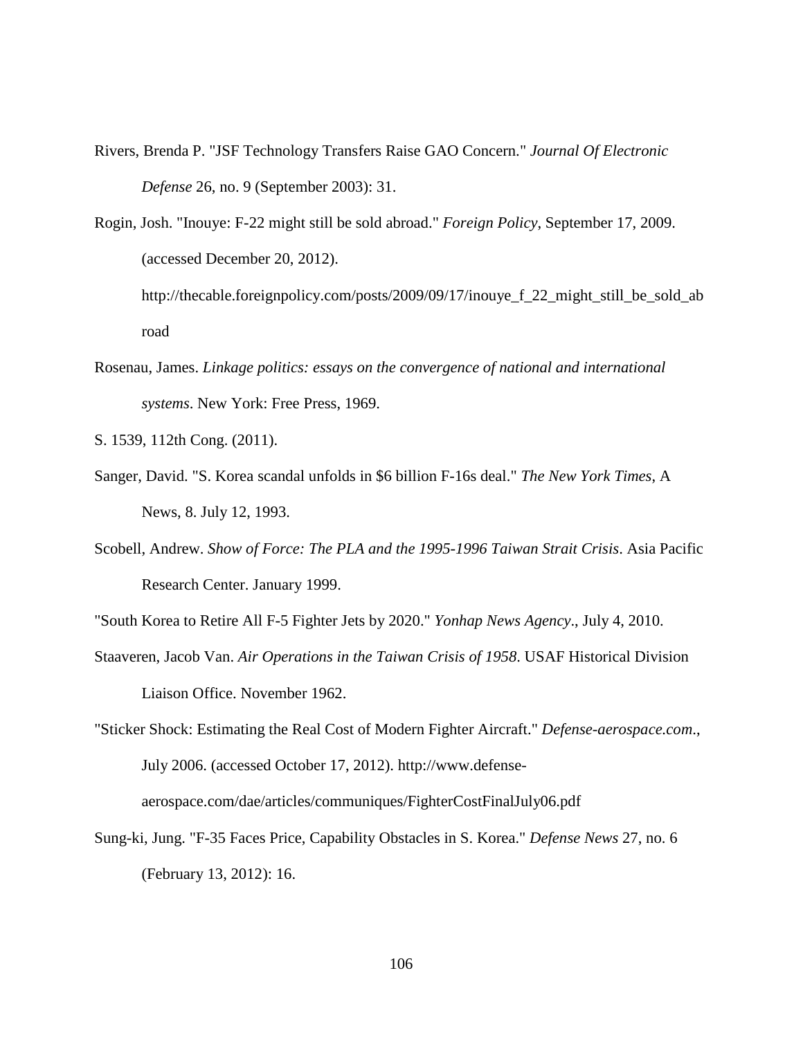Rivers, Brenda P. "JSF Technology Transfers Raise GAO Concern." *Journal Of Electronic Defense* 26, no. 9 (September 2003): 31.

Rogin, Josh. "Inouye: F-22 might still be sold abroad." *Foreign Policy*, September 17, 2009. (accessed December 20, 2012). http://thecable.foreignpolicy.com/posts/2009/09/17/inouye_f_22_might_still_be_sold_abroad

Rosenau, James. *Linkage politics: essays on the convergence of national and international systems*. New York: Free Press, 1969.

S. 1539, 112th Cong. (2011).

Sanger, David. "S. Korea scandal unfolds in $6 billion F-16s deal." *The New York Times*, A News, 8. July 12, 1993.

Scobell, Andrew. *Show of Force: The PLA and the 1995-1996 Taiwan Strait Crisis*. Asia Pacific Research Center. January 1999.

"South Korea to Retire All F-5 Fighter Jets by 2020." *Yonhap News Agency*., July 4, 2010.

Staaveren, Jacob Van. *Air Operations in the Taiwan Crisis of 1958*. USAF Historical Division Liaison Office. November 1962.

"Sticker Shock: Estimating the Real Cost of Modern Fighter Aircraft." *Defense-aerospace.com*., July 2006. (accessed October 17, 2012). http://www.defense-aerospace.com/dae/articles/communiques/FighterCostFinalJuly06.pdf

Sung-ki, Jung. "F-35 Faces Price, Capability Obstacles in S. Korea." *Defense News* 27, no. 6 (February 13, 2012): 16.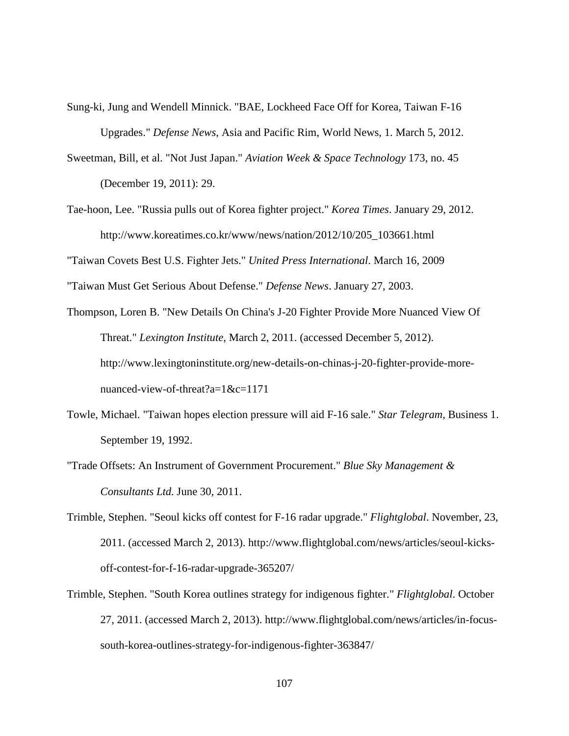Sung-ki, Jung and Wendell Minnick. "BAE, Lockheed Face Off for Korea, Taiwan F-16 Upgrades." *Defense News*, Asia and Pacific Rim, World News, 1. March 5, 2012.

Sweetman, Bill, et al. "Not Just Japan." *Aviation Week & Space Technology* 173, no. 45 (December 19, 2011): 29.

Tae-hoon, Lee. "Russia pulls out of Korea fighter project." *Korea Times*. January 29, 2012. http://www.koreatimes.co.kr/www/news/nation/2012/10/205_103661.html

"Taiwan Covets Best U.S. Fighter Jets." *United Press International*. March 16, 2009

"Taiwan Must Get Serious About Defense." *Defense News*. January 27, 2003.

Thompson, Loren B. "New Details On China's J-20 Fighter Provide More Nuanced View Of Threat." *Lexington Institute*, March 2, 2011. (accessed December 5, 2012). http://www.lexingtoninstitute.org/new-details-on-chinas-j-20-fighter-provide-more-nuanced-view-of-threat?a=1&c=1171

Towle, Michael. "Taiwan hopes election pressure will aid F-16 sale." *Star Telegram*, Business 1. September 19, 1992.

"Trade Offsets: An Instrument of Government Procurement." *Blue Sky Management & Consultants Ltd.* June 30, 2011.

Trimble, Stephen. "Seoul kicks off contest for F-16 radar upgrade." *Flightglobal*. November, 23, 2011. (accessed March 2, 2013). http://www.flightglobal.com/news/articles/seoul-kicks-off-contest-for-f-16-radar-upgrade-365207/

Trimble, Stephen. "South Korea outlines strategy for indigenous fighter." *Flightglobal*. October 27, 2011. (accessed March 2, 2013). http://www.flightglobal.com/news/articles/in-focus-south-korea-outlines-strategy-for-indigenous-fighter-363847/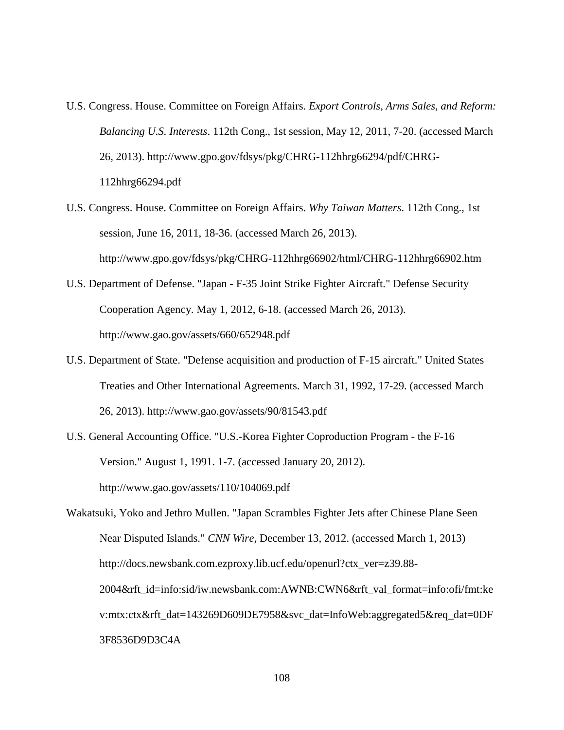U.S. Congress. House. Committee on Foreign Affairs. *Export Controls, Arms Sales, and Reform: Balancing U.S. Interests*. 112th Cong., 1st session, May 12, 2011, 7-20. (accessed March 26, 2013). http://www.gpo.gov/fdsys/pkg/CHRG-112hhrg66294/pdf/CHRG-112hhrg66294.pdf

U.S. Congress. House. Committee on Foreign Affairs. *Why Taiwan Matters*. 112th Cong., 1st session, June 16, 2011, 18-36. (accessed March 26, 2013). http://www.gpo.gov/fdsys/pkg/CHRG-112hhrg66902/html/CHRG-112hhrg66902.htm

U.S. Department of Defense. "Japan - F-35 Joint Strike Fighter Aircraft." Defense Security Cooperation Agency. May 1, 2012, 6-18. (accessed March 26, 2013). http://www.gao.gov/assets/660/652948.pdf

U.S. Department of State. "Defense acquisition and production of F-15 aircraft." United States Treaties and Other International Agreements. March 31, 1992, 17-29. (accessed March 26, 2013). http://www.gao.gov/assets/90/81543.pdf

U.S. General Accounting Office. "U.S.-Korea Fighter Coproduction Program - the F-16 Version." August 1, 1991. 1-7. (accessed January 20, 2012). http://www.gao.gov/assets/110/104069.pdf

Wakatsuki, Yoko and Jethro Mullen. "Japan Scrambles Fighter Jets after Chinese Plane Seen Near Disputed Islands." *CNN Wire*, December 13, 2012. (accessed March 1, 2013) http://docs.newsbank.com.ezproxy.lib.ucf.edu/openurl?ctx_ver=z39.88-2004&rft_id=info:sid/iw.newsbank.com:AWNB:CWN6&rft_val_format=info:ofi/fmt:kev:mtx:ctx&rft_dat=143269D609DE7958&svc_dat=InfoWeb:aggregated5&req_dat=0DF3F8536D9D3C4A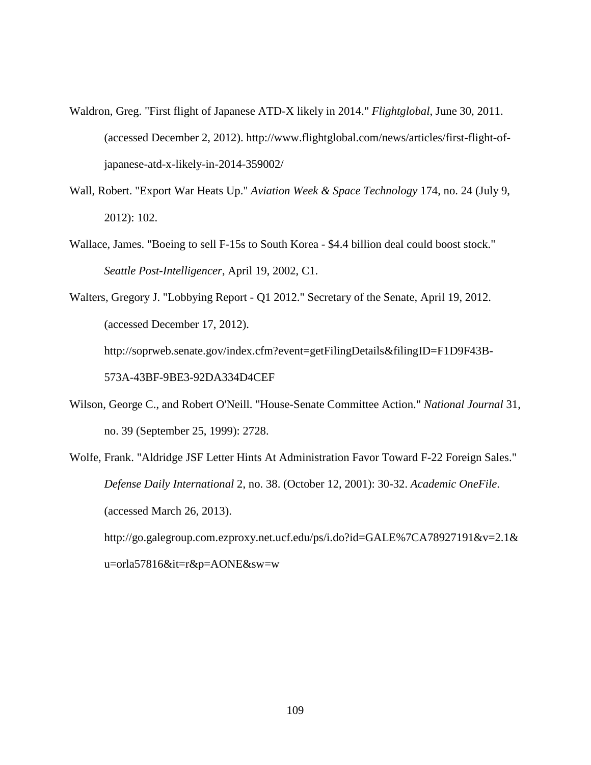Waldron, Greg. "First flight of Japanese ATD-X likely in 2014." *Flightglobal*, June 30, 2011. (accessed December 2, 2012). http://www.flightglobal.com/news/articles/first-flight-of-japanese-atd-x-likely-in-2014-359002/

Wall, Robert. "Export War Heats Up." *Aviation Week & Space Technology* 174, no. 24 (July 9, 2012): 102.

Wallace, James. "Boeing to sell F-15s to South Korea - $4.4 billion deal could boost stock." *Seattle Post-Intelligencer*, April 19, 2002, C1.

Walters, Gregory J. "Lobbying Report - Q1 2012." Secretary of the Senate, April 19, 2012. (accessed December 17, 2012). http://soprweb.senate.gov/index.cfm?event=getFilingDetails&filingID=F1D9F43B-573A-43BF-9BE3-92DA334D4CEF

Wilson, George C., and Robert O'Neill. "House-Senate Committee Action." *National Journal* 31, no. 39 (September 25, 1999): 2728.

Wolfe, Frank. "Aldridge JSF Letter Hints At Administration Favor Toward F-22 Foreign Sales." *Defense Daily International* 2, no. 38. (October 12, 2001): 30-32. *Academic OneFile*. (accessed March 26, 2013). http://go.galegroup.com.ezproxy.net.ucf.edu/ps/i.do?id=GALE%7CA78927191&v=2.1&u=orla57816&it=r&p=AONE&sw=w